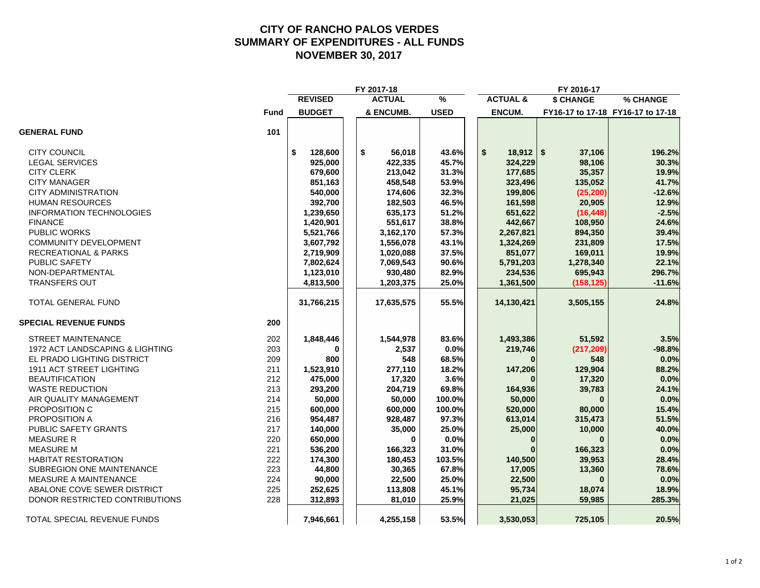# CITY OF RANCHO PALOS VERDES
## SUMMARY OF EXPENDITURES - ALL FUNDS
## NOVEMBER 30, 2017

| | | FY 2017-18 | | | FY 2016-17 | | |
|---|---|---|---|---|---|---|---|
| | Fund | REVISED BUDGET | ACTUAL & ENCUMB. | % USED | ACTUAL & ENCUM. | $ CHANGE FY16-17 to 17-18 | % CHANGE FY16-17 to 17-18 |
| **GENERAL FUND** | **101** | | | | | | |
| CITY COUNCIL | | $ 128,600 | $ 56,018 | 43.6% | $ 18,912 | $ 37,106 | 196.2% |
| LEGAL SERVICES | | 925,000 | 422,335 | 45.7% | 324,229 | 98,106 | 30.3% |
| CITY CLERK | | 679,600 | 213,042 | 31.3% | 177,685 | 35,357 | 19.9% |
| CITY MANAGER | | 851,163 | 458,548 | 53.9% | 323,496 | 135,052 | 41.7% |
| CITY ADMINISTRATION | | 540,000 | 174,606 | 32.3% | 199,806 | (25,200) | -12.6% |
| HUMAN RESOURCES | | 392,700 | 182,503 | 46.5% | 161,598 | 20,905 | 12.9% |
| INFORMATION TECHNOLOGIES | | 1,239,650 | 635,173 | 51.2% | 651,622 | (16,448) | -2.5% |
| FINANCE | | 1,420,901 | 551,617 | 38.8% | 442,667 | 108,950 | 24.6% |
| PUBLIC WORKS | | 5,521,766 | 3,162,170 | 57.3% | 2,267,821 | 894,350 | 39.4% |
| COMMUNITY DEVELOPMENT | | 3,607,792 | 1,556,078 | 43.1% | 1,324,269 | 231,809 | 17.5% |
| RECREATIONAL & PARKS | | 2,719,909 | 1,020,088 | 37.5% | 851,077 | 169,011 | 19.9% |
| PUBLIC SAFETY | | 7,802,624 | 7,069,543 | 90.6% | 5,791,203 | 1,278,340 | 22.1% |
| NON-DEPARTMENTAL | | 1,123,010 | 930,480 | 82.9% | 234,536 | 695,943 | 296.7% |
| TRANSFERS OUT | | 4,813,500 | 1,203,375 | 25.0% | 1,361,500 | (158,125) | -11.6% |
| TOTAL GENERAL FUND | | 31,766,215 | 17,635,575 | 55.5% | 14,130,421 | 3,505,155 | 24.8% |
| **SPECIAL REVENUE FUNDS** | **200** | | | | | | |
| STREET MAINTENANCE | 202 | 1,848,446 | 1,544,978 | 83.6% | 1,493,386 | 51,592 | 3.5% |
| 1972 ACT LANDSCAPING & LIGHTING | 203 | 0 | 2,537 | 0.0% | 219,746 | (217,209) | -98.8% |
| EL PRADO LIGHTING DISTRICT | 209 | 800 | 548 | 68.5% | 0 | 548 | 0.0% |
| 1911 ACT STREET LIGHTING | 211 | 1,523,910 | 277,110 | 18.2% | 147,206 | 129,904 | 88.2% |
| BEAUTIFICATION | 212 | 475,000 | 17,320 | 3.6% | 0 | 17,320 | 0.0% |
| WASTE REDUCTION | 213 | 293,200 | 204,719 | 69.8% | 164,936 | 39,783 | 24.1% |
| AIR QUALITY MANAGEMENT | 214 | 50,000 | 50,000 | 100.0% | 50,000 | 0 | 0.0% |
| PROPOSITION C | 215 | 600,000 | 600,000 | 100.0% | 520,000 | 80,000 | 15.4% |
| PROPOSITION A | 216 | 954,487 | 928,487 | 97.3% | 613,014 | 315,473 | 51.5% |
| PUBLIC SAFETY GRANTS | 217 | 140,000 | 35,000 | 25.0% | 25,000 | 10,000 | 40.0% |
| MEASURE R | 220 | 650,000 | 0 | 0.0% | 0 | 0 | 0.0% |
| MEASURE M | 221 | 536,200 | 166,323 | 31.0% | 0 | 166,323 | 0.0% |
| HABITAT RESTORATION | 222 | 174,300 | 180,453 | 103.5% | 140,500 | 39,953 | 28.4% |
| SUBREGION ONE MAINTENANCE | 223 | 44,800 | 30,365 | 67.8% | 17,005 | 13,360 | 78.6% |
| MEASURE A MAINTENANCE | 224 | 90,000 | 22,500 | 25.0% | 22,500 | 0 | 0.0% |
| ABALONE COVE SEWER DISTRICT | 225 | 252,625 | 113,808 | 45.1% | 95,734 | 18,074 | 18.9% |
| DONOR RESTRICTED CONTRIBUTIONS | 228 | 312,893 | 81,010 | 25.9% | 21,025 | 59,985 | 285.3% |
| TOTAL SPECIAL REVENUE FUNDS | | 7,946,661 | 4,255,158 | 53.5% | 3,530,053 | 725,105 | 20.5% |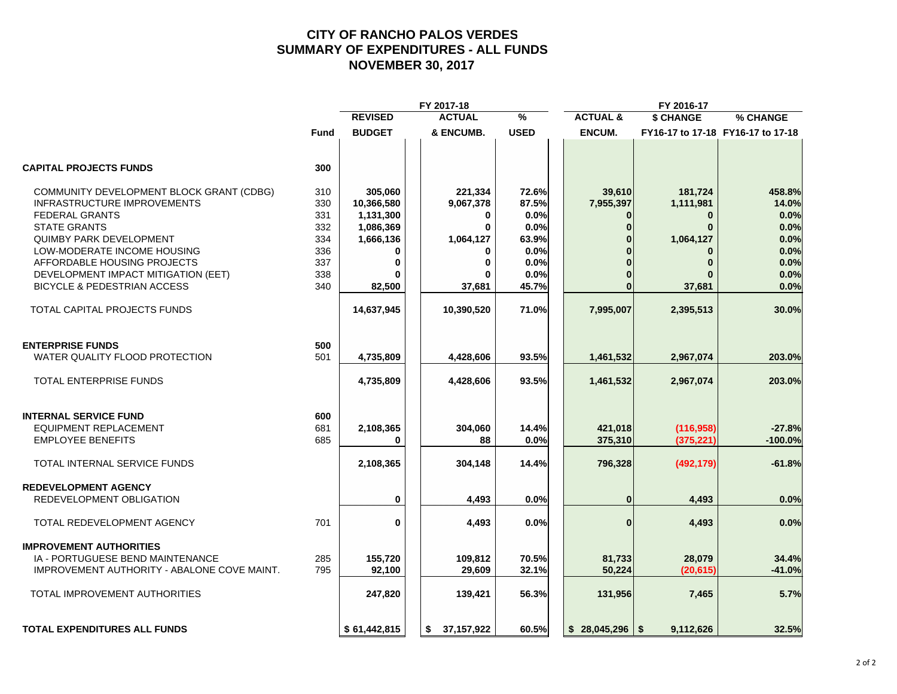# CITY OF RANCHO PALOS VERDES
## SUMMARY OF EXPENDITURES - ALL FUNDS
## NOVEMBER 30, 2017

| | | FY 2017-18 | | | FY 2016-17 | | |
|---|---|---|---|---|---|---|---|
| | Fund | REVISED BUDGET | ACTUAL & ENCUMB. | % USED | ACTUAL & ENCUM. | $ CHANGE FY16-17 to 17-18 | % CHANGE FY16-17 to 17-18 |
| **CAPITAL PROJECTS FUNDS** | **300** | | | | | | |
| COMMUNITY DEVELOPMENT BLOCK GRANT (CDBG) | 310 | 305,060 | 221,334 | 72.6% | 39,610 | 181,724 | 458.8% |
| INFRASTRUCTURE IMPROVEMENTS | 330 | 10,366,580 | 9,067,378 | 87.5% | 7,955,397 | 1,111,981 | 14.0% |
| FEDERAL GRANTS | 331 | 1,131,300 | 0 | 0.0% | 0 | 0 | 0.0% |
| STATE GRANTS | 332 | 1,086,369 | 0 | 0.0% | 0 | 0 | 0.0% |
| QUIMBY PARK DEVELOPMENT | 334 | 1,666,136 | 1,064,127 | 63.9% | 0 | 1,064,127 | 0.0% |
| LOW-MODERATE INCOME HOUSING | 336 | 0 | 0 | 0.0% | 0 | 0 | 0.0% |
| AFFORDABLE HOUSING PROJECTS | 337 | 0 | 0 | 0.0% | 0 | 0 | 0.0% |
| DEVELOPMENT IMPACT MITIGATION (EET) | 338 | 0 | 0 | 0.0% | 0 | 0 | 0.0% |
| BICYCLE & PEDESTRIAN ACCESS | 340 | 82,500 | 37,681 | 45.7% | 0 | 37,681 | 0.0% |
| TOTAL CAPITAL PROJECTS FUNDS | | 14,637,945 | 10,390,520 | 71.0% | 7,995,007 | 2,395,513 | 30.0% |
| **ENTERPRISE FUNDS** | **500** | | | | | | |
| WATER QUALITY FLOOD PROTECTION | 501 | 4,735,809 | 4,428,606 | 93.5% | 1,461,532 | 2,967,074 | 203.0% |
| TOTAL ENTERPRISE FUNDS | | 4,735,809 | 4,428,606 | 93.5% | 1,461,532 | 2,967,074 | 203.0% |
| **INTERNAL SERVICE FUND** | **600** | | | | | | |
| EQUIPMENT REPLACEMENT | 681 | 2,108,365 | 304,060 | 14.4% | 421,018 | (116,958) | -27.8% |
| EMPLOYEE BENEFITS | 685 | 0 | 88 | 0.0% | 375,310 | (375,221) | -100.0% |
| TOTAL INTERNAL SERVICE FUNDS | | 2,108,365 | 304,148 | 14.4% | 796,328 | (492,179) | -61.8% |
| **REDEVELOPMENT AGENCY** | | | | | | | |
| REDEVELOPMENT OBLIGATION | | 0 | 4,493 | 0.0% | 0 | 4,493 | 0.0% |
| TOTAL REDEVELOPMENT AGENCY | 701 | 0 | 4,493 | 0.0% | 0 | 4,493 | 0.0% |
| **IMPROVEMENT AUTHORITIES** | | | | | | | |
| IA - PORTUGUESE BEND MAINTENANCE | 285 | 155,720 | 109,812 | 70.5% | 81,733 | 28,079 | 34.4% |
| IMPROVEMENT AUTHORITY - ABALONE COVE MAINT. | 795 | 92,100 | 29,609 | 32.1% | 50,224 | (20,615) | -41.0% |
| TOTAL IMPROVEMENT AUTHORITIES | | 247,820 | 139,421 | 56.3% | 131,956 | 7,465 | 5.7% |
| **TOTAL EXPENDITURES ALL FUNDS** | | $ 61,442,815 | $ 37,157,922 | 60.5% | $ 28,045,296 | $ 9,112,626 | 32.5% |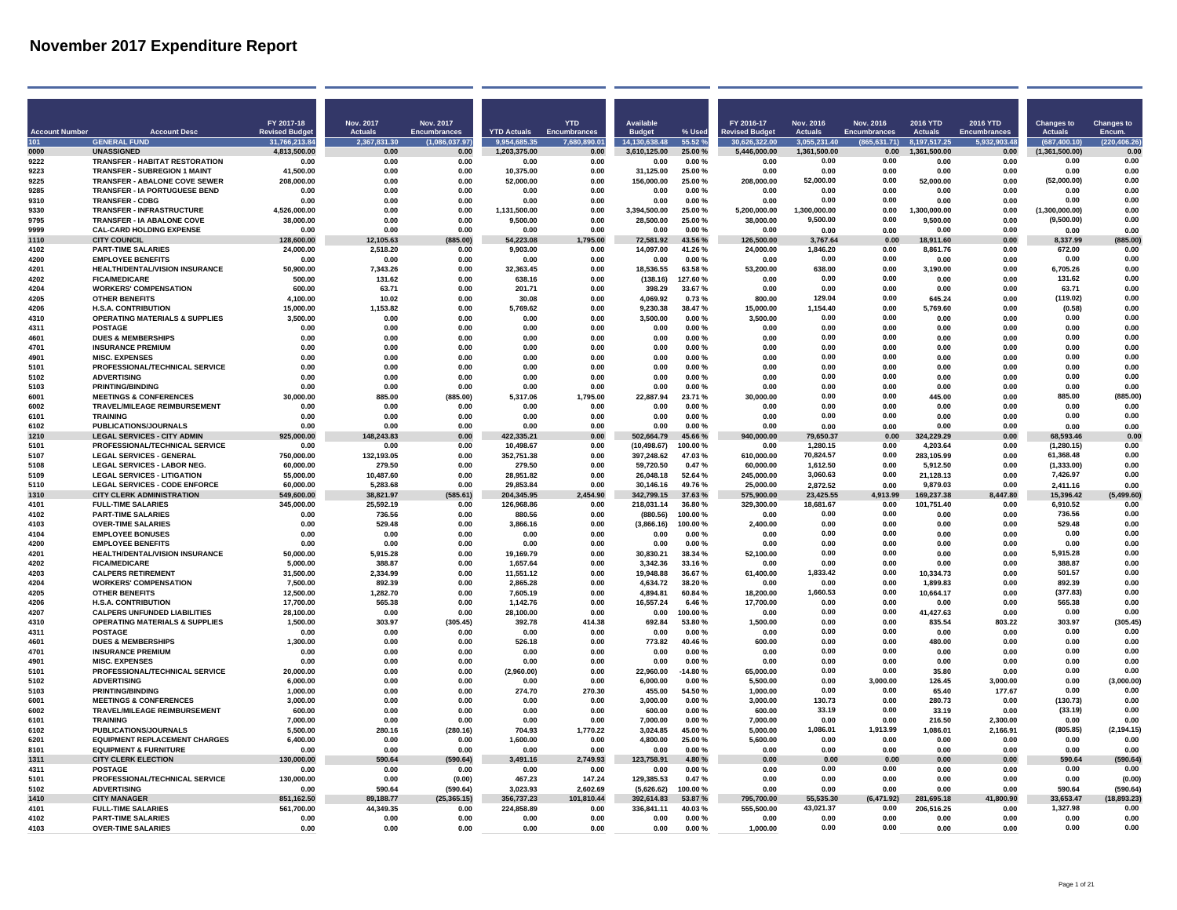# November 2017 Expenditure Report

| Account Number | Account Desc | FY 2017-18 Revised Budget | Nov. 2017 Actuals | Nov. 2017 Encumbrances | YTD Actuals | YTD Encumbrances | Available Budget | % Used | FY 2016-17 Revised Budget | Nov. 2016 Actuals | Nov. 2016 Encumbrances | 2016 YTD Actuals | 2016 YTD Encumbrances | Changes to Actuals | Changes to Encum. |
|---|---|---|---|---|---|---|---|---|---|---|---|---|---|---|---|
| 101 | GENERAL FUND | 31,766,213.84 | 2,367,831.30 | (1,086,037.97) | 9,954,685.35 | 7,680,890.01 | 14,130,638.48 | 55.52 % | 30,626,322.00 | 3,055,231.40 | (865,631.71) | 8,197,517.25 | 5,932,903.48 | (687,400.10) | (220,406.26) |
| 0000 | UNASSIGNED | 4,813,500.00 | 0.00 | 0.00 | 1,203,375.00 | 0.00 | 3,610,125.00 | 25.00 % | 5,446,000.00 | 1,361,500.00 | 0.00 | 1,361,500.00 | 0.00 | (1,361,500.00) | 0.00 |
| 9222 | TRANSFER - HABITAT RESTORATION | 0.00 | 0.00 | 0.00 | 0.00 | 0.00 | 0.00 | 0.00 % | 0.00 | 0.00 | 0.00 | 0.00 | 0.00 | 0.00 | 0.00 |
| 9223 | TRANSFER - SUBREGION 1 MAINT | 41,500.00 | 0.00 | 0.00 | 10,375.00 | 0.00 | 31,125.00 | 25.00 % | 0.00 | 0.00 | 0.00 | 0.00 | 0.00 | 0.00 | 0.00 |
| 9225 | TRANSFER - ABALONE COVE SEWER | 208,000.00 | 0.00 | 0.00 | 52,000.00 | 0.00 | 156,000.00 | 25.00 % | 208,000.00 | 52,000.00 | 0.00 | 52,000.00 | 0.00 | (52,000.00) | 0.00 |
| 9285 | TRANSFER - IA PORTUGUESE BEND | 0.00 | 0.00 | 0.00 | 0.00 | 0.00 | 0.00 | 0.00 % | 0.00 | 0.00 | 0.00 | 0.00 | 0.00 | 0.00 | 0.00 |
| 9310 | TRANSFER - CDBG | 0.00 | 0.00 | 0.00 | 0.00 | 0.00 | 0.00 | 0.00 % | 0.00 | 0.00 | 0.00 | 0.00 | 0.00 | 0.00 | 0.00 |
| 9330 | TRANSFER - INFRASTRUCTURE | 4,526,000.00 | 0.00 | 0.00 | 1,131,500.00 | 0.00 | 3,394,500.00 | 25.00 % | 5,200,000.00 | 1,300,000.00 | 0.00 | 1,300,000.00 | 0.00 | (1,300,000.00) | 0.00 |
| 9795 | TRANSFER - IA ABALONE COVE | 38,000.00 | 0.00 | 0.00 | 9,500.00 | 0.00 | 28,500.00 | 25.00 % | 38,000.00 | 9,500.00 | 0.00 | 9,500.00 | 0.00 | (9,500.00) | 0.00 |
| 9999 | CAL-CARD HOLDING EXPENSE | 0.00 | 0.00 | 0.00 | 0.00 | 0.00 | 0.00 | 0.00 % | 0.00 | 0.00 | 0.00 | 0.00 | 0.00 | 0.00 | 0.00 |
| 1110 | CITY COUNCIL | 128,600.00 | 12,105.63 | (885.00) | 54,223.08 | 1,795.00 | 72,581.92 | 43.56 % | 126,500.00 | 3,767.64 | 0.00 | 18,911.60 | 0.00 | 8,337.99 | (885.00) |
| 4102 | PART-TIME SALARIES | 24,000.00 | 2,518.20 | 0.00 | 9,903.00 | 0.00 | 14,097.00 | 41.26 % | 24,000.00 | 1,846.20 | 0.00 | 8,861.76 | 0.00 | 672.00 | 0.00 |
| 4200 | EMPLOYEE BENEFITS | 0.00 | 0.00 | 0.00 | 0.00 | 0.00 | 0.00 | 0.00 % | 0.00 | 0.00 | 0.00 | 0.00 | 0.00 | 0.00 | 0.00 |
| 4201 | HEALTH/DENTAL/VISION INSURANCE | 50,900.00 | 7,343.26 | 0.00 | 32,363.45 | 0.00 | 18,536.55 | 63.58 % | 53,200.00 | 638.00 | 0.00 | 3,190.00 | 0.00 | 6,705.26 | 0.00 |
| 4202 | FICA/MEDICARE | 500.00 | 131.62 | 0.00 | 638.16 | 0.00 | (138.16) | 127.60 % | 0.00 | 0.00 | 0.00 | 0.00 | 0.00 | 131.62 | 0.00 |
| 4204 | WORKERS' COMPENSATION | 600.00 | 63.71 | 0.00 | 201.71 | 0.00 | 398.29 | 33.67 % | 0.00 | 0.00 | 0.00 | 0.00 | 0.00 | 63.71 | 0.00 |
| 4205 | OTHER BENEFITS | 4,100.00 | 10.02 | 0.00 | 30.08 | 0.00 | 4,069.92 | 0.73 % | 800.00 | 129.04 | 0.00 | 645.24 | 0.00 | (119.02) | 0.00 |
| 4206 | H.S.A. CONTRIBUTION | 15,000.00 | 1,153.82 | 0.00 | 5,769.62 | 0.00 | 9,230.38 | 38.47 % | 15,000.00 | 1,154.40 | 0.00 | 5,769.60 | 0.00 | (0.58) | 0.00 |
| 4310 | OPERATING MATERIALS & SUPPLIES | 3,500.00 | 0.00 | 0.00 | 0.00 | 0.00 | 3,500.00 | 0.00 % | 3,500.00 | 0.00 | 0.00 | 0.00 | 0.00 | 0.00 | 0.00 |
| 4311 | POSTAGE | 0.00 | 0.00 | 0.00 | 0.00 | 0.00 | 0.00 | 0.00 % | 0.00 | 0.00 | 0.00 | 0.00 | 0.00 | 0.00 | 0.00 |
| 4601 | DUES & MEMBERSHIPS | 0.00 | 0.00 | 0.00 | 0.00 | 0.00 | 0.00 | 0.00 % | 0.00 | 0.00 | 0.00 | 0.00 | 0.00 | 0.00 | 0.00 |
| 4701 | INSURANCE PREMIUM | 0.00 | 0.00 | 0.00 | 0.00 | 0.00 | 0.00 | 0.00 % | 0.00 | 0.00 | 0.00 | 0.00 | 0.00 | 0.00 | 0.00 |
| 4901 | MISC. EXPENSES | 0.00 | 0.00 | 0.00 | 0.00 | 0.00 | 0.00 | 0.00 % | 0.00 | 0.00 | 0.00 | 0.00 | 0.00 | 0.00 | 0.00 |
| 5101 | PROFESSIONAL/TECHNICAL SERVICE | 0.00 | 0.00 | 0.00 | 0.00 | 0.00 | 0.00 | 0.00 % | 0.00 | 0.00 | 0.00 | 0.00 | 0.00 | 0.00 | 0.00 |
| 5102 | ADVERTISING | 0.00 | 0.00 | 0.00 | 0.00 | 0.00 | 0.00 | 0.00 % | 0.00 | 0.00 | 0.00 | 0.00 | 0.00 | 0.00 | 0.00 |
| 5103 | PRINTING/BINDING | 0.00 | 0.00 | 0.00 | 0.00 | 0.00 | 0.00 | 0.00 % | 0.00 | 0.00 | 0.00 | 0.00 | 0.00 | 0.00 | 0.00 |
| 6001 | MEETINGS & CONFERENCES | 30,000.00 | 885.00 | (885.00) | 5,317.06 | 1,795.00 | 22,887.94 | 23.71 % | 30,000.00 | 0.00 | 0.00 | 445.00 | 0.00 | 885.00 | (885.00) |
| 6002 | TRAVEL/MILEAGE REIMBURSEMENT | 0.00 | 0.00 | 0.00 | 0.00 | 0.00 | 0.00 | 0.00 % | 0.00 | 0.00 | 0.00 | 0.00 | 0.00 | 0.00 | 0.00 |
| 6101 | TRAINING | 0.00 | 0.00 | 0.00 | 0.00 | 0.00 | 0.00 | 0.00 % | 0.00 | 0.00 | 0.00 | 0.00 | 0.00 | 0.00 | 0.00 |
| 6102 | PUBLICATIONS/JOURNALS | 0.00 | 0.00 | 0.00 | 0.00 | 0.00 | 0.00 | 0.00 % | 0.00 | 0.00 | 0.00 | 0.00 | 0.00 | 0.00 | 0.00 |
| 1210 | LEGAL SERVICES - CITY ADMIN | 925,000.00 | 148,243.83 | 0.00 | 422,335.21 | 0.00 | 502,664.79 | 45.66 % | 940,000.00 | 79,650.37 | 0.00 | 324,229.29 | 0.00 | 68,593.46 | 0.00 |
| 5101 | PROFESSIONAL/TECHNICAL SERVICE | 0.00 | 0.00 | 0.00 | 10,498.67 | 0.00 | (10,498.67) | 100.00 % | 0.00 | 1,280.15 | 0.00 | 4,203.64 | 0.00 | (1,280.15) | 0.00 |
| 5107 | LEGAL SERVICES - GENERAL | 750,000.00 | 132,193.05 | 0.00 | 352,751.38 | 0.00 | 397,248.62 | 47.03 % | 610,000.00 | 70,824.57 | 0.00 | 283,105.99 | 0.00 | 61,368.48 | 0.00 |
| 5108 | LEGAL SERVICES - LABOR NEG. | 60,000.00 | 279.50 | 0.00 | 279.50 | 0.00 | 59,720.50 | 0.47 % | 60,000.00 | 1,612.50 | 0.00 | 5,912.50 | 0.00 | (1,333.00) | 0.00 |
| 5109 | LEGAL SERVICES - LITIGATION | 55,000.00 | 10,487.60 | 0.00 | 28,951.82 | 0.00 | 26,048.18 | 52.64 % | 245,000.00 | 3,060.63 | 0.00 | 21,128.13 | 0.00 | 7,426.97 | 0.00 |
| 5110 | LEGAL SERVICES - CODE ENFORCE | 60,000.00 | 5,283.68 | 0.00 | 29,853.84 | 0.00 | 30,146.16 | 49.76 % | 25,000.00 | 2,872.52 | 0.00 | 9,879.03 | 0.00 | 2,411.16 | 0.00 |
| 1310 | CITY CLERK ADMINISTRATION | 549,600.00 | 38,821.97 | (585.61) | 204,345.95 | 2,454.90 | 342,799.15 | 37.63 % | 575,900.00 | 23,425.55 | 4,913.99 | 169,237.38 | 8,447.80 | 15,396.42 | (5,499.60) |
| 4101 | FULL-TIME SALARIES | 345,000.00 | 25,592.19 | 0.00 | 126,968.86 | 0.00 | 218,031.14 | 36.80 % | 329,300.00 | 18,681.67 | 0.00 | 101,751.40 | 0.00 | 6,910.52 | 0.00 |
| 4102 | PART-TIME SALARIES | 0.00 | 736.56 | 0.00 | 880.56 | 0.00 | (880.56) | 100.00 % | 0.00 | 0.00 | 0.00 | 0.00 | 0.00 | 736.56 | 0.00 |
| 4103 | OVER-TIME SALARIES | 0.00 | 529.48 | 0.00 | 3,866.16 | 0.00 | (3,866.16) | 100.00 % | 2,400.00 | 0.00 | 0.00 | 0.00 | 0.00 | 529.48 | 0.00 |
| 4104 | EMPLOYEE BONUSES | 0.00 | 0.00 | 0.00 | 0.00 | 0.00 | 0.00 | 0.00 % | 0.00 | 0.00 | 0.00 | 0.00 | 0.00 | 0.00 | 0.00 |
| 4200 | EMPLOYEE BENEFITS | 0.00 | 0.00 | 0.00 | 0.00 | 0.00 | 0.00 | 0.00 % | 0.00 | 0.00 | 0.00 | 0.00 | 0.00 | 0.00 | 0.00 |
| 4201 | HEALTH/DENTAL/VISION INSURANCE | 50,000.00 | 5,915.28 | 0.00 | 19,169.79 | 0.00 | 30,830.21 | 38.34 % | 52,100.00 | 0.00 | 0.00 | 0.00 | 0.00 | 5,915.28 | 0.00 |
| 4202 | FICA/MEDICARE | 5,000.00 | 388.87 | 0.00 | 1,657.64 | 0.00 | 3,342.36 | 33.16 % | 0.00 | 0.00 | 0.00 | 0.00 | 0.00 | 388.87 | 0.00 |
| 4203 | CALPERS RETIREMENT | 31,500.00 | 2,334.99 | 0.00 | 11,551.12 | 0.00 | 19,948.88 | 36.67 % | 61,400.00 | 1,833.42 | 0.00 | 10,334.73 | 0.00 | 501.57 | 0.00 |
| 4204 | WORKERS' COMPENSATION | 7,500.00 | 892.39 | 0.00 | 2,865.28 | 0.00 | 4,634.72 | 38.20 % | 0.00 | 0.00 | 0.00 | 1,899.83 | 0.00 | 892.39 | 0.00 |
| 4205 | OTHER BENEFITS | 12,500.00 | 1,282.70 | 0.00 | 7,605.19 | 0.00 | 4,894.81 | 60.84 % | 18,200.00 | 1,660.53 | 0.00 | 10,664.17 | 0.00 | (377.83) | 0.00 |
| 4206 | H.S.A. CONTRIBUTION | 17,700.00 | 565.38 | 0.00 | 1,142.76 | 0.00 | 16,557.24 | 6.46 % | 17,700.00 | 0.00 | 0.00 | 0.00 | 0.00 | 565.38 | 0.00 |
| 4207 | CALPERS UNFUNDED LIABILITIES | 28,100.00 | 0.00 | 0.00 | 28,100.00 | 0.00 | 0.00 | 100.00 % | 0.00 | 0.00 | 0.00 | 41,427.63 | 0.00 | 0.00 | 0.00 |
| 4310 | OPERATING MATERIALS & SUPPLIES | 1,500.00 | 303.97 | (305.45) | 392.78 | 414.38 | 692.84 | 53.80 % | 1,500.00 | 0.00 | 0.00 | 835.54 | 803.22 | 303.97 | (305.45) |
| 4311 | POSTAGE | 0.00 | 0.00 | 0.00 | 0.00 | 0.00 | 0.00 | 0.00 % | 0.00 | 0.00 | 0.00 | 0.00 | 0.00 | 0.00 | 0.00 |
| 4601 | DUES & MEMBERSHIPS | 1,300.00 | 0.00 | 0.00 | 526.18 | 0.00 | 773.82 | 40.46 % | 600.00 | 0.00 | 0.00 | 480.00 | 0.00 | 0.00 | 0.00 |
| 4701 | INSURANCE PREMIUM | 0.00 | 0.00 | 0.00 | 0.00 | 0.00 | 0.00 | 0.00 % | 0.00 | 0.00 | 0.00 | 0.00 | 0.00 | 0.00 | 0.00 |
| 4901 | MISC. EXPENSES | 0.00 | 0.00 | 0.00 | 0.00 | 0.00 | 0.00 | 0.00 % | 0.00 | 0.00 | 0.00 | 0.00 | 0.00 | 0.00 | 0.00 |
| 5101 | PROFESSIONAL/TECHNICAL SERVICE | 20,000.00 | 0.00 | 0.00 | (2,960.00) | 0.00 | 22,960.00 | -14.80 % | 65,000.00 | 0.00 | 0.00 | 35.80 | 0.00 | 0.00 | 0.00 |
| 5102 | ADVERTISING | 6,000.00 | 0.00 | 0.00 | 0.00 | 0.00 | 6,000.00 | 0.00 % | 5,500.00 | 0.00 | 3,000.00 | 126.45 | 3,000.00 | 0.00 | (3,000.00) |
| 5103 | PRINTING/BINDING | 1,000.00 | 0.00 | 0.00 | 274.70 | 270.30 | 455.00 | 54.50 % | 1,000.00 | 0.00 | 0.00 | 65.40 | 177.67 | 0.00 | 0.00 |
| 6001 | MEETINGS & CONFERENCES | 3,000.00 | 0.00 | 0.00 | 0.00 | 0.00 | 3,000.00 | 0.00 % | 3,000.00 | 130.73 | 0.00 | 280.73 | 0.00 | (130.73) | 0.00 |
| 6002 | TRAVEL/MILEAGE REIMBURSEMENT | 600.00 | 0.00 | 0.00 | 0.00 | 0.00 | 600.00 | 0.00 % | 600.00 | 33.19 | 0.00 | 33.19 | 0.00 | (33.19) | 0.00 |
| 6101 | TRAINING | 7,000.00 | 0.00 | 0.00 | 0.00 | 0.00 | 7,000.00 | 0.00 % | 7,000.00 | 0.00 | 0.00 | 216.50 | 2,300.00 | 0.00 | 0.00 |
| 6102 | PUBLICATIONS/JOURNALS | 5,500.00 | 280.16 | (280.16) | 704.93 | 1,770.22 | 3,024.85 | 45.00 % | 5,000.00 | 1,086.01 | 1,913.99 | 1,086.01 | 2,166.91 | (805.85) | (2,194.15) |
| 6201 | EQUIPMENT REPLACEMENT CHARGES | 6,400.00 | 0.00 | 0.00 | 1,600.00 | 0.00 | 4,800.00 | 25.00 % | 5,600.00 | 0.00 | 0.00 | 0.00 | 0.00 | 0.00 | 0.00 |
| 8101 | EQUIPMENT & FURNITURE | 0.00 | 0.00 | 0.00 | 0.00 | 0.00 | 0.00 | 0.00 % | 0.00 | 0.00 | 0.00 | 0.00 | 0.00 | 0.00 | 0.00 |
| 1311 | CITY CLERK ELECTION | 130,000.00 | 590.64 | (590.64) | 3,491.16 | 2,749.93 | 123,758.91 | 4.80 % | 0.00 | 0.00 | 0.00 | 0.00 | 0.00 | 590.64 | (590.64) |
| 4311 | POSTAGE | 0.00 | 0.00 | 0.00 | 0.00 | 0.00 | 0.00 | 0.00 % | 0.00 | 0.00 | 0.00 | 0.00 | 0.00 | 0.00 | 0.00 |
| 5101 | PROFESSIONAL/TECHNICAL SERVICE | 130,000.00 | 0.00 | (0.00) | 467.23 | 147.24 | 129,385.53 | 0.47 % | 0.00 | 0.00 | 0.00 | 0.00 | 0.00 | 0.00 | (0.00) |
| 5102 | ADVERTISING | 0.00 | 590.64 | (590.64) | 3,023.93 | 2,602.69 | (5,626.62) | 100.00 % | 0.00 | 0.00 | 0.00 | 0.00 | 0.00 | 590.64 | (590.64) |
| 1410 | CITY MANAGER | 851,162.50 | 89,188.77 | (25,365.15) | 356,737.23 | 101,810.44 | 392,614.83 | 53.87 % | 795,700.00 | 55,535.30 | (6,471.92) | 281,695.18 | 41,800.90 | 33,653.47 | (18,893.23) |
| 4101 | FULL-TIME SALARIES | 561,700.00 | 44,349.35 | 0.00 | 224,858.89 | 0.00 | 336,841.11 | 40.03 % | 555,500.00 | 43,021.37 | 0.00 | 206,516.25 | 0.00 | 1,327.98 | 0.00 |
| 4102 | PART-TIME SALARIES | 0.00 | 0.00 | 0.00 | 0.00 | 0.00 | 0.00 | 0.00 % | 0.00 | 0.00 | 0.00 | 0.00 | 0.00 | 0.00 | 0.00 |
| 4103 | OVER-TIME SALARIES | 0.00 | 0.00 | 0.00 | 0.00 | 0.00 | 0.00 | 0.00 % | 1,000.00 | 0.00 | 0.00 | 0.00 | 0.00 | 0.00 | 0.00 |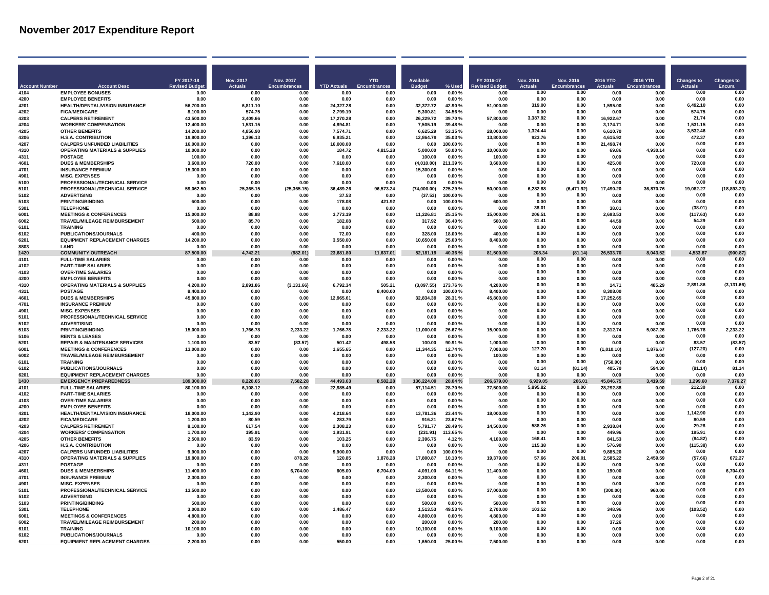# November 2017 Expenditure Report

| Account Number | Account Desc | FY 2017-18 Revised Budget | Nov. 2017 Actuals | Nov. 2017 Encumbrances | YTD Actuals | YTD Encumbrances | Available Budget | % Used | FY 2016-17 Revised Budget | Nov. 2016 Actuals | Nov. 2016 Encumbrances | 2016 YTD Actuals | 2016 YTD Encumbrances | Changes to Actuals | Changes to Encum. |
|---|---|---|---|---|---|---|---|---|---|---|---|---|---|---|---|
| 4104 | EMPLOYEE BONUSES | 0.00 | 0.00 | 0.00 | 0.00 | 0.00 | 0.00 | 0.00 % | 0.00 | 0.00 | 0.00 | 0.00 | 0.00 | 0.00 | 0.00 |
| 4200 | EMPLOYEE BENEFITS | 0.00 | 0.00 | 0.00 | 0.00 | 0.00 | 0.00 | 0.00 % | 0.00 | 0.00 | 0.00 | 0.00 | 0.00 | 0.00 | 0.00 |
| 4201 | HEALTH/DENTAL/VISION INSURANCE | 56,700.00 | 6,811.10 | 0.00 | 24,327.28 | 0.00 | 32,372.72 | 42.90 % | 51,000.00 | 319.00 | 0.00 | 1,595.00 | 0.00 | 6,492.10 | 0.00 |
| 4202 | FICA/MEDICARE | 8,100.00 | 574.75 | 0.00 | 2,799.19 | 0.00 | 5,300.81 | 34.56 % | 0.00 | 0.00 | 0.00 | 0.00 | 0.00 | 574.75 | 0.00 |
| 4203 | CALPERS RETIREMENT | 43,500.00 | 3,409.66 | 0.00 | 17,270.28 | 0.00 | 26,229.72 | 39.70 % | 57,800.00 | 3,387.92 | 0.00 | 16,922.67 | 0.00 | 21.74 | 0.00 |
| 4204 | WORKERS' COMPENSATION | 12,400.00 | 1,531.15 | 0.00 | 4,894.81 | 0.00 | 7,505.19 | 39.48 % | 0.00 | 0.00 | 0.00 | 3,174.71 | 0.00 | 1,531.15 | 0.00 |
| 4205 | OTHER BENEFITS | 14,200.00 | 4,856.90 | 0.00 | 7,574.71 | 0.00 | 6,625.29 | 53.35 % | 28,000.00 | 1,324.44 | 0.00 | 6,610.70 | 0.00 | 3,532.46 | 0.00 |
| 4206 | H.S.A. CONTRIBUTION | 19,800.00 | 1,396.13 | 0.00 | 6,935.21 | 0.00 | 12,864.79 | 35.03 % | 13,800.00 | 923.76 | 0.00 | 4,615.92 | 0.00 | 472.37 | 0.00 |
| 4207 | CALPERS UNFUNDED LIABILITIES | 16,000.00 | 0.00 | 0.00 | 16,000.00 | 0.00 | 0.00 | 100.00 % | 0.00 | 0.00 | 0.00 | 21,498.74 | 0.00 | 0.00 | 0.00 |
| 4310 | OPERATING MATERIALS & SUPPLIES | 10,000.00 | 0.00 | 0.00 | 184.72 | 4,815.28 | 5,000.00 | 50.00 % | 10,000.00 | 0.00 | 0.00 | 69.86 | 4,930.14 | 0.00 | 0.00 |
| 4311 | POSTAGE | 100.00 | 0.00 | 0.00 | 0.00 | 0.00 | 100.00 | 0.00 % | 100.00 | 0.00 | 0.00 | 0.00 | 0.00 | 0.00 | 0.00 |
| 4601 | DUES & MEMBERSHIPS | 3,600.00 | 720.00 | 0.00 | 7,610.00 | 0.00 | (4,010.00) | 211.39 % | 3,600.00 | 0.00 | 0.00 | 425.00 | 0.00 | 720.00 | 0.00 |
| 4701 | INSURANCE PREMIUM | 15,300.00 | 0.00 | 0.00 | 0.00 | 0.00 | 15,300.00 | 0.00 % | 0.00 | 0.00 | 0.00 | 0.00 | 0.00 | 0.00 | 0.00 |
| 4901 | MISC. EXPENSES | 0.00 | 0.00 | 0.00 | 0.00 | 0.00 | 0.00 | 0.00 % | 0.00 | 0.00 | 0.00 | 0.00 | 0.00 | 0.00 | 0.00 |
| 5100 | PROFESSIONAL/TECHNICAL SERVICE | 0.00 | 0.00 | 0.00 | 0.00 | 0.00 | 0.00 | 0.00 % | 0.00 | 0.00 | 0.00 | 0.00 | 0.00 | 0.00 | 0.00 |
| 5101 | PROFESSIONAL/TECHNICAL SERVICE | 59,062.50 | 25,365.15 | (25,365.15) | 36,489.26 | 96,573.24 | (74,000.00) | 225.29 % | 50,000.00 | 6,282.88 | (6,471.92) | 17,490.20 | 36,870.76 | 19,082.27 | (18,893.23) |
| 5102 | ADVERTISING | 0.00 | 0.00 | 0.00 | 37.53 | 0.00 | (37.53) | 100.00 % | 0.00 | 0.00 | 0.00 | 0.00 | 0.00 | 0.00 | 0.00 |
| 5103 | PRINTING/BINDING | 600.00 | 0.00 | 0.00 | 178.08 | 421.92 | 0.00 | 100.00 % | 600.00 | 0.00 | 0.00 | 0.00 | 0.00 | 0.00 | 0.00 |
| 5301 | TELEPHONE | 0.00 | 0.00 | 0.00 | 0.00 | 0.00 | 0.00 | 0.00 % | 0.00 | 38.01 | 0.00 | 38.01 | 0.00 | (38.01) | 0.00 |
| 6001 | MEETINGS & CONFERENCES | 15,000.00 | 88.88 | 0.00 | 3,773.19 | 0.00 | 11,226.81 | 25.15 % | 15,000.00 | 206.51 | 0.00 | 2,693.53 | 0.00 | (117.63) | 0.00 |
| 6002 | TRAVEL/MILEAGE REIMBURSEMENT | 500.00 | 85.70 | 0.00 | 182.08 | 0.00 | 317.92 | 36.40 % | 500.00 | 31.41 | 0.00 | 44.59 | 0.00 | 54.29 | 0.00 |
| 6101 | TRAINING | 0.00 | 0.00 | 0.00 | 0.00 | 0.00 | 0.00 | 0.00 % | 0.00 | 0.00 | 0.00 | 0.00 | 0.00 | 0.00 | 0.00 |
| 6102 | PUBLICATIONS/JOURNALS | 400.00 | 0.00 | 0.00 | 72.00 | 0.00 | 328.00 | 18.00 % | 400.00 | 0.00 | 0.00 | 0.00 | 0.00 | 0.00 | 0.00 |
| 6201 | EQUIPMENT REPLACEMENT CHARGES | 14,200.00 | 0.00 | 0.00 | 3,550.00 | 0.00 | 10,650.00 | 25.00 % | 8,400.00 | 0.00 | 0.00 | 0.00 | 0.00 | 0.00 | 0.00 |
| 8803 | LAND | 0.00 | 0.00 | 0.00 | 0.00 | 0.00 | 0.00 | 0.00 % | 0.00 | 0.00 | 0.00 | 0.00 | 0.00 | 0.00 | 0.00 |
| **1420** | **COMMUNITY OUTREACH** | **87,500.00** | **4,742.21** | **(982.01)** | **23,681.80** | **11,637.01** | **52,181.19** | **40.36 %** | **81,500.00** | **208.34** | **(81.14)** | **26,533.70** | **8,043.52** | **4,533.87** | **(900.87)** |
| 4101 | FULL-TIME SALARIES | 0.00 | 0.00 | 0.00 | 0.00 | 0.00 | 0.00 | 0.00 % | 0.00 | 0.00 | 0.00 | 0.00 | 0.00 | 0.00 | 0.00 |
| 4102 | PART-TIME SALARIES | 0.00 | 0.00 | 0.00 | 0.00 | 0.00 | 0.00 | 0.00 % | 0.00 | 0.00 | 0.00 | 0.00 | 0.00 | 0.00 | 0.00 |
| 4103 | OVER-TIME SALARIES | 0.00 | 0.00 | 0.00 | 0.00 | 0.00 | 0.00 | 0.00 % | 0.00 | 0.00 | 0.00 | 0.00 | 0.00 | 0.00 | 0.00 |
| 4200 | EMPLOYEE BENEFITS | 0.00 | 0.00 | 0.00 | 0.00 | 0.00 | 0.00 | 0.00 % | 0.00 | 0.00 | 0.00 | 0.00 | 0.00 | 0.00 | 0.00 |
| 4310 | OPERATING MATERIALS & SUPPLIES | 4,200.00 | 2,891.86 | (3,131.66) | 6,792.34 | 505.21 | (3,097.55) | 173.76 % | 4,200.00 | 0.00 | 0.00 | 14.71 | 485.29 | 2,891.86 | (3,131.66) |
| 4311 | POSTAGE | 8,400.00 | 0.00 | 0.00 | 0.00 | 8,400.00 | 0.00 | 100.00 % | 8,400.00 | 0.00 | 0.00 | 8,308.00 | 0.00 | 0.00 | 0.00 |
| 4601 | DUES & MEMBERSHIPS | 45,800.00 | 0.00 | 0.00 | 12,965.61 | 0.00 | 32,834.39 | 28.31 % | 45,800.00 | 0.00 | 0.00 | 17,252.65 | 0.00 | 0.00 | 0.00 |
| 4701 | INSURANCE PREMIUM | 0.00 | 0.00 | 0.00 | 0.00 | 0.00 | 0.00 | 0.00 % | 0.00 | 0.00 | 0.00 | 0.00 | 0.00 | 0.00 | 0.00 |
| 4901 | MISC. EXPENSES | 0.00 | 0.00 | 0.00 | 0.00 | 0.00 | 0.00 | 0.00 % | 0.00 | 0.00 | 0.00 | 0.00 | 0.00 | 0.00 | 0.00 |
| 5101 | PROFESSIONAL/TECHNICAL SERVICE | 0.00 | 0.00 | 0.00 | 0.00 | 0.00 | 0.00 | 0.00 % | 0.00 | 0.00 | 0.00 | 0.00 | 0.00 | 0.00 | 0.00 |
| 5102 | ADVERTISING | 0.00 | 0.00 | 0.00 | 0.00 | 0.00 | 0.00 | 0.00 % | 0.00 | 0.00 | 0.00 | 0.00 | 0.00 | 0.00 | 0.00 |
| 5103 | PRINTING/BINDING | 15,000.00 | 1,766.78 | 2,233.22 | 1,766.78 | 2,233.22 | 11,000.00 | 26.67 % | 15,000.00 | 0.00 | 0.00 | 2,312.74 | 5,087.26 | 1,766.78 | 2,233.22 |
| 5106 | RENTS & LEASES | 0.00 | 0.00 | 0.00 | 0.00 | 0.00 | 0.00 | 0.00 % | 0.00 | 0.00 | 0.00 | 0.00 | 0.00 | 0.00 | 0.00 |
| 5201 | REPAIR & MAINTENANCE SERVICES | 1,100.00 | 83.57 | (83.57) | 501.42 | 498.58 | 100.00 | 90.91 % | 1,000.00 | 0.00 | 0.00 | 0.00 | 0.00 | 83.57 | (83.57) |
| 6001 | MEETINGS & CONFERENCES | 13,000.00 | 0.00 | 0.00 | 1,655.65 | 0.00 | 11,344.35 | 12.74 % | 7,000.00 | 127.20 | 0.00 | (1,010.10) | 1,876.67 | (127.20) | 0.00 |
| 6002 | TRAVEL/MILEAGE REIMBURSEMENT | 0.00 | 0.00 | 0.00 | 0.00 | 0.00 | 0.00 | 0.00 % | 100.00 | 0.00 | 0.00 | 0.00 | 0.00 | 0.00 | 0.00 |
| 6101 | TRAINING | 0.00 | 0.00 | 0.00 | 0.00 | 0.00 | 0.00 | 0.00 % | 0.00 | 0.00 | 0.00 | (750.00) | 0.00 | 0.00 | 0.00 |
| 6102 | PUBLICATIONS/JOURNALS | 0.00 | 0.00 | 0.00 | 0.00 | 0.00 | 0.00 | 0.00 % | 0.00 | 81.14 | (81.14) | 405.70 | 594.30 | (81.14) | 81.14 |
| 6201 | EQUIPMENT REPLACEMENT CHARGES | 0.00 | 0.00 | 0.00 | 0.00 | 0.00 | 0.00 | 0.00 % | 0.00 | 0.00 | 0.00 | 0.00 | 0.00 | 0.00 | 0.00 |
| **1430** | **EMERGENCY PREPAREDNESS** | **189,300.00** | **8,228.65** | **7,582.28** | **44,493.63** | **8,582.28** | **136,224.09** | **28.04 %** | **206,679.00** | **6,929.05** | **206.01** | **45,846.75** | **3,419.59** | **1,299.60** | **7,376.27** |
| 4101 | FULL-TIME SALARIES | 80,100.00 | 6,108.12 | 0.00 | 22,985.49 | 0.00 | 57,114.51 | 28.70 % | 77,500.00 | 5,895.82 | 0.00 | 28,292.88 | 0.00 | 212.30 | 0.00 |
| 4102 | PART-TIME SALARIES | 0.00 | 0.00 | 0.00 | 0.00 | 0.00 | 0.00 | 0.00 % | 0.00 | 0.00 | 0.00 | 0.00 | 0.00 | 0.00 | 0.00 |
| 4103 | OVER-TIME SALARIES | 0.00 | 0.00 | 0.00 | 0.00 | 0.00 | 0.00 | 0.00 % | 0.00 | 0.00 | 0.00 | 0.00 | 0.00 | 0.00 | 0.00 |
| 4200 | EMPLOYEE BENEFITS | 0.00 | 0.00 | 0.00 | 0.00 | 0.00 | 0.00 | 0.00 % | 0.00 | 0.00 | 0.00 | 0.00 | 0.00 | 0.00 | 0.00 |
| 4201 | HEALTH/DENTAL/VISION INSURANCE | 18,000.00 | 1,142.90 | 0.00 | 4,218.64 | 0.00 | 13,781.36 | 23.44 % | 18,000.00 | 0.00 | 0.00 | 0.00 | 0.00 | 1,142.90 | 0.00 |
| 4202 | FICA/MEDICARE | 1,200.00 | 80.59 | 0.00 | 283.79 | 0.00 | 916.21 | 23.67 % | 0.00 | 0.00 | 0.00 | 0.00 | 0.00 | 80.59 | 0.00 |
| 4203 | CALPERS RETIREMENT | 8,100.00 | 617.54 | 0.00 | 2,308.23 | 0.00 | 5,791.77 | 28.49 % | 14,500.00 | 588.26 | 0.00 | 2,938.84 | 0.00 | 29.28 | 0.00 |
| 4204 | WORKERS' COMPENSATION | 1,700.00 | 195.91 | 0.00 | 1,931.91 | 0.00 | (231.91) | 113.65 % | 0.00 | 0.00 | 0.00 | 449.96 | 0.00 | 195.91 | 0.00 |
| 4205 | OTHER BENEFITS | 2,500.00 | 83.59 | 0.00 | 103.25 | 0.00 | 2,396.75 | 4.12 % | 4,100.00 | 168.41 | 0.00 | 841.53 | 0.00 | (84.82) | 0.00 |
| 4206 | H.S.A. CONTRIBUTION | 0.00 | 0.00 | 0.00 | 0.00 | 0.00 | 0.00 | 0.00 % | 0.00 | 115.38 | 0.00 | 576.90 | 0.00 | (115.38) | 0.00 |
| 4207 | CALPERS UNFUNDED LIABILITIES | 9,900.00 | 0.00 | 0.00 | 9,900.00 | 0.00 | 0.00 | 100.00 % | 0.00 | 0.00 | 0.00 | 9,885.20 | 0.00 | 0.00 | 0.00 |
| 4310 | OPERATING MATERIALS & SUPPLIES | 19,800.00 | 0.00 | 878.28 | 120.85 | 1,878.28 | 17,800.87 | 10.10 % | 19,379.00 | 57.66 | 206.01 | 2,585.22 | 2,459.59 | (57.66) | 672.27 |
| 4311 | POSTAGE | 0.00 | 0.00 | 0.00 | 0.00 | 0.00 | 0.00 | 0.00 % | 0.00 | 0.00 | 0.00 | 0.00 | 0.00 | 0.00 | 0.00 |
| 4601 | DUES & MEMBERSHIPS | 11,400.00 | 0.00 | 6,704.00 | 605.00 | 6,704.00 | 4,091.00 | 64.11 % | 11,400.00 | 0.00 | 0.00 | 190.00 | 0.00 | 0.00 | 6,704.00 |
| 4701 | INSURANCE PREMIUM | 2,300.00 | 0.00 | 0.00 | 0.00 | 0.00 | 2,300.00 | 0.00 % | 0.00 | 0.00 | 0.00 | 0.00 | 0.00 | 0.00 | 0.00 |
| 4901 | MISC. EXPENSES | 0.00 | 0.00 | 0.00 | 0.00 | 0.00 | 0.00 | 0.00 % | 0.00 | 0.00 | 0.00 | 0.00 | 0.00 | 0.00 | 0.00 |
| 5101 | PROFESSIONAL/TECHNICAL SERVICE | 13,500.00 | 0.00 | 0.00 | 0.00 | 0.00 | 13,500.00 | 0.00 % | 37,000.00 | 0.00 | 0.00 | (300.00) | 960.00 | 0.00 | 0.00 |
| 5102 | ADVERTISING | 0.00 | 0.00 | 0.00 | 0.00 | 0.00 | 0.00 | 0.00 % | 0.00 | 0.00 | 0.00 | 0.00 | 0.00 | 0.00 | 0.00 |
| 5103 | PRINTING/BINDING | 500.00 | 0.00 | 0.00 | 0.00 | 0.00 | 500.00 | 0.00 % | 500.00 | 0.00 | 0.00 | 0.00 | 0.00 | 0.00 | 0.00 |
| 5301 | TELEPHONE | 3,000.00 | 0.00 | 0.00 | 1,486.47 | 0.00 | 1,513.53 | 49.53 % | 2,700.00 | 103.52 | 0.00 | 348.96 | 0.00 | (103.52) | 0.00 |
| 6001 | MEETINGS & CONFERENCES | 4,800.00 | 0.00 | 0.00 | 0.00 | 0.00 | 4,800.00 | 0.00 % | 4,800.00 | 0.00 | 0.00 | 0.00 | 0.00 | 0.00 | 0.00 |
| 6002 | TRAVEL/MILEAGE REIMBURSEMENT | 200.00 | 0.00 | 0.00 | 0.00 | 0.00 | 200.00 | 0.00 % | 200.00 | 0.00 | 0.00 | 37.26 | 0.00 | 0.00 | 0.00 |
| 6101 | TRAINING | 10,100.00 | 0.00 | 0.00 | 0.00 | 0.00 | 10,100.00 | 0.00 % | 9,100.00 | 0.00 | 0.00 | 0.00 | 0.00 | 0.00 | 0.00 |
| 6102 | PUBLICATIONS/JOURNALS | 0.00 | 0.00 | 0.00 | 0.00 | 0.00 | 0.00 | 0.00 % | 0.00 | 0.00 | 0.00 | 0.00 | 0.00 | 0.00 | 0.00 |
| 6201 | EQUIPMENT REPLACEMENT CHARGES | 2,200.00 | 0.00 | 0.00 | 550.00 | 0.00 | 1,650.00 | 25.00 % | 7,500.00 | 0.00 | 0.00 | 0.00 | 0.00 | 0.00 | 0.00 |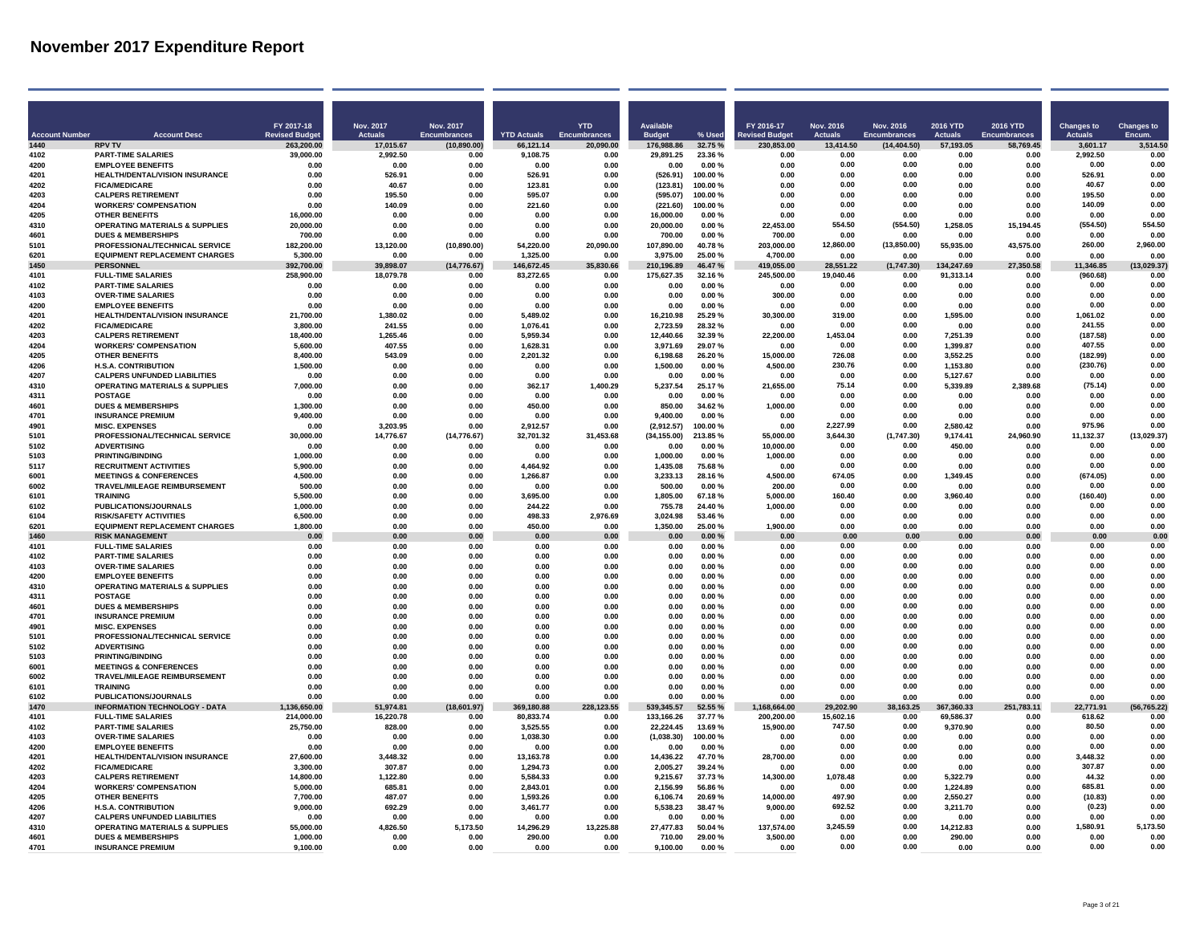# November 2017 Expenditure Report

| Account Number | Account Desc | FY 2017-18 Revised Budget | Nov. 2017 Actuals | Nov. 2017 Encumbrances | YTD Actuals | YTD Encumbrances | Available Budget | % Used | FY 2016-17 Revised Budget | Nov. 2016 Actuals | Nov. 2016 Encumbrances | 2016 YTD Actuals | 2016 YTD Encumbrances | Changes to Actuals | Changes to Encum. |
|---|---|---|---|---|---|---|---|---|---|---|---|---|---|---|---|
| 1440 | RPV TV | 263,200.00 | 17,015.67 | (10,890.00) | 66,121.14 | 20,090.00 | 176,988.86 | 32.75 % | 230,853.00 | 13,414.50 | (14,404.50) | 57,193.05 | 58,769.45 | 3,601.17 | 3,514.50 |
| 4102 | PART-TIME SALARIES | 39,000.00 | 2,992.50 | 0.00 | 9,108.75 | 0.00 | 29,891.25 | 23.36 % | 0.00 | 0.00 | 0.00 | 0.00 | 0.00 | 2,992.50 | 0.00 |
| 4200 | EMPLOYEE BENEFITS | 0.00 | 0.00 | 0.00 | 0.00 | 0.00 | 0.00 | 0.00 % | 0.00 | 0.00 | 0.00 | 0.00 | 0.00 | 0.00 | 0.00 |
| 4201 | HEALTH/DENTAL/VISION INSURANCE | 0.00 | 526.91 | 0.00 | 526.91 | 0.00 | (526.91) | 100.00 % | 0.00 | 0.00 | 0.00 | 0.00 | 0.00 | 526.91 | 0.00 |
| 4202 | FICA/MEDICARE | 0.00 | 40.67 | 0.00 | 123.81 | 0.00 | (123.81) | 100.00 % | 0.00 | 0.00 | 0.00 | 0.00 | 0.00 | 40.67 | 0.00 |
| 4203 | CALPERS RETIREMENT | 0.00 | 195.50 | 0.00 | 595.07 | 0.00 | (595.07) | 100.00 % | 0.00 | 0.00 | 0.00 | 0.00 | 0.00 | 195.50 | 0.00 |
| 4204 | WORKERS' COMPENSATION | 0.00 | 140.09 | 0.00 | 221.60 | 0.00 | (221.60) | 100.00 % | 0.00 | 0.00 | 0.00 | 0.00 | 0.00 | 140.09 | 0.00 |
| 4205 | OTHER BENEFITS | 16,000.00 | 0.00 | 0.00 | 0.00 | 0.00 | 16,000.00 | 0.00 % | 0.00 | 0.00 | 0.00 | 0.00 | 0.00 | 0.00 | 0.00 |
| 4310 | OPERATING MATERIALS & SUPPLIES | 20,000.00 | 0.00 | 0.00 | 0.00 | 0.00 | 20,000.00 | 0.00 % | 22,453.00 | 554.50 | (554.50) | 1,258.05 | 15,194.45 | (554.50) | 554.50 |
| 4601 | DUES & MEMBERSHIPS | 700.00 | 0.00 | 0.00 | 0.00 | 0.00 | 700.00 | 0.00 % | 700.00 | 0.00 | 0.00 | 0.00 | 0.00 | 0.00 | 0.00 |
| 5101 | PROFESSIONAL/TECHNICAL SERVICE | 182,200.00 | 13,120.00 | (10,890.00) | 54,220.00 | 20,090.00 | 107,890.00 | 40.78 % | 203,000.00 | 12,860.00 | (13,850.00) | 55,935.00 | 43,575.00 | 260.00 | 2,960.00 |
| 6201 | EQUIPMENT REPLACEMENT CHARGES | 5,300.00 | 0.00 | 0.00 | 1,325.00 | 0.00 | 3,975.00 | 25.00 % | 4,700.00 | 0.00 | 0.00 | 0.00 | 0.00 | 0.00 | 0.00 |
| 1450 | PERSONNEL | 392,700.00 | 39,898.07 | (14,776.67) | 146,672.45 | 35,830.66 | 210,196.89 | 46.47 % | 419,055.00 | 28,551.22 | (1,747.30) | 134,247.69 | 27,350.58 | 11,346.85 | (13,029.37) |
| 4101 | FULL-TIME SALARIES | 258,900.00 | 18,079.78 | 0.00 | 83,272.65 | 0.00 | 175,627.35 | 32.16 % | 245,500.00 | 19,040.46 | 0.00 | 91,313.14 | 0.00 | (960.68) | 0.00 |
| 4102 | PART-TIME SALARIES | 0.00 | 0.00 | 0.00 | 0.00 | 0.00 | 0.00 | 0.00 % | 0.00 | 0.00 | 0.00 | 0.00 | 0.00 | 0.00 | 0.00 |
| 4103 | OVER-TIME SALARIES | 0.00 | 0.00 | 0.00 | 0.00 | 0.00 | 0.00 | 0.00 % | 300.00 | 0.00 | 0.00 | 0.00 | 0.00 | 0.00 | 0.00 |
| 4200 | EMPLOYEE BENEFITS | 0.00 | 0.00 | 0.00 | 0.00 | 0.00 | 0.00 | 0.00 % | 0.00 | 0.00 | 0.00 | 0.00 | 0.00 | 0.00 | 0.00 |
| 4201 | HEALTH/DENTAL/VISION INSURANCE | 21,700.00 | 1,380.02 | 0.00 | 5,489.02 | 0.00 | 16,210.98 | 25.29 % | 30,300.00 | 319.00 | 0.00 | 1,595.00 | 0.00 | 1,061.02 | 0.00 |
| 4202 | FICA/MEDICARE | 3,800.00 | 241.55 | 0.00 | 1,076.41 | 0.00 | 2,723.59 | 28.32 % | 0.00 | 0.00 | 0.00 | 0.00 | 0.00 | 241.55 | 0.00 |
| 4203 | CALPERS RETIREMENT | 18,400.00 | 1,265.46 | 0.00 | 5,959.34 | 0.00 | 12,440.66 | 32.39 % | 22,200.00 | 1,453.04 | 0.00 | 7,251.39 | 0.00 | (187.58) | 0.00 |
| 4204 | WORKERS' COMPENSATION | 5,600.00 | 407.55 | 0.00 | 1,628.31 | 0.00 | 3,971.69 | 29.07 % | 0.00 | 0.00 | 0.00 | 1,399.87 | 0.00 | 407.55 | 0.00 |
| 4205 | OTHER BENEFITS | 8,400.00 | 543.09 | 0.00 | 2,201.32 | 0.00 | 6,198.68 | 26.20 % | 15,000.00 | 726.08 | 0.00 | 3,552.25 | 0.00 | (182.99) | 0.00 |
| 4206 | H.S.A. CONTRIBUTION | 1,500.00 | 0.00 | 0.00 | 0.00 | 0.00 | 1,500.00 | 0.00 % | 4,500.00 | 230.76 | 0.00 | 1,153.80 | 0.00 | (230.76) | 0.00 |
| 4207 | CALPERS UNFUNDED LIABILITIES | 0.00 | 0.00 | 0.00 | 0.00 | 0.00 | 0.00 | 0.00 % | 0.00 | 0.00 | 0.00 | 5,127.67 | 0.00 | 0.00 | 0.00 |
| 4310 | OPERATING MATERIALS & SUPPLIES | 7,000.00 | 0.00 | 0.00 | 362.17 | 1,400.29 | 5,237.54 | 25.17 % | 21,655.00 | 75.14 | 0.00 | 5,339.89 | 2,389.68 | (75.14) | 0.00 |
| 4311 | POSTAGE | 0.00 | 0.00 | 0.00 | 0.00 | 0.00 | 0.00 | 0.00 % | 0.00 | 0.00 | 0.00 | 0.00 | 0.00 | 0.00 | 0.00 |
| 4601 | DUES & MEMBERSHIPS | 1,300.00 | 0.00 | 0.00 | 450.00 | 0.00 | 850.00 | 34.62 % | 1,000.00 | 0.00 | 0.00 | 0.00 | 0.00 | 0.00 | 0.00 |
| 4701 | INSURANCE PREMIUM | 9,400.00 | 0.00 | 0.00 | 0.00 | 0.00 | 9,400.00 | 0.00 % | 0.00 | 0.00 | 0.00 | 0.00 | 0.00 | 0.00 | 0.00 |
| 4901 | MISC. EXPENSES | 0.00 | 3,203.95 | 0.00 | 2,912.57 | 0.00 | (2,912.57) | 100.00 % | 0.00 | 2,227.99 | 0.00 | 2,580.42 | 0.00 | 975.96 | 0.00 |
| 5101 | PROFESSIONAL/TECHNICAL SERVICE | 30,000.00 | 14,776.67 | (14,776.67) | 32,701.32 | 31,453.68 | (34,155.00) | 213.85 % | 55,000.00 | 3,644.30 | (1,747.30) | 9,174.41 | 24,960.90 | 11,132.37 | (13,029.37) |
| 5102 | ADVERTISING | 0.00 | 0.00 | 0.00 | 0.00 | 0.00 | 0.00 | 0.00 % | 10,000.00 | 0.00 | 0.00 | 450.00 | 0.00 | 0.00 | 0.00 |
| 5103 | PRINTING/BINDING | 1,000.00 | 0.00 | 0.00 | 0.00 | 0.00 | 1,000.00 | 0.00 % | 1,000.00 | 0.00 | 0.00 | 0.00 | 0.00 | 0.00 | 0.00 |
| 5117 | RECRUITMENT ACTIVITIES | 5,900.00 | 0.00 | 0.00 | 4,464.92 | 0.00 | 1,435.08 | 75.68 % | 0.00 | 0.00 | 0.00 | 0.00 | 0.00 | 0.00 | 0.00 |
| 6001 | MEETINGS & CONFERENCES | 4,500.00 | 0.00 | 0.00 | 1,266.87 | 0.00 | 3,233.13 | 28.16 % | 4,500.00 | 674.05 | 0.00 | 1,349.45 | 0.00 | (674.05) | 0.00 |
| 6002 | TRAVEL/MILEAGE REIMBURSEMENT | 500.00 | 0.00 | 0.00 | 0.00 | 0.00 | 500.00 | 0.00 % | 200.00 | 0.00 | 0.00 | 0.00 | 0.00 | 0.00 | 0.00 |
| 6101 | TRAINING | 5,500.00 | 0.00 | 0.00 | 3,695.00 | 0.00 | 1,805.00 | 67.18 % | 5,000.00 | 160.40 | 0.00 | 3,960.40 | 0.00 | (160.40) | 0.00 |
| 6102 | PUBLICATIONS/JOURNALS | 1,000.00 | 0.00 | 0.00 | 244.22 | 0.00 | 755.78 | 24.40 % | 1,000.00 | 0.00 | 0.00 | 0.00 | 0.00 | 0.00 | 0.00 |
| 6104 | RISK/SAFETY ACTIVITIES | 6,500.00 | 0.00 | 0.00 | 498.33 | 2,976.69 | 3,024.98 | 53.46 % | 0.00 | 0.00 | 0.00 | 0.00 | 0.00 | 0.00 | 0.00 |
| 6201 | EQUIPMENT REPLACEMENT CHARGES | 1,800.00 | 0.00 | 0.00 | 450.00 | 0.00 | 1,350.00 | 25.00 % | 1,900.00 | 0.00 | 0.00 | 0.00 | 0.00 | 0.00 | 0.00 |
| 1460 | RISK MANAGEMENT | 0.00 | 0.00 | 0.00 | 0.00 | 0.00 | 0.00 | 0.00 % | 0.00 | 0.00 | 0.00 | 0.00 | 0.00 | 0.00 | 0.00 |
| 4101 | FULL-TIME SALARIES | 0.00 | 0.00 | 0.00 | 0.00 | 0.00 | 0.00 | 0.00 % | 0.00 | 0.00 | 0.00 | 0.00 | 0.00 | 0.00 | 0.00 |
| 4102 | PART-TIME SALARIES | 0.00 | 0.00 | 0.00 | 0.00 | 0.00 | 0.00 | 0.00 % | 0.00 | 0.00 | 0.00 | 0.00 | 0.00 | 0.00 | 0.00 |
| 4103 | OVER-TIME SALARIES | 0.00 | 0.00 | 0.00 | 0.00 | 0.00 | 0.00 | 0.00 % | 0.00 | 0.00 | 0.00 | 0.00 | 0.00 | 0.00 | 0.00 |
| 4200 | EMPLOYEE BENEFITS | 0.00 | 0.00 | 0.00 | 0.00 | 0.00 | 0.00 | 0.00 % | 0.00 | 0.00 | 0.00 | 0.00 | 0.00 | 0.00 | 0.00 |
| 4310 | OPERATING MATERIALS & SUPPLIES | 0.00 | 0.00 | 0.00 | 0.00 | 0.00 | 0.00 | 0.00 % | 0.00 | 0.00 | 0.00 | 0.00 | 0.00 | 0.00 | 0.00 |
| 4311 | POSTAGE | 0.00 | 0.00 | 0.00 | 0.00 | 0.00 | 0.00 | 0.00 % | 0.00 | 0.00 | 0.00 | 0.00 | 0.00 | 0.00 | 0.00 |
| 4601 | DUES & MEMBERSHIPS | 0.00 | 0.00 | 0.00 | 0.00 | 0.00 | 0.00 | 0.00 % | 0.00 | 0.00 | 0.00 | 0.00 | 0.00 | 0.00 | 0.00 |
| 4701 | INSURANCE PREMIUM | 0.00 | 0.00 | 0.00 | 0.00 | 0.00 | 0.00 | 0.00 % | 0.00 | 0.00 | 0.00 | 0.00 | 0.00 | 0.00 | 0.00 |
| 4901 | MISC. EXPENSES | 0.00 | 0.00 | 0.00 | 0.00 | 0.00 | 0.00 | 0.00 % | 0.00 | 0.00 | 0.00 | 0.00 | 0.00 | 0.00 | 0.00 |
| 5101 | PROFESSIONAL/TECHNICAL SERVICE | 0.00 | 0.00 | 0.00 | 0.00 | 0.00 | 0.00 | 0.00 % | 0.00 | 0.00 | 0.00 | 0.00 | 0.00 | 0.00 | 0.00 |
| 5102 | ADVERTISING | 0.00 | 0.00 | 0.00 | 0.00 | 0.00 | 0.00 | 0.00 % | 0.00 | 0.00 | 0.00 | 0.00 | 0.00 | 0.00 | 0.00 |
| 5103 | PRINTING/BINDING | 0.00 | 0.00 | 0.00 | 0.00 | 0.00 | 0.00 | 0.00 % | 0.00 | 0.00 | 0.00 | 0.00 | 0.00 | 0.00 | 0.00 |
| 6001 | MEETINGS & CONFERENCES | 0.00 | 0.00 | 0.00 | 0.00 | 0.00 | 0.00 | 0.00 % | 0.00 | 0.00 | 0.00 | 0.00 | 0.00 | 0.00 | 0.00 |
| 6002 | TRAVEL/MILEAGE REIMBURSEMENT | 0.00 | 0.00 | 0.00 | 0.00 | 0.00 | 0.00 | 0.00 % | 0.00 | 0.00 | 0.00 | 0.00 | 0.00 | 0.00 | 0.00 |
| 6101 | TRAINING | 0.00 | 0.00 | 0.00 | 0.00 | 0.00 | 0.00 | 0.00 % | 0.00 | 0.00 | 0.00 | 0.00 | 0.00 | 0.00 | 0.00 |
| 6102 | PUBLICATIONS/JOURNALS | 0.00 | 0.00 | 0.00 | 0.00 | 0.00 | 0.00 | 0.00 % | 0.00 | 0.00 | 0.00 | 0.00 | 0.00 | 0.00 | 0.00 |
| 1470 | INFORMATION TECHNOLOGY - DATA | 1,136,650.00 | 51,974.81 | (18,601.97) | 369,180.88 | 228,123.55 | 539,345.57 | 52.55 % | 1,168,664.00 | 29,202.90 | 38,163.25 | 367,360.33 | 251,783.11 | 22,771.91 | (56,765.22) |
| 4101 | FULL-TIME SALARIES | 214,000.00 | 16,220.78 | 0.00 | 80,833.74 | 0.00 | 133,166.26 | 37.77 % | 200,200.00 | 15,602.16 | 0.00 | 69,586.37 | 0.00 | 618.62 | 0.00 |
| 4102 | PART-TIME SALARIES | 25,750.00 | 828.00 | 0.00 | 3,525.55 | 0.00 | 22,224.45 | 13.69 % | 15,900.00 | 747.50 | 0.00 | 9,370.90 | 0.00 | 80.50 | 0.00 |
| 4103 | OVER-TIME SALARIES | 0.00 | 0.00 | 0.00 | 1,038.30 | 0.00 | (1,038.30) | 100.00 % | 0.00 | 0.00 | 0.00 | 0.00 | 0.00 | 0.00 | 0.00 |
| 4200 | EMPLOYEE BENEFITS | 0.00 | 0.00 | 0.00 | 0.00 | 0.00 | 0.00 | 0.00 % | 0.00 | 0.00 | 0.00 | 0.00 | 0.00 | 0.00 | 0.00 |
| 4201 | HEALTH/DENTAL/VISION INSURANCE | 27,600.00 | 3,448.32 | 0.00 | 13,163.78 | 0.00 | 14,436.22 | 47.70 % | 28,700.00 | 0.00 | 0.00 | 0.00 | 0.00 | 3,448.32 | 0.00 |
| 4202 | FICA/MEDICARE | 3,300.00 | 307.87 | 0.00 | 1,294.73 | 0.00 | 2,005.27 | 39.24 % | 0.00 | 0.00 | 0.00 | 0.00 | 0.00 | 307.87 | 0.00 |
| 4203 | CALPERS RETIREMENT | 14,800.00 | 1,122.80 | 0.00 | 5,584.33 | 0.00 | 9,215.67 | 37.73 % | 14,300.00 | 1,078.48 | 0.00 | 5,322.79 | 0.00 | 44.32 | 0.00 |
| 4204 | WORKERS' COMPENSATION | 5,000.00 | 685.81 | 0.00 | 2,843.01 | 0.00 | 2,156.99 | 56.86 % | 0.00 | 0.00 | 0.00 | 1,224.89 | 0.00 | 685.81 | 0.00 |
| 4205 | OTHER BENEFITS | 7,700.00 | 487.07 | 0.00 | 1,593.26 | 0.00 | 6,106.74 | 20.69 % | 14,000.00 | 497.90 | 0.00 | 2,550.27 | 0.00 | (10.83) | 0.00 |
| 4206 | H.S.A. CONTRIBUTION | 9,000.00 | 692.29 | 0.00 | 3,461.77 | 0.00 | 5,538.23 | 38.47 % | 9,000.00 | 692.52 | 0.00 | 3,211.70 | 0.00 | (0.23) | 0.00 |
| 4207 | CALPERS UNFUNDED LIABILITIES | 0.00 | 0.00 | 0.00 | 0.00 | 0.00 | 0.00 | 0.00 % | 0.00 | 0.00 | 0.00 | 0.00 | 0.00 | 0.00 | 0.00 |
| 4310 | OPERATING MATERIALS & SUPPLIES | 55,000.00 | 4,826.50 | 5,173.50 | 14,296.29 | 13,225.88 | 27,477.83 | 50.04 % | 137,574.00 | 3,245.59 | 0.00 | 14,212.83 | 0.00 | 1,580.91 | 5,173.50 |
| 4601 | DUES & MEMBERSHIPS | 1,000.00 | 0.00 | 0.00 | 290.00 | 0.00 | 710.00 | 29.00 % | 3,500.00 | 0.00 | 0.00 | 290.00 | 0.00 | 0.00 | 0.00 |
| 4701 | INSURANCE PREMIUM | 9,100.00 | 0.00 | 0.00 | 0.00 | 0.00 | 9,100.00 | 0.00 % | 0.00 | 0.00 | 0.00 | 0.00 | 0.00 | 0.00 | 0.00 |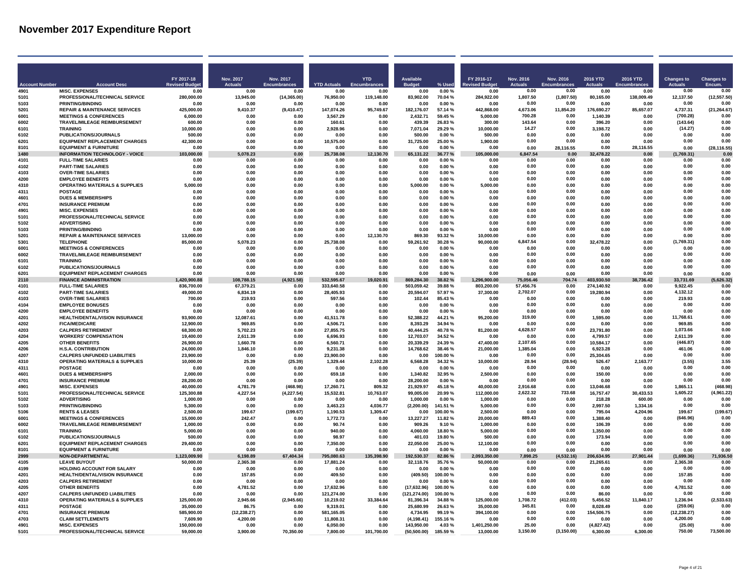# November 2017 Expenditure Report

| Account Number | Account Desc | FY 2017-18 Revised Budget | Nov. 2017 Actuals | Nov. 2017 Encumbrances | YTD Actuals | YTD Encumbrances | Available Budget | % Used | FY 2016-17 Revised Budget | Nov. 2016 Actuals | Nov. 2016 Encumbrances | 2016 YTD Actuals | 2016 YTD Encumbrances | Changes to Actuals | Changes to Encum. |
|---|---|---|---|---|---|---|---|---|---|---|---|---|---|---|---|
| 4901 | MISC. EXPENSES | 0.00 | 0.00 | 0.00 | 0.00 | 0.00 | 0.00 | 0.00 % | 0.00 | 0.00 | 0.00 | 0.00 | 0.00 | 0.00 | 0.00 |
| 5101 | PROFESSIONAL/TECHNICAL SERVICE | 280,000.00 | 13,945.00 | (14,365.00) | 76,950.00 | 119,148.00 | 83,902.00 | 70.04 % | 284,922.00 | 1,807.50 | (1,807.50) | 80,165.00 | 138,009.49 | 12,137.50 | (12,557.50) |
| 5103 | PRINTING/BINDING | 0.00 | 0.00 | 0.00 | 0.00 | 0.00 | 0.00 | 0.00 % | 0.00 | 0.00 | 0.00 | 0.00 | 0.00 | 0.00 | 0.00 |
| 5201 | REPAIR & MAINTENANCE SERVICES | 425,000.00 | 9,410.37 | (9,410.47) | 147,074.26 | 95,749.67 | 182,176.07 | 57.14 % | 442,868.00 | 4,673.06 | 11,854.20 | 176,690.27 | 85,657.07 | 4,737.31 | (21,264.67) |
| 6001 | MEETINGS & CONFERENCES | 6,000.00 | 0.00 | 0.00 | 3,567.29 | 0.00 | 2,432.71 | 59.45 % | 5,000.00 | 700.28 | 0.00 | 1,140.39 | 0.00 | (700.28) | 0.00 |
| 6002 | TRAVEL/MILEAGE REIMBURSEMENT | 600.00 | 0.00 | 0.00 | 160.61 | 0.00 | 439.39 | 26.83 % | 300.00 | 143.64 | 0.00 | 396.20 | 0.00 | (143.64) | 0.00 |
| 6101 | TRAINING | 10,000.00 | 0.00 | 0.00 | 2,928.96 | 0.00 | 7,071.04 | 29.29 % | 10,000.00 | 14.27 | 0.00 | 3,198.72 | 0.00 | (14.27) | 0.00 |
| 6102 | PUBLICATIONS/JOURNALS | 500.00 | 0.00 | 0.00 | 0.00 | 0.00 | 500.00 | 0.00 % | 500.00 | 0.00 | 0.00 | 0.00 | 0.00 | 0.00 | 0.00 |
| 6201 | EQUIPMENT REPLACEMENT CHARGES | 42,300.00 | 0.00 | 0.00 | 10,575.00 | 0.00 | 31,725.00 | 25.00 % | 1,900.00 | 0.00 | 0.00 | 0.00 | 0.00 | 0.00 | 0.00 |
| 8101 | EQUIPMENT & FURNITURE | 0.00 | 0.00 | 0.00 | 0.00 | 0.00 | 0.00 | 0.00 % | 0.00 | 0.00 | 28,116.55 | 0.00 | 28,116.55 | 0.00 | (28,116.55) |
| **1480** | **INFORMATION TECHNOLOGY - VOICE** | **103,000.00** | **5,078.23** | **0.00** | **25,738.08** | **12,130.70** | **65,131.22** | **36.77 %** | **105,000.00** | **6,847.54** | **0.00** | **32,478.22** | **0.00** | **(1,769.31)** | **0.00** |
| 4101 | FULL-TIME SALARIES | 0.00 | 0.00 | 0.00 | 0.00 | 0.00 | 0.00 | 0.00 % | 0.00 | 0.00 | 0.00 | 0.00 | 0.00 | 0.00 | 0.00 |
| 4102 | PART-TIME SALARIES | 0.00 | 0.00 | 0.00 | 0.00 | 0.00 | 0.00 | 0.00 % | 0.00 | 0.00 | 0.00 | 0.00 | 0.00 | 0.00 | 0.00 |
| 4103 | OVER-TIME SALARIES | 0.00 | 0.00 | 0.00 | 0.00 | 0.00 | 0.00 | 0.00 % | 0.00 | 0.00 | 0.00 | 0.00 | 0.00 | 0.00 | 0.00 |
| 4200 | EMPLOYEE BENEFITS | 0.00 | 0.00 | 0.00 | 0.00 | 0.00 | 0.00 | 0.00 % | 0.00 | 0.00 | 0.00 | 0.00 | 0.00 | 0.00 | 0.00 |
| 4310 | OPERATING MATERIALS & SUPPLIES | 5,000.00 | 0.00 | 0.00 | 0.00 | 0.00 | 5,000.00 | 0.00 % | 5,000.00 | 0.00 | 0.00 | 0.00 | 0.00 | 0.00 | 0.00 |
| 4311 | POSTAGE | 0.00 | 0.00 | 0.00 | 0.00 | 0.00 | 0.00 | 0.00 % | 0.00 | 0.00 | 0.00 | 0.00 | 0.00 | 0.00 | 0.00 |
| 4601 | DUES & MEMBERSHIPS | 0.00 | 0.00 | 0.00 | 0.00 | 0.00 | 0.00 | 0.00 % | 0.00 | 0.00 | 0.00 | 0.00 | 0.00 | 0.00 | 0.00 |
| 4701 | INSURANCE PREMIUM | 0.00 | 0.00 | 0.00 | 0.00 | 0.00 | 0.00 | 0.00 % | 0.00 | 0.00 | 0.00 | 0.00 | 0.00 | 0.00 | 0.00 |
| 4901 | MISC. EXPENSES | 0.00 | 0.00 | 0.00 | 0.00 | 0.00 | 0.00 | 0.00 % | 0.00 | 0.00 | 0.00 | 0.00 | 0.00 | 0.00 | 0.00 |
| 5101 | PROFESSIONAL/TECHNICAL SERVICE | 0.00 | 0.00 | 0.00 | 0.00 | 0.00 | 0.00 | 0.00 % | 0.00 | 0.00 | 0.00 | 0.00 | 0.00 | 0.00 | 0.00 |
| 5102 | ADVERTISING | 0.00 | 0.00 | 0.00 | 0.00 | 0.00 | 0.00 | 0.00 % | 0.00 | 0.00 | 0.00 | 0.00 | 0.00 | 0.00 | 0.00 |
| 5103 | PRINTING/BINDING | 0.00 | 0.00 | 0.00 | 0.00 | 0.00 | 0.00 | 0.00 % | 0.00 | 0.00 | 0.00 | 0.00 | 0.00 | 0.00 | 0.00 |
| 5201 | REPAIR & MAINTENANCE SERVICES | 13,000.00 | 0.00 | 0.00 | 0.00 | 12,130.70 | 869.30 | 93.32 % | 10,000.00 | 0.00 | 0.00 | 0.00 | 0.00 | 0.00 | 0.00 |
| 5301 | TELEPHONE | 85,000.00 | 5,078.23 | 0.00 | 25,738.08 | 0.00 | 59,261.92 | 30.28 % | 90,000.00 | 6,847.54 | 0.00 | 32,478.22 | 0.00 | (1,769.31) | 0.00 |
| 6001 | MEETINGS & CONFERENCES | 0.00 | 0.00 | 0.00 | 0.00 | 0.00 | 0.00 | 0.00 % | 0.00 | 0.00 | 0.00 | 0.00 | 0.00 | 0.00 | 0.00 |
| 6002 | TRAVEL/MILEAGE REIMBURSEMENT | 0.00 | 0.00 | 0.00 | 0.00 | 0.00 | 0.00 | 0.00 % | 0.00 | 0.00 | 0.00 | 0.00 | 0.00 | 0.00 | 0.00 |
| 6101 | TRAINING | 0.00 | 0.00 | 0.00 | 0.00 | 0.00 | 0.00 | 0.00 % | 0.00 | 0.00 | 0.00 | 0.00 | 0.00 | 0.00 | 0.00 |
| 6102 | PUBLICATIONS/JOURNALS | 0.00 | 0.00 | 0.00 | 0.00 | 0.00 | 0.00 | 0.00 % | 0.00 | 0.00 | 0.00 | 0.00 | 0.00 | 0.00 | 0.00 |
| 6201 | EQUIPMENT REPLACEMENT CHARGES | 0.00 | 0.00 | 0.00 | 0.00 | 0.00 | 0.00 | 0.00 % | 0.00 | 0.00 | 0.00 | 0.00 | 0.00 | 0.00 | 0.00 |
| **2110** | **FINANCE ADMINISTRATION** | **1,420,900.88** | **108,788.15** | **(4,921.58)** | **532,595.67** | **19,020.91** | **869,284.30** | **38.82 %** | **1,296,900.00** | **75,056.46** | **704.74** | **403,930.50** | **38,736.42** | **33,731.69** | **(5,626.32)** |
| 4101 | FULL-TIME SALARIES | 836,700.00 | 67,379.21 | 0.00 | 333,640.58 | 0.00 | 503,059.42 | 39.88 % | 803,200.00 | 57,456.76 | 0.00 | 274,140.92 | 0.00 | 9,922.45 | 0.00 |
| 4102 | PART-TIME SALARIES | 49,000.00 | 6,834.19 | 0.00 | 28,405.93 | 0.00 | 20,594.07 | 57.97 % | 37,300.00 | 2,702.07 | 0.00 | 19,280.94 | 0.00 | 4,132.12 | 0.00 |
| 4103 | OVER-TIME SALARIES | 700.00 | 219.93 | 0.00 | 597.56 | 0.00 | 102.44 | 85.43 % | 0.00 | 0.00 | 0.00 | 0.00 | 0.00 | 219.93 | 0.00 |
| 4104 | EMPLOYEE BONUSES | 0.00 | 0.00 | 0.00 | 0.00 | 0.00 | 0.00 | 0.00 % | 0.00 | 0.00 | 0.00 | 0.00 | 0.00 | 0.00 | 0.00 |
| 4200 | EMPLOYEE BENEFITS | 0.00 | 0.00 | 0.00 | 0.00 | 0.00 | 0.00 | 0.00 % | 0.00 | 0.00 | 0.00 | 0.00 | 0.00 | 0.00 | 0.00 |
| 4201 | HEALTH/DENTAL/VISION INSURANCE | 93,900.00 | 12,087.61 | 0.00 | 41,511.78 | 0.00 | 52,388.22 | 44.21 % | 95,200.00 | 319.00 | 0.00 | 1,595.00 | 0.00 | 11,768.61 | 0.00 |
| 4202 | FICA/MEDICARE | 12,900.00 | 969.85 | 0.00 | 4,506.71 | 0.00 | 8,393.29 | 34.94 % | 0.00 | 0.00 | 0.00 | 0.00 | 0.00 | 969.85 | 0.00 |
| 4203 | CALPERS RETIREMENT | 68,300.00 | 5,702.23 | 0.00 | 27,855.75 | 0.00 | 40,444.25 | 40.78 % | 81,200.00 | 4,628.57 | 0.00 | 23,791.80 | 0.00 | 1,073.66 | 0.00 |
| 4204 | WORKERS' COMPENSATION | 19,400.00 | 2,611.39 | 0.00 | 6,696.93 | 0.00 | 12,703.07 | 34.52 % | 0.00 | 0.00 | 0.00 | 4,799.57 | 0.00 | 2,611.39 | 0.00 |
| 4205 | OTHER BENEFITS | 26,900.00 | 1,660.78 | 0.00 | 6,560.71 | 0.00 | 20,339.29 | 24.39 % | 47,400.00 | 2,107.65 | 0.00 | 10,584.17 | 0.00 | (446.87) | 0.00 |
| 4206 | H.S.A. CONTRIBUTION | 24,000.00 | 1,846.10 | 0.00 | 9,231.38 | 0.00 | 14,768.62 | 38.46 % | 21,000.00 | 1,385.04 | 0.00 | 6,923.28 | 0.00 | 461.06 | 0.00 |
| 4207 | CALPERS UNFUNDED LIABILITIES | 23,900.00 | 0.00 | 0.00 | 23,900.00 | 0.00 | 0.00 | 100.00 % | 0.00 | 0.00 | 0.00 | 25,304.65 | 0.00 | 0.00 | 0.00 |
| 4310 | OPERATING MATERIALS & SUPPLIES | 10,000.00 | 25.39 | (25.39) | 1,329.44 | 2,102.28 | 6,568.28 | 34.32 % | 10,000.00 | 28.94 | (28.94) | 526.47 | 2,163.77 | (3.55) | 3.55 |
| 4311 | POSTAGE | 0.00 | 0.00 | 0.00 | 0.00 | 0.00 | 0.00 | 0.00 % | 0.00 | 0.00 | 0.00 | 0.00 | 0.00 | 0.00 | 0.00 |
| 4601 | DUES & MEMBERSHIPS | 2,000.00 | 0.00 | 0.00 | 659.18 | 0.00 | 1,340.82 | 32.95 % | 2,500.00 | 0.00 | 0.00 | 150.00 | 0.00 | 0.00 | 0.00 |
| 4701 | INSURANCE PREMIUM | 28,200.00 | 0.00 | 0.00 | 0.00 | 0.00 | 28,200.00 | 0.00 % | 0.00 | 0.00 | 0.00 | 0.00 | 0.00 | 0.00 | 0.00 |
| 4901 | MISC. EXPENSES | 40,000.00 | 4,781.79 | (468.98) | 17,260.71 | 809.32 | 21,929.97 | 45.18 % | 40,000.00 | 2,916.68 | 0.00 | 13,046.68 | 0.00 | 1,865.11 | (468.98) |
| 5101 | PROFESSIONAL/TECHNICAL SERVICE | 125,300.88 | 4,227.54 | (4,227.54) | 15,532.81 | 10,763.07 | 99,005.00 | 20.99 % | 112,000.00 | 2,622.32 | 733.68 | 16,757.47 | 30,433.53 | 1,605.22 | (4,961.22) |
| 5102 | ADVERTISING | 1,000.00 | 0.00 | 0.00 | 0.00 | 0.00 | 1,000.00 | 0.00 % | 1,000.00 | 0.00 | 0.00 | 218.28 | 600.00 | 0.00 | 0.00 |
| 5103 | PRINTING/BINDING | 5,300.00 | 0.00 | 0.00 | 3,463.23 | 4,036.77 | (2,200.00) | 141.51 % | 5,000.00 | 0.00 | 0.00 | 2,997.50 | 1,334.16 | 0.00 | 0.00 |
| 5106 | RENTS & LEASES | 2,500.00 | 199.67 | (199.67) | 1,190.53 | 1,309.47 | 0.00 | 100.00 % | 2,500.00 | 0.00 | 0.00 | 795.04 | 4,204.96 | 199.67 | (199.67) |
| 6001 | MEETINGS & CONFERENCES | 15,000.00 | 242.47 | 0.00 | 1,772.73 | 0.00 | 13,227.27 | 11.82 % | 20,000.00 | 889.43 | 0.00 | 1,388.40 | 0.00 | (646.96) | 0.00 |
| 6002 | TRAVEL/MILEAGE REIMBURSEMENT | 1,000.00 | 0.00 | 0.00 | 90.74 | 0.00 | 909.26 | 9.10 % | 1,000.00 | 0.00 | 0.00 | 106.39 | 0.00 | 0.00 | 0.00 |
| 6101 | TRAINING | 5,000.00 | 0.00 | 0.00 | 940.00 | 0.00 | 4,060.00 | 18.80 % | 5,000.00 | 0.00 | 0.00 | 1,350.00 | 0.00 | 0.00 | 0.00 |
| 6102 | PUBLICATIONS/JOURNALS | 500.00 | 0.00 | 0.00 | 98.97 | 0.00 | 401.03 | 19.80 % | 500.00 | 0.00 | 0.00 | 173.94 | 0.00 | 0.00 | 0.00 |
| 6201 | EQUIPMENT REPLACEMENT CHARGES | 29,400.00 | 0.00 | 0.00 | 7,350.00 | 0.00 | 22,050.00 | 25.00 % | 12,100.00 | 0.00 | 0.00 | 0.00 | 0.00 | 0.00 | 0.00 |
| 8101 | EQUIPMENT & FURNITURE | 0.00 | 0.00 | 0.00 | 0.00 | 0.00 | 0.00 | 0.00 % | 0.00 | 0.00 | 0.00 | 0.00 | 0.00 | 0.00 | 0.00 |
| **2999** | **NON-DEPARTMENTAL** | **1,123,009.90** | **6,198.89** | **67,404.34** | **795,080.63** | **135,398.90** | **192,530.37** | **82.86 %** | **2,093,350.00** | **7,898.25** | **(4,532.16)** | **206,634.95** | **27,901.44** | **(1,699.36)** | **71,936.50** |
| 4105 | LEAVE BUYOUT | 50,000.00 | 2,365.38 | 0.00 | 17,881.24 | 0.00 | 32,118.76 | 35.76 % | 50,000.00 | 0.00 | 0.00 | 21,265.61 | 0.00 | 2,365.38 | 0.00 |
| 4199 | HOLDING ACCOUNT FOR SALARY | 0.00 | 0.00 | 0.00 | 0.00 | 0.00 | 0.00 | 0.00 % | 0.00 | 0.00 | 0.00 | 0.00 | 0.00 | 0.00 | 0.00 |
| 4201 | HEALTH/DENTAL/VISION INSURANCE | 0.00 | 157.85 | 0.00 | 409.50 | 0.00 | (409.50) | 100.00 % | 0.00 | 0.00 | 0.00 | 0.00 | 0.00 | 157.85 | 0.00 |
| 4203 | CALPERS RETIREMENT | 0.00 | 0.00 | 0.00 | 0.00 | 0.00 | 0.00 | 0.00 % | 0.00 | 0.00 | 0.00 | 0.00 | 0.00 | 0.00 | 0.00 |
| 4205 | OTHER BENEFITS | 0.00 | 4,781.52 | 0.00 | 17,632.96 | 0.00 | (17,632.96) | 100.00 % | 0.00 | 0.00 | 0.00 | 0.00 | 0.00 | 4,781.52 | 0.00 |
| 4207 | CALPERS UNFUNDED LIABILITIES | 0.00 | 0.00 | 0.00 | 121,274.00 | 0.00 | (121,274.00) | 100.00 % | 0.00 | 0.00 | 0.00 | 86.00 | 0.00 | 0.00 | 0.00 |
| 4310 | OPERATING MATERIALS & SUPPLIES | 125,000.00 | 2,945.66 | (2,945.66) | 10,219.02 | 33,384.64 | 81,396.34 | 34.88 % | 125,000.00 | 1,708.72 | (412.03) | 5,456.52 | 11,840.17 | 1,236.94 | (2,533.63) |
| 4311 | POSTAGE | 35,000.00 | 86.75 | 0.00 | 9,319.01 | 0.00 | 25,680.99 | 26.63 % | 35,000.00 | 345.81 | 0.00 | 8,028.49 | 0.00 | (259.06) | 0.00 |
| 4701 | INSURANCE PREMIUM | 585,900.00 | (12,238.27) | 0.00 | 581,165.05 | 0.00 | 4,734.95 | 99.19 % | 394,100.00 | 0.00 | 0.00 | 154,506.75 | 0.00 | (12,238.27) | 0.00 |
| 4703 | CLAIM SETTLEMENTS | 7,609.90 | 4,200.00 | 0.00 | 11,808.31 | 0.00 | (4,198.41) | 155.16 % | 0.00 | 0.00 | 0.00 | 0.00 | 0.00 | 4,200.00 | 0.00 |
| 4901 | MISC. EXPENSES | 150,000.00 | 0.00 | 0.00 | 6,050.00 | 0.00 | 143,950.00 | 4.03 % | 1,401,250.00 | 25.00 | 0.00 | (4,827.42) | 0.00 | (25.00) | 0.00 |
| 5101 | PROFESSIONAL/TECHNICAL SERVICE | 59,000.00 | 3,900.00 | 70,350.00 | 7,800.00 | 101,700.00 | (50,500.00) | 185.59 % | 13,000.00 | 3,150.00 | (3,150.00) | 6,300.00 | 6,300.00 | 750.00 | 73,500.00 |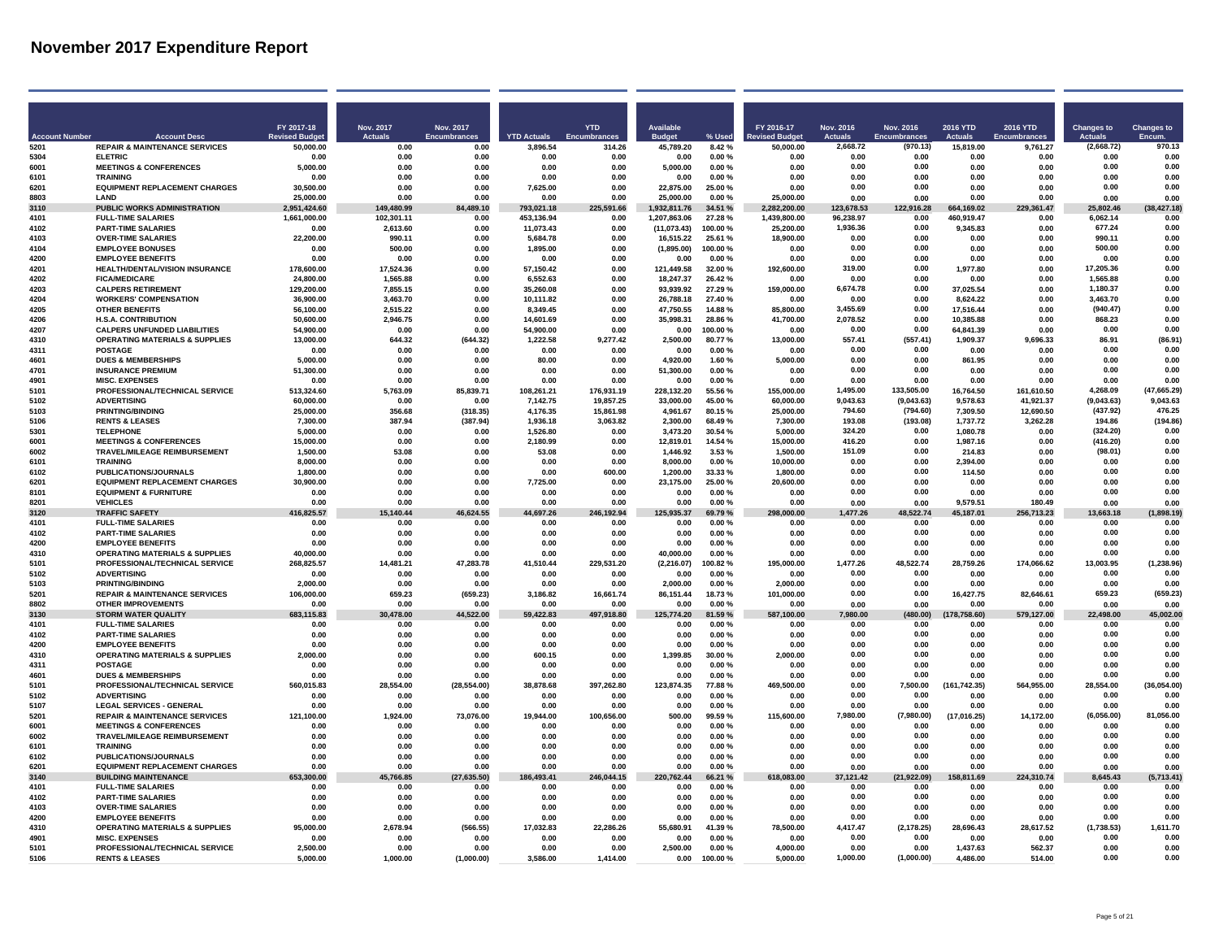# November 2017 Expenditure Report

| Account Number | Account Desc | FY 2017-18 Revised Budget | Nov. 2017 Actuals | Nov. 2017 Encumbrances | YTD Actuals | YTD Encumbrances | Available Budget | % Used | FY 2016-17 Revised Budget | Nov. 2016 Actuals | Nov. 2016 Encumbrances | 2016 YTD Actuals | 2016 YTD Encumbrances | Changes to Actuals | Changes to Encum. |
|---|---|---|---|---|---|---|---|---|---|---|---|---|---|---|---|
| 5201 | REPAIR & MAINTENANCE SERVICES | 50,000.00 | 0.00 | 0.00 | 3,896.54 | 314.26 | 45,789.20 | 8.42 % | 50,000.00 | 2,668.72 | (970.13) | 15,819.00 | 9,761.27 | (2,668.72) | 970.13 |
| 5304 | ELETRIC | 0.00 | 0.00 | 0.00 | 0.00 | 0.00 | 0.00 | 0.00 % | 0.00 | 0.00 | 0.00 | 0.00 | 0.00 | 0.00 | 0.00 |
| 6001 | MEETINGS & CONFERENCES | 5,000.00 | 0.00 | 0.00 | 0.00 | 0.00 | 5,000.00 | 0.00 % | 0.00 | 0.00 | 0.00 | 0.00 | 0.00 | 0.00 | 0.00 |
| 6101 | TRAINING | 0.00 | 0.00 | 0.00 | 0.00 | 0.00 | 0.00 | 0.00 % | 0.00 | 0.00 | 0.00 | 0.00 | 0.00 | 0.00 | 0.00 |
| 6201 | EQUIPMENT REPLACEMENT CHARGES | 30,500.00 | 0.00 | 0.00 | 7,625.00 | 0.00 | 22,875.00 | 25.00 % | 0.00 | 0.00 | 0.00 | 0.00 | 0.00 | 0.00 | 0.00 |
| 8803 | LAND | 25,000.00 | 0.00 | 0.00 | 0.00 | 0.00 | 25,000.00 | 0.00 % | 25,000.00 | 0.00 | 0.00 | 0.00 | 0.00 | 0.00 | 0.00 |
| **3110** | **PUBLIC WORKS ADMINISTRATION** | **2,951,424.60** | **149,480.99** | **84,489.10** | **793,021.18** | **225,591.66** | **1,932,811.76** | **34.51 %** | **2,282,200.00** | **123,678.53** | **122,916.28** | **664,169.02** | **229,361.47** | **25,802.46** | **(38,427.18)** |
| 4101 | FULL-TIME SALARIES | 1,661,000.00 | 102,301.11 | 0.00 | 453,136.94 | 0.00 | 1,207,863.06 | 27.28 % | 1,439,800.00 | 96,238.97 | 0.00 | 460,919.47 | 0.00 | 6,062.14 | 0.00 |
| 4102 | PART-TIME SALARIES | 0.00 | 2,613.60 | 0.00 | 11,073.43 | 0.00 | (11,073.43) | 100.00 % | 25,200.00 | 1,936.36 | 0.00 | 9,345.83 | 0.00 | 677.24 | 0.00 |
| 4103 | OVER-TIME SALARIES | 22,200.00 | 990.11 | 0.00 | 5,684.78 | 0.00 | 16,515.22 | 25.61 % | 18,900.00 | 0.00 | 0.00 | 0.00 | 0.00 | 990.11 | 0.00 |
| 4104 | EMPLOYEE BONUSES | 0.00 | 500.00 | 0.00 | 1,895.00 | 0.00 | (1,895.00) | 100.00 % | 0.00 | 0.00 | 0.00 | 0.00 | 0.00 | 500.00 | 0.00 |
| 4200 | EMPLOYEE BENEFITS | 0.00 | 0.00 | 0.00 | 0.00 | 0.00 | 0.00 | 0.00 % | 0.00 | 0.00 | 0.00 | 0.00 | 0.00 | 0.00 | 0.00 |
| 4201 | HEALTH/DENTAL/VISION INSURANCE | 178,600.00 | 17,524.36 | 0.00 | 57,150.42 | 0.00 | 121,449.58 | 32.00 % | 192,600.00 | 319.00 | 0.00 | 1,977.80 | 0.00 | 17,205.36 | 0.00 |
| 4202 | FICA/MEDICARE | 24,800.00 | 1,565.88 | 0.00 | 6,552.63 | 0.00 | 18,247.37 | 26.42 % | 0.00 | 0.00 | 0.00 | 0.00 | 0.00 | 1,565.88 | 0.00 |
| 4203 | CALPERS RETIREMENT | 129,200.00 | 7,855.15 | 0.00 | 35,260.08 | 0.00 | 93,939.92 | 27.29 % | 159,000.00 | 6,674.78 | 0.00 | 37,025.54 | 0.00 | 1,180.37 | 0.00 |
| 4204 | WORKERS' COMPENSATION | 36,900.00 | 3,463.70 | 0.00 | 10,111.82 | 0.00 | 26,788.18 | 27.40 % | 0.00 | 0.00 | 0.00 | 8,624.22 | 0.00 | 3,463.70 | 0.00 |
| 4205 | OTHER BENEFITS | 56,100.00 | 2,515.22 | 0.00 | 8,349.45 | 0.00 | 47,750.55 | 14.88 % | 85,800.00 | 3,455.69 | 0.00 | 17,516.44 | 0.00 | (940.47) | 0.00 |
| 4206 | H.S.A. CONTRIBUTION | 50,600.00 | 2,946.75 | 0.00 | 14,601.69 | 0.00 | 35,998.31 | 28.86 % | 41,700.00 | 2,078.52 | 0.00 | 10,385.88 | 0.00 | 868.23 | 0.00 |
| 4207 | CALPERS UNFUNDED LIABILITIES | 54,900.00 | 0.00 | 0.00 | 54,900.00 | 0.00 | 0.00 | 100.00 % | 0.00 | 0.00 | 0.00 | 64,841.39 | 0.00 | 0.00 | 0.00 |
| 4310 | OPERATING MATERIALS & SUPPLIES | 13,000.00 | 644.32 | (644.32) | 1,222.58 | 9,277.42 | 2,500.00 | 80.77 % | 13,000.00 | 557.41 | (557.41) | 1,909.37 | 9,696.33 | 86.91 | (86.91) |
| 4311 | POSTAGE | 0.00 | 0.00 | 0.00 | 0.00 | 0.00 | 0.00 | 0.00 % | 0.00 | 0.00 | 0.00 | 0.00 | 0.00 | 0.00 | 0.00 |
| 4601 | DUES & MEMBERSHIPS | 5,000.00 | 0.00 | 0.00 | 80.00 | 0.00 | 4,920.00 | 1.60 % | 5,000.00 | 0.00 | 0.00 | 861.95 | 0.00 | 0.00 | 0.00 |
| 4701 | INSURANCE PREMIUM | 51,300.00 | 0.00 | 0.00 | 0.00 | 0.00 | 51,300.00 | 0.00 % | 0.00 | 0.00 | 0.00 | 0.00 | 0.00 | 0.00 | 0.00 |
| 4901 | MISC. EXPENSES | 0.00 | 0.00 | 0.00 | 0.00 | 0.00 | 0.00 | 0.00 % | 0.00 | 0.00 | 0.00 | 0.00 | 0.00 | 0.00 | 0.00 |
| 5101 | PROFESSIONAL/TECHNICAL SERVICE | 513,324.60 | 5,763.09 | 85,839.71 | 108,261.21 | 176,931.19 | 228,132.20 | 55.56 % | 155,000.00 | 1,495.00 | 133,505.00 | 16,764.50 | 161,610.50 | 4,268.09 | (47,665.29) |
| 5102 | ADVERTISING | 60,000.00 | 0.00 | 0.00 | 7,142.75 | 19,857.25 | 33,000.00 | 45.00 % | 60,000.00 | 9,043.63 | (9,043.63) | 9,578.63 | 41,921.37 | (9,043.63) | 9,043.63 |
| 5103 | PRINTING/BINDING | 25,000.00 | 356.68 | (318.35) | 4,176.35 | 15,861.98 | 4,961.67 | 80.15 % | 25,000.00 | 794.60 | (794.60) | 7,309.50 | 12,690.50 | (437.92) | 476.25 |
| 5106 | RENTS & LEASES | 7,300.00 | 387.94 | (387.94) | 1,936.18 | 3,063.82 | 2,300.00 | 68.49 % | 7,300.00 | 193.08 | (193.08) | 1,737.72 | 3,262.28 | 194.86 | (194.86) |
| 5301 | TELEPHONE | 5,000.00 | 0.00 | 0.00 | 1,526.80 | 0.00 | 3,473.20 | 30.54 % | 5,000.00 | 324.20 | 0.00 | 1,080.78 | 0.00 | (324.20) | 0.00 |
| 6001 | MEETINGS & CONFERENCES | 15,000.00 | 0.00 | 0.00 | 2,180.99 | 0.00 | 12,819.01 | 14.54 % | 15,000.00 | 416.20 | 0.00 | 1,987.16 | 0.00 | (416.20) | 0.00 |
| 6002 | TRAVEL/MILEAGE REIMBURSEMENT | 1,500.00 | 53.08 | 0.00 | 53.08 | 0.00 | 1,446.92 | 3.53 % | 1,500.00 | 151.09 | 0.00 | 214.83 | 0.00 | (98.01) | 0.00 |
| 6101 | TRAINING | 8,000.00 | 0.00 | 0.00 | 0.00 | 0.00 | 8,000.00 | 0.00 % | 10,000.00 | 0.00 | 0.00 | 2,394.00 | 0.00 | 0.00 | 0.00 |
| 6102 | PUBLICATIONS/JOURNALS | 1,800.00 | 0.00 | 0.00 | 0.00 | 600.00 | 1,200.00 | 33.33 % | 1,800.00 | 0.00 | 0.00 | 114.50 | 0.00 | 0.00 | 0.00 |
| 6201 | EQUIPMENT REPLACEMENT CHARGES | 30,900.00 | 0.00 | 0.00 | 7,725.00 | 0.00 | 23,175.00 | 25.00 % | 20,600.00 | 0.00 | 0.00 | 0.00 | 0.00 | 0.00 | 0.00 |
| 8101 | EQUIPMENT & FURNITURE | 0.00 | 0.00 | 0.00 | 0.00 | 0.00 | 0.00 | 0.00 % | 0.00 | 0.00 | 0.00 | 0.00 | 0.00 | 0.00 | 0.00 |
| 8201 | VEHICLES | 0.00 | 0.00 | 0.00 | 0.00 | 0.00 | 0.00 | 0.00 % | 0.00 | 0.00 | 0.00 | 9,579.51 | 180.49 | 0.00 | 0.00 |
| **3120** | **TRAFFIC SAFETY** | **416,825.57** | **15,140.44** | **46,624.55** | **44,697.26** | **246,192.94** | **125,935.37** | **69.79 %** | **298,000.00** | **1,477.26** | **48,522.74** | **45,187.01** | **256,713.23** | **13,663.18** | **(1,898.19)** |
| 4101 | FULL-TIME SALARIES | 0.00 | 0.00 | 0.00 | 0.00 | 0.00 | 0.00 | 0.00 % | 0.00 | 0.00 | 0.00 | 0.00 | 0.00 | 0.00 | 0.00 |
| 4102 | PART-TIME SALARIES | 0.00 | 0.00 | 0.00 | 0.00 | 0.00 | 0.00 | 0.00 % | 0.00 | 0.00 | 0.00 | 0.00 | 0.00 | 0.00 | 0.00 |
| 4200 | EMPLOYEE BENEFITS | 0.00 | 0.00 | 0.00 | 0.00 | 0.00 | 0.00 | 0.00 % | 0.00 | 0.00 | 0.00 | 0.00 | 0.00 | 0.00 | 0.00 |
| 4310 | OPERATING MATERIALS & SUPPLIES | 40,000.00 | 0.00 | 0.00 | 0.00 | 0.00 | 40,000.00 | 0.00 % | 0.00 | 0.00 | 0.00 | 0.00 | 0.00 | 0.00 | 0.00 |
| 5101 | PROFESSIONAL/TECHNICAL SERVICE | 268,825.57 | 14,481.21 | 47,283.78 | 41,510.44 | 229,531.20 | (2,216.07) | 100.82 % | 195,000.00 | 1,477.26 | 48,522.74 | 28,759.26 | 174,066.62 | 13,003.95 | (1,238.96) |
| 5102 | ADVERTISING | 0.00 | 0.00 | 0.00 | 0.00 | 0.00 | 0.00 | 0.00 % | 0.00 | 0.00 | 0.00 | 0.00 | 0.00 | 0.00 | 0.00 |
| 5103 | PRINTING/BINDING | 2,000.00 | 0.00 | 0.00 | 0.00 | 0.00 | 2,000.00 | 0.00 % | 2,000.00 | 0.00 | 0.00 | 0.00 | 0.00 | 0.00 | 0.00 |
| 5201 | REPAIR & MAINTENANCE SERVICES | 106,000.00 | 659.23 | (659.23) | 3,186.82 | 16,661.74 | 86,151.44 | 18.73 % | 101,000.00 | 0.00 | 0.00 | 16,427.75 | 82,646.61 | 659.23 | (659.23) |
| 8802 | OTHER IMPROVEMENTS | 0.00 | 0.00 | 0.00 | 0.00 | 0.00 | 0.00 | 0.00 % | 0.00 | 0.00 | 0.00 | 0.00 | 0.00 | 0.00 | 0.00 |
| **3130** | **STORM WATER QUALITY** | **683,115.83** | **30,478.00** | **44,522.00** | **59,422.83** | **497,918.80** | **125,774.20** | **81.59 %** | **587,100.00** | **7,980.00** | **(480.00)** | **(178,758.60)** | **579,127.00** | **22,498.00** | **45,002.00** |
| 4101 | FULL-TIME SALARIES | 0.00 | 0.00 | 0.00 | 0.00 | 0.00 | 0.00 | 0.00 % | 0.00 | 0.00 | 0.00 | 0.00 | 0.00 | 0.00 | 0.00 |
| 4102 | PART-TIME SALARIES | 0.00 | 0.00 | 0.00 | 0.00 | 0.00 | 0.00 | 0.00 % | 0.00 | 0.00 | 0.00 | 0.00 | 0.00 | 0.00 | 0.00 |
| 4200 | EMPLOYEE BENEFITS | 0.00 | 0.00 | 0.00 | 0.00 | 0.00 | 0.00 | 0.00 % | 0.00 | 0.00 | 0.00 | 0.00 | 0.00 | 0.00 | 0.00 |
| 4310 | OPERATING MATERIALS & SUPPLIES | 2,000.00 | 0.00 | 0.00 | 600.15 | 0.00 | 1,399.85 | 30.00 % | 2,000.00 | 0.00 | 0.00 | 0.00 | 0.00 | 0.00 | 0.00 |
| 4311 | POSTAGE | 0.00 | 0.00 | 0.00 | 0.00 | 0.00 | 0.00 | 0.00 % | 0.00 | 0.00 | 0.00 | 0.00 | 0.00 | 0.00 | 0.00 |
| 4601 | DUES & MEMBERSHIPS | 0.00 | 0.00 | 0.00 | 0.00 | 0.00 | 0.00 | 0.00 % | 0.00 | 0.00 | 0.00 | 0.00 | 0.00 | 0.00 | 0.00 |
| 5101 | PROFESSIONAL/TECHNICAL SERVICE | 560,015.83 | 28,554.00 | (28,554.00) | 38,878.68 | 397,262.80 | 123,874.35 | 77.88 % | 469,500.00 | 0.00 | 7,500.00 | (161,742.35) | 564,955.00 | 28,554.00 | (36,054.00) |
| 5102 | ADVERTISING | 0.00 | 0.00 | 0.00 | 0.00 | 0.00 | 0.00 | 0.00 % | 0.00 | 0.00 | 0.00 | 0.00 | 0.00 | 0.00 | 0.00 |
| 5107 | LEGAL SERVICES - GENERAL | 0.00 | 0.00 | 0.00 | 0.00 | 0.00 | 0.00 | 0.00 % | 0.00 | 0.00 | 0.00 | 0.00 | 0.00 | 0.00 | 0.00 |
| 5201 | REPAIR & MAINTENANCE SERVICES | 121,100.00 | 1,924.00 | 73,076.00 | 19,944.00 | 100,656.00 | 500.00 | 99.59 % | 115,600.00 | 7,980.00 | (7,980.00) | (17,016.25) | 14,172.00 | (6,056.00) | 81,056.00 |
| 6001 | MEETINGS & CONFERENCES | 0.00 | 0.00 | 0.00 | 0.00 | 0.00 | 0.00 | 0.00 % | 0.00 | 0.00 | 0.00 | 0.00 | 0.00 | 0.00 | 0.00 |
| 6002 | TRAVEL/MILEAGE REIMBURSEMENT | 0.00 | 0.00 | 0.00 | 0.00 | 0.00 | 0.00 | 0.00 % | 0.00 | 0.00 | 0.00 | 0.00 | 0.00 | 0.00 | 0.00 |
| 6101 | TRAINING | 0.00 | 0.00 | 0.00 | 0.00 | 0.00 | 0.00 | 0.00 % | 0.00 | 0.00 | 0.00 | 0.00 | 0.00 | 0.00 | 0.00 |
| 6102 | PUBLICATIONS/JOURNALS | 0.00 | 0.00 | 0.00 | 0.00 | 0.00 | 0.00 | 0.00 % | 0.00 | 0.00 | 0.00 | 0.00 | 0.00 | 0.00 | 0.00 |
| 6201 | EQUIPMENT REPLACEMENT CHARGES | 0.00 | 0.00 | 0.00 | 0.00 | 0.00 | 0.00 | 0.00 % | 0.00 | 0.00 | 0.00 | 0.00 | 0.00 | 0.00 | 0.00 |
| **3140** | **BUILDING MAINTENANCE** | **653,300.00** | **45,766.85** | **(27,635.50)** | **186,493.41** | **246,044.15** | **220,762.44** | **66.21 %** | **618,083.00** | **37,121.42** | **(21,922.09)** | **158,811.69** | **224,310.74** | **8,645.43** | **(5,713.41)** |
| 4101 | FULL-TIME SALARIES | 0.00 | 0.00 | 0.00 | 0.00 | 0.00 | 0.00 | 0.00 % | 0.00 | 0.00 | 0.00 | 0.00 | 0.00 | 0.00 | 0.00 |
| 4102 | PART-TIME SALARIES | 0.00 | 0.00 | 0.00 | 0.00 | 0.00 | 0.00 | 0.00 % | 0.00 | 0.00 | 0.00 | 0.00 | 0.00 | 0.00 | 0.00 |
| 4103 | OVER-TIME SALARIES | 0.00 | 0.00 | 0.00 | 0.00 | 0.00 | 0.00 | 0.00 % | 0.00 | 0.00 | 0.00 | 0.00 | 0.00 | 0.00 | 0.00 |
| 4200 | EMPLOYEE BENEFITS | 0.00 | 0.00 | 0.00 | 0.00 | 0.00 | 0.00 | 0.00 % | 0.00 | 0.00 | 0.00 | 0.00 | 0.00 | 0.00 | 0.00 |
| 4310 | OPERATING MATERIALS & SUPPLIES | 95,000.00 | 2,678.94 | (566.55) | 17,032.83 | 22,286.26 | 55,680.91 | 41.39 % | 78,500.00 | 4,417.47 | (2,178.25) | 28,696.43 | 28,617.52 | (1,738.53) | 1,611.70 |
| 4901 | MISC. EXPENSES | 0.00 | 0.00 | 0.00 | 0.00 | 0.00 | 0.00 | 0.00 % | 0.00 | 0.00 | 0.00 | 0.00 | 0.00 | 0.00 | 0.00 |
| 5101 | PROFESSIONAL/TECHNICAL SERVICE | 2,500.00 | 0.00 | 0.00 | 0.00 | 0.00 | 2,500.00 | 0.00 % | 4,000.00 | 0.00 | 0.00 | 1,437.63 | 562.37 | 0.00 | 0.00 |
| 5106 | RENTS & LEASES | 5,000.00 | 1,000.00 | (1,000.00) | 3,586.00 | 1,414.00 | 0.00 | 100.00 % | 5,000.00 | 1,000.00 | (1,000.00) | 4,486.00 | 514.00 | 0.00 | 0.00 |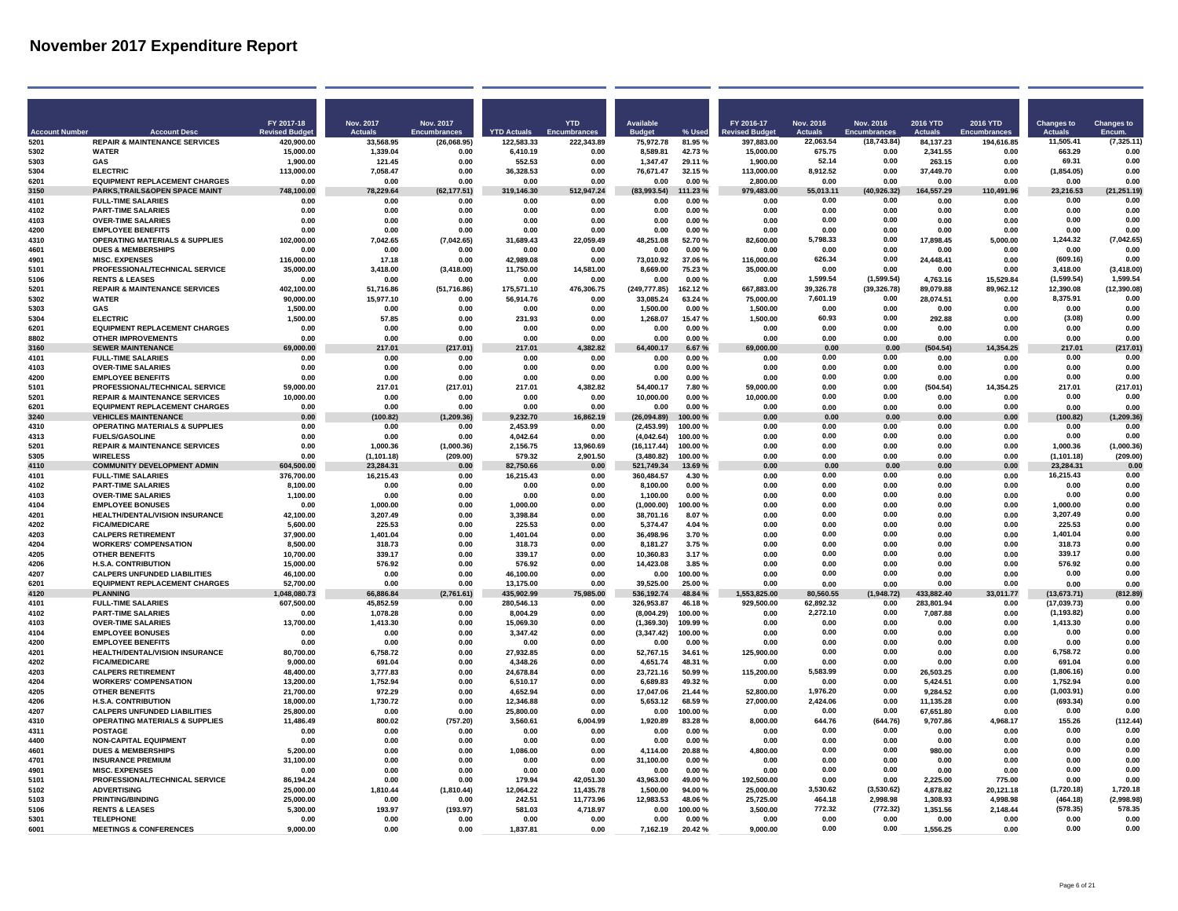# November 2017 Expenditure Report

| Account Number | Account Desc | FY 2017-18 Revised Budget | Nov. 2017 Actuals | Nov. 2017 Encumbrances | YTD Actuals | YTD Encumbrances | Available Budget | % Used | FY 2016-17 Revised Budget | Nov. 2016 Actuals | Nov. 2016 Encumbrances | 2016 YTD Actuals | 2016 YTD Encumbrances | Changes to Actuals | Changes to Encum. |
|---|---|---|---|---|---|---|---|---|---|---|---|---|---|---|---|
| 5201 | REPAIR & MAINTENANCE SERVICES | 420,900.00 | 33,568.95 | (26,068.95) | 122,583.33 | 222,343.89 | 75,972.78 | 81.95 % | 397,883.00 | 22,063.54 | (18,743.84) | 84,137.23 | 194,616.85 | 11,505.41 | (7,325.11) |
| 5302 | WATER | 15,000.00 | 1,339.04 | 0.00 | 6,410.19 | 0.00 | 8,589.81 | 42.73 % | 15,000.00 | 675.75 | 0.00 | 2,341.55 | 0.00 | 663.29 | 0.00 |
| 5303 | GAS | 1,900.00 | 121.45 | 0.00 | 552.53 | 0.00 | 1,347.47 | 29.11 % | 1,900.00 | 52.14 | 0.00 | 263.15 | 0.00 | 69.31 | 0.00 |
| 5304 | ELECTRIC | 113,000.00 | 7,058.47 | 0.00 | 36,328.53 | 0.00 | 76,671.47 | 32.15 % | 113,000.00 | 8,912.52 | 0.00 | 37,449.70 | 0.00 | (1,854.05) | 0.00 |
| 6201 | EQUIPMENT REPLACEMENT CHARGES | 0.00 | 0.00 | 0.00 | 0.00 | 0.00 | 0.00 | 0.00 % | 2,800.00 | 0.00 | 0.00 | 0.00 | 0.00 | 0.00 | 0.00 |
| **3150** | **PARKS,TRAILS&OPEN SPACE MAINT** | **748,100.00** | **78,229.64** | **(62,177.51)** | **319,146.30** | **512,947.24** | **(83,993.54)** | **111.23 %** | **979,483.00** | **55,013.11** | **(40,926.32)** | **164,557.29** | **110,491.96** | **23,216.53** | **(21,251.19)** |
| 4101 | FULL-TIME SALARIES | 0.00 | 0.00 | 0.00 | 0.00 | 0.00 | 0.00 | 0.00 % | 0.00 | 0.00 | 0.00 | 0.00 | 0.00 | 0.00 | 0.00 |
| 4102 | PART-TIME SALARIES | 0.00 | 0.00 | 0.00 | 0.00 | 0.00 | 0.00 | 0.00 % | 0.00 | 0.00 | 0.00 | 0.00 | 0.00 | 0.00 | 0.00 |
| 4103 | OVER-TIME SALARIES | 0.00 | 0.00 | 0.00 | 0.00 | 0.00 | 0.00 | 0.00 % | 0.00 | 0.00 | 0.00 | 0.00 | 0.00 | 0.00 | 0.00 |
| 4200 | EMPLOYEE BENEFITS | 0.00 | 0.00 | 0.00 | 0.00 | 0.00 | 0.00 | 0.00 % | 0.00 | 0.00 | 0.00 | 0.00 | 0.00 | 0.00 | 0.00 |
| 4310 | OPERATING MATERIALS & SUPPLIES | 102,000.00 | 7,042.65 | (7,042.65) | 31,689.43 | 22,059.49 | 48,251.08 | 52.70 % | 82,600.00 | 5,798.33 | 0.00 | 17,898.45 | 5,000.00 | 1,244.32 | (7,042.65) |
| 4601 | DUES & MEMBERSHIPS | 0.00 | 0.00 | 0.00 | 0.00 | 0.00 | 0.00 | 0.00 % | 0.00 | 0.00 | 0.00 | 0.00 | 0.00 | 0.00 | 0.00 |
| 4901 | MISC. EXPENSES | 116,000.00 | 17.18 | 0.00 | 42,989.08 | 0.00 | 73,010.92 | 37.06 % | 116,000.00 | 626.34 | 0.00 | 24,448.41 | 0.00 | (609.16) | 0.00 |
| 5101 | PROFESSIONAL/TECHNICAL SERVICE | 35,000.00 | 3,418.00 | (3,418.00) | 11,750.00 | 14,581.00 | 8,669.00 | 75.23 % | 35,000.00 | 0.00 | 0.00 | 0.00 | 0.00 | 3,418.00 | (3,418.00) |
| 5106 | RENTS & LEASES | 0.00 | 0.00 | 0.00 | 0.00 | 0.00 | 0.00 | 0.00 % | 0.00 | 1,599.54 | (1,599.54) | 4,763.16 | 15,529.84 | (1,599.54) | 1,599.54 |
| 5201 | REPAIR & MAINTENANCE SERVICES | 402,100.00 | 51,716.86 | (51,716.86) | 175,571.10 | 476,306.75 | (249,777.85) | 162.12 % | 667,883.00 | 39,326.78 | (39,326.78) | 89,079.88 | 89,962.12 | 12,390.08 | (12,390.08) |
| 5302 | WATER | 90,000.00 | 15,977.10 | 0.00 | 56,914.76 | 0.00 | 33,085.24 | 63.24 % | 75,000.00 | 7,601.19 | 0.00 | 28,074.51 | 0.00 | 8,375.91 | 0.00 |
| 5303 | GAS | 1,500.00 | 0.00 | 0.00 | 0.00 | 0.00 | 1,500.00 | 0.00 % | 1,500.00 | 0.00 | 0.00 | 0.00 | 0.00 | 0.00 | 0.00 |
| 5304 | ELECTRIC | 1,500.00 | 57.85 | 0.00 | 231.93 | 0.00 | 1,268.07 | 15.47 % | 1,500.00 | 60.93 | 0.00 | 292.88 | 0.00 | (3.08) | 0.00 |
| 6201 | EQUIPMENT REPLACEMENT CHARGES | 0.00 | 0.00 | 0.00 | 0.00 | 0.00 | 0.00 | 0.00 % | 0.00 | 0.00 | 0.00 | 0.00 | 0.00 | 0.00 | 0.00 |
| 8802 | OTHER IMPROVEMENTS | 0.00 | 0.00 | 0.00 | 0.00 | 0.00 | 0.00 | 0.00 % | 0.00 | 0.00 | 0.00 | 0.00 | 0.00 | 0.00 | 0.00 |
| **3160** | **SEWER MAINTENANCE** | **69,000.00** | **217.01** | **(217.01)** | **217.01** | **4,382.82** | **64,400.17** | **6.67 %** | **69,000.00** | **0.00** | **0.00** | **(504.54)** | **14,354.25** | **217.01** | **(217.01)** |
| 4101 | FULL-TIME SALARIES | 0.00 | 0.00 | 0.00 | 0.00 | 0.00 | 0.00 | 0.00 % | 0.00 | 0.00 | 0.00 | 0.00 | 0.00 | 0.00 | 0.00 |
| 4103 | OVER-TIME SALARIES | 0.00 | 0.00 | 0.00 | 0.00 | 0.00 | 0.00 | 0.00 % | 0.00 | 0.00 | 0.00 | 0.00 | 0.00 | 0.00 | 0.00 |
| 4200 | EMPLOYEE BENEFITS | 0.00 | 0.00 | 0.00 | 0.00 | 0.00 | 0.00 | 0.00 % | 0.00 | 0.00 | 0.00 | 0.00 | 0.00 | 0.00 | 0.00 |
| 5101 | PROFESSIONAL/TECHNICAL SERVICE | 59,000.00 | 217.01 | (217.01) | 217.01 | 4,382.82 | 54,400.17 | 7.80 % | 59,000.00 | 0.00 | 0.00 | (504.54) | 14,354.25 | 217.01 | (217.01) |
| 5201 | REPAIR & MAINTENANCE SERVICES | 10,000.00 | 0.00 | 0.00 | 0.00 | 0.00 | 10,000.00 | 0.00 % | 10,000.00 | 0.00 | 0.00 | 0.00 | 0.00 | 0.00 | 0.00 |
| 6201 | EQUIPMENT REPLACEMENT CHARGES | 0.00 | 0.00 | 0.00 | 0.00 | 0.00 | 0.00 | 0.00 % | 0.00 | 0.00 | 0.00 | 0.00 | 0.00 | 0.00 | 0.00 |
| **3240** | **VEHICLES MAINTENANCE** | **0.00** | **(100.82)** | **(1,209.36)** | **9,232.70** | **16,862.19** | **(26,094.89)** | **100.00 %** | **0.00** | **0.00** | **0.00** | **0.00** | **0.00** | **(100.82)** | **(1,209.36)** |
| 4310 | OPERATING MATERIALS & SUPPLIES | 0.00 | 0.00 | 0.00 | 2,453.99 | 0.00 | (2,453.99) | 100.00 % | 0.00 | 0.00 | 0.00 | 0.00 | 0.00 | 0.00 | 0.00 |
| 4313 | FUELS/GASOLINE | 0.00 | 0.00 | 0.00 | 4,042.64 | 0.00 | (4,042.64) | 100.00 % | 0.00 | 0.00 | 0.00 | 0.00 | 0.00 | 0.00 | 0.00 |
| 5201 | REPAIR & MAINTENANCE SERVICES | 0.00 | 1,000.36 | (1,000.36) | 2,156.75 | 13,960.69 | (16,117.44) | 100.00 % | 0.00 | 0.00 | 0.00 | 0.00 | 0.00 | 1,000.36 | (1,000.36) |
| 5305 | WIRELESS | 0.00 | (1,101.18) | (209.00) | 579.32 | 2,901.50 | (3,480.82) | 100.00 % | 0.00 | 0.00 | 0.00 | 0.00 | 0.00 | (1,101.18) | (209.00) |
| **4110** | **COMMUNITY DEVELOPMENT ADMIN** | **604,500.00** | **23,284.31** | **0.00** | **82,750.66** | **0.00** | **521,749.34** | **13.69 %** | **0.00** | **0.00** | **0.00** | **0.00** | **0.00** | **23,284.31** | **0.00** |
| 4101 | FULL-TIME SALARIES | 376,700.00 | 16,215.43 | 0.00 | 16,215.43 | 0.00 | 360,484.57 | 4.30 % | 0.00 | 0.00 | 0.00 | 0.00 | 0.00 | 16,215.43 | 0.00 |
| 4102 | PART-TIME SALARIES | 8,100.00 | 0.00 | 0.00 | 0.00 | 0.00 | 8,100.00 | 0.00 % | 0.00 | 0.00 | 0.00 | 0.00 | 0.00 | 0.00 | 0.00 |
| 4103 | OVER-TIME SALARIES | 1,100.00 | 0.00 | 0.00 | 0.00 | 0.00 | 1,100.00 | 0.00 % | 0.00 | 0.00 | 0.00 | 0.00 | 0.00 | 0.00 | 0.00 |
| 4104 | EMPLOYEE BONUSES | 0.00 | 1,000.00 | 0.00 | 1,000.00 | 0.00 | (1,000.00) | 100.00 % | 0.00 | 0.00 | 0.00 | 0.00 | 0.00 | 1,000.00 | 0.00 |
| 4201 | HEALTH/DENTAL/VISION INSURANCE | 42,100.00 | 3,207.49 | 0.00 | 3,398.84 | 0.00 | 38,701.16 | 8.07 % | 0.00 | 0.00 | 0.00 | 0.00 | 0.00 | 3,207.49 | 0.00 |
| 4202 | FICA/MEDICARE | 5,600.00 | 225.53 | 0.00 | 225.53 | 0.00 | 5,374.47 | 4.04 % | 0.00 | 0.00 | 0.00 | 0.00 | 0.00 | 225.53 | 0.00 |
| 4203 | CALPERS RETIREMENT | 37,900.00 | 1,401.04 | 0.00 | 1,401.04 | 0.00 | 36,498.96 | 3.70 % | 0.00 | 0.00 | 0.00 | 0.00 | 0.00 | 1,401.04 | 0.00 |
| 4204 | WORKERS' COMPENSATION | 8,500.00 | 318.73 | 0.00 | 318.73 | 0.00 | 8,181.27 | 3.75 % | 0.00 | 0.00 | 0.00 | 0.00 | 0.00 | 318.73 | 0.00 |
| 4205 | OTHER BENEFITS | 10,700.00 | 339.17 | 0.00 | 339.17 | 0.00 | 10,360.83 | 3.17 % | 0.00 | 0.00 | 0.00 | 0.00 | 0.00 | 339.17 | 0.00 |
| 4206 | H.S.A. CONTRIBUTION | 15,000.00 | 576.92 | 0.00 | 576.92 | 0.00 | 14,423.08 | 3.85 % | 0.00 | 0.00 | 0.00 | 0.00 | 0.00 | 576.92 | 0.00 |
| 4207 | CALPERS UNFUNDED LIABILITIES | 46,100.00 | 0.00 | 0.00 | 46,100.00 | 0.00 | 0.00 | 100.00 % | 0.00 | 0.00 | 0.00 | 0.00 | 0.00 | 0.00 | 0.00 |
| 6201 | EQUIPMENT REPLACEMENT CHARGES | 52,700.00 | 0.00 | 0.00 | 13,175.00 | 0.00 | 39,525.00 | 25.00 % | 0.00 | 0.00 | 0.00 | 0.00 | 0.00 | 0.00 | 0.00 |
| **4120** | **PLANNING** | **1,048,080.73** | **66,886.84** | **(2,761.61)** | **435,902.99** | **75,985.00** | **536,192.74** | **48.84 %** | **1,553,825.00** | **80,560.55** | **(1,948.72)** | **433,882.40** | **33,011.77** | **(13,673.71)** | **(812.89)** |
| 4101 | FULL-TIME SALARIES | 607,500.00 | 45,852.59 | 0.00 | 280,546.13 | 0.00 | 326,953.87 | 46.18 % | 929,500.00 | 62,892.32 | 0.00 | 283,801.94 | 0.00 | (17,039.73) | 0.00 |
| 4102 | PART-TIME SALARIES | 0.00 | 1,078.28 | 0.00 | 8,004.29 | 0.00 | (8,004.29) | 100.00 % | 0.00 | 2,272.10 | 0.00 | 7,087.88 | 0.00 | (1,193.82) | 0.00 |
| 4103 | OVER-TIME SALARIES | 13,700.00 | 1,413.30 | 0.00 | 15,069.30 | 0.00 | (1,369.30) | 109.99 % | 0.00 | 0.00 | 0.00 | 0.00 | 0.00 | 1,413.30 | 0.00 |
| 4104 | EMPLOYEE BONUSES | 0.00 | 0.00 | 0.00 | 3,347.42 | 0.00 | (3,347.42) | 100.00 % | 0.00 | 0.00 | 0.00 | 0.00 | 0.00 | 0.00 | 0.00 |
| 4200 | EMPLOYEE BENEFITS | 0.00 | 0.00 | 0.00 | 0.00 | 0.00 | 0.00 | 0.00 % | 0.00 | 0.00 | 0.00 | 0.00 | 0.00 | 0.00 | 0.00 |
| 4201 | HEALTH/DENTAL/VISION INSURANCE | 80,700.00 | 6,758.72 | 0.00 | 27,932.85 | 0.00 | 52,767.15 | 34.61 % | 125,900.00 | 0.00 | 0.00 | 0.00 | 0.00 | 6,758.72 | 0.00 |
| 4202 | FICA/MEDICARE | 9,000.00 | 691.04 | 0.00 | 4,348.26 | 0.00 | 4,651.74 | 48.31 % | 0.00 | 0.00 | 0.00 | 0.00 | 0.00 | 691.04 | 0.00 |
| 4203 | CALPERS RETIREMENT | 48,400.00 | 3,777.83 | 0.00 | 24,678.84 | 0.00 | 23,721.16 | 50.99 % | 115,200.00 | 5,583.99 | 0.00 | 26,503.25 | 0.00 | (1,806.16) | 0.00 |
| 4204 | WORKERS' COMPENSATION | 13,200.00 | 1,752.94 | 0.00 | 6,510.17 | 0.00 | 6,689.83 | 49.32 % | 0.00 | 0.00 | 0.00 | 5,424.51 | 0.00 | 1,752.94 | 0.00 |
| 4205 | OTHER BENEFITS | 21,700.00 | 972.29 | 0.00 | 4,652.94 | 0.00 | 17,047.06 | 21.44 % | 52,800.00 | 1,976.20 | 0.00 | 9,284.52 | 0.00 | (1,003.91) | 0.00 |
| 4206 | H.S.A. CONTRIBUTION | 18,000.00 | 1,730.72 | 0.00 | 12,346.88 | 0.00 | 5,653.12 | 68.59 % | 27,000.00 | 2,424.06 | 0.00 | 11,135.28 | 0.00 | (693.34) | 0.00 |
| 4207 | CALPERS UNFUNDED LIABILITIES | 25,800.00 | 0.00 | 0.00 | 25,800.00 | 0.00 | 0.00 | 100.00 % | 0.00 | 0.00 | 0.00 | 67,651.80 | 0.00 | 0.00 | 0.00 |
| 4310 | OPERATING MATERIALS & SUPPLIES | 11,486.49 | 800.02 | (757.20) | 3,560.61 | 6,004.99 | 1,920.89 | 83.28 % | 8,000.00 | 644.76 | (644.76) | 9,707.86 | 4,968.17 | 155.26 | (112.44) |
| 4311 | POSTAGE | 0.00 | 0.00 | 0.00 | 0.00 | 0.00 | 0.00 | 0.00 % | 0.00 | 0.00 | 0.00 | 0.00 | 0.00 | 0.00 | 0.00 |
| 4400 | NON-CAPITAL EQUIPMENT | 0.00 | 0.00 | 0.00 | 0.00 | 0.00 | 0.00 | 0.00 % | 0.00 | 0.00 | 0.00 | 0.00 | 0.00 | 0.00 | 0.00 |
| 4601 | DUES & MEMBERSHIPS | 5,200.00 | 0.00 | 0.00 | 1,086.00 | 0.00 | 4,114.00 | 20.88 % | 4,800.00 | 0.00 | 0.00 | 980.00 | 0.00 | 0.00 | 0.00 |
| 4701 | INSURANCE PREMIUM | 31,100.00 | 0.00 | 0.00 | 0.00 | 0.00 | 31,100.00 | 0.00 % | 0.00 | 0.00 | 0.00 | 0.00 | 0.00 | 0.00 | 0.00 |
| 4901 | MISC. EXPENSES | 0.00 | 0.00 | 0.00 | 0.00 | 0.00 | 0.00 | 0.00 % | 0.00 | 0.00 | 0.00 | 0.00 | 0.00 | 0.00 | 0.00 |
| 5101 | PROFESSIONAL/TECHNICAL SERVICE | 86,194.24 | 0.00 | 0.00 | 179.94 | 42,051.30 | 43,963.00 | 49.00 % | 192,500.00 | 0.00 | 0.00 | 2,225.00 | 775.00 | 0.00 | 0.00 |
| 5102 | ADVERTISING | 25,000.00 | 1,810.44 | (1,810.44) | 12,064.22 | 11,435.78 | 1,500.00 | 94.00 % | 25,000.00 | 3,530.62 | (3,530.62) | 4,878.82 | 20,121.18 | (1,720.18) | 1,720.18 |
| 5103 | PRINTING/BINDING | 25,000.00 | 0.00 | 0.00 | 242.51 | 11,773.96 | 12,983.53 | 48.06 % | 25,725.00 | 464.18 | 2,998.98 | 1,308.93 | 4,998.98 | (464.18) | (2,998.98) |
| 5106 | RENTS & LEASES | 5,300.00 | 193.97 | (193.97) | 581.03 | 4,718.97 | 0.00 | 100.00 % | 3,500.00 | 772.32 | (772.32) | 1,351.56 | 2,148.44 | (578.35) | 578.35 |
| 5301 | TELEPHONE | 0.00 | 0.00 | 0.00 | 0.00 | 0.00 | 0.00 | 0.00 % | 0.00 | 0.00 | 0.00 | 0.00 | 0.00 | 0.00 | 0.00 |
| 6001 | MEETINGS & CONFERENCES | 9,000.00 | 0.00 | 0.00 | 1,837.81 | 0.00 | 7,162.19 | 20.42 % | 9,000.00 | 0.00 | 0.00 | 1,556.25 | 0.00 | 0.00 | 0.00 |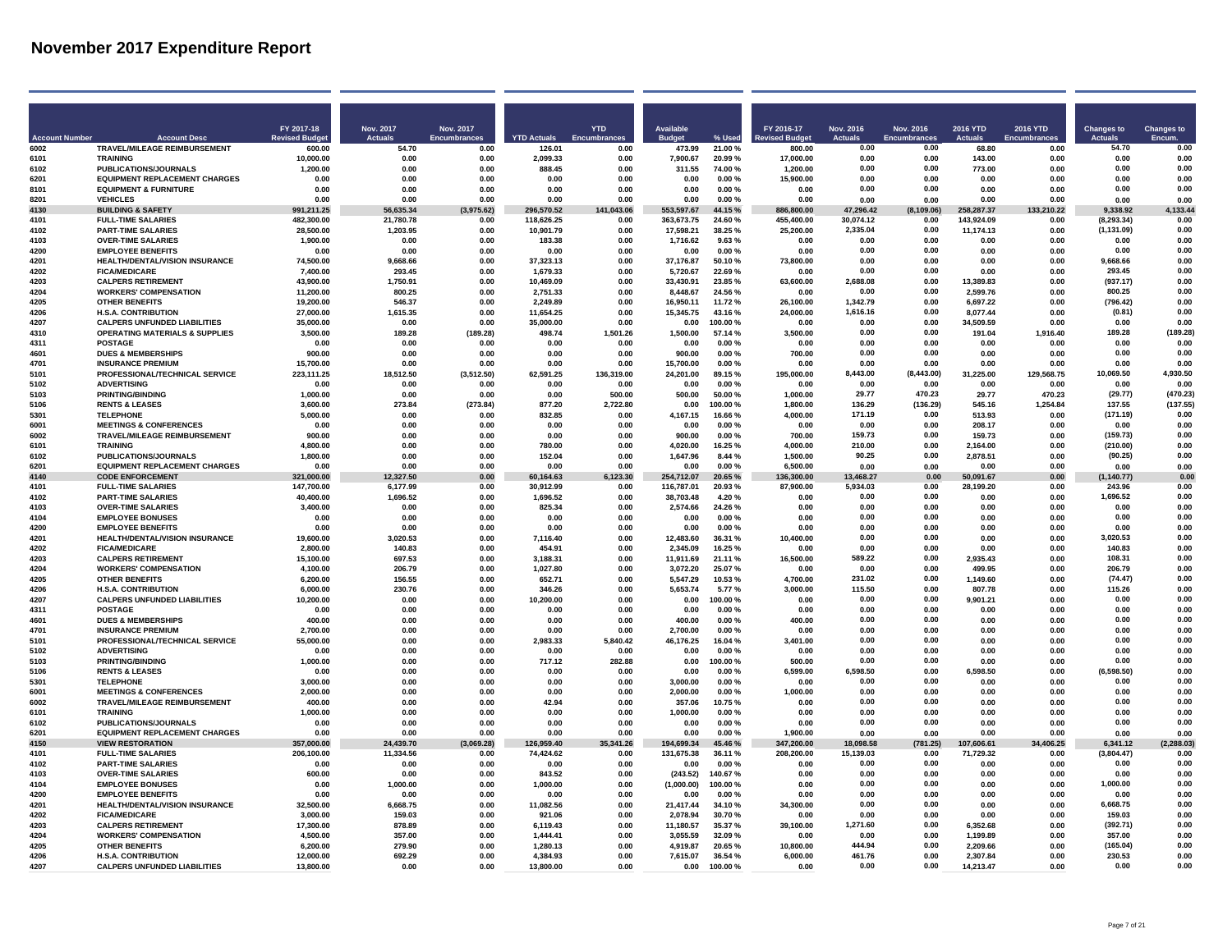# November 2017 Expenditure Report

| Account Number | Account Desc | FY 2017-18 Revised Budget | Nov. 2017 Actuals | Nov. 2017 Encumbrances | YTD Actuals | YTD Encumbrances | Available Budget | % Used | FY 2016-17 Revised Budget | Nov. 2016 Actuals | Nov. 2016 Encumbrances | 2016 YTD Actuals | 2016 YTD Encumbrances | Changes to Actuals | Changes to Encum. |
|---|---|---|---|---|---|---|---|---|---|---|---|---|---|---|---|
| 6002 | TRAVEL/MILEAGE REIMBURSEMENT | 600.00 | 54.70 | 0.00 | 126.01 | 0.00 | 473.99 | 21.00 % | 800.00 | 0.00 | 0.00 | 68.80 | 0.00 | 54.70 | 0.00 |
| 6101 | TRAINING | 10,000.00 | 0.00 | 0.00 | 2,099.33 | 0.00 | 7,900.67 | 20.99 % | 17,000.00 | 0.00 | 0.00 | 143.00 | 0.00 | 0.00 | 0.00 |
| 6102 | PUBLICATIONS/JOURNALS | 1,200.00 | 0.00 | 0.00 | 888.45 | 0.00 | 311.55 | 74.00 % | 1,200.00 | 0.00 | 0.00 | 773.00 | 0.00 | 0.00 | 0.00 |
| 6201 | EQUIPMENT REPLACEMENT CHARGES | 0.00 | 0.00 | 0.00 | 0.00 | 0.00 | 0.00 | 0.00 % | 15,900.00 | 0.00 | 0.00 | 0.00 | 0.00 | 0.00 | 0.00 |
| 8101 | EQUIPMENT & FURNITURE | 0.00 | 0.00 | 0.00 | 0.00 | 0.00 | 0.00 | 0.00 % | 0.00 | 0.00 | 0.00 | 0.00 | 0.00 | 0.00 | 0.00 |
| 8201 | VEHICLES | 0.00 | 0.00 | 0.00 | 0.00 | 0.00 | 0.00 | 0.00 % | 0.00 | 0.00 | 0.00 | 0.00 | 0.00 | 0.00 | 0.00 |
| 4130 | BUILDING & SAFETY | 991,211.25 | 56,635.34 | (3,975.62) | 296,570.52 | 141,043.06 | 553,597.67 | 44.15 % | 886,800.00 | 47,296.42 | (8,109.06) | 258,287.37 | 133,210.22 | 9,338.92 | 4,133.44 |
| 4101 | FULL-TIME SALARIES | 482,300.00 | 21,780.78 | 0.00 | 118,626.25 | 0.00 | 363,673.75 | 24.60 % | 455,400.00 | 30,074.12 | 0.00 | 143,924.09 | 0.00 | (8,293.34) | 0.00 |
| 4102 | PART-TIME SALARIES | 28,500.00 | 1,203.95 | 0.00 | 10,901.79 | 0.00 | 17,598.21 | 38.25 % | 25,200.00 | 2,335.04 | 0.00 | 11,174.13 | 0.00 | (1,131.09) | 0.00 |
| 4103 | OVER-TIME SALARIES | 1,900.00 | 0.00 | 0.00 | 183.38 | 0.00 | 1,716.62 | 9.63 % | 0.00 | 0.00 | 0.00 | 0.00 | 0.00 | 0.00 | 0.00 |
| 4200 | EMPLOYEE BENEFITS | 0.00 | 0.00 | 0.00 | 0.00 | 0.00 | 0.00 | 0.00 % | 0.00 | 0.00 | 0.00 | 0.00 | 0.00 | 0.00 | 0.00 |
| 4201 | HEALTH/DENTAL/VISION INSURANCE | 74,500.00 | 9,668.66 | 0.00 | 37,323.13 | 0.00 | 37,176.87 | 50.10 % | 73,800.00 | 0.00 | 0.00 | 0.00 | 0.00 | 9,668.66 | 0.00 |
| 4202 | FICA/MEDICARE | 7,400.00 | 293.45 | 0.00 | 1,679.33 | 0.00 | 5,720.67 | 22.69 % | 0.00 | 0.00 | 0.00 | 0.00 | 0.00 | 293.45 | 0.00 |
| 4203 | CALPERS RETIREMENT | 43,900.00 | 1,750.91 | 0.00 | 10,469.09 | 0.00 | 33,430.91 | 23.85 % | 63,600.00 | 2,688.08 | 0.00 | 13,389.83 | 0.00 | (937.17) | 0.00 |
| 4204 | WORKERS' COMPENSATION | 11,200.00 | 800.25 | 0.00 | 2,751.33 | 0.00 | 8,448.67 | 24.56 % | 0.00 | 0.00 | 0.00 | 2,599.76 | 0.00 | 800.25 | 0.00 |
| 4205 | OTHER BENEFITS | 19,200.00 | 546.37 | 0.00 | 2,249.89 | 0.00 | 16,950.11 | 11.72 % | 26,100.00 | 1,342.79 | 0.00 | 6,697.22 | 0.00 | (796.42) | 0.00 |
| 4206 | H.S.A. CONTRIBUTION | 27,000.00 | 1,615.35 | 0.00 | 11,654.25 | 0.00 | 15,345.75 | 43.16 % | 24,000.00 | 1,616.16 | 0.00 | 8,077.44 | 0.00 | (0.81) | 0.00 |
| 4207 | CALPERS UNFUNDED LIABILITIES | 35,000.00 | 0.00 | 0.00 | 35,000.00 | 0.00 | 0.00 | 100.00 % | 0.00 | 0.00 | 0.00 | 34,509.59 | 0.00 | 0.00 | 0.00 |
| 4310 | OPERATING MATERIALS & SUPPLIES | 3,500.00 | 189.28 | (189.28) | 498.74 | 1,501.26 | 1,500.00 | 57.14 % | 3,500.00 | 0.00 | 0.00 | 191.04 | 1,916.40 | 189.28 | (189.28) |
| 4311 | POSTAGE | 0.00 | 0.00 | 0.00 | 0.00 | 0.00 | 0.00 | 0.00 % | 0.00 | 0.00 | 0.00 | 0.00 | 0.00 | 0.00 | 0.00 |
| 4601 | DUES & MEMBERSHIPS | 900.00 | 0.00 | 0.00 | 0.00 | 0.00 | 900.00 | 0.00 % | 700.00 | 0.00 | 0.00 | 0.00 | 0.00 | 0.00 | 0.00 |
| 4701 | INSURANCE PREMIUM | 15,700.00 | 0.00 | 0.00 | 0.00 | 0.00 | 15,700.00 | 0.00 % | 0.00 | 0.00 | 0.00 | 0.00 | 0.00 | 0.00 | 0.00 |
| 5101 | PROFESSIONAL/TECHNICAL SERVICE | 223,111.25 | 18,512.50 | (3,512.50) | 62,591.25 | 136,319.00 | 24,201.00 | 89.15 % | 195,000.00 | 8,443.00 | (8,443.00) | 31,225.00 | 129,568.75 | 10,069.50 | 4,930.50 |
| 5102 | ADVERTISING | 0.00 | 0.00 | 0.00 | 0.00 | 0.00 | 0.00 | 0.00 % | 0.00 | 0.00 | 0.00 | 0.00 | 0.00 | 0.00 | 0.00 |
| 5103 | PRINTING/BINDING | 1,000.00 | 0.00 | 0.00 | 0.00 | 500.00 | 500.00 | 50.00 % | 1,000.00 | 29.77 | 470.23 | 29.77 | 470.23 | (29.77) | (470.23) |
| 5106 | RENTS & LEASES | 3,600.00 | 273.84 | (273.84) | 877.20 | 2,722.80 | 0.00 | 100.00 % | 1,800.00 | 136.29 | (136.29) | 545.16 | 1,254.84 | 137.55 | (137.55) |
| 5301 | TELEPHONE | 5,000.00 | 0.00 | 0.00 | 832.85 | 0.00 | 4,167.15 | 16.66 % | 4,000.00 | 171.19 | 0.00 | 513.93 | 0.00 | (171.19) | 0.00 |
| 6001 | MEETINGS & CONFERENCES | 0.00 | 0.00 | 0.00 | 0.00 | 0.00 | 0.00 | 0.00 % | 0.00 | 0.00 | 0.00 | 208.17 | 0.00 | 0.00 | 0.00 |
| 6002 | TRAVEL/MILEAGE REIMBURSEMENT | 900.00 | 0.00 | 0.00 | 0.00 | 0.00 | 900.00 | 0.00 % | 700.00 | 159.73 | 0.00 | 159.73 | 0.00 | (159.73) | 0.00 |
| 6101 | TRAINING | 4,800.00 | 0.00 | 0.00 | 780.00 | 0.00 | 4,020.00 | 16.25 % | 4,000.00 | 210.00 | 0.00 | 2,164.00 | 0.00 | (210.00) | 0.00 |
| 6102 | PUBLICATIONS/JOURNALS | 1,800.00 | 0.00 | 0.00 | 152.04 | 0.00 | 1,647.96 | 8.44 % | 1,500.00 | 90.25 | 0.00 | 2,878.51 | 0.00 | (90.25) | 0.00 |
| 6201 | EQUIPMENT REPLACEMENT CHARGES | 0.00 | 0.00 | 0.00 | 0.00 | 0.00 | 0.00 | 0.00 % | 6,500.00 | 0.00 | 0.00 | 0.00 | 0.00 | 0.00 | 0.00 |
| 4140 | CODE ENFORCEMENT | 321,000.00 | 12,327.50 | 0.00 | 60,164.63 | 6,123.30 | 254,712.07 | 20.65 % | 136,300.00 | 13,468.27 | 0.00 | 50,091.67 | 0.00 | (1,140.77) | 0.00 |
| 4101 | FULL-TIME SALARIES | 147,700.00 | 6,177.99 | 0.00 | 30,912.99 | 0.00 | 116,787.01 | 20.93 % | 87,900.00 | 5,934.03 | 0.00 | 28,199.20 | 0.00 | 243.96 | 0.00 |
| 4102 | PART-TIME SALARIES | 40,400.00 | 1,696.52 | 0.00 | 1,696.52 | 0.00 | 38,703.48 | 4.20 % | 0.00 | 0.00 | 0.00 | 0.00 | 0.00 | 1,696.52 | 0.00 |
| 4103 | OVER-TIME SALARIES | 3,400.00 | 0.00 | 0.00 | 825.34 | 0.00 | 2,574.66 | 24.26 % | 0.00 | 0.00 | 0.00 | 0.00 | 0.00 | 0.00 | 0.00 |
| 4104 | EMPLOYEE BONUSES | 0.00 | 0.00 | 0.00 | 0.00 | 0.00 | 0.00 | 0.00 % | 0.00 | 0.00 | 0.00 | 0.00 | 0.00 | 0.00 | 0.00 |
| 4200 | EMPLOYEE BENEFITS | 0.00 | 0.00 | 0.00 | 0.00 | 0.00 | 0.00 | 0.00 % | 0.00 | 0.00 | 0.00 | 0.00 | 0.00 | 0.00 | 0.00 |
| 4201 | HEALTH/DENTAL/VISION INSURANCE | 19,600.00 | 3,020.53 | 0.00 | 7,116.40 | 0.00 | 12,483.60 | 36.31 % | 10,400.00 | 0.00 | 0.00 | 0.00 | 0.00 | 3,020.53 | 0.00 |
| 4202 | FICA/MEDICARE | 2,800.00 | 140.83 | 0.00 | 454.91 | 0.00 | 2,345.09 | 16.25 % | 0.00 | 0.00 | 0.00 | 0.00 | 0.00 | 140.83 | 0.00 |
| 4203 | CALPERS RETIREMENT | 15,100.00 | 697.53 | 0.00 | 3,188.31 | 0.00 | 11,911.69 | 21.11 % | 16,500.00 | 589.22 | 0.00 | 2,935.43 | 0.00 | 108.31 | 0.00 |
| 4204 | WORKERS' COMPENSATION | 4,100.00 | 206.79 | 0.00 | 1,027.80 | 0.00 | 3,072.20 | 25.07 % | 0.00 | 0.00 | 0.00 | 499.95 | 0.00 | 206.79 | 0.00 |
| 4205 | OTHER BENEFITS | 6,200.00 | 156.55 | 0.00 | 652.71 | 0.00 | 5,547.29 | 10.53 % | 4,700.00 | 231.02 | 0.00 | 1,149.60 | 0.00 | (74.47) | 0.00 |
| 4206 | H.S.A. CONTRIBUTION | 6,000.00 | 230.76 | 0.00 | 346.26 | 0.00 | 5,653.74 | 5.77 % | 3,000.00 | 115.50 | 0.00 | 807.78 | 0.00 | 115.26 | 0.00 |
| 4207 | CALPERS UNFUNDED LIABILITIES | 10,200.00 | 0.00 | 0.00 | 10,200.00 | 0.00 | 0.00 | 100.00 % | 0.00 | 0.00 | 0.00 | 9,901.21 | 0.00 | 0.00 | 0.00 |
| 4311 | POSTAGE | 0.00 | 0.00 | 0.00 | 0.00 | 0.00 | 0.00 | 0.00 % | 0.00 | 0.00 | 0.00 | 0.00 | 0.00 | 0.00 | 0.00 |
| 4601 | DUES & MEMBERSHIPS | 400.00 | 0.00 | 0.00 | 0.00 | 0.00 | 400.00 | 0.00 % | 400.00 | 0.00 | 0.00 | 0.00 | 0.00 | 0.00 | 0.00 |
| 4701 | INSURANCE PREMIUM | 2,700.00 | 0.00 | 0.00 | 0.00 | 0.00 | 2,700.00 | 0.00 % | 0.00 | 0.00 | 0.00 | 0.00 | 0.00 | 0.00 | 0.00 |
| 5101 | PROFESSIONAL/TECHNICAL SERVICE | 55,000.00 | 0.00 | 0.00 | 2,983.33 | 5,840.42 | 46,176.25 | 16.04 % | 3,401.00 | 0.00 | 0.00 | 0.00 | 0.00 | 0.00 | 0.00 |
| 5102 | ADVERTISING | 0.00 | 0.00 | 0.00 | 0.00 | 0.00 | 0.00 | 0.00 % | 0.00 | 0.00 | 0.00 | 0.00 | 0.00 | 0.00 | 0.00 |
| 5103 | PRINTING/BINDING | 1,000.00 | 0.00 | 0.00 | 717.12 | 282.88 | 0.00 | 100.00 % | 500.00 | 0.00 | 0.00 | 0.00 | 0.00 | 0.00 | 0.00 |
| 5106 | RENTS & LEASES | 0.00 | 0.00 | 0.00 | 0.00 | 0.00 | 0.00 | 0.00 % | 6,599.00 | 6,598.50 | 0.00 | 6,598.50 | 0.00 | (6,598.50) | 0.00 |
| 5301 | TELEPHONE | 3,000.00 | 0.00 | 0.00 | 0.00 | 0.00 | 3,000.00 | 0.00 % | 0.00 | 0.00 | 0.00 | 0.00 | 0.00 | 0.00 | 0.00 |
| 6001 | MEETINGS & CONFERENCES | 2,000.00 | 0.00 | 0.00 | 0.00 | 0.00 | 2,000.00 | 0.00 % | 1,000.00 | 0.00 | 0.00 | 0.00 | 0.00 | 0.00 | 0.00 |
| 6002 | TRAVEL/MILEAGE REIMBURSEMENT | 400.00 | 0.00 | 0.00 | 42.94 | 0.00 | 357.06 | 10.75 % | 0.00 | 0.00 | 0.00 | 0.00 | 0.00 | 0.00 | 0.00 |
| 6101 | TRAINING | 1,000.00 | 0.00 | 0.00 | 0.00 | 0.00 | 1,000.00 | 0.00 % | 0.00 | 0.00 | 0.00 | 0.00 | 0.00 | 0.00 | 0.00 |
| 6102 | PUBLICATIONS/JOURNALS | 0.00 | 0.00 | 0.00 | 0.00 | 0.00 | 0.00 | 0.00 % | 0.00 | 0.00 | 0.00 | 0.00 | 0.00 | 0.00 | 0.00 |
| 6201 | EQUIPMENT REPLACEMENT CHARGES | 0.00 | 0.00 | 0.00 | 0.00 | 0.00 | 0.00 | 0.00 % | 1,900.00 | 0.00 | 0.00 | 0.00 | 0.00 | 0.00 | 0.00 |
| 4150 | VIEW RESTORATION | 357,000.00 | 24,439.70 | (3,069.28) | 126,959.40 | 35,341.26 | 194,699.34 | 45.46 % | 347,200.00 | 18,098.58 | (781.25) | 107,606.61 | 34,406.25 | 6,341.12 | (2,288.03) |
| 4101 | FULL-TIME SALARIES | 206,100.00 | 11,334.56 | 0.00 | 74,424.62 | 0.00 | 131,675.38 | 36.11 % | 208,200.00 | 15,139.03 | 0.00 | 71,729.32 | 0.00 | (3,804.47) | 0.00 |
| 4102 | PART-TIME SALARIES | 0.00 | 0.00 | 0.00 | 0.00 | 0.00 | 0.00 | 0.00 % | 0.00 | 0.00 | 0.00 | 0.00 | 0.00 | 0.00 | 0.00 |
| 4103 | OVER-TIME SALARIES | 600.00 | 0.00 | 0.00 | 843.52 | 0.00 | (243.52) | 140.67 % | 0.00 | 0.00 | 0.00 | 0.00 | 0.00 | 0.00 | 0.00 |
| 4104 | EMPLOYEE BONUSES | 0.00 | 1,000.00 | 0.00 | 1,000.00 | 0.00 | (1,000.00) | 100.00 % | 0.00 | 0.00 | 0.00 | 0.00 | 0.00 | 1,000.00 | 0.00 |
| 4200 | EMPLOYEE BENEFITS | 0.00 | 0.00 | 0.00 | 0.00 | 0.00 | 0.00 | 0.00 % | 0.00 | 0.00 | 0.00 | 0.00 | 0.00 | 0.00 | 0.00 |
| 4201 | HEALTH/DENTAL/VISION INSURANCE | 32,500.00 | 6,668.75 | 0.00 | 11,082.56 | 0.00 | 21,417.44 | 34.10 % | 34,300.00 | 0.00 | 0.00 | 0.00 | 0.00 | 6,668.75 | 0.00 |
| 4202 | FICA/MEDICARE | 3,000.00 | 159.03 | 0.00 | 921.06 | 0.00 | 2,078.94 | 30.70 % | 0.00 | 0.00 | 0.00 | 0.00 | 0.00 | 159.03 | 0.00 |
| 4203 | CALPERS RETIREMENT | 17,300.00 | 878.89 | 0.00 | 6,119.43 | 0.00 | 11,180.57 | 35.37 % | 39,100.00 | 1,271.60 | 0.00 | 6,352.68 | 0.00 | (392.71) | 0.00 |
| 4204 | WORKERS' COMPENSATION | 4,500.00 | 357.00 | 0.00 | 1,444.41 | 0.00 | 3,055.59 | 32.09 % | 0.00 | 0.00 | 0.00 | 1,199.89 | 0.00 | 357.00 | 0.00 |
| 4205 | OTHER BENEFITS | 6,200.00 | 279.90 | 0.00 | 1,280.13 | 0.00 | 4,919.87 | 20.65 % | 10,800.00 | 444.94 | 0.00 | 2,209.66 | 0.00 | (165.04) | 0.00 |
| 4206 | H.S.A. CONTRIBUTION | 12,000.00 | 692.29 | 0.00 | 4,384.93 | 0.00 | 7,615.07 | 36.54 % | 6,000.00 | 461.76 | 0.00 | 2,307.84 | 0.00 | 230.53 | 0.00 |
| 4207 | CALPERS UNFUNDED LIABILITIES | 13,800.00 | 0.00 | 0.00 | 13,800.00 | 0.00 | 0.00 | 100.00 % | 0.00 | 0.00 | 0.00 | 14,213.47 | 0.00 | 0.00 | 0.00 |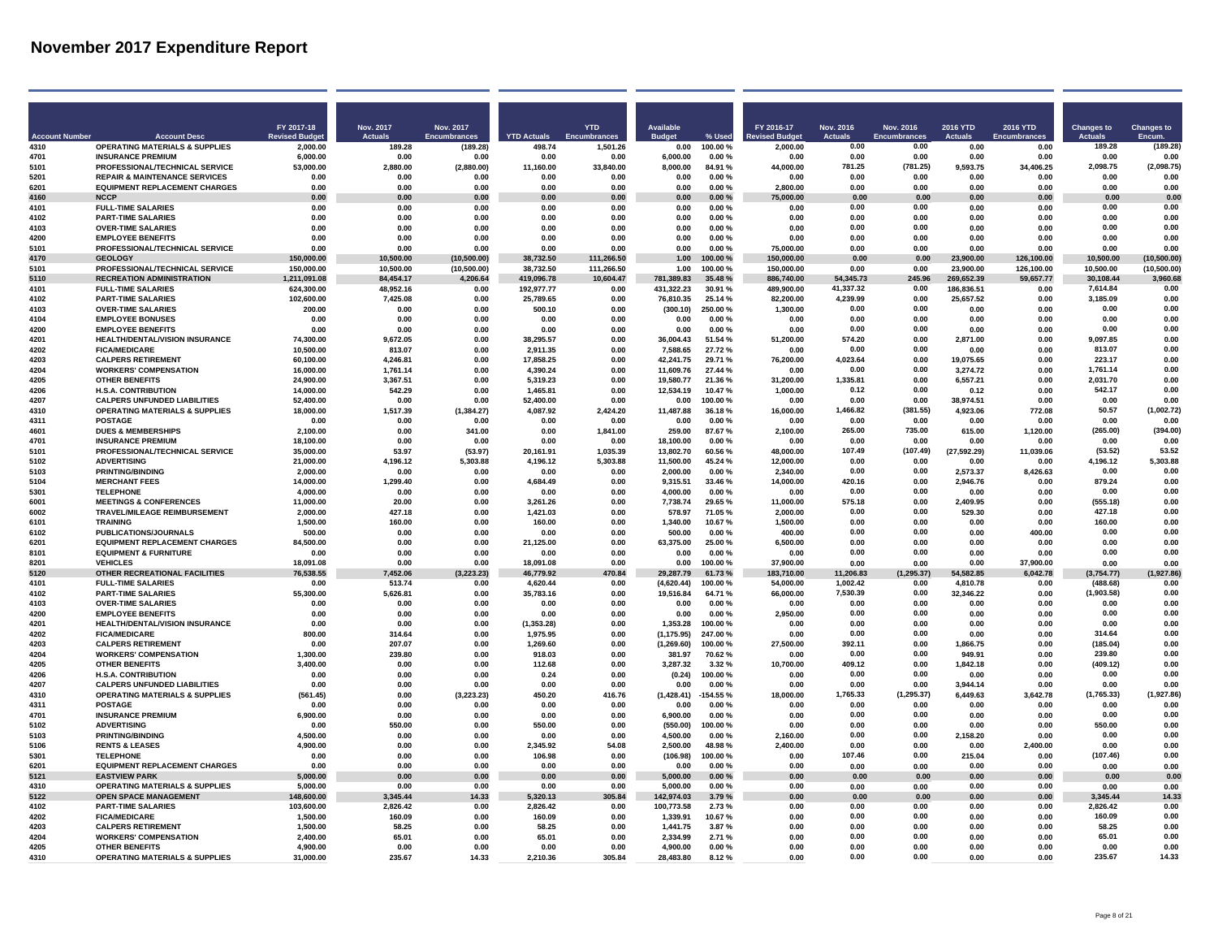# November 2017 Expenditure Report

| Account Number | Account Desc | FY 2017-18 Revised Budget | Nov. 2017 Actuals | Nov. 2017 Encumbrances | YTD Actuals | YTD Encumbrances | Available Budget | % Used | FY 2016-17 Revised Budget | Nov. 2016 Actuals | Nov. 2016 Encumbrances | 2016 YTD Actuals | 2016 YTD Encumbrances | Changes to Actuals | Changes to Encum. |
|---|---|---|---|---|---|---|---|---|---|---|---|---|---|---|---|
| 4310 | OPERATING MATERIALS & SUPPLIES | 2,000.00 | 189.28 | (189.28) | 498.74 | 1,501.26 | 0.00 | 100.00 % | 2,000.00 | 0.00 | 0.00 | 0.00 | 0.00 | 189.28 | (189.28) |
| 4701 | INSURANCE PREMIUM | 6,000.00 | 0.00 | 0.00 | 0.00 | 0.00 | 6,000.00 | 0.00 % | 0.00 | 0.00 | 0.00 | 0.00 | 0.00 | 0.00 | 0.00 |
| 5101 | PROFESSIONAL/TECHNICAL SERVICE | 53,000.00 | 2,880.00 | (2,880.00) | 11,160.00 | 33,840.00 | 8,000.00 | 84.91 % | 44,000.00 | 781.25 | (781.25) | 9,593.75 | 34,406.25 | 2,098.75 | (2,098.75) |
| 5201 | REPAIR & MAINTENANCE SERVICES | 0.00 | 0.00 | 0.00 | 0.00 | 0.00 | 0.00 | 0.00 % | 0.00 | 0.00 | 0.00 | 0.00 | 0.00 | 0.00 | 0.00 |
| 6201 | EQUIPMENT REPLACEMENT CHARGES | 0.00 | 0.00 | 0.00 | 0.00 | 0.00 | 0.00 | 0.00 % | 2,800.00 | 0.00 | 0.00 | 0.00 | 0.00 | 0.00 | 0.00 |
| 4160 | NCCP | 0.00 | 0.00 | 0.00 | 0.00 | 0.00 | 0.00 | 0.00 % | 75,000.00 | 0.00 | 0.00 | 0.00 | 0.00 | 0.00 | 0.00 |
| 4101 | FULL-TIME SALARIES | 0.00 | 0.00 | 0.00 | 0.00 | 0.00 | 0.00 | 0.00 % | 0.00 | 0.00 | 0.00 | 0.00 | 0.00 | 0.00 | 0.00 |
| 4102 | PART-TIME SALARIES | 0.00 | 0.00 | 0.00 | 0.00 | 0.00 | 0.00 | 0.00 % | 0.00 | 0.00 | 0.00 | 0.00 | 0.00 | 0.00 | 0.00 |
| 4103 | OVER-TIME SALARIES | 0.00 | 0.00 | 0.00 | 0.00 | 0.00 | 0.00 | 0.00 % | 0.00 | 0.00 | 0.00 | 0.00 | 0.00 | 0.00 | 0.00 |
| 4200 | EMPLOYEE BENEFITS | 0.00 | 0.00 | 0.00 | 0.00 | 0.00 | 0.00 | 0.00 % | 0.00 | 0.00 | 0.00 | 0.00 | 0.00 | 0.00 | 0.00 |
| 5101 | PROFESSIONAL/TECHNICAL SERVICE | 0.00 | 0.00 | 0.00 | 0.00 | 0.00 | 0.00 | 0.00 % | 75,000.00 | 0.00 | 0.00 | 0.00 | 0.00 | 0.00 | 0.00 |
| 4170 | GEOLOGY | 150,000.00 | 10,500.00 | (10,500.00) | 38,732.50 | 111,266.50 | 1.00 | 100.00 % | 150,000.00 | 0.00 | 0.00 | 23,900.00 | 126,100.00 | 10,500.00 | (10,500.00) |
| 5101 | PROFESSIONAL/TECHNICAL SERVICE | 150,000.00 | 10,500.00 | (10,500.00) | 38,732.50 | 111,266.50 | 1.00 | 100.00 % | 150,000.00 | 0.00 | 0.00 | 23,900.00 | 126,100.00 | 10,500.00 | (10,500.00) |
| 5110 | RECREATION ADMINISTRATION | 1,211,091.08 | 84,454.17 | 4,206.64 | 419,096.78 | 10,604.47 | 781,389.83 | 35.48 % | 886,740.00 | 54,345.73 | 245.96 | 269,652.39 | 59,657.77 | 30,108.44 | 3,960.68 |
| 4101 | FULL-TIME SALARIES | 624,300.00 | 48,952.16 | 0.00 | 192,977.77 | 0.00 | 431,322.23 | 30.91 % | 489,900.00 | 41,337.32 | 0.00 | 186,836.51 | 0.00 | 7,614.84 | 0.00 |
| 4102 | PART-TIME SALARIES | 102,600.00 | 7,425.08 | 0.00 | 25,789.65 | 0.00 | 76,810.35 | 25.14 % | 82,200.00 | 4,239.99 | 0.00 | 25,657.52 | 0.00 | 3,185.09 | 0.00 |
| 4103 | OVER-TIME SALARIES | 200.00 | 0.00 | 0.00 | 500.10 | 0.00 | (300.10) | 250.00 % | 1,300.00 | 0.00 | 0.00 | 0.00 | 0.00 | 0.00 | 0.00 |
| 4104 | EMPLOYEE BONUSES | 0.00 | 0.00 | 0.00 | 0.00 | 0.00 | 0.00 | 0.00 % | 0.00 | 0.00 | 0.00 | 0.00 | 0.00 | 0.00 | 0.00 |
| 4200 | EMPLOYEE BENEFITS | 0.00 | 0.00 | 0.00 | 0.00 | 0.00 | 0.00 | 0.00 % | 0.00 | 0.00 | 0.00 | 0.00 | 0.00 | 0.00 | 0.00 |
| 4201 | HEALTH/DENTAL/VISION INSURANCE | 74,300.00 | 9,672.05 | 0.00 | 38,295.57 | 0.00 | 36,004.43 | 51.54 % | 51,200.00 | 574.20 | 0.00 | 2,871.00 | 0.00 | 9,097.85 | 0.00 |
| 4202 | FICA/MEDICARE | 10,500.00 | 813.07 | 0.00 | 2,911.35 | 0.00 | 7,588.65 | 27.72 % | 0.00 | 0.00 | 0.00 | 0.00 | 0.00 | 813.07 | 0.00 |
| 4203 | CALPERS RETIREMENT | 60,100.00 | 4,246.81 | 0.00 | 17,858.25 | 0.00 | 42,241.75 | 29.71 % | 76,200.00 | 4,023.64 | 0.00 | 19,075.65 | 0.00 | 223.17 | 0.00 |
| 4204 | WORKERS' COMPENSATION | 16,000.00 | 1,761.14 | 0.00 | 4,390.24 | 0.00 | 11,609.76 | 27.44 % | 0.00 | 0.00 | 0.00 | 3,274.72 | 0.00 | 1,761.14 | 0.00 |
| 4205 | OTHER BENEFITS | 24,900.00 | 3,367.51 | 0.00 | 5,319.23 | 0.00 | 19,580.77 | 21.36 % | 31,200.00 | 1,335.81 | 0.00 | 6,557.21 | 0.00 | 2,031.70 | 0.00 |
| 4206 | H.S.A. CONTRIBUTION | 14,000.00 | 542.29 | 0.00 | 1,465.81 | 0.00 | 12,534.19 | 10.47 % | 1,000.00 | 0.12 | 0.00 | 0.12 | 0.00 | 542.17 | 0.00 |
| 4207 | CALPERS UNFUNDED LIABILITIES | 52,400.00 | 0.00 | 0.00 | 52,400.00 | 0.00 | 0.00 | 100.00 % | 0.00 | 0.00 | 0.00 | 38,974.51 | 0.00 | 0.00 | 0.00 |
| 4310 | OPERATING MATERIALS & SUPPLIES | 18,000.00 | 1,517.39 | (1,384.27) | 4,087.92 | 2,424.20 | 11,487.88 | 36.18 % | 16,000.00 | 1,466.82 | (381.55) | 4,923.06 | 772.08 | 50.57 | (1,002.72) |
| 4311 | POSTAGE | 0.00 | 0.00 | 0.00 | 0.00 | 0.00 | 0.00 | 0.00 % | 0.00 | 0.00 | 0.00 | 0.00 | 0.00 | 0.00 | 0.00 |
| 4601 | DUES & MEMBERSHIPS | 2,100.00 | 0.00 | 341.00 | 0.00 | 1,841.00 | 259.00 | 87.67 % | 2,100.00 | 265.00 | 735.00 | 615.00 | 1,120.00 | (265.00) | (394.00) |
| 4701 | INSURANCE PREMIUM | 18,100.00 | 0.00 | 0.00 | 0.00 | 0.00 | 18,100.00 | 0.00 % | 0.00 | 0.00 | 0.00 | 0.00 | 0.00 | 0.00 | 0.00 |
| 5101 | PROFESSIONAL/TECHNICAL SERVICE | 35,000.00 | 53.97 | (53.97) | 20,161.91 | 1,035.39 | 13,802.70 | 60.56 % | 48,000.00 | 107.49 | (107.49) | (27,592.29) | 11,039.06 | (53.52) | 53.52 |
| 5102 | ADVERTISING | 21,000.00 | 4,196.12 | 5,303.88 | 4,196.12 | 5,303.88 | 11,500.00 | 45.24 % | 12,000.00 | 0.00 | 0.00 | 0.00 | 0.00 | 4,196.12 | 5,303.88 |
| 5103 | PRINTING/BINDING | 2,000.00 | 0.00 | 0.00 | 0.00 | 0.00 | 2,000.00 | 0.00 % | 2,340.00 | 0.00 | 0.00 | 2,573.37 | 8,426.63 | 0.00 | 0.00 |
| 5104 | MERCHANT FEES | 14,000.00 | 1,299.40 | 0.00 | 4,684.49 | 0.00 | 9,315.51 | 33.46 % | 14,000.00 | 420.16 | 0.00 | 2,946.76 | 0.00 | 879.24 | 0.00 |
| 5301 | TELEPHONE | 4,000.00 | 0.00 | 0.00 | 0.00 | 0.00 | 4,000.00 | 0.00 % | 0.00 | 0.00 | 0.00 | 0.00 | 0.00 | 0.00 | 0.00 |
| 6001 | MEETINGS & CONFERENCES | 11,000.00 | 20.00 | 0.00 | 3,261.26 | 0.00 | 7,738.74 | 29.65 % | 11,000.00 | 575.18 | 0.00 | 2,409.95 | 0.00 | (555.18) | 0.00 |
| 6002 | TRAVEL/MILEAGE REIMBURSEMENT | 2,000.00 | 427.18 | 0.00 | 1,421.03 | 0.00 | 578.97 | 71.05 % | 2,000.00 | 0.00 | 0.00 | 529.30 | 0.00 | 427.18 | 0.00 |
| 6101 | TRAINING | 1,500.00 | 160.00 | 0.00 | 160.00 | 0.00 | 1,340.00 | 10.67 % | 1,500.00 | 0.00 | 0.00 | 0.00 | 0.00 | 160.00 | 0.00 |
| 6102 | PUBLICATIONS/JOURNALS | 500.00 | 0.00 | 0.00 | 0.00 | 0.00 | 500.00 | 0.00 % | 400.00 | 0.00 | 0.00 | 0.00 | 400.00 | 0.00 | 0.00 |
| 6201 | EQUIPMENT REPLACEMENT CHARGES | 84,500.00 | 0.00 | 0.00 | 21,125.00 | 0.00 | 63,375.00 | 25.00 % | 6,500.00 | 0.00 | 0.00 | 0.00 | 0.00 | 0.00 | 0.00 |
| 8101 | EQUIPMENT & FURNITURE | 0.00 | 0.00 | 0.00 | 0.00 | 0.00 | 0.00 | 0.00 % | 0.00 | 0.00 | 0.00 | 0.00 | 0.00 | 0.00 | 0.00 |
| 8201 | VEHICLES | 18,091.08 | 0.00 | 0.00 | 18,091.08 | 0.00 | 0.00 | 100.00 % | 37,900.00 | 0.00 | 0.00 | 0.00 | 37,900.00 | 0.00 | 0.00 |
| 5120 | OTHER RECREATIONAL FACILITIES | 76,538.55 | 7,452.06 | (3,223.23) | 46,779.92 | 470.84 | 29,287.79 | 61.73 % | 183,710.00 | 11,206.83 | (1,295.37) | 54,582.85 | 6,042.78 | (3,754.77) | (1,927.86) |
| 4101 | FULL-TIME SALARIES | 0.00 | 513.74 | 0.00 | 4,620.44 | 0.00 | (4,620.44) | 100.00 % | 54,000.00 | 1,002.42 | 0.00 | 4,810.78 | 0.00 | (488.68) | 0.00 |
| 4102 | PART-TIME SALARIES | 55,300.00 | 5,626.81 | 0.00 | 35,783.16 | 0.00 | 19,516.84 | 64.71 % | 66,000.00 | 7,530.39 | 0.00 | 32,346.22 | 0.00 | (1,903.58) | 0.00 |
| 4103 | OVER-TIME SALARIES | 0.00 | 0.00 | 0.00 | 0.00 | 0.00 | 0.00 | 0.00 % | 0.00 | 0.00 | 0.00 | 0.00 | 0.00 | 0.00 | 0.00 |
| 4200 | EMPLOYEE BENEFITS | 0.00 | 0.00 | 0.00 | 0.00 | 0.00 | 0.00 | 0.00 % | 2,950.00 | 0.00 | 0.00 | 0.00 | 0.00 | 0.00 | 0.00 |
| 4201 | HEALTH/DENTAL/VISION INSURANCE | 0.00 | 0.00 | 0.00 | (1,353.28) | 0.00 | 1,353.28 | 100.00 % | 0.00 | 0.00 | 0.00 | 0.00 | 0.00 | 0.00 | 0.00 |
| 4202 | FICA/MEDICARE | 800.00 | 314.64 | 0.00 | 1,975.95 | 0.00 | (1,175.95) | 247.00 % | 0.00 | 0.00 | 0.00 | 0.00 | 0.00 | 314.64 | 0.00 |
| 4203 | CALPERS RETIREMENT | 0.00 | 207.07 | 0.00 | 1,269.60 | 0.00 | (1,269.60) | 100.00 % | 27,500.00 | 392.11 | 0.00 | 1,866.75 | 0.00 | (185.04) | 0.00 |
| 4204 | WORKERS' COMPENSATION | 1,300.00 | 239.80 | 0.00 | 918.03 | 0.00 | 381.97 | 70.62 % | 0.00 | 0.00 | 0.00 | 949.91 | 0.00 | 239.80 | 0.00 |
| 4205 | OTHER BENEFITS | 3,400.00 | 0.00 | 0.00 | 112.68 | 0.00 | 3,287.32 | 3.32 % | 10,700.00 | 409.12 | 0.00 | 1,842.18 | 0.00 | (409.12) | 0.00 |
| 4206 | H.S.A. CONTRIBUTION | 0.00 | 0.00 | 0.00 | 0.24 | 0.00 | (0.24) | 100.00 % | 0.00 | 0.00 | 0.00 | 0.00 | 0.00 | 0.00 | 0.00 |
| 4207 | CALPERS UNFUNDED LIABILITIES | 0.00 | 0.00 | 0.00 | 0.00 | 0.00 | 0.00 | 0.00 % | 0.00 | 0.00 | 0.00 | 3,944.14 | 0.00 | 0.00 | 0.00 |
| 4310 | OPERATING MATERIALS & SUPPLIES | (561.45) | 0.00 | (3,223.23) | 450.20 | 416.76 | (1,428.41) | -154.55 % | 18,000.00 | 1,765.33 | (1,295.37) | 6,449.63 | 3,642.78 | (1,765.33) | (1,927.86) |
| 4311 | POSTAGE | 0.00 | 0.00 | 0.00 | 0.00 | 0.00 | 0.00 | 0.00 % | 0.00 | 0.00 | 0.00 | 0.00 | 0.00 | 0.00 | 0.00 |
| 4701 | INSURANCE PREMIUM | 6,900.00 | 0.00 | 0.00 | 0.00 | 0.00 | 6,900.00 | 0.00 % | 0.00 | 0.00 | 0.00 | 0.00 | 0.00 | 0.00 | 0.00 |
| 5102 | ADVERTISING | 0.00 | 550.00 | 0.00 | 550.00 | 0.00 | (550.00) | 100.00 % | 0.00 | 0.00 | 0.00 | 0.00 | 0.00 | 550.00 | 0.00 |
| 5103 | PRINTING/BINDING | 4,500.00 | 0.00 | 0.00 | 0.00 | 0.00 | 4,500.00 | 0.00 % | 2,160.00 | 0.00 | 0.00 | 2,158.20 | 0.00 | 0.00 | 0.00 |
| 5106 | RENTS & LEASES | 4,900.00 | 0.00 | 0.00 | 2,345.92 | 54.08 | 2,500.00 | 48.98 % | 2,400.00 | 0.00 | 0.00 | 0.00 | 2,400.00 | 0.00 | 0.00 |
| 5301 | TELEPHONE | 0.00 | 0.00 | 0.00 | 106.98 | 0.00 | (106.98) | 100.00 % | 0.00 | 107.46 | 0.00 | 215.04 | 0.00 | (107.46) | 0.00 |
| 6201 | EQUIPMENT REPLACEMENT CHARGES | 0.00 | 0.00 | 0.00 | 0.00 | 0.00 | 0.00 | 0.00 % | 0.00 | 0.00 | 0.00 | 0.00 | 0.00 | 0.00 | 0.00 |
| 5121 | EASTVIEW PARK | 5,000.00 | 0.00 | 0.00 | 0.00 | 0.00 | 5,000.00 | 0.00 % | 0.00 | 0.00 | 0.00 | 0.00 | 0.00 | 0.00 | 0.00 |
| 4310 | OPERATING MATERIALS & SUPPLIES | 5,000.00 | 0.00 | 0.00 | 0.00 | 0.00 | 5,000.00 | 0.00 % | 0.00 | 0.00 | 0.00 | 0.00 | 0.00 | 0.00 | 0.00 |
| 5122 | OPEN SPACE MANAGEMENT | 148,600.00 | 3,345.44 | 14.33 | 5,320.13 | 305.84 | 142,974.03 | 3.79 % | 0.00 | 0.00 | 0.00 | 0.00 | 0.00 | 3,345.44 | 14.33 |
| 4102 | PART-TIME SALARIES | 103,600.00 | 2,826.42 | 0.00 | 2,826.42 | 0.00 | 100,773.58 | 2.73 % | 0.00 | 0.00 | 0.00 | 0.00 | 0.00 | 2,826.42 | 0.00 |
| 4202 | FICA/MEDICARE | 1,500.00 | 160.09 | 0.00 | 160.09 | 0.00 | 1,339.91 | 10.67 % | 0.00 | 0.00 | 0.00 | 0.00 | 0.00 | 160.09 | 0.00 |
| 4203 | CALPERS RETIREMENT | 1,500.00 | 58.25 | 0.00 | 58.25 | 0.00 | 1,441.75 | 3.87 % | 0.00 | 0.00 | 0.00 | 0.00 | 0.00 | 58.25 | 0.00 |
| 4204 | WORKERS' COMPENSATION | 2,400.00 | 65.01 | 0.00 | 65.01 | 0.00 | 2,334.99 | 2.71 % | 0.00 | 0.00 | 0.00 | 0.00 | 0.00 | 65.01 | 0.00 |
| 4205 | OTHER BENEFITS | 4,900.00 | 0.00 | 0.00 | 0.00 | 0.00 | 4,900.00 | 0.00 % | 0.00 | 0.00 | 0.00 | 0.00 | 0.00 | 0.00 | 0.00 |
| 4310 | OPERATING MATERIALS & SUPPLIES | 31,000.00 | 235.67 | 14.33 | 2,210.36 | 305.84 | 28,483.80 | 8.12 % | 0.00 | 0.00 | 0.00 | 0.00 | 0.00 | 235.67 | 14.33 |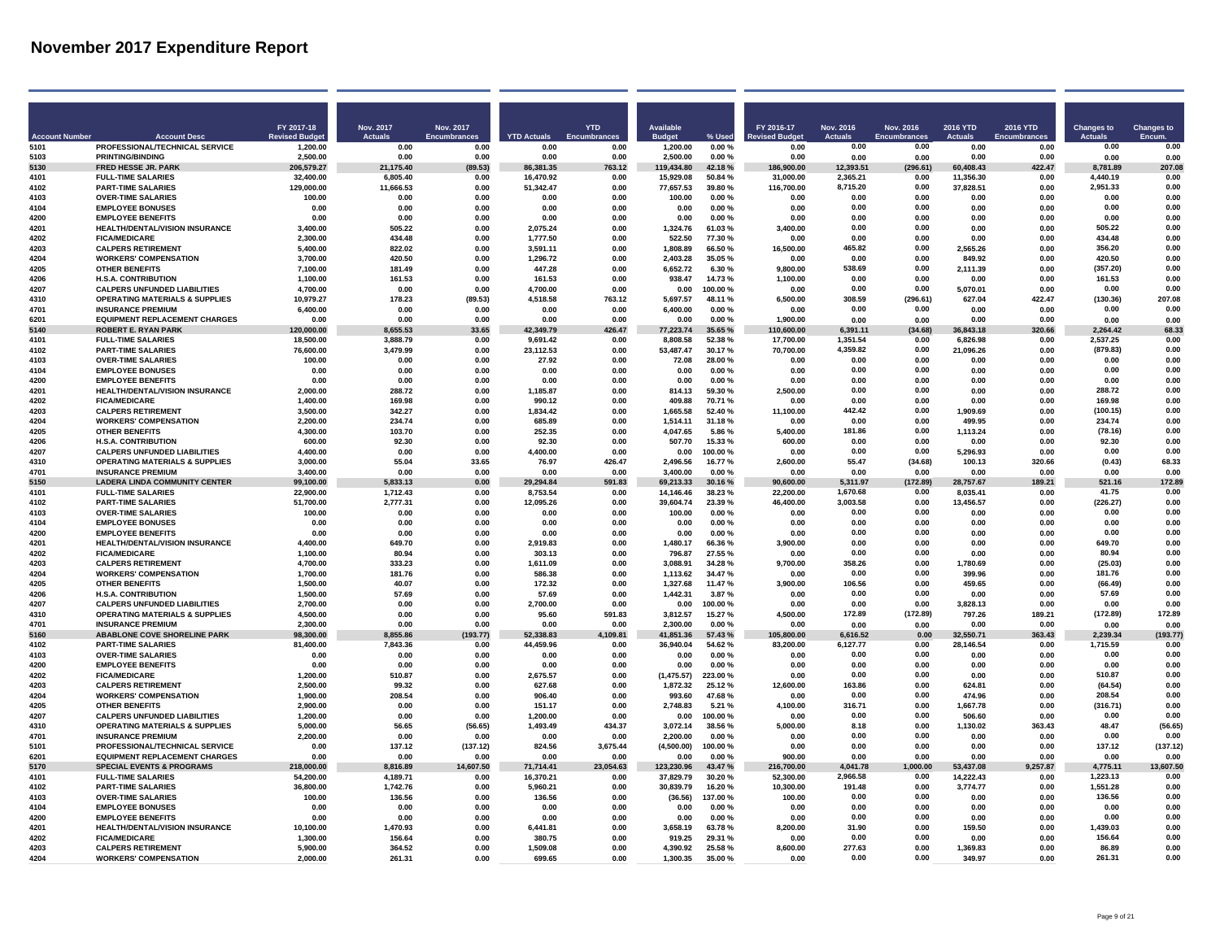# November 2017 Expenditure Report

| Account Number | Account Desc | FY 2017-18 Revised Budget | Nov. 2017 Actuals | Nov. 2017 Encumbrances | YTD Actuals | YTD Encumbrances | Available Budget | % Used | FY 2016-17 Revised Budget | Nov. 2016 Actuals | Nov. 2016 Encumbrances | 2016 YTD Actuals | 2016 YTD Encumbrances | Changes to Actuals | Changes to Encum. |
|---|---|---|---|---|---|---|---|---|---|---|---|---|---|---|---|
| 5101 | PROFESSIONAL/TECHNICAL SERVICE | 1,200.00 | 0.00 | 0.00 | 0.00 | 0.00 | 1,200.00 | 0.00 % | 0.00 | 0.00 | 0.00 | 0.00 | 0.00 | 0.00 | 0.00 |
| 5103 | PRINTING/BINDING | 2,500.00 | 0.00 | 0.00 | 0.00 | 0.00 | 2,500.00 | 0.00 % | 0.00 | 0.00 | 0.00 | 0.00 | 0.00 | 0.00 | 0.00 |
| 5130 | FRED HESSE JR. PARK | 206,579.27 | 21,175.40 | (89.53) | 86,381.35 | 763.12 | 119,434.80 | 42.18 % | 186,900.00 | 12,393.51 | (296.61) | 60,408.43 | 422.47 | 8,781.89 | 207.08 |
| 4101 | FULL-TIME SALARIES | 32,400.00 | 6,805.40 | 0.00 | 16,470.92 | 0.00 | 15,929.08 | 50.84 % | 31,000.00 | 2,365.21 | 0.00 | 11,356.30 | 0.00 | 4,440.19 | 0.00 |
| 4102 | PART-TIME SALARIES | 129,000.00 | 11,666.53 | 0.00 | 51,342.47 | 0.00 | 77,657.53 | 39.80 % | 116,700.00 | 8,715.20 | 0.00 | 37,828.51 | 0.00 | 2,951.33 | 0.00 |
| 4103 | OVER-TIME SALARIES | 100.00 | 0.00 | 0.00 | 0.00 | 0.00 | 100.00 | 0.00 % | 0.00 | 0.00 | 0.00 | 0.00 | 0.00 | 0.00 | 0.00 |
| 4104 | EMPLOYEE BONUSES | 0.00 | 0.00 | 0.00 | 0.00 | 0.00 | 0.00 | 0.00 % | 0.00 | 0.00 | 0.00 | 0.00 | 0.00 | 0.00 | 0.00 |
| 4200 | EMPLOYEE BENEFITS | 0.00 | 0.00 | 0.00 | 0.00 | 0.00 | 0.00 | 0.00 % | 0.00 | 0.00 | 0.00 | 0.00 | 0.00 | 0.00 | 0.00 |
| 4201 | HEALTH/DENTAL/VISION INSURANCE | 3,400.00 | 505.22 | 0.00 | 2,075.24 | 0.00 | 1,324.76 | 61.03 % | 3,400.00 | 0.00 | 0.00 | 0.00 | 0.00 | 505.22 | 0.00 |
| 4202 | FICA/MEDICARE | 2,300.00 | 434.48 | 0.00 | 1,777.50 | 0.00 | 522.50 | 77.30 % | 0.00 | 0.00 | 0.00 | 0.00 | 0.00 | 434.48 | 0.00 |
| 4203 | CALPERS RETIREMENT | 5,400.00 | 822.02 | 0.00 | 3,591.11 | 0.00 | 1,808.89 | 66.50 % | 16,500.00 | 465.82 | 0.00 | 2,565.26 | 0.00 | 356.20 | 0.00 |
| 4204 | WORKERS' COMPENSATION | 3,700.00 | 420.50 | 0.00 | 1,296.72 | 0.00 | 2,403.28 | 35.05 % | 0.00 | 0.00 | 0.00 | 849.92 | 0.00 | 420.50 | 0.00 |
| 4205 | OTHER BENEFITS | 7,100.00 | 181.49 | 0.00 | 447.28 | 0.00 | 6,652.72 | 6.30 % | 9,800.00 | 538.69 | 0.00 | 2,111.39 | 0.00 | (357.20) | 0.00 |
| 4206 | H.S.A. CONTRIBUTION | 1,100.00 | 161.53 | 0.00 | 161.53 | 0.00 | 938.47 | 14.73 % | 1,100.00 | 0.00 | 0.00 | 0.00 | 0.00 | 161.53 | 0.00 |
| 4207 | CALPERS UNFUNDED LIABILITIES | 4,700.00 | 0.00 | 0.00 | 4,700.00 | 0.00 | 0.00 | 100.00 % | 0.00 | 0.00 | 0.00 | 5,070.01 | 0.00 | 0.00 | 0.00 |
| 4310 | OPERATING MATERIALS & SUPPLIES | 10,979.27 | 178.23 | (89.53) | 4,518.58 | 763.12 | 5,697.57 | 48.11 % | 6,500.00 | 308.59 | (296.61) | 627.04 | 422.47 | (130.36) | 207.08 |
| 4701 | INSURANCE PREMIUM | 6,400.00 | 0.00 | 0.00 | 0.00 | 0.00 | 6,400.00 | 0.00 % | 0.00 | 0.00 | 0.00 | 0.00 | 0.00 | 0.00 | 0.00 |
| 6201 | EQUIPMENT REPLACEMENT CHARGES | 0.00 | 0.00 | 0.00 | 0.00 | 0.00 | 0.00 | 0.00 % | 1,900.00 | 0.00 | 0.00 | 0.00 | 0.00 | 0.00 | 0.00 |
| 5140 | ROBERT E. RYAN PARK | 120,000.00 | 8,655.53 | 33.65 | 42,349.79 | 426.47 | 77,223.74 | 35.65 % | 110,600.00 | 6,391.11 | (34.68) | 36,843.18 | 320.66 | 2,264.42 | 68.33 |
| 4101 | FULL-TIME SALARIES | 18,500.00 | 3,888.79 | 0.00 | 9,691.42 | 0.00 | 8,808.58 | 52.38 % | 17,700.00 | 1,351.54 | 0.00 | 6,826.98 | 0.00 | 2,537.25 | 0.00 |
| 4102 | PART-TIME SALARIES | 76,600.00 | 3,479.99 | 0.00 | 23,112.53 | 0.00 | 53,487.47 | 30.17 % | 70,700.00 | 4,359.82 | 0.00 | 21,096.26 | 0.00 | (879.83) | 0.00 |
| 4103 | OVER-TIME SALARIES | 100.00 | 0.00 | 0.00 | 27.92 | 0.00 | 72.08 | 28.00 % | 0.00 | 0.00 | 0.00 | 0.00 | 0.00 | 0.00 | 0.00 |
| 4104 | EMPLOYEE BONUSES | 0.00 | 0.00 | 0.00 | 0.00 | 0.00 | 0.00 | 0.00 % | 0.00 | 0.00 | 0.00 | 0.00 | 0.00 | 0.00 | 0.00 |
| 4200 | EMPLOYEE BENEFITS | 0.00 | 0.00 | 0.00 | 0.00 | 0.00 | 0.00 | 0.00 % | 0.00 | 0.00 | 0.00 | 0.00 | 0.00 | 0.00 | 0.00 |
| 4201 | HEALTH/DENTAL/VISION INSURANCE | 2,000.00 | 288.72 | 0.00 | 1,185.87 | 0.00 | 814.13 | 59.30 % | 2,500.00 | 0.00 | 0.00 | 0.00 | 0.00 | 288.72 | 0.00 |
| 4202 | FICA/MEDICARE | 1,400.00 | 169.98 | 0.00 | 990.12 | 0.00 | 409.88 | 70.71 % | 0.00 | 0.00 | 0.00 | 0.00 | 0.00 | 169.98 | 0.00 |
| 4203 | CALPERS RETIREMENT | 3,500.00 | 342.27 | 0.00 | 1,834.42 | 0.00 | 1,665.58 | 52.40 % | 11,100.00 | 442.42 | 0.00 | 1,909.69 | 0.00 | (100.15) | 0.00 |
| 4204 | WORKERS' COMPENSATION | 2,200.00 | 234.74 | 0.00 | 685.89 | 0.00 | 1,514.11 | 31.18 % | 0.00 | 0.00 | 0.00 | 499.95 | 0.00 | 234.74 | 0.00 |
| 4205 | OTHER BENEFITS | 4,300.00 | 103.70 | 0.00 | 252.35 | 0.00 | 4,047.65 | 5.86 % | 5,400.00 | 181.86 | 0.00 | 1,113.24 | 0.00 | (78.16) | 0.00 |
| 4206 | H.S.A. CONTRIBUTION | 600.00 | 92.30 | 0.00 | 92.30 | 0.00 | 507.70 | 15.33 % | 600.00 | 0.00 | 0.00 | 0.00 | 0.00 | 92.30 | 0.00 |
| 4207 | CALPERS UNFUNDED LIABILITIES | 4,400.00 | 0.00 | 0.00 | 4,400.00 | 0.00 | 0.00 | 100.00 % | 0.00 | 0.00 | 0.00 | 5,296.93 | 0.00 | 0.00 | 0.00 |
| 4310 | OPERATING MATERIALS & SUPPLIES | 3,000.00 | 55.04 | 33.65 | 76.97 | 426.47 | 2,496.56 | 16.77 % | 2,600.00 | 55.47 | (34.68) | 100.13 | 320.66 | (0.43) | 68.33 |
| 4701 | INSURANCE PREMIUM | 3,400.00 | 0.00 | 0.00 | 0.00 | 0.00 | 3,400.00 | 0.00 % | 0.00 | 0.00 | 0.00 | 0.00 | 0.00 | 0.00 | 0.00 |
| 5150 | LADERA LINDA COMMUNITY CENTER | 99,100.00 | 5,833.13 | 0.00 | 29,294.84 | 591.83 | 69,213.33 | 30.16 % | 90,600.00 | 5,311.97 | (172.89) | 28,757.67 | 189.21 | 521.16 | 172.89 |
| 4101 | FULL-TIME SALARIES | 22,900.00 | 1,712.43 | 0.00 | 8,753.54 | 0.00 | 14,146.46 | 38.23 % | 22,200.00 | 1,670.68 | 0.00 | 8,035.41 | 0.00 | 41.75 | 0.00 |
| 4102 | PART-TIME SALARIES | 51,700.00 | 2,777.31 | 0.00 | 12,095.26 | 0.00 | 39,604.74 | 23.39 % | 46,400.00 | 3,003.58 | 0.00 | 13,456.57 | 0.00 | (226.27) | 0.00 |
| 4103 | OVER-TIME SALARIES | 100.00 | 0.00 | 0.00 | 0.00 | 0.00 | 100.00 | 0.00 % | 0.00 | 0.00 | 0.00 | 0.00 | 0.00 | 0.00 | 0.00 |
| 4104 | EMPLOYEE BONUSES | 0.00 | 0.00 | 0.00 | 0.00 | 0.00 | 0.00 | 0.00 % | 0.00 | 0.00 | 0.00 | 0.00 | 0.00 | 0.00 | 0.00 |
| 4200 | EMPLOYEE BENEFITS | 0.00 | 0.00 | 0.00 | 0.00 | 0.00 | 0.00 | 0.00 % | 0.00 | 0.00 | 0.00 | 0.00 | 0.00 | 0.00 | 0.00 |
| 4201 | HEALTH/DENTAL/VISION INSURANCE | 4,400.00 | 649.70 | 0.00 | 2,919.83 | 0.00 | 1,480.17 | 66.36 % | 3,900.00 | 0.00 | 0.00 | 0.00 | 0.00 | 649.70 | 0.00 |
| 4202 | FICA/MEDICARE | 1,100.00 | 80.94 | 0.00 | 303.13 | 0.00 | 796.87 | 27.55 % | 0.00 | 0.00 | 0.00 | 0.00 | 0.00 | 80.94 | 0.00 |
| 4203 | CALPERS RETIREMENT | 4,700.00 | 333.23 | 0.00 | 1,611.09 | 0.00 | 3,088.91 | 34.28 % | 9,700.00 | 358.26 | 0.00 | 1,780.69 | 0.00 | (25.03) | 0.00 |
| 4204 | WORKERS' COMPENSATION | 1,700.00 | 181.76 | 0.00 | 586.38 | 0.00 | 1,113.62 | 34.47 % | 0.00 | 0.00 | 0.00 | 399.96 | 0.00 | 181.76 | 0.00 |
| 4205 | OTHER BENEFITS | 1,500.00 | 40.07 | 0.00 | 172.32 | 0.00 | 1,327.68 | 11.47 % | 3,900.00 | 106.56 | 0.00 | 459.65 | 0.00 | (66.49) | 0.00 |
| 4206 | H.S.A. CONTRIBUTION | 1,500.00 | 57.69 | 0.00 | 57.69 | 0.00 | 1,442.31 | 3.87 % | 0.00 | 0.00 | 0.00 | 0.00 | 0.00 | 57.69 | 0.00 |
| 4207 | CALPERS UNFUNDED LIABILITIES | 2,700.00 | 0.00 | 0.00 | 2,700.00 | 0.00 | 0.00 | 100.00 % | 0.00 | 0.00 | 0.00 | 3,828.13 | 0.00 | 0.00 | 0.00 |
| 4310 | OPERATING MATERIALS & SUPPLIES | 4,500.00 | 0.00 | 0.00 | 95.60 | 591.83 | 3,812.57 | 15.27 % | 4,500.00 | 172.89 | (172.89) | 797.26 | 189.21 | (172.89) | 172.89 |
| 4701 | INSURANCE PREMIUM | 2,300.00 | 0.00 | 0.00 | 0.00 | 0.00 | 2,300.00 | 0.00 % | 0.00 | 0.00 | 0.00 | 0.00 | 0.00 | 0.00 | 0.00 |
| 5160 | ABABLONE COVE SHORELINE PARK | 98,300.00 | 8,855.86 | (193.77) | 52,338.83 | 4,109.81 | 41,851.36 | 57.43 % | 105,800.00 | 6,616.52 | 0.00 | 32,550.71 | 363.43 | 2,239.34 | (193.77) |
| 4102 | PART-TIME SALARIES | 81,400.00 | 7,843.36 | 0.00 | 44,459.96 | 0.00 | 36,940.04 | 54.62 % | 83,200.00 | 6,127.77 | 0.00 | 28,146.54 | 0.00 | 1,715.59 | 0.00 |
| 4103 | OVER-TIME SALARIES | 0.00 | 0.00 | 0.00 | 0.00 | 0.00 | 0.00 | 0.00 % | 0.00 | 0.00 | 0.00 | 0.00 | 0.00 | 0.00 | 0.00 |
| 4200 | EMPLOYEE BENEFITS | 0.00 | 0.00 | 0.00 | 0.00 | 0.00 | 0.00 | 0.00 % | 0.00 | 0.00 | 0.00 | 0.00 | 0.00 | 0.00 | 0.00 |
| 4202 | FICA/MEDICARE | 1,200.00 | 510.87 | 0.00 | 2,675.57 | 0.00 | (1,475.57) | 223.00 % | 0.00 | 0.00 | 0.00 | 0.00 | 0.00 | 510.87 | 0.00 |
| 4203 | CALPERS RETIREMENT | 2,500.00 | 99.32 | 0.00 | 627.68 | 0.00 | 1,872.32 | 25.12 % | 12,600.00 | 163.86 | 0.00 | 624.81 | 0.00 | (64.54) | 0.00 |
| 4204 | WORKERS' COMPENSATION | 1,900.00 | 208.54 | 0.00 | 906.40 | 0.00 | 993.60 | 47.68 % | 0.00 | 0.00 | 0.00 | 474.96 | 0.00 | 208.54 | 0.00 |
| 4205 | OTHER BENEFITS | 2,900.00 | 0.00 | 0.00 | 151.17 | 0.00 | 2,748.83 | 5.21 % | 4,100.00 | 316.71 | 0.00 | 1,667.78 | 0.00 | (316.71) | 0.00 |
| 4207 | CALPERS UNFUNDED LIABILITIES | 1,200.00 | 0.00 | 0.00 | 1,200.00 | 0.00 | 0.00 | 100.00 % | 0.00 | 0.00 | 0.00 | 506.60 | 0.00 | 0.00 | 0.00 |
| 4310 | OPERATING MATERIALS & SUPPLIES | 5,000.00 | 56.65 | (56.65) | 1,493.49 | 434.37 | 3,072.14 | 38.56 % | 5,000.00 | 8.18 | 0.00 | 1,130.02 | 363.43 | 48.47 | (56.65) |
| 4701 | INSURANCE PREMIUM | 2,200.00 | 0.00 | 0.00 | 0.00 | 0.00 | 2,200.00 | 0.00 % | 0.00 | 0.00 | 0.00 | 0.00 | 0.00 | 0.00 | 0.00 |
| 5101 | PROFESSIONAL/TECHNICAL SERVICE | 0.00 | 137.12 | (137.12) | 824.56 | 3,675.44 | (4,500.00) | 100.00 % | 0.00 | 0.00 | 0.00 | 0.00 | 0.00 | 137.12 | (137.12) |
| 6201 | EQUIPMENT REPLACEMENT CHARGES | 0.00 | 0.00 | 0.00 | 0.00 | 0.00 | 0.00 | 0.00 % | 900.00 | 0.00 | 0.00 | 0.00 | 0.00 | 0.00 | 0.00 |
| 5170 | SPECIAL EVENTS & PROGRAMS | 218,000.00 | 8,816.89 | 14,607.50 | 71,714.41 | 23,054.63 | 123,230.96 | 43.47 % | 216,700.00 | 4,041.78 | 1,000.00 | 53,437.08 | 9,257.87 | 4,775.11 | 13,607.50 |
| 4101 | FULL-TIME SALARIES | 54,200.00 | 4,189.71 | 0.00 | 16,370.21 | 0.00 | 37,829.79 | 30.20 % | 52,300.00 | 2,966.58 | 0.00 | 14,222.43 | 0.00 | 1,223.13 | 0.00 |
| 4102 | PART-TIME SALARIES | 36,800.00 | 1,742.76 | 0.00 | 5,960.21 | 0.00 | 30,839.79 | 16.20 % | 10,300.00 | 191.48 | 0.00 | 3,774.77 | 0.00 | 1,551.28 | 0.00 |
| 4103 | OVER-TIME SALARIES | 100.00 | 136.56 | 0.00 | 136.56 | 0.00 | (36.56) | 137.00 % | 100.00 | 0.00 | 0.00 | 0.00 | 0.00 | 136.56 | 0.00 |
| 4104 | EMPLOYEE BONUSES | 0.00 | 0.00 | 0.00 | 0.00 | 0.00 | 0.00 | 0.00 % | 0.00 | 0.00 | 0.00 | 0.00 | 0.00 | 0.00 | 0.00 |
| 4200 | EMPLOYEE BENEFITS | 0.00 | 0.00 | 0.00 | 0.00 | 0.00 | 0.00 | 0.00 % | 0.00 | 0.00 | 0.00 | 0.00 | 0.00 | 0.00 | 0.00 |
| 4201 | HEALTH/DENTAL/VISION INSURANCE | 10,100.00 | 1,470.93 | 0.00 | 6,441.81 | 0.00 | 3,658.19 | 63.78 % | 8,200.00 | 31.90 | 0.00 | 159.50 | 0.00 | 1,439.03 | 0.00 |
| 4202 | FICA/MEDICARE | 1,300.00 | 156.64 | 0.00 | 380.75 | 0.00 | 919.25 | 29.31 % | 0.00 | 0.00 | 0.00 | 0.00 | 0.00 | 156.64 | 0.00 |
| 4203 | CALPERS RETIREMENT | 5,900.00 | 364.52 | 0.00 | 1,509.08 | 0.00 | 4,390.92 | 25.58 % | 8,600.00 | 277.63 | 0.00 | 1,369.83 | 0.00 | 86.89 | 0.00 |
| 4204 | WORKERS' COMPENSATION | 2,000.00 | 261.31 | 0.00 | 699.65 | 0.00 | 1,300.35 | 35.00 % | 0.00 | 0.00 | 0.00 | 349.97 | 0.00 | 261.31 | 0.00 |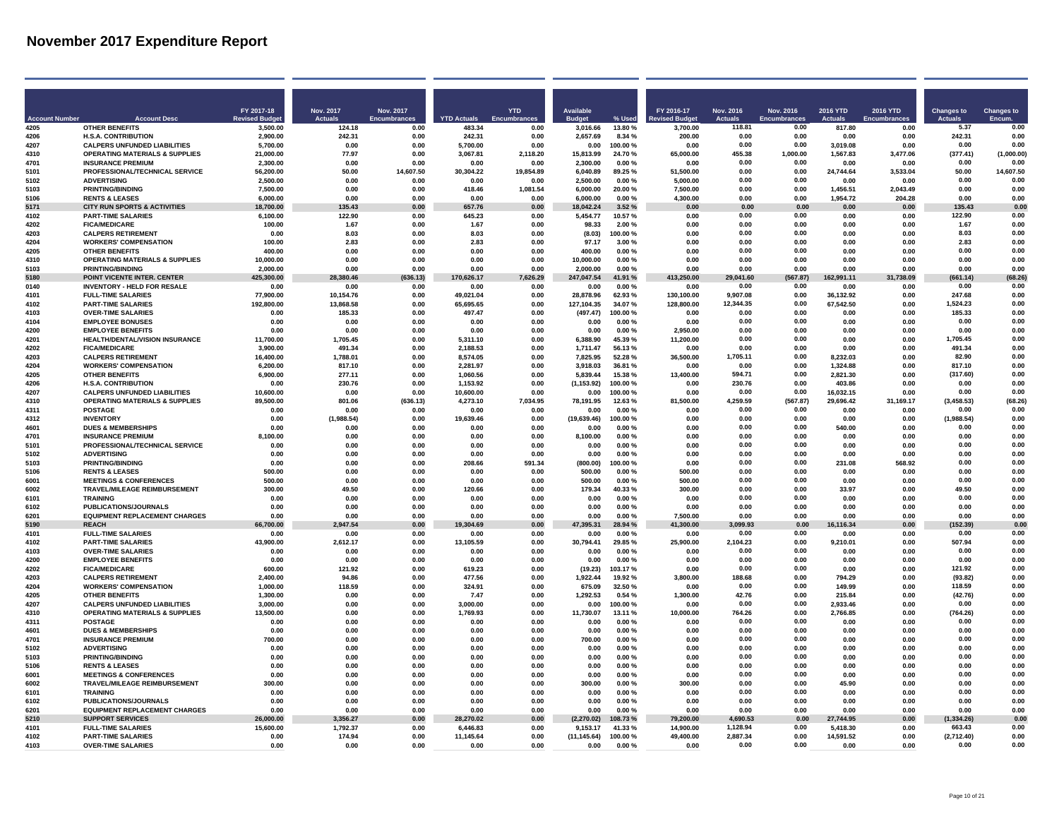# November 2017 Expenditure Report

| Account Number | Account Desc | FY 2017-18 Revised Budget | Nov. 2017 Actuals | Nov. 2017 Encumbrances | YTD Actuals | YTD Encumbrances | Available Budget | % Used | FY 2016-17 Revised Budget | Nov. 2016 Actuals | Nov. 2016 Encumbrances | 2016 YTD Actuals | 2016 YTD Encumbrances | Changes to Actuals | Changes to Encum. |
|---|---|---|---|---|---|---|---|---|---|---|---|---|---|---|---|
| 4205 | OTHER BENEFITS | 3,500.00 | 124.18 | 0.00 | 483.34 | 0.00 | 3,016.66 | 13.80 % | 3,700.00 | 118.81 | 0.00 | 817.80 | 0.00 | 5.37 | 0.00 |
| 4206 | H.S.A. CONTRIBUTION | 2,900.00 | 242.31 | 0.00 | 242.31 | 0.00 | 2,657.69 | 8.34 % | 200.00 | 0.00 | 0.00 | 0.00 | 0.00 | 242.31 | 0.00 |
| 4207 | CALPERS UNFUNDED LIABILITIES | 5,700.00 | 0.00 | 0.00 | 5,700.00 | 0.00 | 0.00 | 100.00 % | 0.00 | 0.00 | 0.00 | 3,019.08 | 0.00 | 0.00 | 0.00 |
| 4310 | OPERATING MATERIALS & SUPPLIES | 21,000.00 | 77.97 | 0.00 | 3,067.81 | 2,118.20 | 15,813.99 | 24.70 % | 65,000.00 | 455.38 | 1,000.00 | 1,567.83 | 3,477.06 | (377.41) | (1,000.00) |
| 4701 | INSURANCE PREMIUM | 2,300.00 | 0.00 | 0.00 | 0.00 | 0.00 | 2,300.00 | 0.00 % | 0.00 | 0.00 | 0.00 | 0.00 | 0.00 | 0.00 | 0.00 |
| 5101 | PROFESSIONAL/TECHNICAL SERVICE | 56,200.00 | 50.00 | 14,607.50 | 30,304.22 | 19,854.89 | 6,040.89 | 89.25 % | 51,500.00 | 0.00 | 0.00 | 24,744.64 | 3,533.04 | 50.00 | 14,607.50 |
| 5102 | ADVERTISING | 2,500.00 | 0.00 | 0.00 | 0.00 | 0.00 | 2,500.00 | 0.00 % | 5,000.00 | 0.00 | 0.00 | 0.00 | 0.00 | 0.00 | 0.00 |
| 5103 | PRINTING/BINDING | 7,500.00 | 0.00 | 0.00 | 418.46 | 1,081.54 | 6,000.00 | 20.00 % | 7,500.00 | 0.00 | 0.00 | 1,456.51 | 2,043.49 | 0.00 | 0.00 |
| 5106 | RENTS & LEASES | 6,000.00 | 0.00 | 0.00 | 0.00 | 0.00 | 6,000.00 | 0.00 % | 4,300.00 | 0.00 | 0.00 | 1,954.72 | 204.28 | 0.00 | 0.00 |
| 5171 | CITY RUN SPORTS & ACTIVITIES | 18,700.00 | 135.43 | 0.00 | 657.76 | 0.00 | 18,042.24 | 3.52 % | 0.00 | 0.00 | 0.00 | 0.00 | 0.00 | 135.43 | 0.00 |
| 4102 | PART-TIME SALARIES | 6,100.00 | 122.90 | 0.00 | 645.23 | 0.00 | 5,454.77 | 10.57 % | 0.00 | 0.00 | 0.00 | 0.00 | 0.00 | 122.90 | 0.00 |
| 4202 | FICA/MEDICARE | 100.00 | 1.67 | 0.00 | 1.67 | 0.00 | 98.33 | 2.00 % | 0.00 | 0.00 | 0.00 | 0.00 | 0.00 | 1.67 | 0.00 |
| 4203 | CALPERS RETIREMENT | 0.00 | 8.03 | 0.00 | 8.03 | 0.00 | (8.03) | 100.00 % | 0.00 | 0.00 | 0.00 | 0.00 | 0.00 | 8.03 | 0.00 |
| 4204 | WORKERS' COMPENSATION | 100.00 | 2.83 | 0.00 | 2.83 | 0.00 | 97.17 | 3.00 % | 0.00 | 0.00 | 0.00 | 0.00 | 0.00 | 2.83 | 0.00 |
| 4205 | OTHER BENEFITS | 400.00 | 0.00 | 0.00 | 0.00 | 0.00 | 400.00 | 0.00 % | 0.00 | 0.00 | 0.00 | 0.00 | 0.00 | 0.00 | 0.00 |
| 4310 | OPERATING MATERIALS & SUPPLIES | 10,000.00 | 0.00 | 0.00 | 0.00 | 0.00 | 10,000.00 | 0.00 % | 0.00 | 0.00 | 0.00 | 0.00 | 0.00 | 0.00 | 0.00 |
| 5103 | PRINTING/BINDING | 2,000.00 | 0.00 | 0.00 | 0.00 | 0.00 | 2,000.00 | 0.00 % | 0.00 | 0.00 | 0.00 | 0.00 | 0.00 | 0.00 | 0.00 |
| 5180 | POINT VICENTE INTER. CENTER | 425,300.00 | 28,380.46 | (636.13) | 170,626.17 | 7,626.29 | 247,047.54 | 41.91 % | 413,250.00 | 29,041.60 | (567.87) | 162,991.11 | 31,738.09 | (661.14) | (68.26) |
| 0140 | INVENTORY - HELD FOR RESALE | 0.00 | 0.00 | 0.00 | 0.00 | 0.00 | 0.00 | 0.00 % | 0.00 | 0.00 | 0.00 | 0.00 | 0.00 | 0.00 | 0.00 |
| 4101 | FULL-TIME SALARIES | 77,900.00 | 10,154.76 | 0.00 | 49,021.04 | 0.00 | 28,878.96 | 62.93 % | 130,100.00 | 9,907.08 | 0.00 | 36,132.92 | 0.00 | 247.68 | 0.00 |
| 4102 | PART-TIME SALARIES | 192,800.00 | 13,868.58 | 0.00 | 65,695.65 | 0.00 | 127,104.35 | 34.07 % | 128,800.00 | 12,344.35 | 0.00 | 67,542.50 | 0.00 | 1,524.23 | 0.00 |
| 4103 | OVER-TIME SALARIES | 0.00 | 185.33 | 0.00 | 497.47 | 0.00 | (497.47) | 100.00 % | 0.00 | 0.00 | 0.00 | 0.00 | 0.00 | 185.33 | 0.00 |
| 4104 | EMPLOYEE BONUSES | 0.00 | 0.00 | 0.00 | 0.00 | 0.00 | 0.00 | 0.00 % | 0.00 | 0.00 | 0.00 | 0.00 | 0.00 | 0.00 | 0.00 |
| 4200 | EMPLOYEE BENEFITS | 0.00 | 0.00 | 0.00 | 0.00 | 0.00 | 0.00 | 0.00 % | 2,950.00 | 0.00 | 0.00 | 0.00 | 0.00 | 0.00 | 0.00 |
| 4201 | HEALTH/DENTAL/VISION INSURANCE | 11,700.00 | 1,705.45 | 0.00 | 5,311.10 | 0.00 | 6,388.90 | 45.39 % | 11,200.00 | 0.00 | 0.00 | 0.00 | 0.00 | 1,705.45 | 0.00 |
| 4202 | FICA/MEDICARE | 3,900.00 | 491.34 | 0.00 | 2,188.53 | 0.00 | 1,711.47 | 56.13 % | 0.00 | 0.00 | 0.00 | 0.00 | 0.00 | 491.34 | 0.00 |
| 4203 | CALPERS RETIREMENT | 16,400.00 | 1,788.01 | 0.00 | 8,574.05 | 0.00 | 7,825.95 | 52.28 % | 36,500.00 | 1,705.11 | 0.00 | 8,232.03 | 0.00 | 82.90 | 0.00 |
| 4204 | WORKERS' COMPENSATION | 6,200.00 | 817.10 | 0.00 | 2,281.97 | 0.00 | 3,918.03 | 36.81 % | 0.00 | 0.00 | 0.00 | 1,324.88 | 0.00 | 817.10 | 0.00 |
| 4205 | OTHER BENEFITS | 6,900.00 | 277.11 | 0.00 | 1,060.56 | 0.00 | 5,839.44 | 15.38 % | 13,400.00 | 594.71 | 0.00 | 2,821.30 | 0.00 | (317.60) | 0.00 |
| 4206 | H.S.A. CONTRIBUTION | 0.00 | 230.76 | 0.00 | 1,153.92 | 0.00 | (1,153.92) | 100.00 % | 0.00 | 230.76 | 0.00 | 403.86 | 0.00 | 0.00 | 0.00 |
| 4207 | CALPERS UNFUNDED LIABILITIES | 10,600.00 | 0.00 | 0.00 | 10,600.00 | 0.00 | 0.00 | 100.00 % | 0.00 | 0.00 | 0.00 | 16,032.15 | 0.00 | 0.00 | 0.00 |
| 4310 | OPERATING MATERIALS & SUPPLIES | 89,500.00 | 801.06 | (636.13) | 4,273.10 | 7,034.95 | 78,191.95 | 12.63 % | 81,500.00 | 4,259.59 | (567.87) | 29,696.42 | 31,169.17 | (3,458.53) | (68.26) |
| 4311 | POSTAGE | 0.00 | 0.00 | 0.00 | 0.00 | 0.00 | 0.00 | 0.00 % | 0.00 | 0.00 | 0.00 | 0.00 | 0.00 | 0.00 | 0.00 |
| 4312 | INVENTORY | 0.00 | (1,988.54) | 0.00 | 19,639.46 | 0.00 | (19,639.46) | 100.00 % | 0.00 | 0.00 | 0.00 | 0.00 | 0.00 | (1,988.54) | 0.00 |
| 4601 | DUES & MEMBERSHIPS | 0.00 | 0.00 | 0.00 | 0.00 | 0.00 | 0.00 | 0.00 % | 0.00 | 0.00 | 0.00 | 540.00 | 0.00 | 0.00 | 0.00 |
| 4701 | INSURANCE PREMIUM | 8,100.00 | 0.00 | 0.00 | 0.00 | 0.00 | 8,100.00 | 0.00 % | 0.00 | 0.00 | 0.00 | 0.00 | 0.00 | 0.00 | 0.00 |
| 5101 | PROFESSIONAL/TECHNICAL SERVICE | 0.00 | 0.00 | 0.00 | 0.00 | 0.00 | 0.00 | 0.00 % | 0.00 | 0.00 | 0.00 | 0.00 | 0.00 | 0.00 | 0.00 |
| 5102 | ADVERTISING | 0.00 | 0.00 | 0.00 | 0.00 | 0.00 | 0.00 | 0.00 % | 0.00 | 0.00 | 0.00 | 0.00 | 0.00 | 0.00 | 0.00 |
| 5103 | PRINTING/BINDING | 0.00 | 0.00 | 0.00 | 208.66 | 591.34 | (800.00) | 100.00 % | 0.00 | 0.00 | 0.00 | 231.08 | 568.92 | 0.00 | 0.00 |
| 5106 | RENTS & LEASES | 500.00 | 0.00 | 0.00 | 0.00 | 0.00 | 500.00 | 0.00 % | 500.00 | 0.00 | 0.00 | 0.00 | 0.00 | 0.00 | 0.00 |
| 6001 | MEETINGS & CONFERENCES | 500.00 | 0.00 | 0.00 | 0.00 | 0.00 | 500.00 | 0.00 % | 500.00 | 0.00 | 0.00 | 0.00 | 0.00 | 0.00 | 0.00 |
| 6002 | TRAVEL/MILEAGE REIMBURSEMENT | 300.00 | 49.50 | 0.00 | 120.66 | 0.00 | 179.34 | 40.33 % | 300.00 | 0.00 | 0.00 | 33.97 | 0.00 | 49.50 | 0.00 |
| 6101 | TRAINING | 0.00 | 0.00 | 0.00 | 0.00 | 0.00 | 0.00 | 0.00 % | 0.00 | 0.00 | 0.00 | 0.00 | 0.00 | 0.00 | 0.00 |
| 6102 | PUBLICATIONS/JOURNALS | 0.00 | 0.00 | 0.00 | 0.00 | 0.00 | 0.00 | 0.00 % | 0.00 | 0.00 | 0.00 | 0.00 | 0.00 | 0.00 | 0.00 |
| 6201 | EQUIPMENT REPLACEMENT CHARGES | 0.00 | 0.00 | 0.00 | 0.00 | 0.00 | 0.00 | 0.00 % | 7,500.00 | 0.00 | 0.00 | 0.00 | 0.00 | 0.00 | 0.00 |
| 5190 | REACH | 66,700.00 | 2,947.54 | 0.00 | 19,304.69 | 0.00 | 47,395.31 | 28.94 % | 41,300.00 | 3,099.93 | 0.00 | 16,116.34 | 0.00 | (152.39) | 0.00 |
| 4101 | FULL-TIME SALARIES | 0.00 | 0.00 | 0.00 | 0.00 | 0.00 | 0.00 | 0.00 % | 0.00 | 0.00 | 0.00 | 0.00 | 0.00 | 0.00 | 0.00 |
| 4102 | PART-TIME SALARIES | 43,900.00 | 2,612.17 | 0.00 | 13,105.59 | 0.00 | 30,794.41 | 29.85 % | 25,900.00 | 2,104.23 | 0.00 | 9,210.01 | 0.00 | 507.94 | 0.00 |
| 4103 | OVER-TIME SALARIES | 0.00 | 0.00 | 0.00 | 0.00 | 0.00 | 0.00 | 0.00 % | 0.00 | 0.00 | 0.00 | 0.00 | 0.00 | 0.00 | 0.00 |
| 4200 | EMPLOYEE BENEFITS | 0.00 | 0.00 | 0.00 | 0.00 | 0.00 | 0.00 | 0.00 % | 0.00 | 0.00 | 0.00 | 0.00 | 0.00 | 0.00 | 0.00 |
| 4202 | FICA/MEDICARE | 600.00 | 121.92 | 0.00 | 619.23 | 0.00 | (19.23) | 103.17 % | 0.00 | 0.00 | 0.00 | 0.00 | 0.00 | 121.92 | 0.00 |
| 4203 | CALPERS RETIREMENT | 2,400.00 | 94.86 | 0.00 | 477.56 | 0.00 | 1,922.44 | 19.92 % | 3,800.00 | 188.68 | 0.00 | 794.29 | 0.00 | (93.82) | 0.00 |
| 4204 | WORKERS' COMPENSATION | 1,000.00 | 118.59 | 0.00 | 324.91 | 0.00 | 675.09 | 32.50 % | 0.00 | 0.00 | 0.00 | 149.99 | 0.00 | 118.59 | 0.00 |
| 4205 | OTHER BENEFITS | 1,300.00 | 0.00 | 0.00 | 7.47 | 0.00 | 1,292.53 | 0.54 % | 1,300.00 | 42.76 | 0.00 | 215.84 | 0.00 | (42.76) | 0.00 |
| 4207 | CALPERS UNFUNDED LIABILITIES | 3,000.00 | 0.00 | 0.00 | 3,000.00 | 0.00 | 0.00 | 100.00 % | 0.00 | 0.00 | 0.00 | 2,933.46 | 0.00 | 0.00 | 0.00 |
| 4310 | OPERATING MATERIALS & SUPPLIES | 13,500.00 | 0.00 | 0.00 | 1,769.93 | 0.00 | 11,730.07 | 13.11 % | 10,000.00 | 764.26 | 0.00 | 2,766.85 | 0.00 | (764.26) | 0.00 |
| 4311 | POSTAGE | 0.00 | 0.00 | 0.00 | 0.00 | 0.00 | 0.00 | 0.00 % | 0.00 | 0.00 | 0.00 | 0.00 | 0.00 | 0.00 | 0.00 |
| 4601 | DUES & MEMBERSHIPS | 0.00 | 0.00 | 0.00 | 0.00 | 0.00 | 0.00 | 0.00 % | 0.00 | 0.00 | 0.00 | 0.00 | 0.00 | 0.00 | 0.00 |
| 4701 | INSURANCE PREMIUM | 700.00 | 0.00 | 0.00 | 0.00 | 0.00 | 700.00 | 0.00 % | 0.00 | 0.00 | 0.00 | 0.00 | 0.00 | 0.00 | 0.00 |
| 5102 | ADVERTISING | 0.00 | 0.00 | 0.00 | 0.00 | 0.00 | 0.00 | 0.00 % | 0.00 | 0.00 | 0.00 | 0.00 | 0.00 | 0.00 | 0.00 |
| 5103 | PRINTING/BINDING | 0.00 | 0.00 | 0.00 | 0.00 | 0.00 | 0.00 | 0.00 % | 0.00 | 0.00 | 0.00 | 0.00 | 0.00 | 0.00 | 0.00 |
| 5106 | RENTS & LEASES | 0.00 | 0.00 | 0.00 | 0.00 | 0.00 | 0.00 | 0.00 % | 0.00 | 0.00 | 0.00 | 0.00 | 0.00 | 0.00 | 0.00 |
| 6001 | MEETINGS & CONFERENCES | 0.00 | 0.00 | 0.00 | 0.00 | 0.00 | 0.00 | 0.00 % | 0.00 | 0.00 | 0.00 | 0.00 | 0.00 | 0.00 | 0.00 |
| 6002 | TRAVEL/MILEAGE REIMBURSEMENT | 300.00 | 0.00 | 0.00 | 0.00 | 0.00 | 300.00 | 0.00 % | 300.00 | 0.00 | 0.00 | 45.90 | 0.00 | 0.00 | 0.00 |
| 6101 | TRAINING | 0.00 | 0.00 | 0.00 | 0.00 | 0.00 | 0.00 | 0.00 % | 0.00 | 0.00 | 0.00 | 0.00 | 0.00 | 0.00 | 0.00 |
| 6102 | PUBLICATIONS/JOURNALS | 0.00 | 0.00 | 0.00 | 0.00 | 0.00 | 0.00 | 0.00 % | 0.00 | 0.00 | 0.00 | 0.00 | 0.00 | 0.00 | 0.00 |
| 6201 | EQUIPMENT REPLACEMENT CHARGES | 0.00 | 0.00 | 0.00 | 0.00 | 0.00 | 0.00 | 0.00 % | 0.00 | 0.00 | 0.00 | 0.00 | 0.00 | 0.00 | 0.00 |
| 5210 | SUPPORT SERVICES | 26,000.00 | 3,356.27 | 0.00 | 28,270.02 | 0.00 | (2,270.02) | 108.73 % | 79,200.00 | 4,690.53 | 0.00 | 27,744.95 | 0.00 | (1,334.26) | 0.00 |
| 4101 | FULL-TIME SALARIES | 15,600.00 | 1,792.37 | 0.00 | 6,446.83 | 0.00 | 9,153.17 | 41.33 % | 14,900.00 | 1,128.94 | 0.00 | 5,418.30 | 0.00 | 663.43 | 0.00 |
| 4102 | PART-TIME SALARIES | 0.00 | 174.94 | 0.00 | 11,145.64 | 0.00 | (11,145.64) | 100.00 % | 49,400.00 | 2,887.34 | 0.00 | 14,591.52 | 0.00 | (2,712.40) | 0.00 |
| 4103 | OVER-TIME SALARIES | 0.00 | 0.00 | 0.00 | 0.00 | 0.00 | 0.00 | 0.00 % | 0.00 | 0.00 | 0.00 | 0.00 | 0.00 | 0.00 | 0.00 |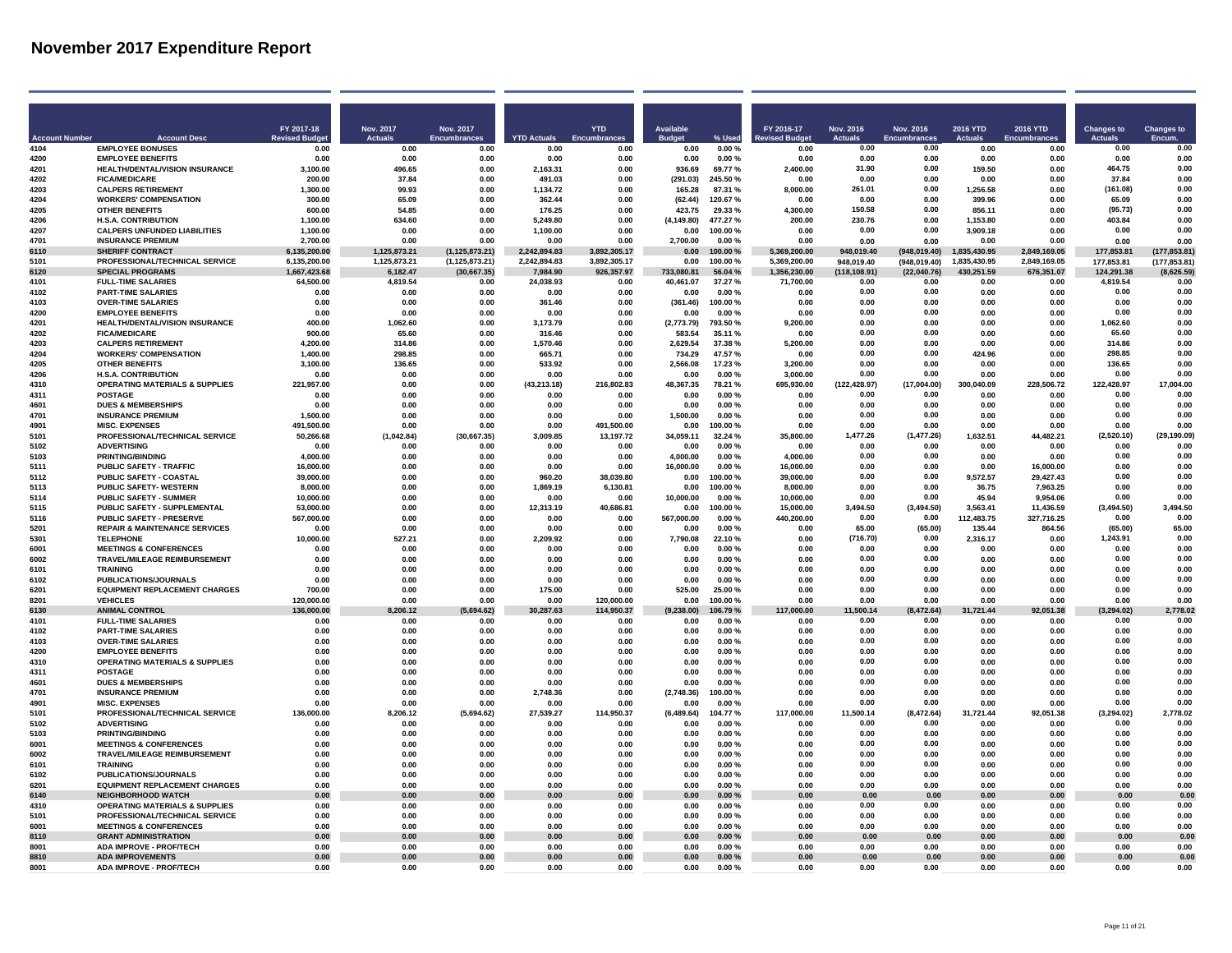# November 2017 Expenditure Report

| Account Number | Account Desc | FY 2017-18 Revised Budget | Nov. 2017 Actuals | Nov. 2017 Encumbrances | YTD Actuals | YTD Encumbrances | Available Budget | % Used | FY 2016-17 Revised Budget | Nov. 2016 Actuals | Nov. 2016 Encumbrances | 2016 YTD Actuals | 2016 YTD Encumbrances | Changes to Actuals | Changes to Encum. |
|---|---|---|---|---|---|---|---|---|---|---|---|---|---|---|---|
| 4104 | EMPLOYEE BONUSES | 0.00 | 0.00 | 0.00 | 0.00 | 0.00 | 0.00 | 0.00 % | 0.00 | 0.00 | 0.00 | 0.00 | 0.00 | 0.00 | 0.00 |
| 4200 | EMPLOYEE BENEFITS | 0.00 | 0.00 | 0.00 | 0.00 | 0.00 | 0.00 | 0.00 % | 0.00 | 0.00 | 0.00 | 0.00 | 0.00 | 0.00 | 0.00 |
| 4201 | HEALTH/DENTAL/VISION INSURANCE | 3,100.00 | 496.65 | 0.00 | 2,163.31 | 0.00 | 936.69 | 69.77 % | 2,400.00 | 31.90 | 0.00 | 159.50 | 0.00 | 464.75 | 0.00 |
| 4202 | FICA/MEDICARE | 200.00 | 37.84 | 0.00 | 491.03 | 0.00 | (291.03) | 245.50 % | 0.00 | 0.00 | 0.00 | 0.00 | 0.00 | 37.84 | 0.00 |
| 4203 | CALPERS RETIREMENT | 1,300.00 | 99.93 | 0.00 | 1,134.72 | 0.00 | 165.28 | 87.31 % | 8,000.00 | 261.01 | 0.00 | 1,256.58 | 0.00 | (161.08) | 0.00 |
| 4204 | WORKERS' COMPENSATION | 300.00 | 65.09 | 0.00 | 362.44 | 0.00 | (62.44) | 120.67 % | 0.00 | 0.00 | 0.00 | 399.96 | 0.00 | 65.09 | 0.00 |
| 4205 | OTHER BENEFITS | 600.00 | 54.85 | 0.00 | 176.25 | 0.00 | 423.75 | 29.33 % | 4,300.00 | 150.58 | 0.00 | 856.11 | 0.00 | (95.73) | 0.00 |
| 4206 | H.S.A. CONTRIBUTION | 1,100.00 | 634.60 | 0.00 | 5,249.80 | 0.00 | (4,149.80) | 477.27 % | 200.00 | 230.76 | 0.00 | 1,153.80 | 0.00 | 403.84 | 0.00 |
| 4207 | CALPERS UNFUNDED LIABILITIES | 1,100.00 | 0.00 | 0.00 | 1,100.00 | 0.00 | 0.00 | 100.00 % | 0.00 | 0.00 | 0.00 | 3,909.18 | 0.00 | 0.00 | 0.00 |
| 4701 | INSURANCE PREMIUM | 2,700.00 | 0.00 | 0.00 | 0.00 | 0.00 | 2,700.00 | 0.00 % | 0.00 | 0.00 | 0.00 | 0.00 | 0.00 | 0.00 | 0.00 |
| 6110 | SHERIFF CONTRACT | 6,135,200.00 | 1,125,873.21 | (1,125,873.21) | 2,242,894.83 | 3,892,305.17 | 0.00 | 100.00 % | 5,369,200.00 | 948,019.40 | (948,019.40) | 1,835,430.95 | 2,849,169.05 | 177,853.81 | (177,853.81) |
| 5101 | PROFESSIONAL/TECHNICAL SERVICE | 6,135,200.00 | 1,125,873.21 | (1,125,873.21) | 2,242,894.83 | 3,892,305.17 | 0.00 | 100.00 % | 5,369,200.00 | 948,019.40 | (948,019.40) | 1,835,430.95 | 2,849,169.05 | 177,853.81 | (177,853.81) |
| 6120 | SPECIAL PROGRAMS | 1,667,423.68 | 6,182.47 | (30,667.35) | 7,984.90 | 926,357.97 | 733,080.81 | 56.04 % | 1,356,230.00 | (118,108.91) | (22,040.76) | 430,251.59 | 676,351.07 | 124,291.38 | (8,626.59) |
| 4101 | FULL-TIME SALARIES | 64,500.00 | 4,819.54 | 0.00 | 24,038.93 | 0.00 | 40,461.07 | 37.27 % | 71,700.00 | 0.00 | 0.00 | 0.00 | 0.00 | 4,819.54 | 0.00 |
| 4102 | PART-TIME SALARIES | 0.00 | 0.00 | 0.00 | 0.00 | 0.00 | 0.00 | 0.00 % | 0.00 | 0.00 | 0.00 | 0.00 | 0.00 | 0.00 | 0.00 |
| 4103 | OVER-TIME SALARIES | 0.00 | 0.00 | 0.00 | 361.46 | 0.00 | (361.46) | 100.00 % | 0.00 | 0.00 | 0.00 | 0.00 | 0.00 | 0.00 | 0.00 |
| 4200 | EMPLOYEE BENEFITS | 0.00 | 0.00 | 0.00 | 0.00 | 0.00 | 0.00 | 0.00 % | 0.00 | 0.00 | 0.00 | 0.00 | 0.00 | 0.00 | 0.00 |
| 4201 | HEALTH/DENTAL/VISION INSURANCE | 400.00 | 1,062.60 | 0.00 | 3,173.79 | 0.00 | (2,773.79) | 793.50 % | 9,200.00 | 0.00 | 0.00 | 0.00 | 0.00 | 1,062.60 | 0.00 |
| 4202 | FICA/MEDICARE | 900.00 | 65.60 | 0.00 | 316.46 | 0.00 | 583.54 | 35.11 % | 0.00 | 0.00 | 0.00 | 0.00 | 0.00 | 65.60 | 0.00 |
| 4203 | CALPERS RETIREMENT | 4,200.00 | 314.86 | 0.00 | 1,570.46 | 0.00 | 2,629.54 | 37.38 % | 5,200.00 | 0.00 | 0.00 | 0.00 | 0.00 | 314.86 | 0.00 |
| 4204 | WORKERS' COMPENSATION | 1,400.00 | 298.85 | 0.00 | 665.71 | 0.00 | 734.29 | 47.57 % | 0.00 | 0.00 | 0.00 | 424.96 | 0.00 | 298.85 | 0.00 |
| 4205 | OTHER BENEFITS | 3,100.00 | 136.65 | 0.00 | 533.92 | 0.00 | 2,566.08 | 17.23 % | 3,200.00 | 0.00 | 0.00 | 0.00 | 0.00 | 136.65 | 0.00 |
| 4206 | H.S.A. CONTRIBUTION | 0.00 | 0.00 | 0.00 | 0.00 | 0.00 | 0.00 | 0.00 % | 3,000.00 | 0.00 | 0.00 | 0.00 | 0.00 | 0.00 | 0.00 |
| 4310 | OPERATING MATERIALS & SUPPLIES | 221,957.00 | 0.00 | 0.00 | (43,213.18) | 216,802.83 | 48,367.35 | 78.21 % | 695,930.00 | (122,428.97) | (17,004.00) | 300,040.09 | 228,506.72 | 122,428.97 | 17,004.00 |
| 4311 | POSTAGE | 0.00 | 0.00 | 0.00 | 0.00 | 0.00 | 0.00 | 0.00 % | 0.00 | 0.00 | 0.00 | 0.00 | 0.00 | 0.00 | 0.00 |
| 4601 | DUES & MEMBERSHIPS | 0.00 | 0.00 | 0.00 | 0.00 | 0.00 | 0.00 | 0.00 % | 0.00 | 0.00 | 0.00 | 0.00 | 0.00 | 0.00 | 0.00 |
| 4701 | INSURANCE PREMIUM | 1,500.00 | 0.00 | 0.00 | 0.00 | 0.00 | 1,500.00 | 0.00 % | 0.00 | 0.00 | 0.00 | 0.00 | 0.00 | 0.00 | 0.00 |
| 4901 | MISC. EXPENSES | 491,500.00 | 0.00 | 0.00 | 0.00 | 491,500.00 | 0.00 | 100.00 % | 0.00 | 0.00 | 0.00 | 0.00 | 0.00 | 0.00 | 0.00 |
| 5101 | PROFESSIONAL/TECHNICAL SERVICE | 50,266.68 | (1,042.84) | (30,667.35) | 3,009.85 | 13,197.72 | 34,059.11 | 32.24 % | 35,800.00 | 1,477.26 | (1,477.26) | 1,632.51 | 44,482.21 | (2,520.10) | (29,190.09) |
| 5102 | ADVERTISING | 0.00 | 0.00 | 0.00 | 0.00 | 0.00 | 0.00 | 0.00 % | 0.00 | 0.00 | 0.00 | 0.00 | 0.00 | 0.00 | 0.00 |
| 5103 | PRINTING/BINDING | 4,000.00 | 0.00 | 0.00 | 0.00 | 0.00 | 4,000.00 | 0.00 % | 4,000.00 | 0.00 | 0.00 | 0.00 | 0.00 | 0.00 | 0.00 |
| 5111 | PUBLIC SAFETY - TRAFFIC | 16,000.00 | 0.00 | 0.00 | 0.00 | 0.00 | 16,000.00 | 0.00 % | 16,000.00 | 0.00 | 0.00 | 0.00 | 16,000.00 | 0.00 | 0.00 |
| 5112 | PUBLIC SAFETY - COASTAL | 39,000.00 | 0.00 | 0.00 | 960.20 | 38,039.80 | 0.00 | 100.00 % | 39,000.00 | 0.00 | 0.00 | 9,572.57 | 29,427.43 | 0.00 | 0.00 |
| 5113 | PUBLIC SAFETY- WESTERN | 8,000.00 | 0.00 | 0.00 | 1,869.19 | 6,130.81 | 0.00 | 100.00 % | 8,000.00 | 0.00 | 0.00 | 36.75 | 7,963.25 | 0.00 | 0.00 |
| 5114 | PUBLIC SAFETY - SUMMER | 10,000.00 | 0.00 | 0.00 | 0.00 | 0.00 | 10,000.00 | 0.00 % | 10,000.00 | 0.00 | 0.00 | 45.94 | 9,954.06 | 0.00 | 0.00 |
| 5115 | PUBLIC SAFETY - SUPPLEMENTAL | 53,000.00 | 0.00 | 0.00 | 12,313.19 | 40,686.81 | 0.00 | 100.00 % | 15,000.00 | 3,494.50 | (3,494.50) | 3,563.41 | 11,436.59 | (3,494.50) | 3,494.50 |
| 5116 | PUBLIC SAFETY - PRESERVE | 567,000.00 | 0.00 | 0.00 | 0.00 | 0.00 | 567,000.00 | 0.00 % | 440,200.00 | 0.00 | 0.00 | 112,483.75 | 327,716.25 | 0.00 | 0.00 |
| 5201 | REPAIR & MAINTENANCE SERVICES | 0.00 | 0.00 | 0.00 | 0.00 | 0.00 | 0.00 | 0.00 % | 0.00 | 65.00 | (65.00) | 135.44 | 864.56 | (65.00) | 65.00 |
| 5301 | TELEPHONE | 10,000.00 | 527.21 | 0.00 | 2,209.92 | 0.00 | 7,790.08 | 22.10 % | 0.00 | (716.70) | 0.00 | 2,316.17 | 0.00 | 1,243.91 | 0.00 |
| 6001 | MEETINGS & CONFERENCES | 0.00 | 0.00 | 0.00 | 0.00 | 0.00 | 0.00 | 0.00 % | 0.00 | 0.00 | 0.00 | 0.00 | 0.00 | 0.00 | 0.00 |
| 6002 | TRAVEL/MILEAGE REIMBURSEMENT | 0.00 | 0.00 | 0.00 | 0.00 | 0.00 | 0.00 | 0.00 % | 0.00 | 0.00 | 0.00 | 0.00 | 0.00 | 0.00 | 0.00 |
| 6101 | TRAINING | 0.00 | 0.00 | 0.00 | 0.00 | 0.00 | 0.00 | 0.00 % | 0.00 | 0.00 | 0.00 | 0.00 | 0.00 | 0.00 | 0.00 |
| 6102 | PUBLICATIONS/JOURNALS | 0.00 | 0.00 | 0.00 | 0.00 | 0.00 | 0.00 | 0.00 % | 0.00 | 0.00 | 0.00 | 0.00 | 0.00 | 0.00 | 0.00 |
| 6201 | EQUIPMENT REPLACEMENT CHARGES | 700.00 | 0.00 | 0.00 | 175.00 | 0.00 | 525.00 | 25.00 % | 0.00 | 0.00 | 0.00 | 0.00 | 0.00 | 0.00 | 0.00 |
| 8201 | VEHICLES | 120,000.00 | 0.00 | 0.00 | 0.00 | 120,000.00 | 0.00 | 100.00 % | 0.00 | 0.00 | 0.00 | 0.00 | 0.00 | 0.00 | 0.00 |
| 6130 | ANIMAL CONTROL | 136,000.00 | 8,206.12 | (5,694.62) | 30,287.63 | 114,950.37 | (9,238.00) | 106.79 % | 117,000.00 | 11,500.14 | (8,472.64) | 31,721.44 | 92,051.38 | (3,294.02) | 2,778.02 |
| 4101 | FULL-TIME SALARIES | 0.00 | 0.00 | 0.00 | 0.00 | 0.00 | 0.00 | 0.00 % | 0.00 | 0.00 | 0.00 | 0.00 | 0.00 | 0.00 | 0.00 |
| 4102 | PART-TIME SALARIES | 0.00 | 0.00 | 0.00 | 0.00 | 0.00 | 0.00 | 0.00 % | 0.00 | 0.00 | 0.00 | 0.00 | 0.00 | 0.00 | 0.00 |
| 4103 | OVER-TIME SALARIES | 0.00 | 0.00 | 0.00 | 0.00 | 0.00 | 0.00 | 0.00 % | 0.00 | 0.00 | 0.00 | 0.00 | 0.00 | 0.00 | 0.00 |
| 4200 | EMPLOYEE BENEFITS | 0.00 | 0.00 | 0.00 | 0.00 | 0.00 | 0.00 | 0.00 % | 0.00 | 0.00 | 0.00 | 0.00 | 0.00 | 0.00 | 0.00 |
| 4310 | OPERATING MATERIALS & SUPPLIES | 0.00 | 0.00 | 0.00 | 0.00 | 0.00 | 0.00 | 0.00 % | 0.00 | 0.00 | 0.00 | 0.00 | 0.00 | 0.00 | 0.00 |
| 4311 | POSTAGE | 0.00 | 0.00 | 0.00 | 0.00 | 0.00 | 0.00 | 0.00 % | 0.00 | 0.00 | 0.00 | 0.00 | 0.00 | 0.00 | 0.00 |
| 4601 | DUES & MEMBERSHIPS | 0.00 | 0.00 | 0.00 | 0.00 | 0.00 | 0.00 | 0.00 % | 0.00 | 0.00 | 0.00 | 0.00 | 0.00 | 0.00 | 0.00 |
| 4701 | INSURANCE PREMIUM | 0.00 | 0.00 | 0.00 | 2,748.36 | 0.00 | (2,748.36) | 100.00 % | 0.00 | 0.00 | 0.00 | 0.00 | 0.00 | 0.00 | 0.00 |
| 4901 | MISC. EXPENSES | 0.00 | 0.00 | 0.00 | 0.00 | 0.00 | 0.00 | 0.00 % | 0.00 | 0.00 | 0.00 | 0.00 | 0.00 | 0.00 | 0.00 |
| 5101 | PROFESSIONAL/TECHNICAL SERVICE | 136,000.00 | 8,206.12 | (5,694.62) | 27,539.27 | 114,950.37 | (6,489.64) | 104.77 % | 117,000.00 | 11,500.14 | (8,472.64) | 31,721.44 | 92,051.38 | (3,294.02) | 2,778.02 |
| 5102 | ADVERTISING | 0.00 | 0.00 | 0.00 | 0.00 | 0.00 | 0.00 | 0.00 % | 0.00 | 0.00 | 0.00 | 0.00 | 0.00 | 0.00 | 0.00 |
| 5103 | PRINTING/BINDING | 0.00 | 0.00 | 0.00 | 0.00 | 0.00 | 0.00 | 0.00 % | 0.00 | 0.00 | 0.00 | 0.00 | 0.00 | 0.00 | 0.00 |
| 6001 | MEETINGS & CONFERENCES | 0.00 | 0.00 | 0.00 | 0.00 | 0.00 | 0.00 | 0.00 % | 0.00 | 0.00 | 0.00 | 0.00 | 0.00 | 0.00 | 0.00 |
| 6002 | TRAVEL/MILEAGE REIMBURSEMENT | 0.00 | 0.00 | 0.00 | 0.00 | 0.00 | 0.00 | 0.00 % | 0.00 | 0.00 | 0.00 | 0.00 | 0.00 | 0.00 | 0.00 |
| 6101 | TRAINING | 0.00 | 0.00 | 0.00 | 0.00 | 0.00 | 0.00 | 0.00 % | 0.00 | 0.00 | 0.00 | 0.00 | 0.00 | 0.00 | 0.00 |
| 6102 | PUBLICATIONS/JOURNALS | 0.00 | 0.00 | 0.00 | 0.00 | 0.00 | 0.00 | 0.00 % | 0.00 | 0.00 | 0.00 | 0.00 | 0.00 | 0.00 | 0.00 |
| 6201 | EQUIPMENT REPLACEMENT CHARGES | 0.00 | 0.00 | 0.00 | 0.00 | 0.00 | 0.00 | 0.00 % | 0.00 | 0.00 | 0.00 | 0.00 | 0.00 | 0.00 | 0.00 |
| 6140 | NEIGHBORHOOD WATCH | 0.00 | 0.00 | 0.00 | 0.00 | 0.00 | 0.00 | 0.00 % | 0.00 | 0.00 | 0.00 | 0.00 | 0.00 | 0.00 | 0.00 |
| 4310 | OPERATING MATERIALS & SUPPLIES | 0.00 | 0.00 | 0.00 | 0.00 | 0.00 | 0.00 | 0.00 % | 0.00 | 0.00 | 0.00 | 0.00 | 0.00 | 0.00 | 0.00 |
| 5101 | PROFESSIONAL/TECHNICAL SERVICE | 0.00 | 0.00 | 0.00 | 0.00 | 0.00 | 0.00 | 0.00 % | 0.00 | 0.00 | 0.00 | 0.00 | 0.00 | 0.00 | 0.00 |
| 6001 | MEETINGS & CONFERENCES | 0.00 | 0.00 | 0.00 | 0.00 | 0.00 | 0.00 | 0.00 % | 0.00 | 0.00 | 0.00 | 0.00 | 0.00 | 0.00 | 0.00 |
| 8110 | GRANT ADMINISTRATION | 0.00 | 0.00 | 0.00 | 0.00 | 0.00 | 0.00 | 0.00 % | 0.00 | 0.00 | 0.00 | 0.00 | 0.00 | 0.00 | 0.00 |
| 8001 | ADA IMPROVE - PROF/TECH | 0.00 | 0.00 | 0.00 | 0.00 | 0.00 | 0.00 | 0.00 % | 0.00 | 0.00 | 0.00 | 0.00 | 0.00 | 0.00 | 0.00 |
| 8810 | ADA IMPROVEMENTS | 0.00 | 0.00 | 0.00 | 0.00 | 0.00 | 0.00 | 0.00 % | 0.00 | 0.00 | 0.00 | 0.00 | 0.00 | 0.00 | 0.00 |
| 8001 | ADA IMPROVE - PROF/TECH | 0.00 | 0.00 | 0.00 | 0.00 | 0.00 | 0.00 | 0.00 % | 0.00 | 0.00 | 0.00 | 0.00 | 0.00 | 0.00 | 0.00 |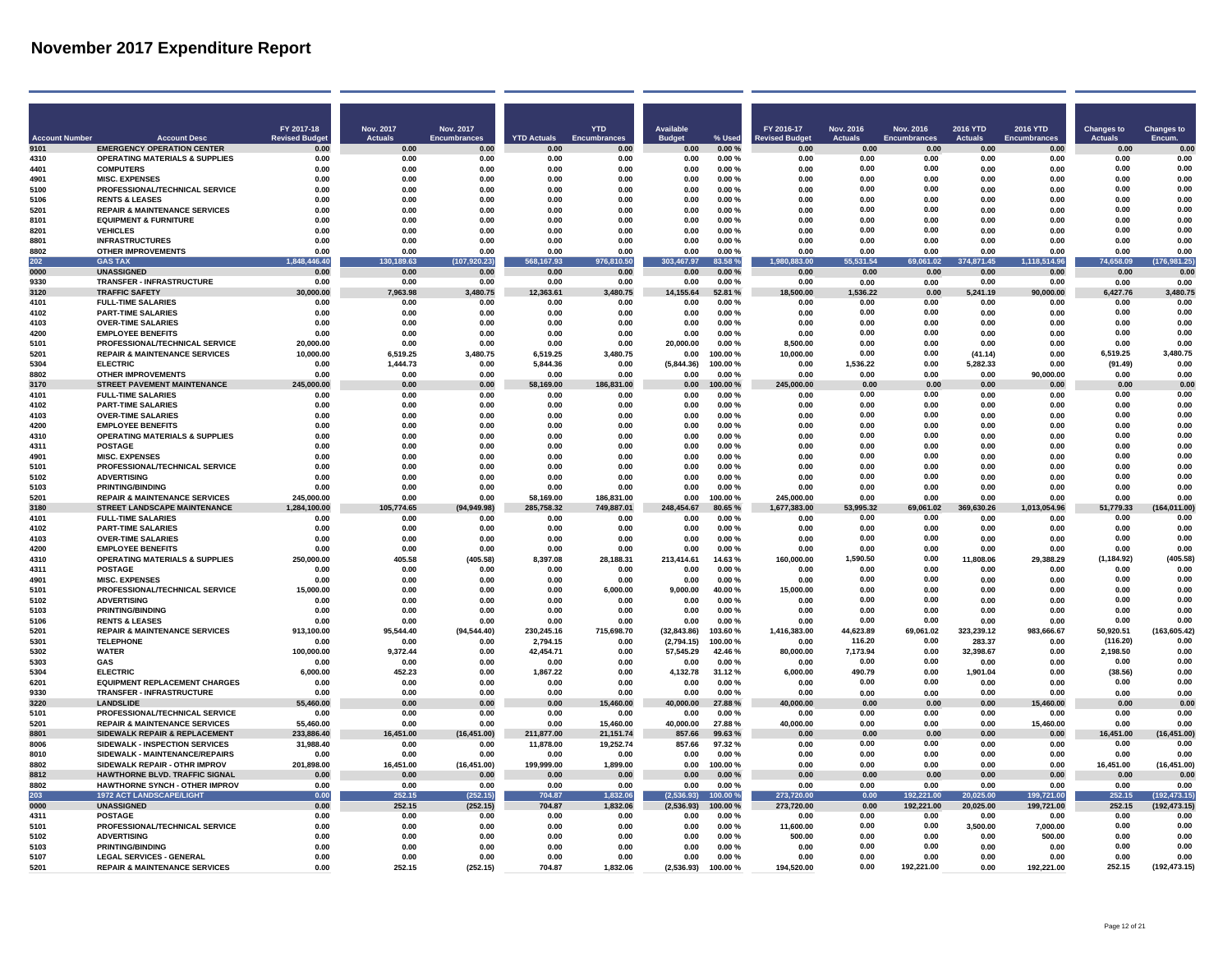# November 2017 Expenditure Report

| Account Number | Account Desc | FY 2017-18 Revised Budget | Nov. 2017 Actuals | Nov. 2017 Encumbrances | YTD Actuals | YTD Encumbrances | Available Budget | % Used | FY 2016-17 Revised Budget | Nov. 2016 Actuals | Nov. 2016 Encumbrances | 2016 YTD Actuals | 2016 YTD Encumbrances | Changes to Actuals | Changes to Encum. |
|---|---|---|---|---|---|---|---|---|---|---|---|---|---|---|---|
| 9101 | EMERGENCY OPERATION CENTER | 0.00 | 0.00 | 0.00 | 0.00 | 0.00 | 0.00 | 0.00 % | 0.00 | 0.00 | 0.00 | 0.00 | 0.00 | 0.00 | 0.00 |
| 4310 | OPERATING MATERIALS & SUPPLIES | 0.00 | 0.00 | 0.00 | 0.00 | 0.00 | 0.00 | 0.00 % | 0.00 | 0.00 | 0.00 | 0.00 | 0.00 | 0.00 | 0.00 |
| 4401 | COMPUTERS | 0.00 | 0.00 | 0.00 | 0.00 | 0.00 | 0.00 | 0.00 % | 0.00 | 0.00 | 0.00 | 0.00 | 0.00 | 0.00 | 0.00 |
| 4901 | MISC. EXPENSES | 0.00 | 0.00 | 0.00 | 0.00 | 0.00 | 0.00 | 0.00 % | 0.00 | 0.00 | 0.00 | 0.00 | 0.00 | 0.00 | 0.00 |
| 5100 | PROFESSIONAL/TECHNICAL SERVICE | 0.00 | 0.00 | 0.00 | 0.00 | 0.00 | 0.00 | 0.00 % | 0.00 | 0.00 | 0.00 | 0.00 | 0.00 | 0.00 | 0.00 |
| 5106 | RENTS & LEASES | 0.00 | 0.00 | 0.00 | 0.00 | 0.00 | 0.00 | 0.00 % | 0.00 | 0.00 | 0.00 | 0.00 | 0.00 | 0.00 | 0.00 |
| 5201 | REPAIR & MAINTENANCE SERVICES | 0.00 | 0.00 | 0.00 | 0.00 | 0.00 | 0.00 | 0.00 % | 0.00 | 0.00 | 0.00 | 0.00 | 0.00 | 0.00 | 0.00 |
| 8101 | EQUIPMENT & FURNITURE | 0.00 | 0.00 | 0.00 | 0.00 | 0.00 | 0.00 | 0.00 % | 0.00 | 0.00 | 0.00 | 0.00 | 0.00 | 0.00 | 0.00 |
| 8201 | VEHICLES | 0.00 | 0.00 | 0.00 | 0.00 | 0.00 | 0.00 | 0.00 % | 0.00 | 0.00 | 0.00 | 0.00 | 0.00 | 0.00 | 0.00 |
| 8801 | INFRASTRUCTURES | 0.00 | 0.00 | 0.00 | 0.00 | 0.00 | 0.00 | 0.00 % | 0.00 | 0.00 | 0.00 | 0.00 | 0.00 | 0.00 | 0.00 |
| 8802 | OTHER IMPROVEMENTS | 0.00 | 0.00 | 0.00 | 0.00 | 0.00 | 0.00 | 0.00 % | 0.00 | 0.00 | 0.00 | 0.00 | 0.00 | 0.00 | 0.00 |
| 202 | GAS TAX | 1,848,446.40 | 130,189.63 | (107,920.23) | 568,167.93 | 976,810.50 | 303,467.97 | 83.58 % | 1,980,883.00 | 55,531.54 | 69,061.02 | 374,871.45 | 1,118,514.96 | 74,658.09 | (176,981.25) |
| 0000 | UNASSIGNED | 0.00 | 0.00 | 0.00 | 0.00 | 0.00 | 0.00 | 0.00 % | 0.00 | 0.00 | 0.00 | 0.00 | 0.00 | 0.00 | 0.00 |
| 9330 | TRANSFER - INFRASTRUCTURE | 0.00 | 0.00 | 0.00 | 0.00 | 0.00 | 0.00 | 0.00 % | 0.00 | 0.00 | 0.00 | 0.00 | 0.00 | 0.00 | 0.00 |
| 3120 | TRAFFIC SAFETY | 30,000.00 | 7,963.98 | 3,480.75 | 12,363.61 | 3,480.75 | 14,155.64 | 52.81 % | 18,500.00 | 1,536.22 | 0.00 | 5,241.19 | 90,000.00 | 6,427.76 | 3,480.75 |
| 4101 | FULL-TIME SALARIES | 0.00 | 0.00 | 0.00 | 0.00 | 0.00 | 0.00 | 0.00 % | 0.00 | 0.00 | 0.00 | 0.00 | 0.00 | 0.00 | 0.00 |
| 4102 | PART-TIME SALARIES | 0.00 | 0.00 | 0.00 | 0.00 | 0.00 | 0.00 | 0.00 % | 0.00 | 0.00 | 0.00 | 0.00 | 0.00 | 0.00 | 0.00 |
| 4103 | OVER-TIME SALARIES | 0.00 | 0.00 | 0.00 | 0.00 | 0.00 | 0.00 | 0.00 % | 0.00 | 0.00 | 0.00 | 0.00 | 0.00 | 0.00 | 0.00 |
| 4200 | EMPLOYEE BENEFITS | 0.00 | 0.00 | 0.00 | 0.00 | 0.00 | 0.00 | 0.00 % | 0.00 | 0.00 | 0.00 | 0.00 | 0.00 | 0.00 | 0.00 |
| 5101 | PROFESSIONAL/TECHNICAL SERVICE | 20,000.00 | 0.00 | 0.00 | 0.00 | 0.00 | 20,000.00 | 0.00 % | 8,500.00 | 0.00 | 0.00 | 0.00 | 0.00 | 0.00 | 0.00 |
| 5201 | REPAIR & MAINTENANCE SERVICES | 10,000.00 | 6,519.25 | 3,480.75 | 6,519.25 | 3,480.75 | 0.00 | 100.00 % | 10,000.00 | 0.00 | 0.00 | (41.14) | 0.00 | 6,519.25 | 3,480.75 |
| 5304 | ELECTRIC | 0.00 | 1,444.73 | 0.00 | 5,844.36 | 0.00 | (5,844.36) | 100.00 % | 0.00 | 1,536.22 | 0.00 | 5,282.33 | 0.00 | (91.49) | 0.00 |
| 8802 | OTHER IMPROVEMENTS | 0.00 | 0.00 | 0.00 | 0.00 | 0.00 | 0.00 | 0.00 % | 0.00 | 0.00 | 0.00 | 0.00 | 90,000.00 | 0.00 | 0.00 |
| 3170 | STREET PAVEMENT MAINTENANCE | 245,000.00 | 0.00 | 0.00 | 58,169.00 | 186,831.00 | 0.00 | 100.00 % | 245,000.00 | 0.00 | 0.00 | 0.00 | 0.00 | 0.00 | 0.00 |
| 4101 | FULL-TIME SALARIES | 0.00 | 0.00 | 0.00 | 0.00 | 0.00 | 0.00 | 0.00 % | 0.00 | 0.00 | 0.00 | 0.00 | 0.00 | 0.00 | 0.00 |
| 4102 | PART-TIME SALARIES | 0.00 | 0.00 | 0.00 | 0.00 | 0.00 | 0.00 | 0.00 % | 0.00 | 0.00 | 0.00 | 0.00 | 0.00 | 0.00 | 0.00 |
| 4103 | OVER-TIME SALARIES | 0.00 | 0.00 | 0.00 | 0.00 | 0.00 | 0.00 | 0.00 % | 0.00 | 0.00 | 0.00 | 0.00 | 0.00 | 0.00 | 0.00 |
| 4200 | EMPLOYEE BENEFITS | 0.00 | 0.00 | 0.00 | 0.00 | 0.00 | 0.00 | 0.00 % | 0.00 | 0.00 | 0.00 | 0.00 | 0.00 | 0.00 | 0.00 |
| 4310 | OPERATING MATERIALS & SUPPLIES | 0.00 | 0.00 | 0.00 | 0.00 | 0.00 | 0.00 | 0.00 % | 0.00 | 0.00 | 0.00 | 0.00 | 0.00 | 0.00 | 0.00 |
| 4311 | POSTAGE | 0.00 | 0.00 | 0.00 | 0.00 | 0.00 | 0.00 | 0.00 % | 0.00 | 0.00 | 0.00 | 0.00 | 0.00 | 0.00 | 0.00 |
| 4901 | MISC. EXPENSES | 0.00 | 0.00 | 0.00 | 0.00 | 0.00 | 0.00 | 0.00 % | 0.00 | 0.00 | 0.00 | 0.00 | 0.00 | 0.00 | 0.00 |
| 5101 | PROFESSIONAL/TECHNICAL SERVICE | 0.00 | 0.00 | 0.00 | 0.00 | 0.00 | 0.00 | 0.00 % | 0.00 | 0.00 | 0.00 | 0.00 | 0.00 | 0.00 | 0.00 |
| 5102 | ADVERTISING | 0.00 | 0.00 | 0.00 | 0.00 | 0.00 | 0.00 | 0.00 % | 0.00 | 0.00 | 0.00 | 0.00 | 0.00 | 0.00 | 0.00 |
| 5103 | PRINTING/BINDING | 0.00 | 0.00 | 0.00 | 0.00 | 0.00 | 0.00 | 0.00 % | 0.00 | 0.00 | 0.00 | 0.00 | 0.00 | 0.00 | 0.00 |
| 5201 | REPAIR & MAINTENANCE SERVICES | 245,000.00 | 0.00 | 0.00 | 58,169.00 | 186,831.00 | 0.00 | 100.00 % | 245,000.00 | 0.00 | 0.00 | 0.00 | 0.00 | 0.00 | 0.00 |
| 3180 | STREET LANDSCAPE MAINTENANCE | 1,284,100.00 | 105,774.65 | (94,949.98) | 285,758.32 | 749,887.01 | 248,454.67 | 80.65 % | 1,677,383.00 | 53,995.32 | 69,061.02 | 369,630.26 | 1,013,054.96 | 51,779.33 | (164,011.00) |
| 4101 | FULL-TIME SALARIES | 0.00 | 0.00 | 0.00 | 0.00 | 0.00 | 0.00 | 0.00 % | 0.00 | 0.00 | 0.00 | 0.00 | 0.00 | 0.00 | 0.00 |
| 4102 | PART-TIME SALARIES | 0.00 | 0.00 | 0.00 | 0.00 | 0.00 | 0.00 | 0.00 % | 0.00 | 0.00 | 0.00 | 0.00 | 0.00 | 0.00 | 0.00 |
| 4103 | OVER-TIME SALARIES | 0.00 | 0.00 | 0.00 | 0.00 | 0.00 | 0.00 | 0.00 % | 0.00 | 0.00 | 0.00 | 0.00 | 0.00 | 0.00 | 0.00 |
| 4200 | EMPLOYEE BENEFITS | 0.00 | 0.00 | 0.00 | 0.00 | 0.00 | 0.00 | 0.00 % | 0.00 | 0.00 | 0.00 | 0.00 | 0.00 | 0.00 | 0.00 |
| 4310 | OPERATING MATERIALS & SUPPLIES | 250,000.00 | 405.58 | (405.58) | 8,397.08 | 28,188.31 | 213,414.61 | 14.63 % | 160,000.00 | 1,590.50 | 0.00 | 11,808.06 | 29,388.29 | (1,184.92) | (405.58) |
| 4311 | POSTAGE | 0.00 | 0.00 | 0.00 | 0.00 | 0.00 | 0.00 | 0.00 % | 0.00 | 0.00 | 0.00 | 0.00 | 0.00 | 0.00 | 0.00 |
| 4901 | MISC. EXPENSES | 0.00 | 0.00 | 0.00 | 0.00 | 0.00 | 0.00 | 0.00 % | 0.00 | 0.00 | 0.00 | 0.00 | 0.00 | 0.00 | 0.00 |
| 5101 | PROFESSIONAL/TECHNICAL SERVICE | 15,000.00 | 0.00 | 0.00 | 0.00 | 6,000.00 | 9,000.00 | 40.00 % | 15,000.00 | 0.00 | 0.00 | 0.00 | 0.00 | 0.00 | 0.00 |
| 5102 | ADVERTISING | 0.00 | 0.00 | 0.00 | 0.00 | 0.00 | 0.00 | 0.00 % | 0.00 | 0.00 | 0.00 | 0.00 | 0.00 | 0.00 | 0.00 |
| 5103 | PRINTING/BINDING | 0.00 | 0.00 | 0.00 | 0.00 | 0.00 | 0.00 | 0.00 % | 0.00 | 0.00 | 0.00 | 0.00 | 0.00 | 0.00 | 0.00 |
| 5106 | RENTS & LEASES | 0.00 | 0.00 | 0.00 | 0.00 | 0.00 | 0.00 | 0.00 % | 0.00 | 0.00 | 0.00 | 0.00 | 0.00 | 0.00 | 0.00 |
| 5201 | REPAIR & MAINTENANCE SERVICES | 913,100.00 | 95,544.40 | (94,544.40) | 230,245.16 | 715,698.70 | (32,843.86) | 103.60 % | 1,416,383.00 | 44,623.89 | 69,061.02 | 323,239.12 | 983,666.67 | 50,920.51 | (163,605.42) |
| 5301 | TELEPHONE | 0.00 | 0.00 | 0.00 | 2,794.15 | 0.00 | (2,794.15) | 100.00 % | 0.00 | 116.20 | 0.00 | 283.37 | 0.00 | (116.20) | 0.00 |
| 5302 | WATER | 100,000.00 | 9,372.44 | 0.00 | 42,454.71 | 0.00 | 57,545.29 | 42.46 % | 80,000.00 | 7,173.94 | 0.00 | 32,398.67 | 0.00 | 2,198.50 | 0.00 |
| 5303 | GAS | 0.00 | 0.00 | 0.00 | 0.00 | 0.00 | 0.00 | 0.00 % | 0.00 | 0.00 | 0.00 | 0.00 | 0.00 | 0.00 | 0.00 |
| 5304 | ELECTRIC | 6,000.00 | 452.23 | 0.00 | 1,867.22 | 0.00 | 4,132.78 | 31.12 % | 6,000.00 | 490.79 | 0.00 | 1,901.04 | 0.00 | (38.56) | 0.00 |
| 6201 | EQUIPMENT REPLACEMENT CHARGES | 0.00 | 0.00 | 0.00 | 0.00 | 0.00 | 0.00 | 0.00 % | 0.00 | 0.00 | 0.00 | 0.00 | 0.00 | 0.00 | 0.00 |
| 9330 | TRANSFER - INFRASTRUCTURE | 0.00 | 0.00 | 0.00 | 0.00 | 0.00 | 0.00 | 0.00 % | 0.00 | 0.00 | 0.00 | 0.00 | 0.00 | 0.00 | 0.00 |
| 3220 | LANDSLIDE | 55,460.00 | 0.00 | 0.00 | 0.00 | 15,460.00 | 40,000.00 | 27.88 % | 40,000.00 | 0.00 | 0.00 | 0.00 | 15,460.00 | 0.00 | 0.00 |
| 5101 | PROFESSIONAL/TECHNICAL SERVICE | 0.00 | 0.00 | 0.00 | 0.00 | 0.00 | 0.00 | 0.00 % | 0.00 | 0.00 | 0.00 | 0.00 | 0.00 | 0.00 | 0.00 |
| 5201 | REPAIR & MAINTENANCE SERVICES | 55,460.00 | 0.00 | 0.00 | 0.00 | 15,460.00 | 40,000.00 | 27.88 % | 40,000.00 | 0.00 | 0.00 | 0.00 | 15,460.00 | 0.00 | 0.00 |
| 8801 | SIDEWALK REPAIR & REPLACEMENT | 233,886.40 | 16,451.00 | (16,451.00) | 211,877.00 | 21,151.74 | 857.66 | 99.63 % | 0.00 | 0.00 | 0.00 | 0.00 | 0.00 | 16,451.00 | (16,451.00) |
| 8006 | SIDEWALK - INSPECTION SERVICES | 31,988.40 | 0.00 | 0.00 | 11,878.00 | 19,252.74 | 857.66 | 97.32 % | 0.00 | 0.00 | 0.00 | 0.00 | 0.00 | 0.00 | 0.00 |
| 8010 | SIDEWALK - MAINTENANCE/REPAIRS | 0.00 | 0.00 | 0.00 | 0.00 | 0.00 | 0.00 | 0.00 % | 0.00 | 0.00 | 0.00 | 0.00 | 0.00 | 0.00 | 0.00 |
| 8802 | SIDEWALK REPAIR - OTHR IMPROV | 201,898.00 | 16,451.00 | (16,451.00) | 199,999.00 | 1,899.00 | 0.00 | 100.00 % | 0.00 | 0.00 | 0.00 | 0.00 | 0.00 | 16,451.00 | (16,451.00) |
| 8812 | HAWTHORNE BLVD. TRAFFIC SIGNAL | 0.00 | 0.00 | 0.00 | 0.00 | 0.00 | 0.00 | 0.00 % | 0.00 | 0.00 | 0.00 | 0.00 | 0.00 | 0.00 | 0.00 |
| 8802 | HAWTHORNE SYNCH - OTHER IMPROV | 0.00 | 0.00 | 0.00 | 0.00 | 0.00 | 0.00 | 0.00 % | 0.00 | 0.00 | 0.00 | 0.00 | 0.00 | 0.00 | 0.00 |
| 203 | 1972 ACT LANDSCAPE/LIGHT | 0.00 | 252.15 | (252.15) | 704.87 | 1,832.06 | (2,536.93) | 100.00 % | 273,720.00 | 0.00 | 192,221.00 | 20,025.00 | 199,721.00 | 252.15 | (192,473.15) |
| 0000 | UNASSIGNED | 0.00 | 252.15 | (252.15) | 704.87 | 1,832.06 | (2,536.93) | 100.00 % | 273,720.00 | 0.00 | 192,221.00 | 20,025.00 | 199,721.00 | 252.15 | (192,473.15) |
| 4311 | POSTAGE | 0.00 | 0.00 | 0.00 | 0.00 | 0.00 | 0.00 | 0.00 % | 0.00 | 0.00 | 0.00 | 0.00 | 0.00 | 0.00 | 0.00 |
| 5101 | PROFESSIONAL/TECHNICAL SERVICE | 0.00 | 0.00 | 0.00 | 0.00 | 0.00 | 0.00 | 0.00 % | 11,600.00 | 0.00 | 0.00 | 3,500.00 | 7,000.00 | 0.00 | 0.00 |
| 5102 | ADVERTISING | 0.00 | 0.00 | 0.00 | 0.00 | 0.00 | 0.00 | 0.00 % | 500.00 | 0.00 | 0.00 | 0.00 | 500.00 | 0.00 | 0.00 |
| 5103 | PRINTING/BINDING | 0.00 | 0.00 | 0.00 | 0.00 | 0.00 | 0.00 | 0.00 % | 0.00 | 0.00 | 0.00 | 0.00 | 0.00 | 0.00 | 0.00 |
| 5107 | LEGAL SERVICES - GENERAL | 0.00 | 0.00 | 0.00 | 0.00 | 0.00 | 0.00 | 0.00 % | 0.00 | 0.00 | 0.00 | 0.00 | 0.00 | 0.00 | 0.00 |
| 5201 | REPAIR & MAINTENANCE SERVICES | 0.00 | 252.15 | (252.15) | 704.87 | 1,832.06 | (2,536.93) | 100.00 % | 194,520.00 | 0.00 | 192,221.00 | 0.00 | 192,221.00 | 252.15 | (192,473.15) |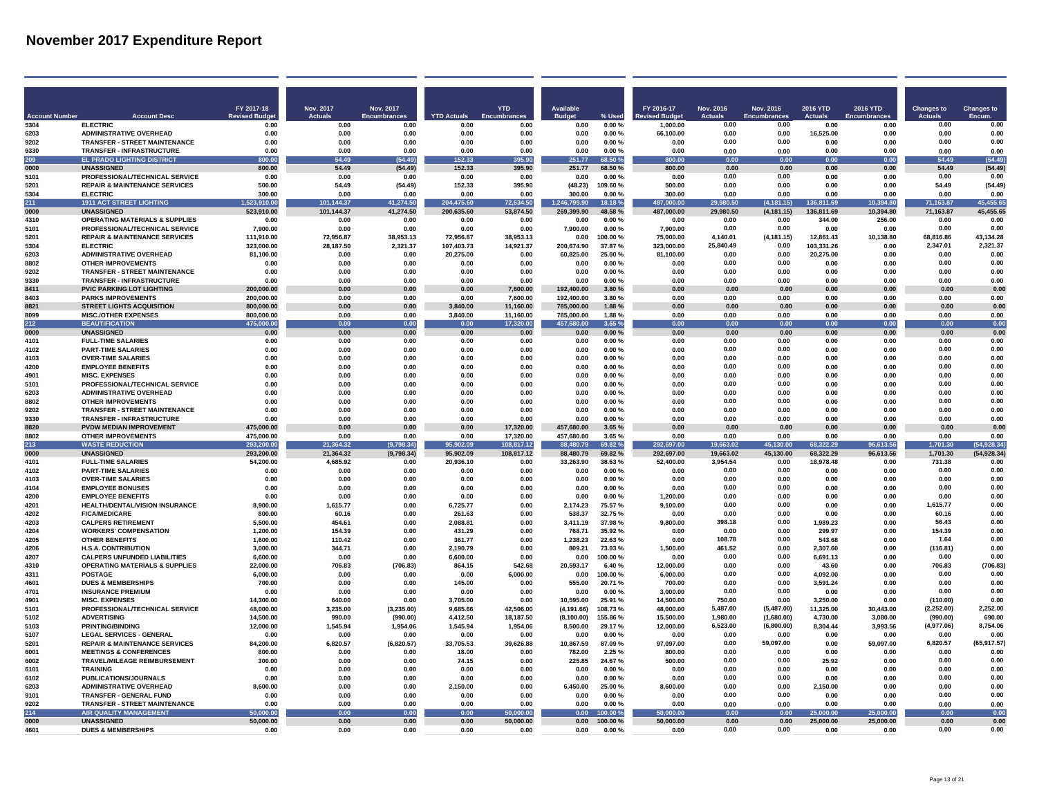# November 2017 Expenditure Report

| Account Number | Account Desc | FY 2017-18 Revised Budget | Nov. 2017 Actuals | Nov. 2017 Encumbrances | YTD Actuals | YTD Encumbrances | Available Budget | % Used | FY 2016-17 Revised Budget | Nov. 2016 Actuals | Nov. 2016 Encumbrances | 2016 YTD Actuals | 2016 YTD Encumbrances | Changes to Actuals | Changes to Encum. |
|---|---|---|---|---|---|---|---|---|---|---|---|---|---|---|---|
| 5304 | ELECTRIC | 0.00 | 0.00 | 0.00 | 0.00 | 0.00 | 0.00 | 0.00 % | 1,000.00 | 0.00 | 0.00 | 0.00 | 0.00 | 0.00 | 0.00 |
| 6203 | ADMINISTRATIVE OVERHEAD | 0.00 | 0.00 | 0.00 | 0.00 | 0.00 | 0.00 | 0.00 % | 66,100.00 | 0.00 | 0.00 | 16,525.00 | 0.00 | 0.00 | 0.00 |
| 9202 | TRANSFER - STREET MAINTENANCE | 0.00 | 0.00 | 0.00 | 0.00 | 0.00 | 0.00 | 0.00 % | 0.00 | 0.00 | 0.00 | 0.00 | 0.00 | 0.00 | 0.00 |
| 9330 | TRANSFER - INFRASTRUCTURE | 0.00 | 0.00 | 0.00 | 0.00 | 0.00 | 0.00 | 0.00 % | 0.00 | 0.00 | 0.00 | 0.00 | 0.00 | 0.00 | 0.00 |
| **209** | **EL PRADO LIGHTING DISTRICT** | **800.00** | **54.49** | **(54.49)** | **152.33** | **395.90** | **251.77** | **68.50 %** | **800.00** | **0.00** | **0.00** | **0.00** | **0.00** | **54.49** | **(54.49)** |
| 0000 | UNASSIGNED | 800.00 | 54.49 | (54.49) | 152.33 | 395.90 | 251.77 | 68.50 % | 800.00 | 0.00 | 0.00 | 0.00 | 0.00 | 54.49 | (54.49) |
| 5101 | PROFESSIONAL/TECHNICAL SERVICE | 0.00 | 0.00 | 0.00 | 0.00 | 0.00 | 0.00 | 0.00 % | 0.00 | 0.00 | 0.00 | 0.00 | 0.00 | 0.00 | 0.00 |
| 5201 | REPAIR & MAINTENANCE SERVICES | 500.00 | 54.49 | (54.49) | 152.33 | 395.90 | (48.23) | 109.60 % | 500.00 | 0.00 | 0.00 | 0.00 | 0.00 | 54.49 | (54.49) |
| 5304 | ELECTRIC | 300.00 | 0.00 | 0.00 | 0.00 | 0.00 | 300.00 | 0.00 % | 300.00 | 0.00 | 0.00 | 0.00 | 0.00 | 0.00 | 0.00 |
| **211** | **1911 ACT STREET LIGHTING** | **1,523,910.00** | **101,144.37** | **41,274.50** | **204,475.60** | **72,634.50** | **1,246,799.90** | **18.18 %** | **487,000.00** | **29,980.50** | **(4,181.15)** | **136,811.69** | **10,394.80** | **71,163.87** | **45,455.65** |
| 0000 | UNASSIGNED | 523,910.00 | 101,144.37 | 41,274.50 | 200,635.60 | 53,874.50 | 269,399.90 | 48.58 % | 487,000.00 | 29,980.50 | (4,181.15) | 136,811.69 | 10,394.80 | 71,163.87 | 45,455.65 |
| 4310 | OPERATING MATERIALS & SUPPLIES | 0.00 | 0.00 | 0.00 | 0.00 | 0.00 | 0.00 | 0.00 % | 0.00 | 0.00 | 0.00 | 344.00 | 256.00 | 0.00 | 0.00 |
| 5101 | PROFESSIONAL/TECHNICAL SERVICE | 7,900.00 | 0.00 | 0.00 | 0.00 | 0.00 | 7,900.00 | 0.00 % | 7,900.00 | 0.00 | 0.00 | 0.00 | 0.00 | 0.00 | 0.00 |
| 5201 | REPAIR & MAINTENANCE SERVICES | 111,910.00 | 72,956.87 | 38,953.13 | 72,956.87 | 38,953.13 | 0.00 | 100.00 % | 75,000.00 | 4,140.01 | (4,181.15) | 12,861.43 | 10,138.80 | 68,816.86 | 43,134.28 |
| 5304 | ELECTRIC | 323,000.00 | 28,187.50 | 2,321.37 | 107,403.73 | 14,921.37 | 200,674.90 | 37.87 % | 323,000.00 | 25,840.49 | 0.00 | 103,331.26 | 0.00 | 2,347.01 | 2,321.37 |
| 6203 | ADMINISTRATIVE OVERHEAD | 81,100.00 | 0.00 | 0.00 | 20,275.00 | 0.00 | 60,825.00 | 25.00 % | 81,100.00 | 0.00 | 0.00 | 20,275.00 | 0.00 | 0.00 | 0.00 |
| 8802 | OTHER IMPROVEMENTS | 0.00 | 0.00 | 0.00 | 0.00 | 0.00 | 0.00 | 0.00 % | 0.00 | 0.00 | 0.00 | 0.00 | 0.00 | 0.00 | 0.00 |
| 9202 | TRANSFER - STREET MAINTENANCE | 0.00 | 0.00 | 0.00 | 0.00 | 0.00 | 0.00 | 0.00 % | 0.00 | 0.00 | 0.00 | 0.00 | 0.00 | 0.00 | 0.00 |
| 9330 | TRANSFER - INFRASTRUCTURE | 0.00 | 0.00 | 0.00 | 0.00 | 0.00 | 0.00 | 0.00 % | 0.00 | 0.00 | 0.00 | 0.00 | 0.00 | 0.00 | 0.00 |
| **8411** | **PVIC PARKING LOT LIGHTING** | **200,000.00** | **0.00** | **0.00** | **0.00** | **7,600.00** | **192,400.00** | **3.80 %** | **0.00** | **0.00** | **0.00** | **0.00** | **0.00** | **0.00** | **0.00** |
| 8403 | PARKS IMPROVEMENTS | 200,000.00 | 0.00 | 0.00 | 0.00 | 7,600.00 | 192,400.00 | 3.80 % | 0.00 | 0.00 | 0.00 | 0.00 | 0.00 | 0.00 | 0.00 |
| **8821** | **STREET LIGHTS ACQUISITION** | **800,000.00** | **0.00** | **0.00** | **3,840.00** | **11,160.00** | **785,000.00** | **1.88 %** | **0.00** | **0.00** | **0.00** | **0.00** | **0.00** | **0.00** | **0.00** |
| 8099 | MISC./OTHER EXPENSES | 800,000.00 | 0.00 | 0.00 | 3,840.00 | 11,160.00 | 785,000.00 | 1.88 % | 0.00 | 0.00 | 0.00 | 0.00 | 0.00 | 0.00 | 0.00 |
| **212** | **BEAUTIFICATION** | **475,000.00** | **0.00** | **0.00** | **0.00** | **17,320.00** | **457,680.00** | **3.65 %** | **0.00** | **0.00** | **0.00** | **0.00** | **0.00** | **0.00** | **0.00** |
| 0000 | UNASSIGNED | 0.00 | 0.00 | 0.00 | 0.00 | 0.00 | 0.00 | 0.00 % | 0.00 | 0.00 | 0.00 | 0.00 | 0.00 | 0.00 | 0.00 |
| 4101 | FULL-TIME SALARIES | 0.00 | 0.00 | 0.00 | 0.00 | 0.00 | 0.00 | 0.00 % | 0.00 | 0.00 | 0.00 | 0.00 | 0.00 | 0.00 | 0.00 |
| 4102 | PART-TIME SALARIES | 0.00 | 0.00 | 0.00 | 0.00 | 0.00 | 0.00 | 0.00 % | 0.00 | 0.00 | 0.00 | 0.00 | 0.00 | 0.00 | 0.00 |
| 4103 | OVER-TIME SALARIES | 0.00 | 0.00 | 0.00 | 0.00 | 0.00 | 0.00 | 0.00 % | 0.00 | 0.00 | 0.00 | 0.00 | 0.00 | 0.00 | 0.00 |
| 4200 | EMPLOYEE BENEFITS | 0.00 | 0.00 | 0.00 | 0.00 | 0.00 | 0.00 | 0.00 % | 0.00 | 0.00 | 0.00 | 0.00 | 0.00 | 0.00 | 0.00 |
| 4901 | MISC. EXPENSES | 0.00 | 0.00 | 0.00 | 0.00 | 0.00 | 0.00 | 0.00 % | 0.00 | 0.00 | 0.00 | 0.00 | 0.00 | 0.00 | 0.00 |
| 5101 | PROFESSIONAL/TECHNICAL SERVICE | 0.00 | 0.00 | 0.00 | 0.00 | 0.00 | 0.00 | 0.00 % | 0.00 | 0.00 | 0.00 | 0.00 | 0.00 | 0.00 | 0.00 |
| 6203 | ADMINISTRATIVE OVERHEAD | 0.00 | 0.00 | 0.00 | 0.00 | 0.00 | 0.00 | 0.00 % | 0.00 | 0.00 | 0.00 | 0.00 | 0.00 | 0.00 | 0.00 |
| 8802 | OTHER IMPROVEMENTS | 0.00 | 0.00 | 0.00 | 0.00 | 0.00 | 0.00 | 0.00 % | 0.00 | 0.00 | 0.00 | 0.00 | 0.00 | 0.00 | 0.00 |
| 9202 | TRANSFER - STREET MAINTENANCE | 0.00 | 0.00 | 0.00 | 0.00 | 0.00 | 0.00 | 0.00 % | 0.00 | 0.00 | 0.00 | 0.00 | 0.00 | 0.00 | 0.00 |
| 9330 | TRANSFER - INFRASTRUCTURE | 0.00 | 0.00 | 0.00 | 0.00 | 0.00 | 0.00 | 0.00 % | 0.00 | 0.00 | 0.00 | 0.00 | 0.00 | 0.00 | 0.00 |
| **8820** | **PVDW MEDIAN IMPROVEMENT** | **475,000.00** | **0.00** | **0.00** | **0.00** | **17,320.00** | **457,680.00** | **3.65 %** | **0.00** | **0.00** | **0.00** | **0.00** | **0.00** | **0.00** | **0.00** |
| 8802 | OTHER IMPROVEMENTS | 475,000.00 | 0.00 | 0.00 | 0.00 | 17,320.00 | 457,680.00 | 3.65 % | 0.00 | 0.00 | 0.00 | 0.00 | 0.00 | 0.00 | 0.00 |
| **213** | **WASTE REDUCTION** | **293,200.00** | **21,364.32** | **(9,798.34)** | **95,902.09** | **108,817.12** | **88,480.79** | **69.82 %** | **292,697.00** | **19,663.02** | **45,130.00** | **68,322.29** | **96,613.56** | **1,701.30** | **(54,928.34)** |
| 0000 | UNASSIGNED | 293,200.00 | 21,364.32 | (9,798.34) | 95,902.09 | 108,817.12 | 88,480.79 | 69.82 % | 292,697.00 | 19,663.02 | 45,130.00 | 68,322.29 | 96,613.56 | 1,701.30 | (54,928.34) |
| 4101 | FULL-TIME SALARIES | 54,200.00 | 4,685.92 | 0.00 | 20,936.10 | 0.00 | 33,263.90 | 38.63 % | 52,400.00 | 3,954.54 | 0.00 | 18,978.48 | 0.00 | 731.38 | 0.00 |
| 4102 | PART-TIME SALARIES | 0.00 | 0.00 | 0.00 | 0.00 | 0.00 | 0.00 | 0.00 % | 0.00 | 0.00 | 0.00 | 0.00 | 0.00 | 0.00 | 0.00 |
| 4103 | OVER-TIME SALARIES | 0.00 | 0.00 | 0.00 | 0.00 | 0.00 | 0.00 | 0.00 % | 0.00 | 0.00 | 0.00 | 0.00 | 0.00 | 0.00 | 0.00 |
| 4104 | EMPLOYEE BONUSES | 0.00 | 0.00 | 0.00 | 0.00 | 0.00 | 0.00 | 0.00 % | 0.00 | 0.00 | 0.00 | 0.00 | 0.00 | 0.00 | 0.00 |
| 4200 | EMPLOYEE BENEFITS | 0.00 | 0.00 | 0.00 | 0.00 | 0.00 | 0.00 | 0.00 % | 1,200.00 | 0.00 | 0.00 | 0.00 | 0.00 | 0.00 | 0.00 |
| 4201 | HEALTH/DENTAL/VISION INSURANCE | 8,900.00 | 1,615.77 | 0.00 | 6,725.77 | 0.00 | 2,174.23 | 75.57 % | 9,100.00 | 0.00 | 0.00 | 0.00 | 0.00 | 1,615.77 | 0.00 |
| 4202 | FICA/MEDICARE | 800.00 | 60.16 | 0.00 | 261.63 | 0.00 | 538.37 | 32.75 % | 0.00 | 0.00 | 0.00 | 0.00 | 0.00 | 60.16 | 0.00 |
| 4203 | CALPERS RETIREMENT | 5,500.00 | 454.61 | 0.00 | 2,088.81 | 0.00 | 3,411.19 | 37.98 % | 9,800.00 | 398.18 | 0.00 | 1,989.23 | 0.00 | 56.43 | 0.00 |
| 4204 | WORKERS' COMPENSATION | 1,200.00 | 154.39 | 0.00 | 431.29 | 0.00 | 768.71 | 35.92 % | 0.00 | 0.00 | 0.00 | 299.97 | 0.00 | 154.39 | 0.00 |
| 4205 | OTHER BENEFITS | 1,600.00 | 110.42 | 0.00 | 361.77 | 0.00 | 1,238.23 | 22.63 % | 0.00 | 108.78 | 0.00 | 543.68 | 0.00 | 1.64 | 0.00 |
| 4206 | H.S.A. CONTRIBUTION | 3,000.00 | 344.71 | 0.00 | 2,190.79 | 0.00 | 809.21 | 73.03 % | 1,500.00 | 461.52 | 0.00 | 2,307.60 | 0.00 | (116.81) | 0.00 |
| 4207 | CALPERS UNFUNDED LIABILITIES | 6,600.00 | 0.00 | 0.00 | 6,600.00 | 0.00 | 0.00 | 100.00 % | 0.00 | 0.00 | 0.00 | 6,691.13 | 0.00 | 0.00 | 0.00 |
| 4310 | OPERATING MATERIALS & SUPPLIES | 22,000.00 | 706.83 | (706.83) | 864.15 | 542.68 | 20,593.17 | 6.40 % | 12,000.00 | 0.00 | 0.00 | 43.60 | 0.00 | 706.83 | (706.83) |
| 4311 | POSTAGE | 6,000.00 | 0.00 | 0.00 | 0.00 | 6,000.00 | 0.00 | 100.00 % | 6,000.00 | 0.00 | 0.00 | 4,092.00 | 0.00 | 0.00 | 0.00 |
| 4601 | DUES & MEMBERSHIPS | 700.00 | 0.00 | 0.00 | 145.00 | 0.00 | 555.00 | 20.71 % | 700.00 | 0.00 | 0.00 | 3,591.24 | 0.00 | 0.00 | 0.00 |
| 4701 | INSURANCE PREMIUM | 0.00 | 0.00 | 0.00 | 0.00 | 0.00 | 0.00 | 0.00 % | 3,000.00 | 0.00 | 0.00 | 0.00 | 0.00 | 0.00 | 0.00 |
| 4901 | MISC. EXPENSES | 14,300.00 | 640.00 | 0.00 | 3,705.00 | 0.00 | 10,595.00 | 25.91 % | 14,500.00 | 750.00 | 0.00 | 3,250.00 | 0.00 | (110.00) | 0.00 |
| 5101 | PROFESSIONAL/TECHNICAL SERVICE | 48,000.00 | 3,235.00 | (3,235.00) | 9,685.66 | 42,506.00 | (4,191.66) | 108.73 % | 48,000.00 | 5,487.00 | (5,487.00) | 11,325.00 | 30,443.00 | (2,252.00) | 2,252.00 |
| 5102 | ADVERTISING | 14,500.00 | 990.00 | (990.00) | 4,412.50 | 18,187.50 | (8,100.00) | 155.86 % | 15,500.00 | 1,980.00 | (1,680.00) | 4,730.00 | 3,080.00 | (990.00) | 690.00 |
| 5103 | PRINTING/BINDING | 12,000.00 | 1,545.94 | 1,954.06 | 1,545.94 | 1,954.06 | 8,500.00 | 29.17 % | 12,000.00 | 6,523.00 | (6,800.00) | 8,304.44 | 3,993.56 | (4,977.06) | 8,754.06 |
| 5107 | LEGAL SERVICES - GENERAL | 0.00 | 0.00 | 0.00 | 0.00 | 0.00 | 0.00 | 0.00 % | 0.00 | 0.00 | 0.00 | 0.00 | 0.00 | 0.00 | 0.00 |
| 5201 | REPAIR & MAINTENANCE SERVICES | 84,200.00 | 6,820.57 | (6,820.57) | 33,705.53 | 39,626.88 | 10,867.59 | 87.09 % | 97,097.00 | 0.00 | 59,097.00 | 0.00 | 59,097.00 | 6,820.57 | (65,917.57) |
| 6001 | MEETINGS & CONFERENCES | 800.00 | 0.00 | 0.00 | 18.00 | 0.00 | 782.00 | 2.25 % | 800.00 | 0.00 | 0.00 | 0.00 | 0.00 | 0.00 | 0.00 |
| 6002 | TRAVEL/MILEAGE REIMBURSEMENT | 300.00 | 0.00 | 0.00 | 74.15 | 0.00 | 225.85 | 24.67 % | 500.00 | 0.00 | 0.00 | 25.92 | 0.00 | 0.00 | 0.00 |
| 6101 | TRAINING | 0.00 | 0.00 | 0.00 | 0.00 | 0.00 | 0.00 | 0.00 % | 0.00 | 0.00 | 0.00 | 0.00 | 0.00 | 0.00 | 0.00 |
| 6102 | PUBLICATIONS/JOURNALS | 0.00 | 0.00 | 0.00 | 0.00 | 0.00 | 0.00 | 0.00 % | 0.00 | 0.00 | 0.00 | 0.00 | 0.00 | 0.00 | 0.00 |
| 6203 | ADMINISTRATIVE OVERHEAD | 8,600.00 | 0.00 | 0.00 | 2,150.00 | 0.00 | 6,450.00 | 25.00 % | 8,600.00 | 0.00 | 0.00 | 2,150.00 | 0.00 | 0.00 | 0.00 |
| 9101 | TRANSFER - GENERAL FUND | 0.00 | 0.00 | 0.00 | 0.00 | 0.00 | 0.00 | 0.00 % | 0.00 | 0.00 | 0.00 | 0.00 | 0.00 | 0.00 | 0.00 |
| 9202 | TRANSFER - STREET MAINTENANCE | 0.00 | 0.00 | 0.00 | 0.00 | 0.00 | 0.00 | 0.00 % | 0.00 | 0.00 | 0.00 | 0.00 | 0.00 | 0.00 | 0.00 |
| **214** | **AIR QUALITY MANAGEMENT** | **50,000.00** | **0.00** | **0.00** | **0.00** | **50,000.00** | **0.00** | **100.00 %** | **50,000.00** | **0.00** | **0.00** | **25,000.00** | **25,000.00** | **0.00** | **0.00** |
| 0000 | UNASSIGNED | 50,000.00 | 0.00 | 0.00 | 0.00 | 50,000.00 | 0.00 | 100.00 % | 50,000.00 | 0.00 | 0.00 | 25,000.00 | 25,000.00 | 0.00 | 0.00 |
| 4601 | DUES & MEMBERSHIPS | 0.00 | 0.00 | 0.00 | 0.00 | 0.00 | 0.00 | 0.00 % | 0.00 | 0.00 | 0.00 | 0.00 | 0.00 | 0.00 | 0.00 |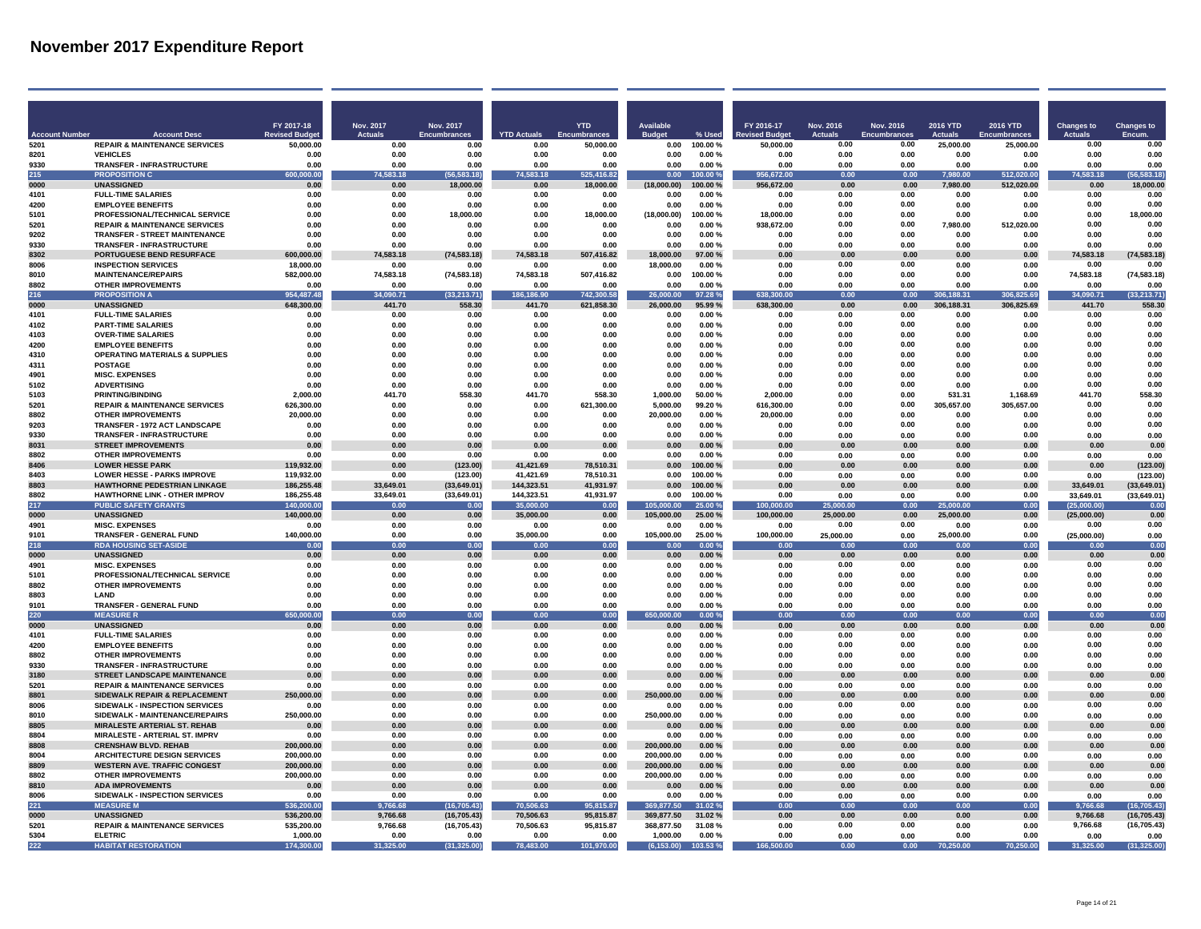# November 2017 Expenditure Report

| Account Number | Account Desc | FY 2017-18 Revised Budget | Nov. 2017 Actuals | Nov. 2017 Encumbrances | YTD Actuals | YTD Encumbrances | Available Budget | % Used | FY 2016-17 Revised Budget | Nov. 2016 Actuals | Nov. 2016 Encumbrances | 2016 YTD Actuals | 2016 YTD Encumbrances | Changes to Actuals | Changes to Encum. |
|---|---|---|---|---|---|---|---|---|---|---|---|---|---|---|---|
| 5201 | REPAIR & MAINTENANCE SERVICES | 50,000.00 | 0.00 | 0.00 | 0.00 | 50,000.00 | 0.00 | 100.00 % | 50,000.00 | 0.00 | 0.00 | 25,000.00 | 25,000.00 | 0.00 | 0.00 |
| 8201 | VEHICLES | 0.00 | 0.00 | 0.00 | 0.00 | 0.00 | 0.00 | 0.00 % | 0.00 | 0.00 | 0.00 | 0.00 | 0.00 | 0.00 | 0.00 |
| 9330 | TRANSFER - INFRASTRUCTURE | 0.00 | 0.00 | 0.00 | 0.00 | 0.00 | 0.00 | 0.00 % | 0.00 | 0.00 | 0.00 | 0.00 | 0.00 | 0.00 | 0.00 |
| 215 | PROPOSITION C | 600,000.00 | 74,583.18 | (56,583.18) | 74,583.18 | 525,416.82 | 0.00 | 100.00 % | 956,672.00 | 0.00 | 0.00 | 7,980.00 | 512,020.00 | 74,583.18 | (56,583.18) |
| 0000 | UNASSIGNED | 0.00 | 0.00 | 18,000.00 | 0.00 | 18,000.00 | (18,000.00) | 100.00 % | 956,672.00 | 0.00 | 0.00 | 7,980.00 | 512,020.00 | 0.00 | 18,000.00 |
| 4101 | FULL-TIME SALARIES | 0.00 | 0.00 | 0.00 | 0.00 | 0.00 | 0.00 | 0.00 % | 0.00 | 0.00 | 0.00 | 0.00 | 0.00 | 0.00 | 0.00 |
| 4200 | EMPLOYEE BENEFITS | 0.00 | 0.00 | 0.00 | 0.00 | 0.00 | 0.00 | 0.00 % | 0.00 | 0.00 | 0.00 | 0.00 | 0.00 | 0.00 | 0.00 |
| 5101 | PROFESSIONAL/TECHNICAL SERVICE | 0.00 | 0.00 | 18,000.00 | 0.00 | 18,000.00 | (18,000.00) | 100.00 % | 18,000.00 | 0.00 | 0.00 | 0.00 | 0.00 | 0.00 | 18,000.00 |
| 5201 | REPAIR & MAINTENANCE SERVICES | 0.00 | 0.00 | 0.00 | 0.00 | 0.00 | 0.00 | 0.00 % | 938,672.00 | 0.00 | 0.00 | 7,980.00 | 512,020.00 | 0.00 | 0.00 |
| 9202 | TRANSFER - STREET MAINTENANCE | 0.00 | 0.00 | 0.00 | 0.00 | 0.00 | 0.00 | 0.00 % | 0.00 | 0.00 | 0.00 | 0.00 | 0.00 | 0.00 | 0.00 |
| 9330 | TRANSFER - INFRASTRUCTURE | 0.00 | 0.00 | 0.00 | 0.00 | 0.00 | 0.00 | 0.00 % | 0.00 | 0.00 | 0.00 | 0.00 | 0.00 | 0.00 | 0.00 |
| 8302 | PORTUGUESE BEND RESURFACE | 600,000.00 | 74,583.18 | (74,583.18) | 74,583.18 | 507,416.82 | 18,000.00 | 97.00 % | 0.00 | 0.00 | 0.00 | 0.00 | 0.00 | 74,583.18 | (74,583.18) |
| 8006 | INSPECTION SERVICES | 18,000.00 | 0.00 | 0.00 | 0.00 | 0.00 | 18,000.00 | 0.00 % | 0.00 | 0.00 | 0.00 | 0.00 | 0.00 | 0.00 | 0.00 |
| 8010 | MAINTENANCE/REPAIRS | 582,000.00 | 74,583.18 | (74,583.18) | 74,583.18 | 507,416.82 | 0.00 | 100.00 % | 0.00 | 0.00 | 0.00 | 0.00 | 0.00 | 74,583.18 | (74,583.18) |
| 8802 | OTHER IMPROVEMENTS | 0.00 | 0.00 | 0.00 | 0.00 | 0.00 | 0.00 | 0.00 % | 0.00 | 0.00 | 0.00 | 0.00 | 0.00 | 0.00 | 0.00 |
| 216 | PROPOSITION A | 954,487.48 | 34,090.71 | (33,213.71) | 186,186.90 | 742,300.58 | 26,000.00 | 97.28 % | 638,300.00 | 0.00 | 0.00 | 306,188.31 | 306,825.69 | 34,090.71 | (33,213.71) |
| 0000 | UNASSIGNED | 648,300.00 | 441.70 | 558.30 | 441.70 | 621,858.30 | 26,000.00 | 95.99 % | 638,300.00 | 0.00 | 0.00 | 306,188.31 | 306,825.69 | 441.70 | 558.30 |
| 4101 | FULL-TIME SALARIES | 0.00 | 0.00 | 0.00 | 0.00 | 0.00 | 0.00 | 0.00 % | 0.00 | 0.00 | 0.00 | 0.00 | 0.00 | 0.00 | 0.00 |
| 4102 | PART-TIME SALARIES | 0.00 | 0.00 | 0.00 | 0.00 | 0.00 | 0.00 | 0.00 % | 0.00 | 0.00 | 0.00 | 0.00 | 0.00 | 0.00 | 0.00 |
| 4103 | OVER-TIME SALARIES | 0.00 | 0.00 | 0.00 | 0.00 | 0.00 | 0.00 | 0.00 % | 0.00 | 0.00 | 0.00 | 0.00 | 0.00 | 0.00 | 0.00 |
| 4200 | EMPLOYEE BENEFITS | 0.00 | 0.00 | 0.00 | 0.00 | 0.00 | 0.00 | 0.00 % | 0.00 | 0.00 | 0.00 | 0.00 | 0.00 | 0.00 | 0.00 |
| 4310 | OPERATING MATERIALS & SUPPLIES | 0.00 | 0.00 | 0.00 | 0.00 | 0.00 | 0.00 | 0.00 % | 0.00 | 0.00 | 0.00 | 0.00 | 0.00 | 0.00 | 0.00 |
| 4311 | POSTAGE | 0.00 | 0.00 | 0.00 | 0.00 | 0.00 | 0.00 | 0.00 % | 0.00 | 0.00 | 0.00 | 0.00 | 0.00 | 0.00 | 0.00 |
| 4901 | MISC. EXPENSES | 0.00 | 0.00 | 0.00 | 0.00 | 0.00 | 0.00 | 0.00 % | 0.00 | 0.00 | 0.00 | 0.00 | 0.00 | 0.00 | 0.00 |
| 5102 | ADVERTISING | 0.00 | 0.00 | 0.00 | 0.00 | 0.00 | 0.00 | 0.00 % | 0.00 | 0.00 | 0.00 | 0.00 | 0.00 | 0.00 | 0.00 |
| 5103 | PRINTING/BINDING | 2,000.00 | 441.70 | 558.30 | 441.70 | 558.30 | 1,000.00 | 50.00 % | 2,000.00 | 0.00 | 0.00 | 531.31 | 1,168.69 | 441.70 | 558.30 |
| 5201 | REPAIR & MAINTENANCE SERVICES | 626,300.00 | 0.00 | 0.00 | 0.00 | 621,300.00 | 5,000.00 | 99.20 % | 616,300.00 | 0.00 | 0.00 | 305,657.00 | 305,657.00 | 0.00 | 0.00 |
| 8802 | OTHER IMPROVEMENTS | 20,000.00 | 0.00 | 0.00 | 0.00 | 0.00 | 20,000.00 | 0.00 % | 20,000.00 | 0.00 | 0.00 | 0.00 | 0.00 | 0.00 | 0.00 |
| 9203 | TRANSFER - 1972 ACT LANDSCAPE | 0.00 | 0.00 | 0.00 | 0.00 | 0.00 | 0.00 | 0.00 % | 0.00 | 0.00 | 0.00 | 0.00 | 0.00 | 0.00 | 0.00 |
| 9330 | TRANSFER - INFRASTRUCTURE | 0.00 | 0.00 | 0.00 | 0.00 | 0.00 | 0.00 | 0.00 % | 0.00 | 0.00 | 0.00 | 0.00 | 0.00 | 0.00 | 0.00 |
| 8031 | STREET IMPROVEMENTS | 0.00 | 0.00 | 0.00 | 0.00 | 0.00 | 0.00 | 0.00 % | 0.00 | 0.00 | 0.00 | 0.00 | 0.00 | 0.00 | 0.00 |
| 8802 | OTHER IMPROVEMENTS | 0.00 | 0.00 | 0.00 | 0.00 | 0.00 | 0.00 | 0.00 % | 0.00 | 0.00 | 0.00 | 0.00 | 0.00 | 0.00 | 0.00 |
| 8406 | LOWER HESSE PARK | 119,932.00 | 0.00 | (123.00) | 41,421.69 | 78,510.31 | 0.00 | 100.00 % | 0.00 | 0.00 | 0.00 | 0.00 | 0.00 | 0.00 | (123.00) |
| 8403 | LOWER HESSE - PARKS IMPROVE | 119,932.00 | 0.00 | (123.00) | 41,421.69 | 78,510.31 | 0.00 | 100.00 % | 0.00 | 0.00 | 0.00 | 0.00 | 0.00 | 0.00 | (123.00) |
| 8803 | HAWTHORNE PEDESTRIAN LINKAGE | 186,255.48 | 33,649.01 | (33,649.01) | 144,323.51 | 41,931.97 | 0.00 | 100.00 % | 0.00 | 0.00 | 0.00 | 0.00 | 0.00 | 33,649.01 | (33,649.01) |
| 8802 | HAWTHORNE LINK - OTHER IMPROV | 186,255.48 | 33,649.01 | (33,649.01) | 144,323.51 | 41,931.97 | 0.00 | 100.00 % | 0.00 | 0.00 | 0.00 | 0.00 | 0.00 | 33,649.01 | (33,649.01) |
| 217 | PUBLIC SAFETY GRANTS | 140,000.00 | 0.00 | 0.00 | 35,000.00 | 0.00 | 105,000.00 | 25.00 % | 100,000.00 | 25,000.00 | 0.00 | 25,000.00 | 0.00 | (25,000.00) | 0.00 |
| 0000 | UNASSIGNED | 140,000.00 | 0.00 | 0.00 | 35,000.00 | 0.00 | 105,000.00 | 25.00 % | 100,000.00 | 25,000.00 | 0.00 | 25,000.00 | 0.00 | (25,000.00) | 0.00 |
| 4901 | MISC. EXPENSES | 0.00 | 0.00 | 0.00 | 0.00 | 0.00 | 0.00 | 0.00 % | 0.00 | 0.00 | 0.00 | 0.00 | 0.00 | 0.00 | 0.00 |
| 9101 | TRANSFER - GENERAL FUND | 140,000.00 | 0.00 | 0.00 | 35,000.00 | 0.00 | 105,000.00 | 25.00 % | 100,000.00 | 25,000.00 | 0.00 | 25,000.00 | 0.00 | (25,000.00) | 0.00 |
| 218 | RDA HOUSING SET-ASIDE | 0.00 | 0.00 | 0.00 | 0.00 | 0.00 | 0.00 | 0.00 % | 0.00 | 0.00 | 0.00 | 0.00 | 0.00 | 0.00 | 0.00 |
| 0000 | UNASSIGNED | 0.00 | 0.00 | 0.00 | 0.00 | 0.00 | 0.00 | 0.00 % | 0.00 | 0.00 | 0.00 | 0.00 | 0.00 | 0.00 | 0.00 |
| 4901 | MISC. EXPENSES | 0.00 | 0.00 | 0.00 | 0.00 | 0.00 | 0.00 | 0.00 % | 0.00 | 0.00 | 0.00 | 0.00 | 0.00 | 0.00 | 0.00 |
| 5101 | PROFESSIONAL/TECHNICAL SERVICE | 0.00 | 0.00 | 0.00 | 0.00 | 0.00 | 0.00 | 0.00 % | 0.00 | 0.00 | 0.00 | 0.00 | 0.00 | 0.00 | 0.00 |
| 8802 | OTHER IMPROVEMENTS | 0.00 | 0.00 | 0.00 | 0.00 | 0.00 | 0.00 | 0.00 % | 0.00 | 0.00 | 0.00 | 0.00 | 0.00 | 0.00 | 0.00 |
| 8803 | LAND | 0.00 | 0.00 | 0.00 | 0.00 | 0.00 | 0.00 | 0.00 % | 0.00 | 0.00 | 0.00 | 0.00 | 0.00 | 0.00 | 0.00 |
| 9101 | TRANSFER - GENERAL FUND | 0.00 | 0.00 | 0.00 | 0.00 | 0.00 | 0.00 | 0.00 % | 0.00 | 0.00 | 0.00 | 0.00 | 0.00 | 0.00 | 0.00 |
| 220 | MEASURE R | 650,000.00 | 0.00 | 0.00 | 0.00 | 0.00 | 650,000.00 | 0.00 % | 0.00 | 0.00 | 0.00 | 0.00 | 0.00 | 0.00 | 0.00 |
| 0000 | UNASSIGNED | 0.00 | 0.00 | 0.00 | 0.00 | 0.00 | 0.00 | 0.00 % | 0.00 | 0.00 | 0.00 | 0.00 | 0.00 | 0.00 | 0.00 |
| 4101 | FULL-TIME SALARIES | 0.00 | 0.00 | 0.00 | 0.00 | 0.00 | 0.00 | 0.00 % | 0.00 | 0.00 | 0.00 | 0.00 | 0.00 | 0.00 | 0.00 |
| 4200 | EMPLOYEE BENEFITS | 0.00 | 0.00 | 0.00 | 0.00 | 0.00 | 0.00 | 0.00 % | 0.00 | 0.00 | 0.00 | 0.00 | 0.00 | 0.00 | 0.00 |
| 8802 | OTHER IMPROVEMENTS | 0.00 | 0.00 | 0.00 | 0.00 | 0.00 | 0.00 | 0.00 % | 0.00 | 0.00 | 0.00 | 0.00 | 0.00 | 0.00 | 0.00 |
| 9330 | TRANSFER - INFRASTRUCTURE | 0.00 | 0.00 | 0.00 | 0.00 | 0.00 | 0.00 | 0.00 % | 0.00 | 0.00 | 0.00 | 0.00 | 0.00 | 0.00 | 0.00 |
| 3180 | STREET LANDSCAPE MAINTENANCE | 0.00 | 0.00 | 0.00 | 0.00 | 0.00 | 0.00 | 0.00 % | 0.00 | 0.00 | 0.00 | 0.00 | 0.00 | 0.00 | 0.00 |
| 5201 | REPAIR & MAINTENANCE SERVICES | 0.00 | 0.00 | 0.00 | 0.00 | 0.00 | 0.00 | 0.00 % | 0.00 | 0.00 | 0.00 | 0.00 | 0.00 | 0.00 | 0.00 |
| 8801 | SIDEWALK REPAIR & REPLACEMENT | 250,000.00 | 0.00 | 0.00 | 0.00 | 0.00 | 250,000.00 | 0.00 % | 0.00 | 0.00 | 0.00 | 0.00 | 0.00 | 0.00 | 0.00 |
| 8006 | SIDEWALK - INSPECTION SERVICES | 0.00 | 0.00 | 0.00 | 0.00 | 0.00 | 0.00 | 0.00 % | 0.00 | 0.00 | 0.00 | 0.00 | 0.00 | 0.00 | 0.00 |
| 8010 | SIDEWALK - MAINTENANCE/REPAIRS | 250,000.00 | 0.00 | 0.00 | 0.00 | 0.00 | 250,000.00 | 0.00 % | 0.00 | 0.00 | 0.00 | 0.00 | 0.00 | 0.00 | 0.00 |
| 8805 | MIRALESTE ARTERIAL ST. REHAB | 0.00 | 0.00 | 0.00 | 0.00 | 0.00 | 0.00 | 0.00 % | 0.00 | 0.00 | 0.00 | 0.00 | 0.00 | 0.00 | 0.00 |
| 8804 | MIRALESTE - ARTERIAL ST. IMPRV | 0.00 | 0.00 | 0.00 | 0.00 | 0.00 | 0.00 | 0.00 % | 0.00 | 0.00 | 0.00 | 0.00 | 0.00 | 0.00 | 0.00 |
| 8808 | CRENSHAW BLVD. REHAB | 200,000.00 | 0.00 | 0.00 | 0.00 | 0.00 | 200,000.00 | 0.00 % | 0.00 | 0.00 | 0.00 | 0.00 | 0.00 | 0.00 | 0.00 |
| 8004 | ARCHITECTURE DESIGN SERVICES | 200,000.00 | 0.00 | 0.00 | 0.00 | 0.00 | 200,000.00 | 0.00 % | 0.00 | 0.00 | 0.00 | 0.00 | 0.00 | 0.00 | 0.00 |
| 8809 | WESTERN AVE. TRAFFIC CONGEST | 200,000.00 | 0.00 | 0.00 | 0.00 | 0.00 | 200,000.00 | 0.00 % | 0.00 | 0.00 | 0.00 | 0.00 | 0.00 | 0.00 | 0.00 |
| 8802 | OTHER IMPROVEMENTS | 200,000.00 | 0.00 | 0.00 | 0.00 | 0.00 | 200,000.00 | 0.00 % | 0.00 | 0.00 | 0.00 | 0.00 | 0.00 | 0.00 | 0.00 |
| 8810 | ADA IMPROVEMENTS | 0.00 | 0.00 | 0.00 | 0.00 | 0.00 | 0.00 | 0.00 % | 0.00 | 0.00 | 0.00 | 0.00 | 0.00 | 0.00 | 0.00 |
| 8006 | SIDEWALK - INSPECTION SERVICES | 0.00 | 0.00 | 0.00 | 0.00 | 0.00 | 0.00 | 0.00 % | 0.00 | 0.00 | 0.00 | 0.00 | 0.00 | 0.00 | 0.00 |
| 221 | MEASURE M | 536,200.00 | 9,766.68 | (16,705.43) | 70,506.63 | 95,815.87 | 369,877.50 | 31.02 % | 0.00 | 0.00 | 0.00 | 0.00 | 0.00 | 9,766.68 | (16,705.43) |
| 0000 | UNASSIGNED | 536,200.00 | 9,766.68 | (16,705.43) | 70,506.63 | 95,815.87 | 369,877.50 | 31.02 % | 0.00 | 0.00 | 0.00 | 0.00 | 0.00 | 9,766.68 | (16,705.43) |
| 5201 | REPAIR & MAINTENANCE SERVICES | 535,200.00 | 9,766.68 | (16,705.43) | 70,506.63 | 95,815.87 | 368,877.50 | 31.08 % | 0.00 | 0.00 | 0.00 | 0.00 | 0.00 | 9,766.68 | (16,705.43) |
| 5304 | ELETRIC | 1,000.00 | 0.00 | 0.00 | 0.00 | 0.00 | 1,000.00 | 0.00 % | 0.00 | 0.00 | 0.00 | 0.00 | 0.00 | 0.00 | 0.00 |
| 222 | HABITAT RESTORATION | 174,300.00 | 31,325.00 | (31,325.00) | 78,483.00 | 101,970.00 | (6,153.00) | 103.53 % | 166,500.00 | 0.00 | 0.00 | 70,250.00 | 70,250.00 | 31,325.00 | (31,325.00) |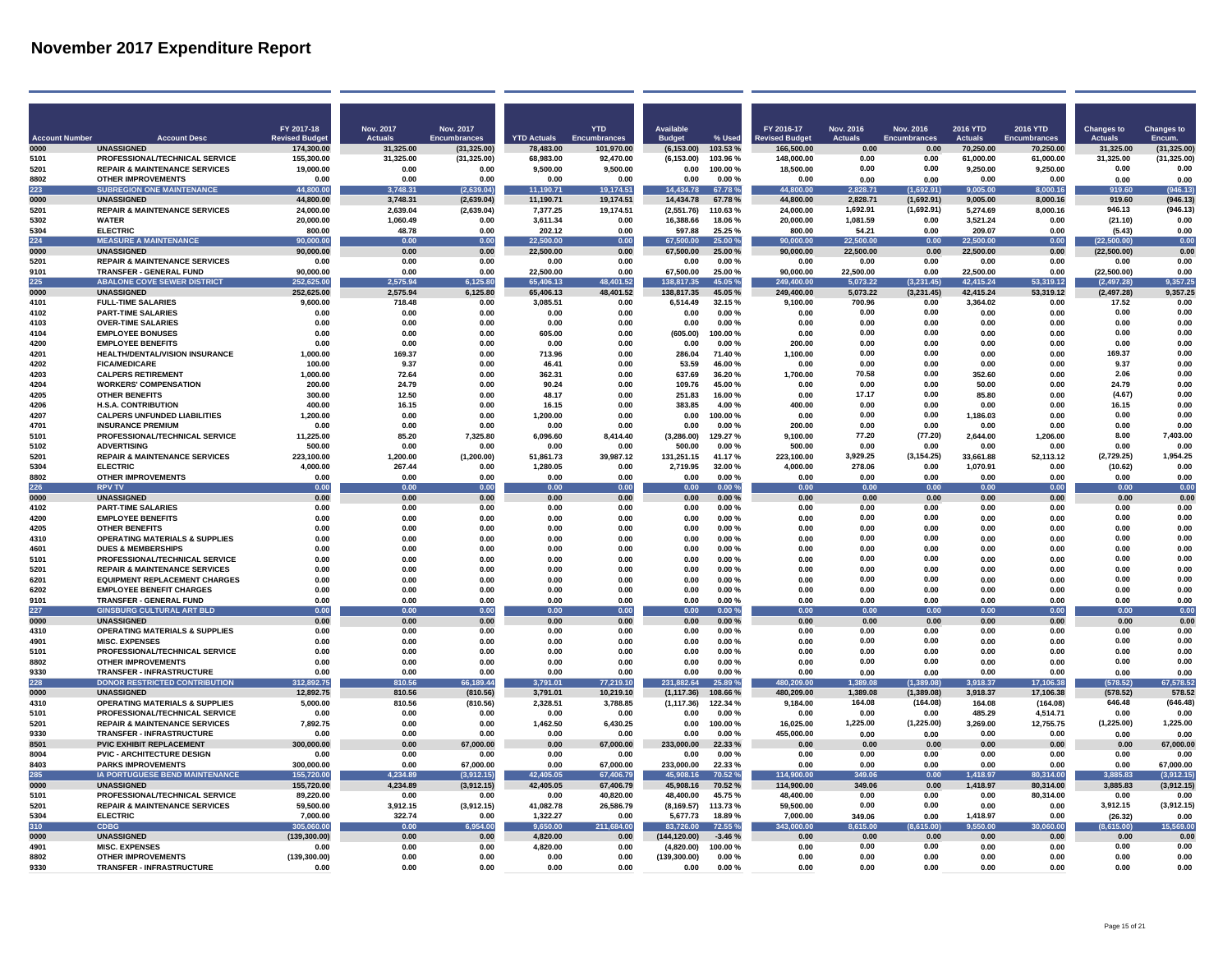# November 2017 Expenditure Report

| Account Number | Account Desc | FY 2017-18 Revised Budget | Nov. 2017 Actuals | Nov. 2017 Encumbrances | YTD Actuals | YTD Encumbrances | Available Budget | % Used | FY 2016-17 Revised Budget | Nov. 2016 Actuals | Nov. 2016 Encumbrances | 2016 YTD Actuals | 2016 YTD Encumbrances | Changes to Actuals | Changes to Encum. |
|---|---|---|---|---|---|---|---|---|---|---|---|---|---|---|---|
| 0000 | UNASSIGNED | 174,300.00 | 31,325.00 | (31,325.00) | 78,483.00 | 101,970.00 | (6,153.00) | 103.53 % | 166,500.00 | 0.00 | 0.00 | 70,250.00 | 70,250.00 | 31,325.00 | (31,325.00) |
| 5101 | PROFESSIONAL/TECHNICAL SERVICE | 155,300.00 | 31,325.00 | (31,325.00) | 68,983.00 | 92,470.00 | (6,153.00) | 103.96 % | 148,000.00 | 0.00 | 0.00 | 61,000.00 | 61,000.00 | 31,325.00 | (31,325.00) |
| 5201 | REPAIR & MAINTENANCE SERVICES | 19,000.00 | 0.00 | 0.00 | 9,500.00 | 9,500.00 | 0.00 | 100.00 % | 18,500.00 | 0.00 | 0.00 | 9,250.00 | 9,250.00 | 0.00 | 0.00 |
| 8802 | OTHER IMPROVEMENTS | 0.00 | 0.00 | 0.00 | 0.00 | 0.00 | 0.00 | 0.00 % | 0.00 | 0.00 | 0.00 | 0.00 | 0.00 | 0.00 | 0.00 |
| 223 | SUBREGION ONE MAINTENANCE | 44,800.00 | 3,748.31 | (2,639.04) | 11,190.71 | 19,174.51 | 14,434.78 | 67.78 % | 44,800.00 | 2,828.71 | (1,692.91) | 9,005.00 | 8,000.16 | 919.60 | (946.13) |
| 0000 | UNASSIGNED | 44,800.00 | 3,748.31 | (2,639.04) | 11,190.71 | 19,174.51 | 14,434.78 | 67.78 % | 44,800.00 | 2,828.71 | (1,692.91) | 9,005.00 | 8,000.16 | 919.60 | (946.13) |
| 5201 | REPAIR & MAINTENANCE SERVICES | 24,000.00 | 2,639.04 | (2,639.04) | 7,377.25 | 19,174.51 | (2,551.76) | 110.63 % | 24,000.00 | 1,692.91 | (1,692.91) | 5,274.69 | 8,000.16 | 946.13 | (946.13) |
| 5302 | WATER | 20,000.00 | 1,060.49 | 0.00 | 3,611.34 | 0.00 | 16,388.66 | 18.06 % | 20,000.00 | 1,081.59 | 0.00 | 3,521.24 | 0.00 | (21.10) | 0.00 |
| 5304 | ELECTRIC | 800.00 | 48.78 | 0.00 | 202.12 | 0.00 | 597.88 | 25.25 % | 800.00 | 54.21 | 0.00 | 209.07 | 0.00 | (5.43) | 0.00 |
| 224 | MEASURE A MAINTENANCE | 90,000.00 | 0.00 | 0.00 | 22,500.00 | 0.00 | 67,500.00 | 25.00 % | 90,000.00 | 22,500.00 | 0.00 | 22,500.00 | 0.00 | (22,500.00) | 0.00 |
| 0000 | UNASSIGNED | 90,000.00 | 0.00 | 0.00 | 22,500.00 | 0.00 | 67,500.00 | 25.00 % | 90,000.00 | 22,500.00 | 0.00 | 22,500.00 | 0.00 | (22,500.00) | 0.00 |
| 5201 | REPAIR & MAINTENANCE SERVICES | 0.00 | 0.00 | 0.00 | 0.00 | 0.00 | 0.00 | 0.00 % | 0.00 | 0.00 | 0.00 | 0.00 | 0.00 | 0.00 | 0.00 |
| 9101 | TRANSFER - GENERAL FUND | 90,000.00 | 0.00 | 0.00 | 22,500.00 | 0.00 | 67,500.00 | 25.00 % | 90,000.00 | 22,500.00 | 0.00 | 22,500.00 | 0.00 | (22,500.00) | 0.00 |
| 225 | ABALONE COVE SEWER DISTRICT | 252,625.00 | 2,575.94 | 6,125.80 | 65,406.13 | 48,401.52 | 138,817.35 | 45.05 % | 249,400.00 | 5,073.22 | (3,231.45) | 42,415.24 | 53,319.12 | (2,497.28) | 9,357.25 |
| 0000 | UNASSIGNED | 252,625.00 | 2,575.94 | 6,125.80 | 65,406.13 | 48,401.52 | 138,817.35 | 45.05 % | 249,400.00 | 5,073.22 | (3,231.45) | 42,415.24 | 53,319.12 | (2,497.28) | 9,357.25 |
| 4101 | FULL-TIME SALARIES | 9,600.00 | 718.48 | 0.00 | 3,085.51 | 0.00 | 6,514.49 | 32.15 % | 9,100.00 | 700.96 | 0.00 | 3,364.02 | 0.00 | 17.52 | 0.00 |
| 4102 | PART-TIME SALARIES | 0.00 | 0.00 | 0.00 | 0.00 | 0.00 | 0.00 | 0.00 % | 0.00 | 0.00 | 0.00 | 0.00 | 0.00 | 0.00 | 0.00 |
| 4103 | OVER-TIME SALARIES | 0.00 | 0.00 | 0.00 | 0.00 | 0.00 | 0.00 | 0.00 % | 0.00 | 0.00 | 0.00 | 0.00 | 0.00 | 0.00 | 0.00 |
| 4104 | EMPLOYEE BONUSES | 0.00 | 0.00 | 0.00 | 605.00 | 0.00 | (605.00) | 100.00 % | 0.00 | 0.00 | 0.00 | 0.00 | 0.00 | 0.00 | 0.00 |
| 4200 | EMPLOYEE BENEFITS | 0.00 | 0.00 | 0.00 | 0.00 | 0.00 | 0.00 | 0.00 % | 200.00 | 0.00 | 0.00 | 0.00 | 0.00 | 0.00 | 0.00 |
| 4201 | HEALTH/DENTAL/VISION INSURANCE | 1,000.00 | 169.37 | 0.00 | 713.96 | 0.00 | 286.04 | 71.40 % | 1,100.00 | 0.00 | 0.00 | 0.00 | 0.00 | 169.37 | 0.00 |
| 4202 | FICA/MEDICARE | 100.00 | 9.37 | 0.00 | 46.41 | 0.00 | 53.59 | 46.00 % | 0.00 | 0.00 | 0.00 | 0.00 | 0.00 | 9.37 | 0.00 |
| 4203 | CALPERS RETIREMENT | 1,000.00 | 72.64 | 0.00 | 362.31 | 0.00 | 637.69 | 36.20 % | 1,700.00 | 70.58 | 0.00 | 352.60 | 0.00 | 2.06 | 0.00 |
| 4204 | WORKERS' COMPENSATION | 200.00 | 24.79 | 0.00 | 90.24 | 0.00 | 109.76 | 45.00 % | 0.00 | 0.00 | 0.00 | 50.00 | 0.00 | 24.79 | 0.00 |
| 4205 | OTHER BENEFITS | 300.00 | 12.50 | 0.00 | 48.17 | 0.00 | 251.83 | 16.00 % | 0.00 | 17.17 | 0.00 | 85.80 | 0.00 | (4.67) | 0.00 |
| 4206 | H.S.A. CONTRIBUTION | 400.00 | 16.15 | 0.00 | 16.15 | 0.00 | 383.85 | 4.00 % | 400.00 | 0.00 | 0.00 | 0.00 | 0.00 | 16.15 | 0.00 |
| 4207 | CALPERS UNFUNDED LIABILITIES | 1,200.00 | 0.00 | 0.00 | 1,200.00 | 0.00 | 0.00 | 100.00 % | 0.00 | 0.00 | 0.00 | 1,186.03 | 0.00 | 0.00 | 0.00 |
| 4701 | INSURANCE PREMIUM | 0.00 | 0.00 | 0.00 | 0.00 | 0.00 | 0.00 | 0.00 % | 200.00 | 0.00 | 0.00 | 0.00 | 0.00 | 0.00 | 0.00 |
| 5101 | PROFESSIONAL/TECHNICAL SERVICE | 11,225.00 | 85.20 | 7,325.80 | 6,096.60 | 8,414.40 | (3,286.00) | 129.27 % | 9,100.00 | 77.20 | (77.20) | 2,644.00 | 1,206.00 | 8.00 | 7,403.00 |
| 5102 | ADVERTISING | 500.00 | 0.00 | 0.00 | 0.00 | 0.00 | 500.00 | 0.00 % | 500.00 | 0.00 | 0.00 | 0.00 | 0.00 | 0.00 | 0.00 |
| 5201 | REPAIR & MAINTENANCE SERVICES | 223,100.00 | 1,200.00 | (1,200.00) | 51,861.73 | 39,987.12 | 131,251.15 | 41.17 % | 223,100.00 | 3,929.25 | (3,154.25) | 33,661.88 | 52,113.12 | (2,729.25) | 1,954.25 |
| 5304 | ELECTRIC | 4,000.00 | 267.44 | 0.00 | 1,280.05 | 0.00 | 2,719.95 | 32.00 % | 4,000.00 | 278.06 | 0.00 | 1,070.91 | 0.00 | (10.62) | 0.00 |
| 8802 | OTHER IMPROVEMENTS | 0.00 | 0.00 | 0.00 | 0.00 | 0.00 | 0.00 | 0.00 % | 0.00 | 0.00 | 0.00 | 0.00 | 0.00 | 0.00 | 0.00 |
| 226 | RPV TV | 0.00 | 0.00 | 0.00 | 0.00 | 0.00 | 0.00 | 0.00 % | 0.00 | 0.00 | 0.00 | 0.00 | 0.00 | 0.00 | 0.00 |
| 0000 | UNASSIGNED | 0.00 | 0.00 | 0.00 | 0.00 | 0.00 | 0.00 | 0.00 % | 0.00 | 0.00 | 0.00 | 0.00 | 0.00 | 0.00 | 0.00 |
| 4102 | PART-TIME SALARIES | 0.00 | 0.00 | 0.00 | 0.00 | 0.00 | 0.00 | 0.00 % | 0.00 | 0.00 | 0.00 | 0.00 | 0.00 | 0.00 | 0.00 |
| 4200 | EMPLOYEE BENEFITS | 0.00 | 0.00 | 0.00 | 0.00 | 0.00 | 0.00 | 0.00 % | 0.00 | 0.00 | 0.00 | 0.00 | 0.00 | 0.00 | 0.00 |
| 4205 | OTHER BENEFITS | 0.00 | 0.00 | 0.00 | 0.00 | 0.00 | 0.00 | 0.00 % | 0.00 | 0.00 | 0.00 | 0.00 | 0.00 | 0.00 | 0.00 |
| 4310 | OPERATING MATERIALS & SUPPLIES | 0.00 | 0.00 | 0.00 | 0.00 | 0.00 | 0.00 | 0.00 % | 0.00 | 0.00 | 0.00 | 0.00 | 0.00 | 0.00 | 0.00 |
| 4601 | DUES & MEMBERSHIPS | 0.00 | 0.00 | 0.00 | 0.00 | 0.00 | 0.00 | 0.00 % | 0.00 | 0.00 | 0.00 | 0.00 | 0.00 | 0.00 | 0.00 |
| 5101 | PROFESSIONAL/TECHNICAL SERVICE | 0.00 | 0.00 | 0.00 | 0.00 | 0.00 | 0.00 | 0.00 % | 0.00 | 0.00 | 0.00 | 0.00 | 0.00 | 0.00 | 0.00 |
| 5201 | REPAIR & MAINTENANCE SERVICES | 0.00 | 0.00 | 0.00 | 0.00 | 0.00 | 0.00 | 0.00 % | 0.00 | 0.00 | 0.00 | 0.00 | 0.00 | 0.00 | 0.00 |
| 6201 | EQUIPMENT REPLACEMENT CHARGES | 0.00 | 0.00 | 0.00 | 0.00 | 0.00 | 0.00 | 0.00 % | 0.00 | 0.00 | 0.00 | 0.00 | 0.00 | 0.00 | 0.00 |
| 6202 | EMPLOYEE BENEFIT CHARGES | 0.00 | 0.00 | 0.00 | 0.00 | 0.00 | 0.00 | 0.00 % | 0.00 | 0.00 | 0.00 | 0.00 | 0.00 | 0.00 | 0.00 |
| 9101 | TRANSFER - GENERAL FUND | 0.00 | 0.00 | 0.00 | 0.00 | 0.00 | 0.00 | 0.00 % | 0.00 | 0.00 | 0.00 | 0.00 | 0.00 | 0.00 | 0.00 |
| 227 | GINSBURG CULTURAL ART BLD | 0.00 | 0.00 | 0.00 | 0.00 | 0.00 | 0.00 | 0.00 % | 0.00 | 0.00 | 0.00 | 0.00 | 0.00 | 0.00 | 0.00 |
| 0000 | UNASSIGNED | 0.00 | 0.00 | 0.00 | 0.00 | 0.00 | 0.00 | 0.00 % | 0.00 | 0.00 | 0.00 | 0.00 | 0.00 | 0.00 | 0.00 |
| 4310 | OPERATING MATERIALS & SUPPLIES | 0.00 | 0.00 | 0.00 | 0.00 | 0.00 | 0.00 | 0.00 % | 0.00 | 0.00 | 0.00 | 0.00 | 0.00 | 0.00 | 0.00 |
| 4901 | MISC. EXPENSES | 0.00 | 0.00 | 0.00 | 0.00 | 0.00 | 0.00 | 0.00 % | 0.00 | 0.00 | 0.00 | 0.00 | 0.00 | 0.00 | 0.00 |
| 5101 | PROFESSIONAL/TECHNICAL SERVICE | 0.00 | 0.00 | 0.00 | 0.00 | 0.00 | 0.00 | 0.00 % | 0.00 | 0.00 | 0.00 | 0.00 | 0.00 | 0.00 | 0.00 |
| 8802 | OTHER IMPROVEMENTS | 0.00 | 0.00 | 0.00 | 0.00 | 0.00 | 0.00 | 0.00 % | 0.00 | 0.00 | 0.00 | 0.00 | 0.00 | 0.00 | 0.00 |
| 9330 | TRANSFER - INFRASTRUCTURE | 0.00 | 0.00 | 0.00 | 0.00 | 0.00 | 0.00 | 0.00 % | 0.00 | 0.00 | 0.00 | 0.00 | 0.00 | 0.00 | 0.00 |
| 228 | DONOR RESTRICTED CONTRIBUTION | 312,892.75 | 810.56 | 66,189.44 | 3,791.01 | 77,219.10 | 231,882.64 | 25.89 % | 480,209.00 | 1,389.08 | (1,389.08) | 3,918.37 | 17,106.38 | (578.52) | 67,578.52 |
| 0000 | UNASSIGNED | 12,892.75 | 810.56 | (810.56) | 3,791.01 | 10,219.10 | (1,117.36) | 108.66 % | 480,209.00 | 1,389.08 | (1,389.08) | 3,918.37 | 17,106.38 | (578.52) | 578.52 |
| 4310 | OPERATING MATERIALS & SUPPLIES | 5,000.00 | 810.56 | (810.56) | 2,328.51 | 3,788.85 | (1,117.36) | 122.34 % | 9,184.00 | 164.08 | (164.08) | 164.08 | (164.08) | 646.48 | (646.48) |
| 5101 | PROFESSIONAL/TECHNICAL SERVICE | 0.00 | 0.00 | 0.00 | 0.00 | 0.00 | 0.00 | 0.00 % | 0.00 | 0.00 | 0.00 | 485.29 | 4,514.71 | 0.00 | 0.00 |
| 5201 | REPAIR & MAINTENANCE SERVICES | 7,892.75 | 0.00 | 0.00 | 1,462.50 | 6,430.25 | 0.00 | 100.00 % | 16,025.00 | 1,225.00 | (1,225.00) | 3,269.00 | 12,755.75 | (1,225.00) | 1,225.00 |
| 9330 | TRANSFER - INFRASTRUCTURE | 0.00 | 0.00 | 0.00 | 0.00 | 0.00 | 0.00 | 0.00 % | 455,000.00 | 0.00 | 0.00 | 0.00 | 0.00 | 0.00 | 0.00 |
| 8501 | PVIC EXHIBIT REPLACEMENT | 300,000.00 | 0.00 | 67,000.00 | 0.00 | 67,000.00 | 233,000.00 | 22.33 % | 0.00 | 0.00 | 0.00 | 0.00 | 0.00 | 0.00 | 67,000.00 |
| 8004 | PVIC - ARCHITECTURE DESIGN | 0.00 | 0.00 | 0.00 | 0.00 | 0.00 | 0.00 | 0.00 % | 0.00 | 0.00 | 0.00 | 0.00 | 0.00 | 0.00 | 0.00 |
| 8403 | PARKS IMPROVEMENTS | 300,000.00 | 0.00 | 67,000.00 | 0.00 | 67,000.00 | 233,000.00 | 22.33 % | 0.00 | 0.00 | 0.00 | 0.00 | 0.00 | 0.00 | 67,000.00 |
| 285 | IA PORTUGUESE BEND MAINTENANCE | 155,720.00 | 4,234.89 | (3,912.15) | 42,405.05 | 67,406.79 | 45,908.16 | 70.52 % | 114,900.00 | 349.06 | 0.00 | 1,418.97 | 80,314.00 | 3,885.83 | (3,912.15) |
| 0000 | UNASSIGNED | 155,720.00 | 4,234.89 | (3,912.15) | 42,405.05 | 67,406.79 | 45,908.16 | 70.52 % | 114,900.00 | 349.06 | 0.00 | 1,418.97 | 80,314.00 | 3,885.83 | (3,912.15) |
| 5101 | PROFESSIONAL/TECHNICAL SERVICE | 89,220.00 | 0.00 | 0.00 | 0.00 | 40,820.00 | 48,400.00 | 45.75 % | 48,400.00 | 0.00 | 0.00 | 0.00 | 80,314.00 | 0.00 | 0.00 |
| 5201 | REPAIR & MAINTENANCE SERVICES | 59,500.00 | 3,912.15 | (3,912.15) | 41,082.78 | 26,586.79 | (8,169.57) | 113.73 % | 59,500.00 | 0.00 | 0.00 | 0.00 | 0.00 | 3,912.15 | (3,912.15) |
| 5304 | ELECTRIC | 7,000.00 | 322.74 | 0.00 | 1,322.27 | 0.00 | 5,677.73 | 18.89 % | 7,000.00 | 349.06 | 0.00 | 1,418.97 | 0.00 | (26.32) | 0.00 |
| 310 | CDBG | 305,060.00 | 0.00 | 6,954.00 | 9,650.00 | 211,684.00 | 83,726.00 | 72.55 % | 343,000.00 | 8,615.00 | (8,615.00) | 9,550.00 | 30,060.00 | (8,615.00) | 15,569.00 |
| 0000 | UNASSIGNED | (139,300.00) | 0.00 | 0.00 | 4,820.00 | 0.00 | (144,120.00) | -3.46 % | 0.00 | 0.00 | 0.00 | 0.00 | 0.00 | 0.00 | 0.00 |
| 4901 | MISC. EXPENSES | 0.00 | 0.00 | 0.00 | 4,820.00 | 0.00 | (4,820.00) | 100.00 % | 0.00 | 0.00 | 0.00 | 0.00 | 0.00 | 0.00 | 0.00 |
| 8802 | OTHER IMPROVEMENTS | (139,300.00) | 0.00 | 0.00 | 0.00 | 0.00 | (139,300.00) | 0.00 % | 0.00 | 0.00 | 0.00 | 0.00 | 0.00 | 0.00 | 0.00 |
| 9330 | TRANSFER - INFRASTRUCTURE | 0.00 | 0.00 | 0.00 | 0.00 | 0.00 | 0.00 | 0.00 % | 0.00 | 0.00 | 0.00 | 0.00 | 0.00 | 0.00 | 0.00 |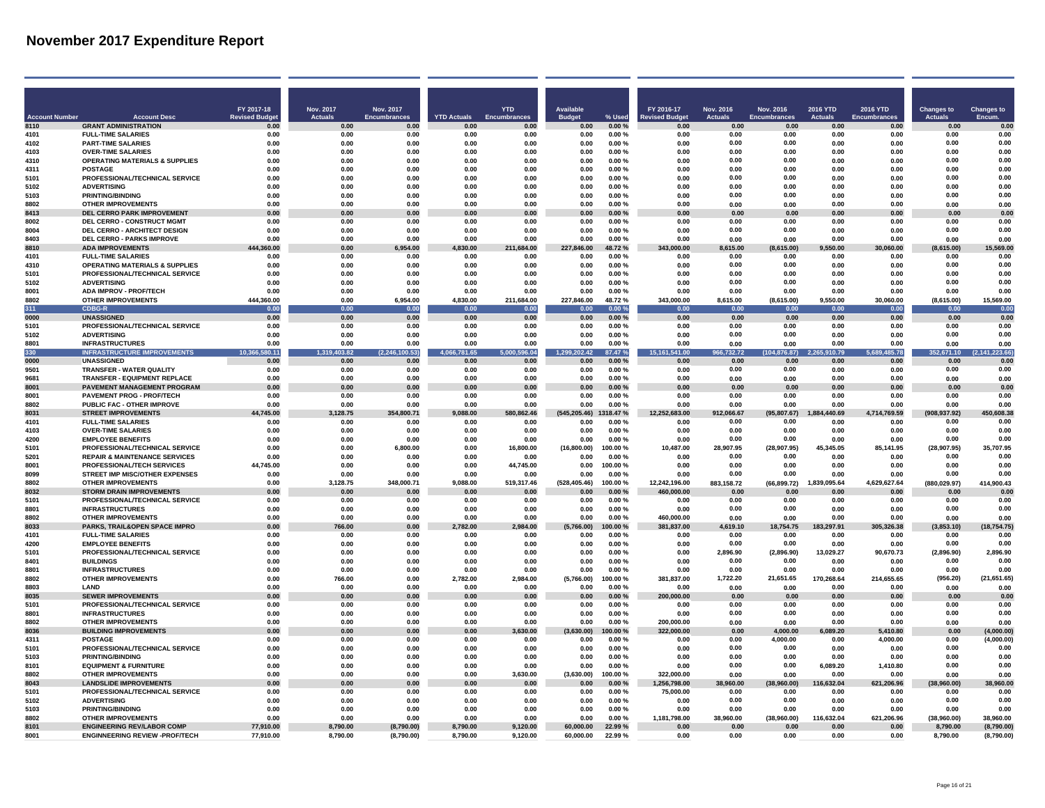# November 2017 Expenditure Report

| Account Number | Account Desc | FY 2017-18 Revised Budget | Nov. 2017 Actuals | Nov. 2017 Encumbrances | YTD Actuals | YTD Encumbrances | Available Budget | % Used | FY 2016-17 Revised Budget | Nov. 2016 Actuals | Nov. 2016 Encumbrances | 2016 YTD Actuals | 2016 YTD Encumbrances | Changes to Actuals | Changes to Encum. |
|---|---|---|---|---|---|---|---|---|---|---|---|---|---|---|---|
| 8110 | GRANT ADMINISTRATION | 0.00 | 0.00 | 0.00 | 0.00 | 0.00 | 0.00 | 0.00 % | 0.00 | 0.00 | 0.00 | 0.00 | 0.00 | 0.00 | 0.00 |
| 4101 | FULL-TIME SALARIES | 0.00 | 0.00 | 0.00 | 0.00 | 0.00 | 0.00 | 0.00 % | 0.00 | 0.00 | 0.00 | 0.00 | 0.00 | 0.00 | 0.00 |
| 4102 | PART-TIME SALARIES | 0.00 | 0.00 | 0.00 | 0.00 | 0.00 | 0.00 | 0.00 % | 0.00 | 0.00 | 0.00 | 0.00 | 0.00 | 0.00 | 0.00 |
| 4103 | OVER-TIME SALARIES | 0.00 | 0.00 | 0.00 | 0.00 | 0.00 | 0.00 | 0.00 % | 0.00 | 0.00 | 0.00 | 0.00 | 0.00 | 0.00 | 0.00 |
| 4310 | OPERATING MATERIALS & SUPPLIES | 0.00 | 0.00 | 0.00 | 0.00 | 0.00 | 0.00 | 0.00 % | 0.00 | 0.00 | 0.00 | 0.00 | 0.00 | 0.00 | 0.00 |
| 4311 | POSTAGE | 0.00 | 0.00 | 0.00 | 0.00 | 0.00 | 0.00 | 0.00 % | 0.00 | 0.00 | 0.00 | 0.00 | 0.00 | 0.00 | 0.00 |
| 5101 | PROFESSIONAL/TECHNICAL SERVICE | 0.00 | 0.00 | 0.00 | 0.00 | 0.00 | 0.00 | 0.00 % | 0.00 | 0.00 | 0.00 | 0.00 | 0.00 | 0.00 | 0.00 |
| 5102 | ADVERTISING | 0.00 | 0.00 | 0.00 | 0.00 | 0.00 | 0.00 | 0.00 % | 0.00 | 0.00 | 0.00 | 0.00 | 0.00 | 0.00 | 0.00 |
| 5103 | PRINTING/BINDING | 0.00 | 0.00 | 0.00 | 0.00 | 0.00 | 0.00 | 0.00 % | 0.00 | 0.00 | 0.00 | 0.00 | 0.00 | 0.00 | 0.00 |
| 8802 | OTHER IMPROVEMENTS | 0.00 | 0.00 | 0.00 | 0.00 | 0.00 | 0.00 | 0.00 % | 0.00 | 0.00 | 0.00 | 0.00 | 0.00 | 0.00 | 0.00 |
| 8413 | DEL CERRO PARK IMPROVEMENT | 0.00 | 0.00 | 0.00 | 0.00 | 0.00 | 0.00 | 0.00 % | 0.00 | 0.00 | 0.00 | 0.00 | 0.00 | 0.00 | 0.00 |
| 8002 | DEL CERRO - CONSTRUCT MGMT | 0.00 | 0.00 | 0.00 | 0.00 | 0.00 | 0.00 | 0.00 % | 0.00 | 0.00 | 0.00 | 0.00 | 0.00 | 0.00 | 0.00 |
| 8004 | DEL CERRO - ARCHITECT DESIGN | 0.00 | 0.00 | 0.00 | 0.00 | 0.00 | 0.00 | 0.00 % | 0.00 | 0.00 | 0.00 | 0.00 | 0.00 | 0.00 | 0.00 |
| 8403 | DEL CERRO - PARKS IMPROVE | 0.00 | 0.00 | 0.00 | 0.00 | 0.00 | 0.00 | 0.00 % | 0.00 | 0.00 | 0.00 | 0.00 | 0.00 | 0.00 | 0.00 |
| 8810 | ADA IMPROVEMENTS | 444,360.00 | 0.00 | 6,954.00 | 4,830.00 | 211,684.00 | 227,846.00 | 48.72 % | 343,000.00 | 8,615.00 | (8,615.00) | 9,550.00 | 30,060.00 | (8,615.00) | 15,569.00 |
| 4101 | FULL-TIME SALARIES | 0.00 | 0.00 | 0.00 | 0.00 | 0.00 | 0.00 | 0.00 % | 0.00 | 0.00 | 0.00 | 0.00 | 0.00 | 0.00 | 0.00 |
| 4310 | OPERATING MATERIALS & SUPPLIES | 0.00 | 0.00 | 0.00 | 0.00 | 0.00 | 0.00 | 0.00 % | 0.00 | 0.00 | 0.00 | 0.00 | 0.00 | 0.00 | 0.00 |
| 5101 | PROFESSIONAL/TECHNICAL SERVICE | 0.00 | 0.00 | 0.00 | 0.00 | 0.00 | 0.00 | 0.00 % | 0.00 | 0.00 | 0.00 | 0.00 | 0.00 | 0.00 | 0.00 |
| 5102 | ADVERTISING | 0.00 | 0.00 | 0.00 | 0.00 | 0.00 | 0.00 | 0.00 % | 0.00 | 0.00 | 0.00 | 0.00 | 0.00 | 0.00 | 0.00 |
| 8001 | ADA IMPROV - PROF/TECH | 0.00 | 0.00 | 0.00 | 0.00 | 0.00 | 0.00 | 0.00 % | 0.00 | 0.00 | 0.00 | 0.00 | 0.00 | 0.00 | 0.00 |
| 8802 | OTHER IMPROVEMENTS | 444,360.00 | 0.00 | 6,954.00 | 4,830.00 | 211,684.00 | 227,846.00 | 48.72 % | 343,000.00 | 8,615.00 | (8,615.00) | 9,550.00 | 30,060.00 | (8,615.00) | 15,569.00 |
| 311 | CDBG-R | 0.00 | 0.00 | 0.00 | 0.00 | 0.00 | 0.00 | 0.00 % | 0.00 | 0.00 | 0.00 | 0.00 | 0.00 | 0.00 | 0.00 |
| 0000 | UNASSIGNED | 0.00 | 0.00 | 0.00 | 0.00 | 0.00 | 0.00 | 0.00 % | 0.00 | 0.00 | 0.00 | 0.00 | 0.00 | 0.00 | 0.00 |
| 5101 | PROFESSIONAL/TECHNICAL SERVICE | 0.00 | 0.00 | 0.00 | 0.00 | 0.00 | 0.00 | 0.00 % | 0.00 | 0.00 | 0.00 | 0.00 | 0.00 | 0.00 | 0.00 |
| 5102 | ADVERTISING | 0.00 | 0.00 | 0.00 | 0.00 | 0.00 | 0.00 | 0.00 % | 0.00 | 0.00 | 0.00 | 0.00 | 0.00 | 0.00 | 0.00 |
| 8801 | INFRASTRUCTURES | 0.00 | 0.00 | 0.00 | 0.00 | 0.00 | 0.00 | 0.00 % | 0.00 | 0.00 | 0.00 | 0.00 | 0.00 | 0.00 | 0.00 |
| 330 | INFRASTRUCTURE IMPROVEMENTS | 10,366,580.11 | 1,319,403.82 | (2,246,100.53) | 4,066,781.65 | 5,000,596.04 | 1,299,202.42 | 87.47 % | 15,161,541.00 | 966,732.72 | (104,876.87) | 2,265,910.79 | 5,689,485.78 | 352,671.10 | (2,141,223.66) |
| 0000 | UNASSIGNED | 0.00 | 0.00 | 0.00 | 0.00 | 0.00 | 0.00 | 0.00 % | 0.00 | 0.00 | 0.00 | 0.00 | 0.00 | 0.00 | 0.00 |
| 9501 | TRANSFER - WATER QUALITY | 0.00 | 0.00 | 0.00 | 0.00 | 0.00 | 0.00 | 0.00 % | 0.00 | 0.00 | 0.00 | 0.00 | 0.00 | 0.00 | 0.00 |
| 9681 | TRANSFER - EQUIPMENT REPLACE | 0.00 | 0.00 | 0.00 | 0.00 | 0.00 | 0.00 | 0.00 % | 0.00 | 0.00 | 0.00 | 0.00 | 0.00 | 0.00 | 0.00 |
| 8001 | PAVEMENT MANAGEMENT PROGRAM | 0.00 | 0.00 | 0.00 | 0.00 | 0.00 | 0.00 | 0.00 % | 0.00 | 0.00 | 0.00 | 0.00 | 0.00 | 0.00 | 0.00 |
| 8001 | PAVEMENT PROG - PROF/TECH | 0.00 | 0.00 | 0.00 | 0.00 | 0.00 | 0.00 | 0.00 % | 0.00 | 0.00 | 0.00 | 0.00 | 0.00 | 0.00 | 0.00 |
| 8802 | PUBLIC FAC - OTHER IMPROVE | 0.00 | 0.00 | 0.00 | 0.00 | 0.00 | 0.00 | 0.00 % | 0.00 | 0.00 | 0.00 | 0.00 | 0.00 | 0.00 | 0.00 |
| 8031 | STREET IMPROVEMENTS | 44,745.00 | 3,128.75 | 354,800.71 | 9,088.00 | 580,862.46 | (545,205.46) | 1318.47 % | 12,252,683.00 | 912,066.67 | (95,807.67) | 1,884,440.69 | 4,714,769.59 | (908,937.92) | 450,608.38 |
| 4101 | FULL-TIME SALARIES | 0.00 | 0.00 | 0.00 | 0.00 | 0.00 | 0.00 | 0.00 % | 0.00 | 0.00 | 0.00 | 0.00 | 0.00 | 0.00 | 0.00 |
| 4103 | OVER-TIME SALARIES | 0.00 | 0.00 | 0.00 | 0.00 | 0.00 | 0.00 | 0.00 % | 0.00 | 0.00 | 0.00 | 0.00 | 0.00 | 0.00 | 0.00 |
| 4200 | EMPLOYEE BENEFITS | 0.00 | 0.00 | 0.00 | 0.00 | 0.00 | 0.00 | 0.00 % | 0.00 | 0.00 | 0.00 | 0.00 | 0.00 | 0.00 | 0.00 |
| 5101 | PROFESSIONAL/TECHNICAL SERVICE | 0.00 | 0.00 | 6,800.00 | 0.00 | 16,800.00 | (16,800.00) | 100.00 % | 10,487.00 | 28,907.95 | (28,907.95) | 45,345.05 | 85,141.95 | (28,907.95) | 35,707.95 |
| 5201 | REPAIR & MAINTENANCE SERVICES | 0.00 | 0.00 | 0.00 | 0.00 | 0.00 | 0.00 | 0.00 % | 0.00 | 0.00 | 0.00 | 0.00 | 0.00 | 0.00 | 0.00 |
| 8001 | PROFESSIONAL/TECH SERVICES | 44,745.00 | 0.00 | 0.00 | 0.00 | 44,745.00 | 0.00 | 100.00 % | 0.00 | 0.00 | 0.00 | 0.00 | 0.00 | 0.00 | 0.00 |
| 8099 | STREET IMP MISC/OTHER EXPENSES | 0.00 | 0.00 | 0.00 | 0.00 | 0.00 | 0.00 | 0.00 % | 0.00 | 0.00 | 0.00 | 0.00 | 0.00 | 0.00 | 0.00 |
| 8802 | OTHER IMPROVEMENTS | 0.00 | 3,128.75 | 348,000.71 | 9,088.00 | 519,317.46 | (528,405.46) | 100.00 % | 12,242,196.00 | 883,158.72 | (66,899.72) | 1,839,095.64 | 4,629,627.64 | (880,029.97) | 414,900.43 |
| 8032 | STORM DRAIN IMPROVEMENTS | 0.00 | 0.00 | 0.00 | 0.00 | 0.00 | 0.00 | 0.00 % | 460,000.00 | 0.00 | 0.00 | 0.00 | 0.00 | 0.00 | 0.00 |
| 5101 | PROFESSIONAL/TECHNICAL SERVICE | 0.00 | 0.00 | 0.00 | 0.00 | 0.00 | 0.00 | 0.00 % | 0.00 | 0.00 | 0.00 | 0.00 | 0.00 | 0.00 | 0.00 |
| 8801 | INFRASTRUCTURES | 0.00 | 0.00 | 0.00 | 0.00 | 0.00 | 0.00 | 0.00 % | 0.00 | 0.00 | 0.00 | 0.00 | 0.00 | 0.00 | 0.00 |
| 8802 | OTHER IMPROVEMENTS | 0.00 | 0.00 | 0.00 | 0.00 | 0.00 | 0.00 | 0.00 % | 460,000.00 | 0.00 | 0.00 | 0.00 | 0.00 | 0.00 | 0.00 |
| 8033 | PARKS, TRAIL&OPEN SPACE IMPRO | 0.00 | 766.00 | 0.00 | 2,782.00 | 2,984.00 | (5,766.00) | 100.00 % | 381,837.00 | 4,619.10 | 18,754.75 | 183,297.91 | 305,326.38 | (3,853.10) | (18,754.75) |
| 4101 | FULL-TIME SALARIES | 0.00 | 0.00 | 0.00 | 0.00 | 0.00 | 0.00 | 0.00 % | 0.00 | 0.00 | 0.00 | 0.00 | 0.00 | 0.00 | 0.00 |
| 4200 | EMPLOYEE BENEFITS | 0.00 | 0.00 | 0.00 | 0.00 | 0.00 | 0.00 | 0.00 % | 0.00 | 0.00 | 0.00 | 0.00 | 0.00 | 0.00 | 0.00 |
| 5101 | PROFESSIONAL/TECHNICAL SERVICE | 0.00 | 0.00 | 0.00 | 0.00 | 0.00 | 0.00 | 0.00 % | 0.00 | 2,896.90 | (2,896.90) | 13,029.27 | 90,670.73 | (2,896.90) | 2,896.90 |
| 8401 | BUILDINGS | 0.00 | 0.00 | 0.00 | 0.00 | 0.00 | 0.00 | 0.00 % | 0.00 | 0.00 | 0.00 | 0.00 | 0.00 | 0.00 | 0.00 |
| 8801 | INFRASTRUCTURES | 0.00 | 0.00 | 0.00 | 0.00 | 0.00 | 0.00 | 0.00 % | 0.00 | 0.00 | 0.00 | 0.00 | 0.00 | 0.00 | 0.00 |
| 8802 | OTHER IMPROVEMENTS | 0.00 | 766.00 | 0.00 | 2,782.00 | 2,984.00 | (5,766.00) | 100.00 % | 381,837.00 | 1,722.20 | 21,651.65 | 170,268.64 | 214,655.65 | (956.20) | (21,651.65) |
| 8803 | LAND | 0.00 | 0.00 | 0.00 | 0.00 | 0.00 | 0.00 | 0.00 % | 0.00 | 0.00 | 0.00 | 0.00 | 0.00 | 0.00 | 0.00 |
| 8035 | SEWER IMPROVEMENTS | 0.00 | 0.00 | 0.00 | 0.00 | 0.00 | 0.00 | 0.00 % | 200,000.00 | 0.00 | 0.00 | 0.00 | 0.00 | 0.00 | 0.00 |
| 5101 | PROFESSIONAL/TECHNICAL SERVICE | 0.00 | 0.00 | 0.00 | 0.00 | 0.00 | 0.00 | 0.00 % | 0.00 | 0.00 | 0.00 | 0.00 | 0.00 | 0.00 | 0.00 |
| 8801 | INFRASTRUCTURES | 0.00 | 0.00 | 0.00 | 0.00 | 0.00 | 0.00 | 0.00 % | 0.00 | 0.00 | 0.00 | 0.00 | 0.00 | 0.00 | 0.00 |
| 8802 | OTHER IMPROVEMENTS | 0.00 | 0.00 | 0.00 | 0.00 | 0.00 | 0.00 | 0.00 % | 200,000.00 | 0.00 | 0.00 | 0.00 | 0.00 | 0.00 | 0.00 |
| 8036 | BUILDING IMPROVEMENTS | 0.00 | 0.00 | 0.00 | 0.00 | 3,630.00 | (3,630.00) | 100.00 % | 322,000.00 | 0.00 | 4,000.00 | 6,089.20 | 5,410.80 | 0.00 | (4,000.00) |
| 4311 | POSTAGE | 0.00 | 0.00 | 0.00 | 0.00 | 0.00 | 0.00 | 0.00 % | 0.00 | 0.00 | 4,000.00 | 0.00 | 4,000.00 | 0.00 | (4,000.00) |
| 5101 | PROFESSIONAL/TECHNICAL SERVICE | 0.00 | 0.00 | 0.00 | 0.00 | 0.00 | 0.00 | 0.00 % | 0.00 | 0.00 | 0.00 | 0.00 | 0.00 | 0.00 | 0.00 |
| 5103 | PRINTING/BINDING | 0.00 | 0.00 | 0.00 | 0.00 | 0.00 | 0.00 | 0.00 % | 0.00 | 0.00 | 0.00 | 0.00 | 0.00 | 0.00 | 0.00 |
| 8101 | EQUIPMENT & FURNITURE | 0.00 | 0.00 | 0.00 | 0.00 | 0.00 | 0.00 | 0.00 % | 0.00 | 0.00 | 0.00 | 6,089.20 | 1,410.80 | 0.00 | 0.00 |
| 8802 | OTHER IMPROVEMENTS | 0.00 | 0.00 | 0.00 | 0.00 | 3,630.00 | (3,630.00) | 100.00 % | 322,000.00 | 0.00 | 0.00 | 0.00 | 0.00 | 0.00 | 0.00 |
| 8043 | LANDSLIDE IMPROVEMENTS | 0.00 | 0.00 | 0.00 | 0.00 | 0.00 | 0.00 | 0.00 % | 1,256,798.00 | 38,960.00 | (38,960.00) | 116,632.04 | 621,206.96 | (38,960.00) | 38,960.00 |
| 5101 | PROFESSIONAL/TECHNICAL SERVICE | 0.00 | 0.00 | 0.00 | 0.00 | 0.00 | 0.00 | 0.00 % | 75,000.00 | 0.00 | 0.00 | 0.00 | 0.00 | 0.00 | 0.00 |
| 5102 | ADVERTISING | 0.00 | 0.00 | 0.00 | 0.00 | 0.00 | 0.00 | 0.00 % | 0.00 | 0.00 | 0.00 | 0.00 | 0.00 | 0.00 | 0.00 |
| 5103 | PRINTING/BINDING | 0.00 | 0.00 | 0.00 | 0.00 | 0.00 | 0.00 | 0.00 % | 0.00 | 0.00 | 0.00 | 0.00 | 0.00 | 0.00 | 0.00 |
| 8802 | OTHER IMPROVEMENTS | 0.00 | 0.00 | 0.00 | 0.00 | 0.00 | 0.00 | 0.00 % | 1,181,798.00 | 38,960.00 | (38,960.00) | 116,632.04 | 621,206.96 | (38,960.00) | 38,960.00 |
| 8101 | ENGINEERING REV/LABOR COMP | 77,910.00 | 8,790.00 | (8,790.00) | 8,790.00 | 9,120.00 | 60,000.00 | 22.99 % | 0.00 | 0.00 | 0.00 | 0.00 | 0.00 | 8,790.00 | (8,790.00) |
| 8001 | ENGINNEERING REVIEW -PROF/TECH | 77,910.00 | 8,790.00 | (8,790.00) | 8,790.00 | 9,120.00 | 60,000.00 | 22.99 % | 0.00 | 0.00 | 0.00 | 0.00 | 0.00 | 8,790.00 | (8,790.00) |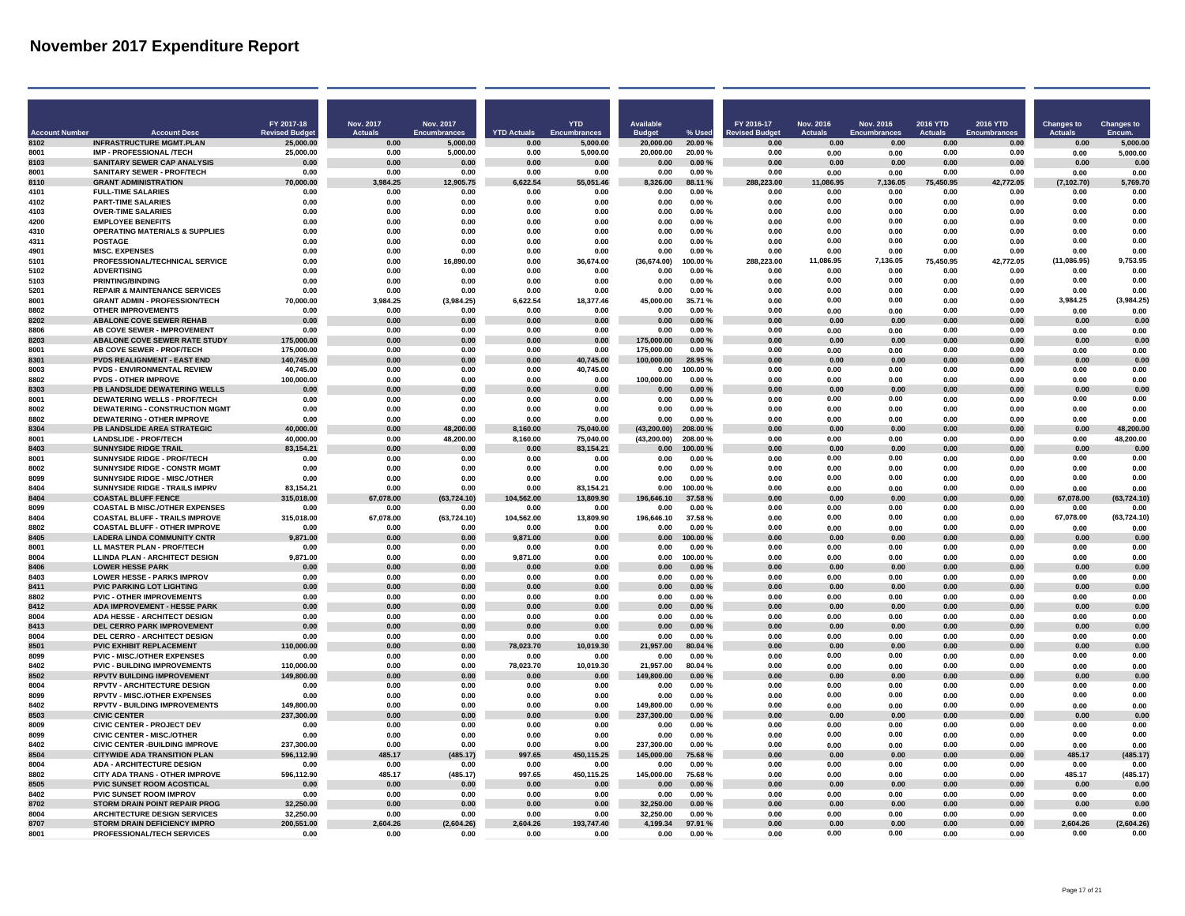# November 2017 Expenditure Report

| Account Number | Account Desc | FY 2017-18 Revised Budget | Nov. 2017 Actuals | Nov. 2017 Encumbrances | YTD Actuals | YTD Encumbrances | Available Budget | % Used | FY 2016-17 Revised Budget | Nov. 2016 Actuals | Nov. 2016 Encumbrances | 2016 YTD Actuals | 2016 YTD Encumbrances | Changes to Actuals | Changes to Encum. |
|---|---|---|---|---|---|---|---|---|---|---|---|---|---|---|---|
| 8102 | INFRASTRUCTURE MGMT.PLAN | 25,000.00 | 0.00 | 5,000.00 | 0.00 | 5,000.00 | 20,000.00 | 20.00 % | 0.00 | 0.00 | 0.00 | 0.00 | 0.00 | 0.00 | 5,000.00 |
| 8001 | IMP - PROFESSIONAL /TECH | 25,000.00 | 0.00 | 5,000.00 | 0.00 | 5,000.00 | 20,000.00 | 20.00 % | 0.00 | 0.00 | 0.00 | 0.00 | 0.00 | 0.00 | 5,000.00 |
| 8103 | SANITARY SEWER CAP ANALYSIS | 0.00 | 0.00 | 0.00 | 0.00 | 0.00 | 0.00 | 0.00 % | 0.00 | 0.00 | 0.00 | 0.00 | 0.00 | 0.00 | 0.00 |
| 8001 | SANITARY SEWER - PROF/TECH | 0.00 | 0.00 | 0.00 | 0.00 | 0.00 | 0.00 | 0.00 % | 0.00 | 0.00 | 0.00 | 0.00 | 0.00 | 0.00 | 0.00 |
| 8110 | GRANT ADMINISTRATION | 70,000.00 | 3,984.25 | 12,905.75 | 6,622.54 | 55,051.46 | 8,326.00 | 88.11 % | 288,223.00 | 11,086.95 | 7,136.05 | 75,450.95 | 42,772.05 | (7,102.70) | 5,769.70 |
| 4101 | FULL-TIME SALARIES | 0.00 | 0.00 | 0.00 | 0.00 | 0.00 | 0.00 | 0.00 % | 0.00 | 0.00 | 0.00 | 0.00 | 0.00 | 0.00 | 0.00 |
| 4102 | PART-TIME SALARIES | 0.00 | 0.00 | 0.00 | 0.00 | 0.00 | 0.00 | 0.00 % | 0.00 | 0.00 | 0.00 | 0.00 | 0.00 | 0.00 | 0.00 |
| 4103 | OVER-TIME SALARIES | 0.00 | 0.00 | 0.00 | 0.00 | 0.00 | 0.00 | 0.00 % | 0.00 | 0.00 | 0.00 | 0.00 | 0.00 | 0.00 | 0.00 |
| 4200 | EMPLOYEE BENEFITS | 0.00 | 0.00 | 0.00 | 0.00 | 0.00 | 0.00 | 0.00 % | 0.00 | 0.00 | 0.00 | 0.00 | 0.00 | 0.00 | 0.00 |
| 4310 | OPERATING MATERIALS & SUPPLIES | 0.00 | 0.00 | 0.00 | 0.00 | 0.00 | 0.00 | 0.00 % | 0.00 | 0.00 | 0.00 | 0.00 | 0.00 | 0.00 | 0.00 |
| 4311 | POSTAGE | 0.00 | 0.00 | 0.00 | 0.00 | 0.00 | 0.00 | 0.00 % | 0.00 | 0.00 | 0.00 | 0.00 | 0.00 | 0.00 | 0.00 |
| 4901 | MISC. EXPENSES | 0.00 | 0.00 | 0.00 | 0.00 | 0.00 | 0.00 | 0.00 % | 0.00 | 0.00 | 0.00 | 0.00 | 0.00 | 0.00 | 0.00 |
| 5101 | PROFESSIONAL/TECHNICAL SERVICE | 0.00 | 0.00 | 16,890.00 | 0.00 | 36,674.00 | (36,674.00) | 100.00 % | 288,223.00 | 11,086.95 | 7,136.05 | 75,450.95 | 42,772.05 | (11,086.95) | 9,753.95 |
| 5102 | ADVERTISING | 0.00 | 0.00 | 0.00 | 0.00 | 0.00 | 0.00 | 0.00 % | 0.00 | 0.00 | 0.00 | 0.00 | 0.00 | 0.00 | 0.00 |
| 5103 | PRINTING/BINDING | 0.00 | 0.00 | 0.00 | 0.00 | 0.00 | 0.00 | 0.00 % | 0.00 | 0.00 | 0.00 | 0.00 | 0.00 | 0.00 | 0.00 |
| 5201 | REPAIR & MAINTENANCE SERVICES | 0.00 | 0.00 | 0.00 | 0.00 | 0.00 | 0.00 | 0.00 % | 0.00 | 0.00 | 0.00 | 0.00 | 0.00 | 0.00 | 0.00 |
| 8001 | GRANT ADMIN - PROFESSION/TECH | 70,000.00 | 3,984.25 | (3,984.25) | 6,622.54 | 18,377.46 | 45,000.00 | 35.71 % | 0.00 | 0.00 | 0.00 | 0.00 | 0.00 | 3,984.25 | (3,984.25) |
| 8802 | OTHER IMPROVEMENTS | 0.00 | 0.00 | 0.00 | 0.00 | 0.00 | 0.00 | 0.00 % | 0.00 | 0.00 | 0.00 | 0.00 | 0.00 | 0.00 | 0.00 |
| 8202 | ABALONE COVE SEWER REHAB | 0.00 | 0.00 | 0.00 | 0.00 | 0.00 | 0.00 | 0.00 % | 0.00 | 0.00 | 0.00 | 0.00 | 0.00 | 0.00 | 0.00 |
| 8806 | AB COVE SEWER - IMPROVEMENT | 0.00 | 0.00 | 0.00 | 0.00 | 0.00 | 0.00 | 0.00 % | 0.00 | 0.00 | 0.00 | 0.00 | 0.00 | 0.00 | 0.00 |
| 8203 | ABALONE COVE SEWER RATE STUDY | 175,000.00 | 0.00 | 0.00 | 0.00 | 0.00 | 175,000.00 | 0.00 % | 0.00 | 0.00 | 0.00 | 0.00 | 0.00 | 0.00 | 0.00 |
| 8001 | AB COVE SEWER - PROF/TECH | 175,000.00 | 0.00 | 0.00 | 0.00 | 0.00 | 175,000.00 | 0.00 % | 0.00 | 0.00 | 0.00 | 0.00 | 0.00 | 0.00 | 0.00 |
| 8301 | PVDS REALIGNMENT - EAST END | 140,745.00 | 0.00 | 0.00 | 0.00 | 40,745.00 | 100,000.00 | 28.95 % | 0.00 | 0.00 | 0.00 | 0.00 | 0.00 | 0.00 | 0.00 |
| 8003 | PVDS - ENVIRONMENTAL REVIEW | 40,745.00 | 0.00 | 0.00 | 0.00 | 40,745.00 | 0.00 | 100.00 % | 0.00 | 0.00 | 0.00 | 0.00 | 0.00 | 0.00 | 0.00 |
| 8802 | PVDS - OTHER IMPROVE | 100,000.00 | 0.00 | 0.00 | 0.00 | 0.00 | 100,000.00 | 0.00 % | 0.00 | 0.00 | 0.00 | 0.00 | 0.00 | 0.00 | 0.00 |
| 8303 | PB LANDSLIDE DEWATERING WELLS | 0.00 | 0.00 | 0.00 | 0.00 | 0.00 | 0.00 | 0.00 % | 0.00 | 0.00 | 0.00 | 0.00 | 0.00 | 0.00 | 0.00 |
| 8001 | DEWATERING WELLS - PROF/TECH | 0.00 | 0.00 | 0.00 | 0.00 | 0.00 | 0.00 | 0.00 % | 0.00 | 0.00 | 0.00 | 0.00 | 0.00 | 0.00 | 0.00 |
| 8002 | DEWATERING - CONSTRUCTION MGMT | 0.00 | 0.00 | 0.00 | 0.00 | 0.00 | 0.00 | 0.00 % | 0.00 | 0.00 | 0.00 | 0.00 | 0.00 | 0.00 | 0.00 |
| 8802 | DEWATERING - OTHER IMPROVE | 0.00 | 0.00 | 0.00 | 0.00 | 0.00 | 0.00 | 0.00 % | 0.00 | 0.00 | 0.00 | 0.00 | 0.00 | 0.00 | 0.00 |
| 8304 | PB LANDSLIDE AREA STRATEGIC | 40,000.00 | 0.00 | 48,200.00 | 8,160.00 | 75,040.00 | (43,200.00) | 208.00 % | 0.00 | 0.00 | 0.00 | 0.00 | 0.00 | 0.00 | 48,200.00 |
| 8001 | LANDSLIDE - PROF/TECH | 40,000.00 | 0.00 | 48,200.00 | 8,160.00 | 75,040.00 | (43,200.00) | 208.00 % | 0.00 | 0.00 | 0.00 | 0.00 | 0.00 | 0.00 | 48,200.00 |
| 8403 | SUNNYSIDE RIDGE TRAIL | 83,154.21 | 0.00 | 0.00 | 0.00 | 83,154.21 | 0.00 | 100.00 % | 0.00 | 0.00 | 0.00 | 0.00 | 0.00 | 0.00 | 0.00 |
| 8001 | SUNNYSIDE RIDGE - PROF/TECH | 0.00 | 0.00 | 0.00 | 0.00 | 0.00 | 0.00 | 0.00 % | 0.00 | 0.00 | 0.00 | 0.00 | 0.00 | 0.00 | 0.00 |
| 8002 | SUNNYSIDE RIDGE - CONSTR MGMT | 0.00 | 0.00 | 0.00 | 0.00 | 0.00 | 0.00 | 0.00 % | 0.00 | 0.00 | 0.00 | 0.00 | 0.00 | 0.00 | 0.00 |
| 8099 | SUNNYSIDE RIDGE - MISC./OTHER | 0.00 | 0.00 | 0.00 | 0.00 | 0.00 | 0.00 | 0.00 % | 0.00 | 0.00 | 0.00 | 0.00 | 0.00 | 0.00 | 0.00 |
| 8404 | SUNNYSIDE RIDGE - TRAILS IMPRV | 83,154.21 | 0.00 | 0.00 | 0.00 | 83,154.21 | 0.00 | 100.00 % | 0.00 | 0.00 | 0.00 | 0.00 | 0.00 | 0.00 | 0.00 |
| 8404 | COASTAL BLUFF FENCE | 315,018.00 | 67,078.00 | (63,724.10) | 104,562.00 | 13,809.90 | 196,646.10 | 37.58 % | 0.00 | 0.00 | 0.00 | 0.00 | 0.00 | 67,078.00 | (63,724.10) |
| 8099 | COASTAL B MISC./OTHER EXPENSES | 0.00 | 0.00 | 0.00 | 0.00 | 0.00 | 0.00 | 0.00 % | 0.00 | 0.00 | 0.00 | 0.00 | 0.00 | 0.00 | 0.00 |
| 8404 | COASTAL BLUFF - TRAILS IMPROVE | 315,018.00 | 67,078.00 | (63,724.10) | 104,562.00 | 13,809.90 | 196,646.10 | 37.58 % | 0.00 | 0.00 | 0.00 | 0.00 | 0.00 | 67,078.00 | (63,724.10) |
| 8802 | COASTAL BLUFF - OTHER IMPROVE | 0.00 | 0.00 | 0.00 | 0.00 | 0.00 | 0.00 | 0.00 % | 0.00 | 0.00 | 0.00 | 0.00 | 0.00 | 0.00 | 0.00 |
| 8405 | LADERA LINDA COMMUNITY CNTR | 9,871.00 | 0.00 | 0.00 | 9,871.00 | 0.00 | 0.00 | 100.00 % | 0.00 | 0.00 | 0.00 | 0.00 | 0.00 | 0.00 | 0.00 |
| 8001 | LL MASTER PLAN - PROF/TECH | 0.00 | 0.00 | 0.00 | 0.00 | 0.00 | 0.00 | 0.00 % | 0.00 | 0.00 | 0.00 | 0.00 | 0.00 | 0.00 | 0.00 |
| 8004 | LLINDA PLAN - ARCHITECT DESIGN | 9,871.00 | 0.00 | 0.00 | 9,871.00 | 0.00 | 0.00 | 100.00 % | 0.00 | 0.00 | 0.00 | 0.00 | 0.00 | 0.00 | 0.00 |
| 8406 | LOWER HESSE PARK | 0.00 | 0.00 | 0.00 | 0.00 | 0.00 | 0.00 | 0.00 % | 0.00 | 0.00 | 0.00 | 0.00 | 0.00 | 0.00 | 0.00 |
| 8403 | LOWER HESSE - PARKS IMPROV | 0.00 | 0.00 | 0.00 | 0.00 | 0.00 | 0.00 | 0.00 % | 0.00 | 0.00 | 0.00 | 0.00 | 0.00 | 0.00 | 0.00 |
| 8411 | PVIC PARKING LOT LIGHTING | 0.00 | 0.00 | 0.00 | 0.00 | 0.00 | 0.00 | 0.00 % | 0.00 | 0.00 | 0.00 | 0.00 | 0.00 | 0.00 | 0.00 |
| 8802 | PVIC - OTHER IMPROVEMENTS | 0.00 | 0.00 | 0.00 | 0.00 | 0.00 | 0.00 | 0.00 % | 0.00 | 0.00 | 0.00 | 0.00 | 0.00 | 0.00 | 0.00 |
| 8412 | ADA IMPROVEMENT - HESSE PARK | 0.00 | 0.00 | 0.00 | 0.00 | 0.00 | 0.00 | 0.00 % | 0.00 | 0.00 | 0.00 | 0.00 | 0.00 | 0.00 | 0.00 |
| 8004 | ADA HESSE - ARCHITECT DESIGN | 0.00 | 0.00 | 0.00 | 0.00 | 0.00 | 0.00 | 0.00 % | 0.00 | 0.00 | 0.00 | 0.00 | 0.00 | 0.00 | 0.00 |
| 8413 | DEL CERRO PARK IMPROVEMENT | 0.00 | 0.00 | 0.00 | 0.00 | 0.00 | 0.00 | 0.00 % | 0.00 | 0.00 | 0.00 | 0.00 | 0.00 | 0.00 | 0.00 |
| 8004 | DEL CERRO - ARCHITECT DESIGN | 0.00 | 0.00 | 0.00 | 0.00 | 0.00 | 0.00 | 0.00 % | 0.00 | 0.00 | 0.00 | 0.00 | 0.00 | 0.00 | 0.00 |
| 8501 | PVIC EXHIBIT REPLACEMENT | 110,000.00 | 0.00 | 0.00 | 78,023.70 | 10,019.30 | 21,957.00 | 80.04 % | 0.00 | 0.00 | 0.00 | 0.00 | 0.00 | 0.00 | 0.00 |
| 8099 | PVIC - MISC./OTHER EXPENSES | 0.00 | 0.00 | 0.00 | 0.00 | 0.00 | 0.00 | 0.00 % | 0.00 | 0.00 | 0.00 | 0.00 | 0.00 | 0.00 | 0.00 |
| 8402 | PVIC - BUILDING IMPROVEMENTS | 110,000.00 | 0.00 | 0.00 | 78,023.70 | 10,019.30 | 21,957.00 | 80.04 % | 0.00 | 0.00 | 0.00 | 0.00 | 0.00 | 0.00 | 0.00 |
| 8502 | RPVTV BUILDING IMPROVEMENT | 149,800.00 | 0.00 | 0.00 | 0.00 | 0.00 | 149,800.00 | 0.00 % | 0.00 | 0.00 | 0.00 | 0.00 | 0.00 | 0.00 | 0.00 |
| 8004 | RPVTV - ARCHITECTURE DESIGN | 0.00 | 0.00 | 0.00 | 0.00 | 0.00 | 0.00 | 0.00 % | 0.00 | 0.00 | 0.00 | 0.00 | 0.00 | 0.00 | 0.00 |
| 8099 | RPVTV - MISC./OTHER EXPENSES | 0.00 | 0.00 | 0.00 | 0.00 | 0.00 | 0.00 | 0.00 % | 0.00 | 0.00 | 0.00 | 0.00 | 0.00 | 0.00 | 0.00 |
| 8402 | RPVTV - BUILDING IMPROVEMENTS | 149,800.00 | 0.00 | 0.00 | 0.00 | 0.00 | 149,800.00 | 0.00 % | 0.00 | 0.00 | 0.00 | 0.00 | 0.00 | 0.00 | 0.00 |
| 8503 | CIVIC CENTER | 237,300.00 | 0.00 | 0.00 | 0.00 | 0.00 | 237,300.00 | 0.00 % | 0.00 | 0.00 | 0.00 | 0.00 | 0.00 | 0.00 | 0.00 |
| 8009 | CIVIC CENTER - PROJECT DEV | 0.00 | 0.00 | 0.00 | 0.00 | 0.00 | 0.00 | 0.00 % | 0.00 | 0.00 | 0.00 | 0.00 | 0.00 | 0.00 | 0.00 |
| 8099 | CIVIC CENTER - MISC./OTHER | 0.00 | 0.00 | 0.00 | 0.00 | 0.00 | 0.00 | 0.00 % | 0.00 | 0.00 | 0.00 | 0.00 | 0.00 | 0.00 | 0.00 |
| 8402 | CIVIC CENTER -BUILDING IMPROVE | 237,300.00 | 0.00 | 0.00 | 0.00 | 0.00 | 237,300.00 | 0.00 % | 0.00 | 0.00 | 0.00 | 0.00 | 0.00 | 0.00 | 0.00 |
| 8504 | CITYWIDE ADA TRANSITION PLAN | 596,112.90 | 485.17 | (485.17) | 997.65 | 450,115.25 | 145,000.00 | 75.68 % | 0.00 | 0.00 | 0.00 | 0.00 | 0.00 | 485.17 | (485.17) |
| 8004 | ADA - ARCHITECTURE DESIGN | 0.00 | 0.00 | 0.00 | 0.00 | 0.00 | 0.00 | 0.00 % | 0.00 | 0.00 | 0.00 | 0.00 | 0.00 | 0.00 | 0.00 |
| 8802 | CITY ADA TRANS - OTHER IMPROVE | 596,112.90 | 485.17 | (485.17) | 997.65 | 450,115.25 | 145,000.00 | 75.68 % | 0.00 | 0.00 | 0.00 | 0.00 | 0.00 | 485.17 | (485.17) |
| 8505 | PVIC SUNSET ROOM ACOSTICAL | 0.00 | 0.00 | 0.00 | 0.00 | 0.00 | 0.00 | 0.00 % | 0.00 | 0.00 | 0.00 | 0.00 | 0.00 | 0.00 | 0.00 |
| 8402 | PVIC SUNSET ROOM IMPROV | 0.00 | 0.00 | 0.00 | 0.00 | 0.00 | 0.00 | 0.00 % | 0.00 | 0.00 | 0.00 | 0.00 | 0.00 | 0.00 | 0.00 |
| 8702 | STORM DRAIN POINT REPAIR PROG | 32,250.00 | 0.00 | 0.00 | 0.00 | 0.00 | 32,250.00 | 0.00 % | 0.00 | 0.00 | 0.00 | 0.00 | 0.00 | 0.00 | 0.00 |
| 8004 | ARCHITECTURE DESIGN SERVICES | 32,250.00 | 0.00 | 0.00 | 0.00 | 0.00 | 32,250.00 | 0.00 % | 0.00 | 0.00 | 0.00 | 0.00 | 0.00 | 0.00 | 0.00 |
| 8707 | STORM DRAIN DEFICIENCY IMPRO | 200,551.00 | 2,604.26 | (2,604.26) | 2,604.26 | 193,747.40 | 4,199.34 | 97.91 % | 0.00 | 0.00 | 0.00 | 0.00 | 0.00 | 2,604.26 | (2,604.26) |
| 8001 | PROFESSIONAL/TECH SERVICES | 0.00 | 0.00 | 0.00 | 0.00 | 0.00 | 0.00 | 0.00 % | 0.00 | 0.00 | 0.00 | 0.00 | 0.00 | 0.00 | 0.00 |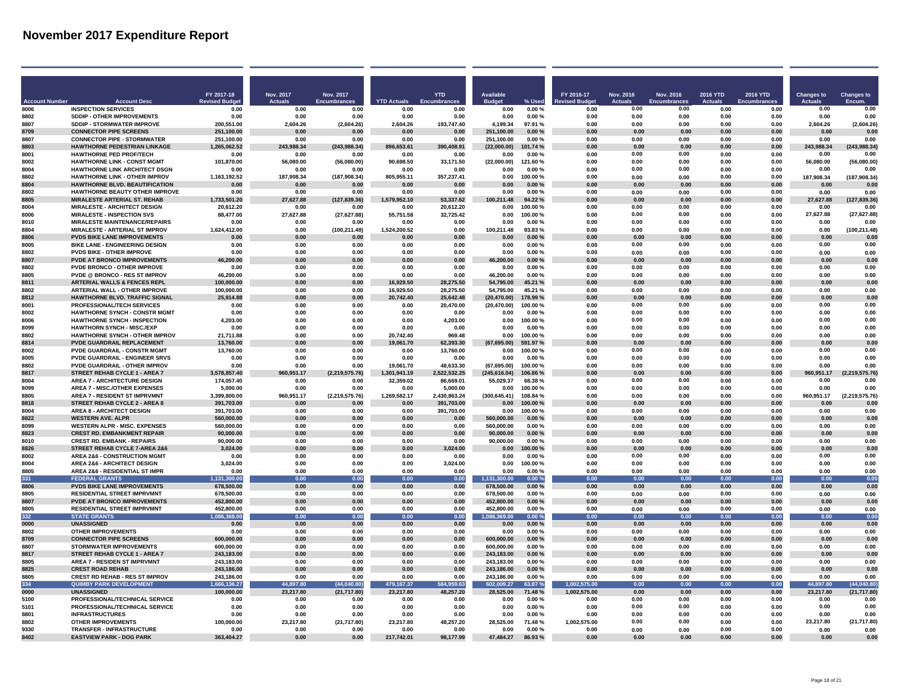# November 2017 Expenditure Report

| Account Number | Account Desc | FY 2017-18 Revised Budget | Nov. 2017 Actuals | Nov. 2017 Encumbrances | YTD Actuals | YTD Encumbrances | Available Budget | % Used | FY 2016-17 Revised Budget | Nov. 2016 Actuals | Nov. 2016 Encumbrances | 2016 YTD Actuals | 2016 YTD Encumbrances | Changes to Actuals | Changes to Encum. |
|---|---|---|---|---|---|---|---|---|---|---|---|---|---|---|---|
| 8006 | INSPECTION SERVICES | 0.00 | 0.00 | 0.00 | 0.00 | 0.00 | 0.00 | 0.00 % | 0.00 | 0.00 | 0.00 | 0.00 | 0.00 | 0.00 | 0.00 |
| 8802 | SDDIP - OTHER IMPROVEMENTS | 0.00 | 0.00 | 0.00 | 0.00 | 0.00 | 0.00 | 0.00 % | 0.00 | 0.00 | 0.00 | 0.00 | 0.00 | 0.00 | 0.00 |
| 8807 | SDDIP - STORMWATER IMPROVE | 200,551.00 | 2,604.26 | (2,604.26) | 2,604.26 | 193,747.40 | 4,199.34 | 97.91 % | 0.00 | 0.00 | 0.00 | 0.00 | 0.00 | 2,604.26 | (2,604.26) |
| 8709 | CONNECTOR PIPE SCREENS | 251,100.00 | 0.00 | 0.00 | 0.00 | 0.00 | 251,100.00 | 0.00 % | 0.00 | 0.00 | 0.00 | 0.00 | 0.00 | 0.00 | 0.00 |
| 8807 | CONNECTOR PIPE - STORMWATER | 251,100.00 | 0.00 | 0.00 | 0.00 | 0.00 | 251,100.00 | 0.00 % | 0.00 | 0.00 | 0.00 | 0.00 | 0.00 | 0.00 | 0.00 |
| 8803 | HAWTHORNE PEDESTRIAN LINKAGE | 1,265,062.52 | 243,988.34 | (243,988.34) | 896,653.61 | 390,408.91 | (22,000.00) | 101.74 % | 0.00 | 0.00 | 0.00 | 0.00 | 0.00 | 243,988.34 | (243,988.34) |
| 8001 | HAWTHORNE PED PROF/TECH | 0.00 | 0.00 | 0.00 | 0.00 | 0.00 | 0.00 | 0.00 % | 0.00 | 0.00 | 0.00 | 0.00 | 0.00 | 0.00 | 0.00 |
| 8002 | HAWTHORNE LINK - CONST MGMT | 101,870.00 | 56,080.00 | (56,080.00) | 90,698.50 | 33,171.50 | (22,000.00) | 121.60 % | 0.00 | 0.00 | 0.00 | 0.00 | 0.00 | 56,080.00 | (56,080.00) |
| 8004 | HAWTHORNE LINK ARCHITECT DSGN | 0.00 | 0.00 | 0.00 | 0.00 | 0.00 | 0.00 | 0.00 % | 0.00 | 0.00 | 0.00 | 0.00 | 0.00 | 0.00 | 0.00 |
| 8802 | HAWTHORNE LINK - OTHER IMPROV | 1,163,192.52 | 187,908.34 | (187,908.34) | 805,955.11 | 357,237.41 | 0.00 | 100.00 % | 0.00 | 0.00 | 0.00 | 0.00 | 0.00 | 187,908.34 | (187,908.34) |
| 8804 | HAWTHORNE BLVD. BEAUTIFICATION | 0.00 | 0.00 | 0.00 | 0.00 | 0.00 | 0.00 | 0.00 % | 0.00 | 0.00 | 0.00 | 0.00 | 0.00 | 0.00 | 0.00 |
| 8802 | HAWTHORNE BEAUTY OTHER IMPROVE | 0.00 | 0.00 | 0.00 | 0.00 | 0.00 | 0.00 | 0.00 % | 0.00 | 0.00 | 0.00 | 0.00 | 0.00 | 0.00 | 0.00 |
| 8805 | MIRALESTE ARTERIAL ST. REHAB | 1,733,501.20 | 27,627.88 | (127,839.36) | 1,579,952.10 | 53,337.62 | 100,211.48 | 94.22 % | 0.00 | 0.00 | 0.00 | 0.00 | 0.00 | 27,627.88 | (127,839.36) |
| 8004 | MIRALESTE - ARCHITECT DESIGN | 20,612.20 | 0.00 | 0.00 | 0.00 | 20,612.20 | 0.00 | 100.00 % | 0.00 | 0.00 | 0.00 | 0.00 | 0.00 | 0.00 | 0.00 |
| 8006 | MIRALESTE - INSPECTION SVS | 88,477.00 | 27,627.88 | (27,627.88) | 55,751.58 | 32,725.42 | 0.00 | 100.00 % | 0.00 | 0.00 | 0.00 | 0.00 | 0.00 | 27,627.88 | (27,627.88) |
| 8010 | MIRALESTE MAINTENANCE/REPAIRS | 0.00 | 0.00 | 0.00 | 0.00 | 0.00 | 0.00 | 0.00 % | 0.00 | 0.00 | 0.00 | 0.00 | 0.00 | 0.00 | 0.00 |
| 8804 | MIRALESTE - ARTERIAL ST IMPROV | 1,624,412.00 | 0.00 | (100,211.48) | 1,524,200.52 | 0.00 | 100,211.48 | 93.83 % | 0.00 | 0.00 | 0.00 | 0.00 | 0.00 | 0.00 | (100,211.48) |
| 8806 | PVDS BIKE LANE IMPROVEMENTS | 0.00 | 0.00 | 0.00 | 0.00 | 0.00 | 0.00 | 0.00 % | 0.00 | 0.00 | 0.00 | 0.00 | 0.00 | 0.00 | 0.00 |
| 8005 | BIKE LANE - ENGINEERING DESIGN | 0.00 | 0.00 | 0.00 | 0.00 | 0.00 | 0.00 | 0.00 % | 0.00 | 0.00 | 0.00 | 0.00 | 0.00 | 0.00 | 0.00 |
| 8802 | PVDS BIKE - OTHER IMPROVE | 0.00 | 0.00 | 0.00 | 0.00 | 0.00 | 0.00 | 0.00 % | 0.00 | 0.00 | 0.00 | 0.00 | 0.00 | 0.00 | 0.00 |
| 8807 | PVDE AT BRONCO IMPROVEMENTS | 46,200.00 | 0.00 | 0.00 | 0.00 | 0.00 | 46,200.00 | 0.00 % | 0.00 | 0.00 | 0.00 | 0.00 | 0.00 | 0.00 | 0.00 |
| 8802 | PVDE BRONCO - OTHER IMPROVE | 0.00 | 0.00 | 0.00 | 0.00 | 0.00 | 0.00 | 0.00 % | 0.00 | 0.00 | 0.00 | 0.00 | 0.00 | 0.00 | 0.00 |
| 8805 | PVDE @ BRONCO - RES ST IMPROV | 46,200.00 | 0.00 | 0.00 | 0.00 | 0.00 | 46,200.00 | 0.00 % | 0.00 | 0.00 | 0.00 | 0.00 | 0.00 | 0.00 | 0.00 |
| 8811 | ARTERIAL WALLS & FENCES REPL | 100,000.00 | 0.00 | 0.00 | 16,929.50 | 28,275.50 | 54,795.00 | 45.21 % | 0.00 | 0.00 | 0.00 | 0.00 | 0.00 | 0.00 | 0.00 |
| 8802 | ARTERIAL WALL - OTHER IMPROVE | 100,000.00 | 0.00 | 0.00 | 16,929.50 | 28,275.50 | 54,795.00 | 45.21 % | 0.00 | 0.00 | 0.00 | 0.00 | 0.00 | 0.00 | 0.00 |
| 8812 | HAWTHORNE BLVD. TRAFFIC SIGNAL | 25,914.88 | 0.00 | 0.00 | 20,742.40 | 25,642.48 | (20,470.00) | 178.99 % | 0.00 | 0.00 | 0.00 | 0.00 | 0.00 | 0.00 | 0.00 |
| 8001 | PROFESSIONAL/TECH SERVICES | 0.00 | 0.00 | 0.00 | 0.00 | 20,470.00 | (20,470.00) | 100.00 % | 0.00 | 0.00 | 0.00 | 0.00 | 0.00 | 0.00 | 0.00 |
| 8002 | HAWTHORNE SYNCH - CONSTR MGMT | 0.00 | 0.00 | 0.00 | 0.00 | 0.00 | 0.00 | 0.00 % | 0.00 | 0.00 | 0.00 | 0.00 | 0.00 | 0.00 | 0.00 |
| 8006 | HAWTHORNE SYNCH - INSPECTION | 4,203.00 | 0.00 | 0.00 | 0.00 | 4,203.00 | 0.00 | 100.00 % | 0.00 | 0.00 | 0.00 | 0.00 | 0.00 | 0.00 | 0.00 |
| 8099 | HAWTHORN SYNCH - MISC./EXP | 0.00 | 0.00 | 0.00 | 0.00 | 0.00 | 0.00 | 0.00 % | 0.00 | 0.00 | 0.00 | 0.00 | 0.00 | 0.00 | 0.00 |
| 8802 | HAWTHORNE SYNCH - OTHER IMPROV | 21,711.88 | 0.00 | 0.00 | 20,742.40 | 969.48 | 0.00 | 100.00 % | 0.00 | 0.00 | 0.00 | 0.00 | 0.00 | 0.00 | 0.00 |
| 8814 | PVDE GUARDRAIL REPLACEMENT | 13,760.00 | 0.00 | 0.00 | 19,061.70 | 62,393.30 | (67,695.00) | 591.97 % | 0.00 | 0.00 | 0.00 | 0.00 | 0.00 | 0.00 | 0.00 |
| 8002 | PVDE GUARDRAIL - CONSTR MGMT | 13,760.00 | 0.00 | 0.00 | 0.00 | 13,760.00 | 0.00 | 100.00 % | 0.00 | 0.00 | 0.00 | 0.00 | 0.00 | 0.00 | 0.00 |
| 8005 | PVDE GUARDRAIL - ENGINEER SRVS | 0.00 | 0.00 | 0.00 | 0.00 | 0.00 | 0.00 | 0.00 % | 0.00 | 0.00 | 0.00 | 0.00 | 0.00 | 0.00 | 0.00 |
| 8802 | PVDE GUARDRAIL - OTHER IMPROV | 0.00 | 0.00 | 0.00 | 19,061.70 | 48,633.30 | (67,695.00) | 100.00 % | 0.00 | 0.00 | 0.00 | 0.00 | 0.00 | 0.00 | 0.00 |
| 8817 | STREET REHAB CYCLE 1 - AREA 7 | 3,578,857.40 | 960,951.17 | (2,219,575.76) | 1,301,941.19 | 2,522,532.25 | (245,616.04) | 106.86 % | 0.00 | 0.00 | 0.00 | 0.00 | 0.00 | 960,951.17 | (2,219,575.76) |
| 8004 | AREA 7 - ARCHITECTURE DESIGN | 174,057.40 | 0.00 | 0.00 | 32,359.02 | 86,669.01 | 55,029.37 | 68.38 % | 0.00 | 0.00 | 0.00 | 0.00 | 0.00 | 0.00 | 0.00 |
| 8099 | AREA 7 - MISC./OTHER EXPENSES | 5,000.00 | 0.00 | 0.00 | 0.00 | 5,000.00 | 0.00 | 100.00 % | 0.00 | 0.00 | 0.00 | 0.00 | 0.00 | 0.00 | 0.00 |
| 8805 | AREA 7 - RESIDENT ST IMPRVMNT | 3,399,800.00 | 960,951.17 | (2,219,575.76) | 1,269,582.17 | 2,430,863.24 | (300,645.41) | 108.84 % | 0.00 | 0.00 | 0.00 | 0.00 | 0.00 | 960,951.17 | (2,219,575.76) |
| 8818 | STREET REHAB CYCLE 2 - AREA 8 | 391,703.00 | 0.00 | 0.00 | 0.00 | 391,703.00 | 0.00 | 100.00 % | 0.00 | 0.00 | 0.00 | 0.00 | 0.00 | 0.00 | 0.00 |
| 8004 | AREA 8 - ARCHITECT DESIGN | 391,703.00 | 0.00 | 0.00 | 0.00 | 391,703.00 | 0.00 | 100.00 % | 0.00 | 0.00 | 0.00 | 0.00 | 0.00 | 0.00 | 0.00 |
| 8822 | WESTERN AVE. ALPR | 560,000.00 | 0.00 | 0.00 | 0.00 | 0.00 | 560,000.00 | 0.00 % | 0.00 | 0.00 | 0.00 | 0.00 | 0.00 | 0.00 | 0.00 |
| 8099 | WESTERN ALPR - MISC. EXPENSES | 560,000.00 | 0.00 | 0.00 | 0.00 | 0.00 | 560,000.00 | 0.00 % | 0.00 | 0.00 | 0.00 | 0.00 | 0.00 | 0.00 | 0.00 |
| 8823 | CREST RD. EMBANKMENT REPAIR | 90,000.00 | 0.00 | 0.00 | 0.00 | 0.00 | 90,000.00 | 0.00 % | 0.00 | 0.00 | 0.00 | 0.00 | 0.00 | 0.00 | 0.00 |
| 8010 | CREST RD. EMBANK - REPAIRS | 90,000.00 | 0.00 | 0.00 | 0.00 | 0.00 | 90,000.00 | 0.00 % | 0.00 | 0.00 | 0.00 | 0.00 | 0.00 | 0.00 | 0.00 |
| 8826 | STREET REHAB CYCLE 7-AREA 2&6 | 3,024.00 | 0.00 | 0.00 | 0.00 | 3,024.00 | 0.00 | 100.00 % | 0.00 | 0.00 | 0.00 | 0.00 | 0.00 | 0.00 | 0.00 |
| 8002 | AREA 2&6 - CONSTRUCTION MGMT | 0.00 | 0.00 | 0.00 | 0.00 | 0.00 | 0.00 | 0.00 % | 0.00 | 0.00 | 0.00 | 0.00 | 0.00 | 0.00 | 0.00 |
| 8004 | AREA 2&6 - ARCHITECT DESIGN | 3,024.00 | 0.00 | 0.00 | 0.00 | 3,024.00 | 0.00 | 100.00 % | 0.00 | 0.00 | 0.00 | 0.00 | 0.00 | 0.00 | 0.00 |
| 8805 | AREA 2&6 - RESIDENTIAL ST IMPR | 0.00 | 0.00 | 0.00 | 0.00 | 0.00 | 0.00 | 0.00 % | 0.00 | 0.00 | 0.00 | 0.00 | 0.00 | 0.00 | 0.00 |
| 331 | FEDERAL GRANTS | 1,131,300.00 | 0.00 | 0.00 | 0.00 | 0.00 | 1,131,300.00 | 0.00 % | 0.00 | 0.00 | 0.00 | 0.00 | 0.00 | 0.00 | 0.00 |
| 8806 | PVDS BIKE LANE IMPROVEMENTS | 678,500.00 | 0.00 | 0.00 | 0.00 | 0.00 | 678,500.00 | 0.00 % | 0.00 | 0.00 | 0.00 | 0.00 | 0.00 | 0.00 | 0.00 |
| 8805 | RESIDENTIAL STREET IMPRVMNT | 678,500.00 | 0.00 | 0.00 | 0.00 | 0.00 | 678,500.00 | 0.00 % | 0.00 | 0.00 | 0.00 | 0.00 | 0.00 | 0.00 | 0.00 |
| 8807 | PVDE AT BRONCO IMPROVEMENTS | 452,800.00 | 0.00 | 0.00 | 0.00 | 0.00 | 452,800.00 | 0.00 % | 0.00 | 0.00 | 0.00 | 0.00 | 0.00 | 0.00 | 0.00 |
| 8805 | RESIDENTIAL STREET IMPRVMNT | 452,800.00 | 0.00 | 0.00 | 0.00 | 0.00 | 452,800.00 | 0.00 % | 0.00 | 0.00 | 0.00 | 0.00 | 0.00 | 0.00 | 0.00 |
| 332 | STATE GRANTS | 1,086,369.00 | 0.00 | 0.00 | 0.00 | 0.00 | 1,086,369.00 | 0.00 % | 0.00 | 0.00 | 0.00 | 0.00 | 0.00 | 0.00 | 0.00 |
| 0000 | UNASSIGNED | 0.00 | 0.00 | 0.00 | 0.00 | 0.00 | 0.00 | 0.00 % | 0.00 | 0.00 | 0.00 | 0.00 | 0.00 | 0.00 | 0.00 |
| 8802 | OTHER IMPROVEMENTS | 0.00 | 0.00 | 0.00 | 0.00 | 0.00 | 0.00 | 0.00 % | 0.00 | 0.00 | 0.00 | 0.00 | 0.00 | 0.00 | 0.00 |
| 8709 | CONNECTOR PIPE SCREENS | 600,000.00 | 0.00 | 0.00 | 0.00 | 0.00 | 600,000.00 | 0.00 % | 0.00 | 0.00 | 0.00 | 0.00 | 0.00 | 0.00 | 0.00 |
| 8807 | STORMWATER IMPROVEMENTS | 600,000.00 | 0.00 | 0.00 | 0.00 | 0.00 | 600,000.00 | 0.00 % | 0.00 | 0.00 | 0.00 | 0.00 | 0.00 | 0.00 | 0.00 |
| 8817 | STREET REHAB CYCLE 1 - AREA 7 | 243,183.00 | 0.00 | 0.00 | 0.00 | 0.00 | 243,183.00 | 0.00 % | 0.00 | 0.00 | 0.00 | 0.00 | 0.00 | 0.00 | 0.00 |
| 8805 | AREA 7 - RESIDEN ST IMPRVMNT | 243,183.00 | 0.00 | 0.00 | 0.00 | 0.00 | 243,183.00 | 0.00 % | 0.00 | 0.00 | 0.00 | 0.00 | 0.00 | 0.00 | 0.00 |
| 8825 | CREST ROAD REHAB | 243,186.00 | 0.00 | 0.00 | 0.00 | 0.00 | 243,186.00 | 0.00 % | 0.00 | 0.00 | 0.00 | 0.00 | 0.00 | 0.00 | 0.00 |
| 8805 | CREST RD REHAB - RES ST IMPROV | 243,186.00 | 0.00 | 0.00 | 0.00 | 0.00 | 243,186.00 | 0.00 % | 0.00 | 0.00 | 0.00 | 0.00 | 0.00 | 0.00 | 0.00 |
| 334 | QUIMBY PARK DEVELOPMENT | 1,666,136.27 | 44,897.80 | (44,040.80) | 479,167.37 | 584,959.63 | 602,009.27 | 63.87 % | 1,002,575.00 | 0.00 | 0.00 | 0.00 | 0.00 | 44,897.80 | (44,040.80) |
| 0000 | UNASSIGNED | 100,000.00 | 23,217.80 | (21,717.80) | 23,217.80 | 48,257.20 | 28,525.00 | 71.48 % | 1,002,575.00 | 0.00 | 0.00 | 0.00 | 0.00 | 23,217.80 | (21,717.80) |
| 5100 | PROFESSIONAL/TECHNICAL SERVICE | 0.00 | 0.00 | 0.00 | 0.00 | 0.00 | 0.00 | 0.00 % | 0.00 | 0.00 | 0.00 | 0.00 | 0.00 | 0.00 | 0.00 |
| 5101 | PROFESSIONAL/TECHNICAL SERVICE | 0.00 | 0.00 | 0.00 | 0.00 | 0.00 | 0.00 | 0.00 % | 0.00 | 0.00 | 0.00 | 0.00 | 0.00 | 0.00 | 0.00 |
| 8801 | INFRASTRUCTURES | 0.00 | 0.00 | 0.00 | 0.00 | 0.00 | 0.00 | 0.00 % | 0.00 | 0.00 | 0.00 | 0.00 | 0.00 | 0.00 | 0.00 |
| 8802 | OTHER IMPROVEMENTS | 100,000.00 | 23,217.80 | (21,717.80) | 23,217.80 | 48,257.20 | 28,525.00 | 71.48 % | 1,002,575.00 | 0.00 | 0.00 | 0.00 | 0.00 | 23,217.80 | (21,717.80) |
| 9330 | TRANSFER - INFRASTRUCTURE | 0.00 | 0.00 | 0.00 | 0.00 | 0.00 | 0.00 | 0.00 % | 0.00 | 0.00 | 0.00 | 0.00 | 0.00 | 0.00 | 0.00 |
| 8402 | EASTVIEW PARK - DOG PARK | 363,404.27 | 0.00 | 0.00 | 217,742.01 | 98,177.99 | 47,484.27 | 86.93 % | 0.00 | 0.00 | 0.00 | 0.00 | 0.00 | 0.00 | 0.00 |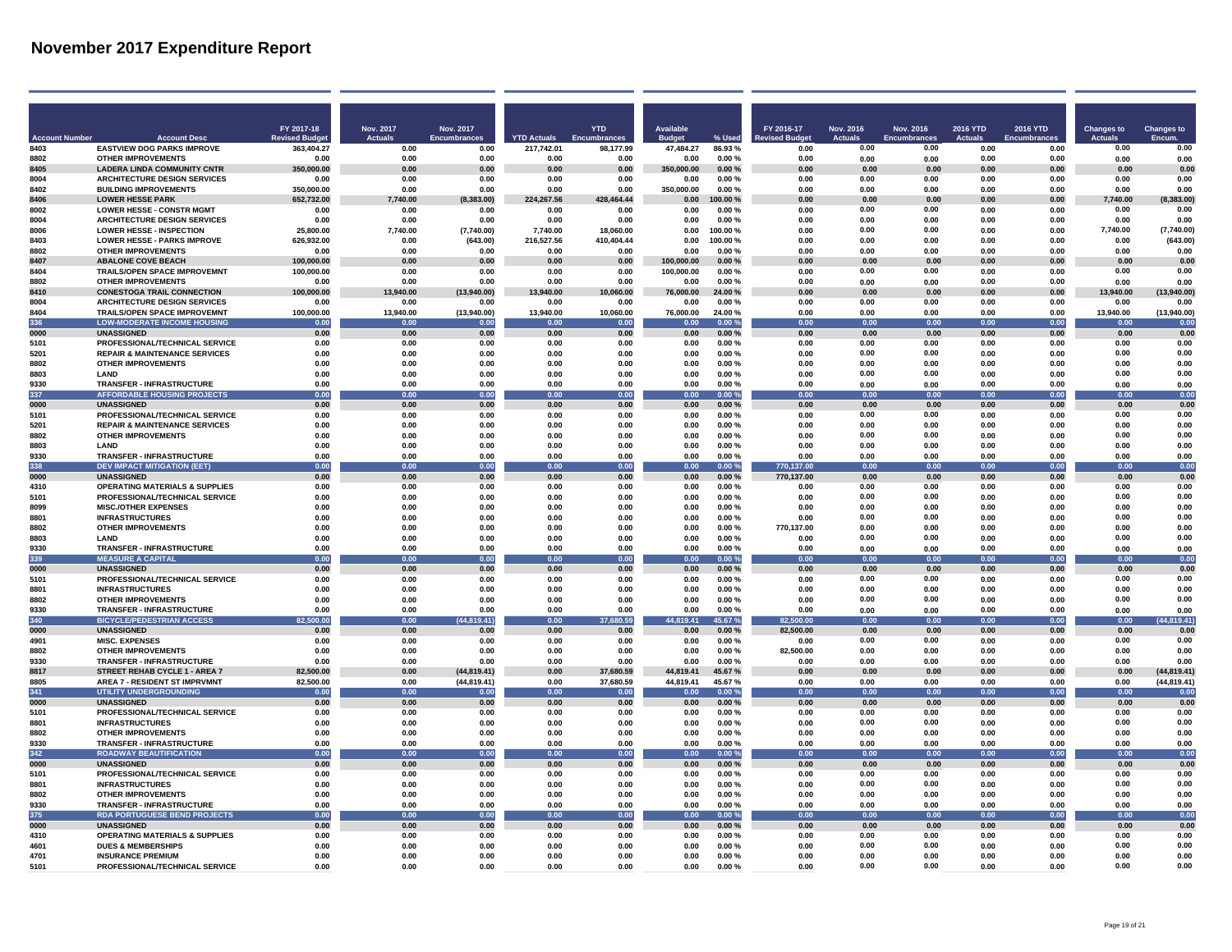# November 2017 Expenditure Report

| Account Number | Account Desc | FY 2017-18 Revised Budget | Nov. 2017 Actuals | Nov. 2017 Encumbrances | YTD Actuals | YTD Encumbrances | Available Budget | % Used | FY 2016-17 Revised Budget | Nov. 2016 Actuals | Nov. 2016 Encumbrances | 2016 YTD Actuals | 2016 YTD Encumbrances | Changes to Actuals | Changes to Encum. |
|---|---|---|---|---|---|---|---|---|---|---|---|---|---|---|---|
| 8403 | EASTVIEW DOG PARKS IMPROVE | 363,404.27 | 0.00 | 0.00 | 217,742.01 | 98,177.99 | 47,484.27 | 86.93 % | 0.00 | 0.00 | 0.00 | 0.00 | 0.00 | 0.00 | 0.00 |
| 8802 | OTHER IMPROVEMENTS | 0.00 | 0.00 | 0.00 | 0.00 | 0.00 | 0.00 | 0.00 % | 0.00 | 0.00 | 0.00 | 0.00 | 0.00 | 0.00 | 0.00 |
| 8405 | LADERA LINDA COMMUNITY CNTR | 350,000.00 | 0.00 | 0.00 | 0.00 | 0.00 | 350,000.00 | 0.00 % | 0.00 | 0.00 | 0.00 | 0.00 | 0.00 | 0.00 | 0.00 |
| 8004 | ARCHITECTURE DESIGN SERVICES | 0.00 | 0.00 | 0.00 | 0.00 | 0.00 | 0.00 | 0.00 % | 0.00 | 0.00 | 0.00 | 0.00 | 0.00 | 0.00 | 0.00 |
| 8402 | BUILDING IMPROVEMENTS | 350,000.00 | 0.00 | 0.00 | 0.00 | 0.00 | 350,000.00 | 0.00 % | 0.00 | 0.00 | 0.00 | 0.00 | 0.00 | 0.00 | 0.00 |
| 8406 | LOWER HESSE PARK | 652,732.00 | 7,740.00 | (8,383.00) | 224,267.56 | 428,464.44 | 0.00 | 100.00 % | 0.00 | 0.00 | 0.00 | 0.00 | 0.00 | 7,740.00 | (8,383.00) |
| 8002 | LOWER HESSE - CONSTR MGMT | 0.00 | 0.00 | 0.00 | 0.00 | 0.00 | 0.00 | 0.00 % | 0.00 | 0.00 | 0.00 | 0.00 | 0.00 | 0.00 | 0.00 |
| 8004 | ARCHITECTURE DESIGN SERVICES | 0.00 | 0.00 | 0.00 | 0.00 | 0.00 | 0.00 | 0.00 % | 0.00 | 0.00 | 0.00 | 0.00 | 0.00 | 0.00 | 0.00 |
| 8006 | LOWER HESSE - INSPECTION | 25,800.00 | 7,740.00 | (7,740.00) | 7,740.00 | 18,060.00 | 0.00 | 100.00 % | 0.00 | 0.00 | 0.00 | 0.00 | 0.00 | 7,740.00 | (7,740.00) |
| 8403 | LOWER HESSE - PARKS IMPROVE | 626,932.00 | 0.00 | (643.00) | 216,527.56 | 410,404.44 | 0.00 | 100.00 % | 0.00 | 0.00 | 0.00 | 0.00 | 0.00 | 0.00 | (643.00) |
| 8802 | OTHER IMPROVEMENTS | 0.00 | 0.00 | 0.00 | 0.00 | 0.00 | 0.00 | 0.00 % | 0.00 | 0.00 | 0.00 | 0.00 | 0.00 | 0.00 | 0.00 |
| 8407 | ABALONE COVE BEACH | 100,000.00 | 0.00 | 0.00 | 0.00 | 0.00 | 100,000.00 | 0.00 % | 0.00 | 0.00 | 0.00 | 0.00 | 0.00 | 0.00 | 0.00 |
| 8404 | TRAILS/OPEN SPACE IMPROVEMNT | 100,000.00 | 0.00 | 0.00 | 0.00 | 0.00 | 100,000.00 | 0.00 % | 0.00 | 0.00 | 0.00 | 0.00 | 0.00 | 0.00 | 0.00 |
| 8802 | OTHER IMPROVEMENTS | 0.00 | 0.00 | 0.00 | 0.00 | 0.00 | 0.00 | 0.00 % | 0.00 | 0.00 | 0.00 | 0.00 | 0.00 | 0.00 | 0.00 |
| 8410 | CONESTOGA TRAIL CONNECTION | 100,000.00 | 13,940.00 | (13,940.00) | 13,940.00 | 10,060.00 | 76,000.00 | 24.00 % | 0.00 | 0.00 | 0.00 | 0.00 | 0.00 | 13,940.00 | (13,940.00) |
| 8004 | ARCHITECTURE DESIGN SERVICES | 0.00 | 0.00 | 0.00 | 0.00 | 0.00 | 0.00 | 0.00 % | 0.00 | 0.00 | 0.00 | 0.00 | 0.00 | 0.00 | 0.00 |
| 8404 | TRAILS/OPEN SPACE IMPROVEMNT | 100,000.00 | 13,940.00 | (13,940.00) | 13,940.00 | 10,060.00 | 76,000.00 | 24.00 % | 0.00 | 0.00 | 0.00 | 0.00 | 0.00 | 13,940.00 | (13,940.00) |
| 336 | LOW-MODERATE INCOME HOUSING | 0.00 | 0.00 | 0.00 | 0.00 | 0.00 | 0.00 | 0.00 % | 0.00 | 0.00 | 0.00 | 0.00 | 0.00 | 0.00 | 0.00 |
| 0000 | UNASSIGNED | 0.00 | 0.00 | 0.00 | 0.00 | 0.00 | 0.00 | 0.00 % | 0.00 | 0.00 | 0.00 | 0.00 | 0.00 | 0.00 | 0.00 |
| 5101 | PROFESSIONAL/TECHNICAL SERVICE | 0.00 | 0.00 | 0.00 | 0.00 | 0.00 | 0.00 | 0.00 % | 0.00 | 0.00 | 0.00 | 0.00 | 0.00 | 0.00 | 0.00 |
| 5201 | REPAIR & MAINTENANCE SERVICES | 0.00 | 0.00 | 0.00 | 0.00 | 0.00 | 0.00 | 0.00 % | 0.00 | 0.00 | 0.00 | 0.00 | 0.00 | 0.00 | 0.00 |
| 8802 | OTHER IMPROVEMENTS | 0.00 | 0.00 | 0.00 | 0.00 | 0.00 | 0.00 | 0.00 % | 0.00 | 0.00 | 0.00 | 0.00 | 0.00 | 0.00 | 0.00 |
| 8803 | LAND | 0.00 | 0.00 | 0.00 | 0.00 | 0.00 | 0.00 | 0.00 % | 0.00 | 0.00 | 0.00 | 0.00 | 0.00 | 0.00 | 0.00 |
| 9330 | TRANSFER - INFRASTRUCTURE | 0.00 | 0.00 | 0.00 | 0.00 | 0.00 | 0.00 | 0.00 % | 0.00 | 0.00 | 0.00 | 0.00 | 0.00 | 0.00 | 0.00 |
| 337 | AFFORDABLE HOUSING PROJECTS | 0.00 | 0.00 | 0.00 | 0.00 | 0.00 | 0.00 | 0.00 % | 0.00 | 0.00 | 0.00 | 0.00 | 0.00 | 0.00 | 0.00 |
| 0000 | UNASSIGNED | 0.00 | 0.00 | 0.00 | 0.00 | 0.00 | 0.00 | 0.00 % | 0.00 | 0.00 | 0.00 | 0.00 | 0.00 | 0.00 | 0.00 |
| 5101 | PROFESSIONAL/TECHNICAL SERVICE | 0.00 | 0.00 | 0.00 | 0.00 | 0.00 | 0.00 | 0.00 % | 0.00 | 0.00 | 0.00 | 0.00 | 0.00 | 0.00 | 0.00 |
| 5201 | REPAIR & MAINTENANCE SERVICES | 0.00 | 0.00 | 0.00 | 0.00 | 0.00 | 0.00 | 0.00 % | 0.00 | 0.00 | 0.00 | 0.00 | 0.00 | 0.00 | 0.00 |
| 8802 | OTHER IMPROVEMENTS | 0.00 | 0.00 | 0.00 | 0.00 | 0.00 | 0.00 | 0.00 % | 0.00 | 0.00 | 0.00 | 0.00 | 0.00 | 0.00 | 0.00 |
| 8803 | LAND | 0.00 | 0.00 | 0.00 | 0.00 | 0.00 | 0.00 | 0.00 % | 0.00 | 0.00 | 0.00 | 0.00 | 0.00 | 0.00 | 0.00 |
| 9330 | TRANSFER - INFRASTRUCTURE | 0.00 | 0.00 | 0.00 | 0.00 | 0.00 | 0.00 | 0.00 % | 0.00 | 0.00 | 0.00 | 0.00 | 0.00 | 0.00 | 0.00 |
| 338 | DEV IMPACT MITIGATION (EET) | 0.00 | 0.00 | 0.00 | 0.00 | 0.00 | 0.00 | 0.00 % | 770,137.00 | 0.00 | 0.00 | 0.00 | 0.00 | 0.00 | 0.00 |
| 0000 | UNASSIGNED | 0.00 | 0.00 | 0.00 | 0.00 | 0.00 | 0.00 | 0.00 % | 770,137.00 | 0.00 | 0.00 | 0.00 | 0.00 | 0.00 | 0.00 |
| 4310 | OPERATING MATERIALS & SUPPLIES | 0.00 | 0.00 | 0.00 | 0.00 | 0.00 | 0.00 | 0.00 % | 0.00 | 0.00 | 0.00 | 0.00 | 0.00 | 0.00 | 0.00 |
| 5101 | PROFESSIONAL/TECHNICAL SERVICE | 0.00 | 0.00 | 0.00 | 0.00 | 0.00 | 0.00 | 0.00 % | 0.00 | 0.00 | 0.00 | 0.00 | 0.00 | 0.00 | 0.00 |
| 8099 | MISC./OTHER EXPENSES | 0.00 | 0.00 | 0.00 | 0.00 | 0.00 | 0.00 | 0.00 % | 0.00 | 0.00 | 0.00 | 0.00 | 0.00 | 0.00 | 0.00 |
| 8801 | INFRASTRUCTURES | 0.00 | 0.00 | 0.00 | 0.00 | 0.00 | 0.00 | 0.00 % | 0.00 | 0.00 | 0.00 | 0.00 | 0.00 | 0.00 | 0.00 |
| 8802 | OTHER IMPROVEMENTS | 0.00 | 0.00 | 0.00 | 0.00 | 0.00 | 0.00 | 0.00 % | 770,137.00 | 0.00 | 0.00 | 0.00 | 0.00 | 0.00 | 0.00 |
| 8803 | LAND | 0.00 | 0.00 | 0.00 | 0.00 | 0.00 | 0.00 | 0.00 % | 0.00 | 0.00 | 0.00 | 0.00 | 0.00 | 0.00 | 0.00 |
| 9330 | TRANSFER - INFRASTRUCTURE | 0.00 | 0.00 | 0.00 | 0.00 | 0.00 | 0.00 | 0.00 % | 0.00 | 0.00 | 0.00 | 0.00 | 0.00 | 0.00 | 0.00 |
| 339 | MEASURE A CAPITAL | 0.00 | 0.00 | 0.00 | 0.00 | 0.00 | 0.00 | 0.00 % | 0.00 | 0.00 | 0.00 | 0.00 | 0.00 | 0.00 | 0.00 |
| 0000 | UNASSIGNED | 0.00 | 0.00 | 0.00 | 0.00 | 0.00 | 0.00 | 0.00 % | 0.00 | 0.00 | 0.00 | 0.00 | 0.00 | 0.00 | 0.00 |
| 5101 | PROFESSIONAL/TECHNICAL SERVICE | 0.00 | 0.00 | 0.00 | 0.00 | 0.00 | 0.00 | 0.00 % | 0.00 | 0.00 | 0.00 | 0.00 | 0.00 | 0.00 | 0.00 |
| 8801 | INFRASTRUCTURES | 0.00 | 0.00 | 0.00 | 0.00 | 0.00 | 0.00 | 0.00 % | 0.00 | 0.00 | 0.00 | 0.00 | 0.00 | 0.00 | 0.00 |
| 8802 | OTHER IMPROVEMENTS | 0.00 | 0.00 | 0.00 | 0.00 | 0.00 | 0.00 | 0.00 % | 0.00 | 0.00 | 0.00 | 0.00 | 0.00 | 0.00 | 0.00 |
| 9330 | TRANSFER - INFRASTRUCTURE | 0.00 | 0.00 | 0.00 | 0.00 | 0.00 | 0.00 | 0.00 % | 0.00 | 0.00 | 0.00 | 0.00 | 0.00 | 0.00 | 0.00 |
| 340 | BICYCLE/PEDESTRIAN ACCESS | 82,500.00 | 0.00 | (44,819.41) | 0.00 | 37,680.59 | 44,819.41 | 45.67 % | 82,500.00 | 0.00 | 0.00 | 0.00 | 0.00 | 0.00 | (44,819.41) |
| 0000 | UNASSIGNED | 0.00 | 0.00 | 0.00 | 0.00 | 0.00 | 0.00 | 0.00 % | 82,500.00 | 0.00 | 0.00 | 0.00 | 0.00 | 0.00 | 0.00 |
| 4901 | MISC. EXPENSES | 0.00 | 0.00 | 0.00 | 0.00 | 0.00 | 0.00 | 0.00 % | 0.00 | 0.00 | 0.00 | 0.00 | 0.00 | 0.00 | 0.00 |
| 8802 | OTHER IMPROVEMENTS | 0.00 | 0.00 | 0.00 | 0.00 | 0.00 | 0.00 | 0.00 % | 82,500.00 | 0.00 | 0.00 | 0.00 | 0.00 | 0.00 | 0.00 |
| 9330 | TRANSFER - INFRASTRUCTURE | 0.00 | 0.00 | 0.00 | 0.00 | 0.00 | 0.00 | 0.00 % | 0.00 | 0.00 | 0.00 | 0.00 | 0.00 | 0.00 | 0.00 |
| 8817 | STREET REHAB CYCLE 1 - AREA 7 | 82,500.00 | 0.00 | (44,819.41) | 0.00 | 37,680.59 | 44,819.41 | 45.67 % | 0.00 | 0.00 | 0.00 | 0.00 | 0.00 | 0.00 | (44,819.41) |
| 8805 | AREA 7 - RESIDENT ST IMPRVMNT | 82,500.00 | 0.00 | (44,819.41) | 0.00 | 37,680.59 | 44,819.41 | 45.67 % | 0.00 | 0.00 | 0.00 | 0.00 | 0.00 | 0.00 | (44,819.41) |
| 341 | UTILITY UNDERGROUNDING | 0.00 | 0.00 | 0.00 | 0.00 | 0.00 | 0.00 | 0.00 % | 0.00 | 0.00 | 0.00 | 0.00 | 0.00 | 0.00 | 0.00 |
| 0000 | UNASSIGNED | 0.00 | 0.00 | 0.00 | 0.00 | 0.00 | 0.00 | 0.00 % | 0.00 | 0.00 | 0.00 | 0.00 | 0.00 | 0.00 | 0.00 |
| 5101 | PROFESSIONAL/TECHNICAL SERVICE | 0.00 | 0.00 | 0.00 | 0.00 | 0.00 | 0.00 | 0.00 % | 0.00 | 0.00 | 0.00 | 0.00 | 0.00 | 0.00 | 0.00 |
| 8801 | INFRASTRUCTURES | 0.00 | 0.00 | 0.00 | 0.00 | 0.00 | 0.00 | 0.00 % | 0.00 | 0.00 | 0.00 | 0.00 | 0.00 | 0.00 | 0.00 |
| 8802 | OTHER IMPROVEMENTS | 0.00 | 0.00 | 0.00 | 0.00 | 0.00 | 0.00 | 0.00 % | 0.00 | 0.00 | 0.00 | 0.00 | 0.00 | 0.00 | 0.00 |
| 9330 | TRANSFER - INFRASTRUCTURE | 0.00 | 0.00 | 0.00 | 0.00 | 0.00 | 0.00 | 0.00 % | 0.00 | 0.00 | 0.00 | 0.00 | 0.00 | 0.00 | 0.00 |
| 342 | ROADWAY BEAUTIFICATION | 0.00 | 0.00 | 0.00 | 0.00 | 0.00 | 0.00 | 0.00 % | 0.00 | 0.00 | 0.00 | 0.00 | 0.00 | 0.00 | 0.00 |
| 0000 | UNASSIGNED | 0.00 | 0.00 | 0.00 | 0.00 | 0.00 | 0.00 | 0.00 % | 0.00 | 0.00 | 0.00 | 0.00 | 0.00 | 0.00 | 0.00 |
| 5101 | PROFESSIONAL/TECHNICAL SERVICE | 0.00 | 0.00 | 0.00 | 0.00 | 0.00 | 0.00 | 0.00 % | 0.00 | 0.00 | 0.00 | 0.00 | 0.00 | 0.00 | 0.00 |
| 8801 | INFRASTRUCTURES | 0.00 | 0.00 | 0.00 | 0.00 | 0.00 | 0.00 | 0.00 % | 0.00 | 0.00 | 0.00 | 0.00 | 0.00 | 0.00 | 0.00 |
| 8802 | OTHER IMPROVEMENTS | 0.00 | 0.00 | 0.00 | 0.00 | 0.00 | 0.00 | 0.00 % | 0.00 | 0.00 | 0.00 | 0.00 | 0.00 | 0.00 | 0.00 |
| 9330 | TRANSFER - INFRASTRUCTURE | 0.00 | 0.00 | 0.00 | 0.00 | 0.00 | 0.00 | 0.00 % | 0.00 | 0.00 | 0.00 | 0.00 | 0.00 | 0.00 | 0.00 |
| 375 | RDA PORTUGUESE BEND PROJECTS | 0.00 | 0.00 | 0.00 | 0.00 | 0.00 | 0.00 | 0.00 % | 0.00 | 0.00 | 0.00 | 0.00 | 0.00 | 0.00 | 0.00 |
| 0000 | UNASSIGNED | 0.00 | 0.00 | 0.00 | 0.00 | 0.00 | 0.00 | 0.00 % | 0.00 | 0.00 | 0.00 | 0.00 | 0.00 | 0.00 | 0.00 |
| 4310 | OPERATING MATERIALS & SUPPLIES | 0.00 | 0.00 | 0.00 | 0.00 | 0.00 | 0.00 | 0.00 % | 0.00 | 0.00 | 0.00 | 0.00 | 0.00 | 0.00 | 0.00 |
| 4601 | DUES & MEMBERSHIPS | 0.00 | 0.00 | 0.00 | 0.00 | 0.00 | 0.00 | 0.00 % | 0.00 | 0.00 | 0.00 | 0.00 | 0.00 | 0.00 | 0.00 |
| 4701 | INSURANCE PREMIUM | 0.00 | 0.00 | 0.00 | 0.00 | 0.00 | 0.00 | 0.00 % | 0.00 | 0.00 | 0.00 | 0.00 | 0.00 | 0.00 | 0.00 |
| 5101 | PROFESSIONAL/TECHNICAL SERVICE | 0.00 | 0.00 | 0.00 | 0.00 | 0.00 | 0.00 | 0.00 % | 0.00 | 0.00 | 0.00 | 0.00 | 0.00 | 0.00 | 0.00 |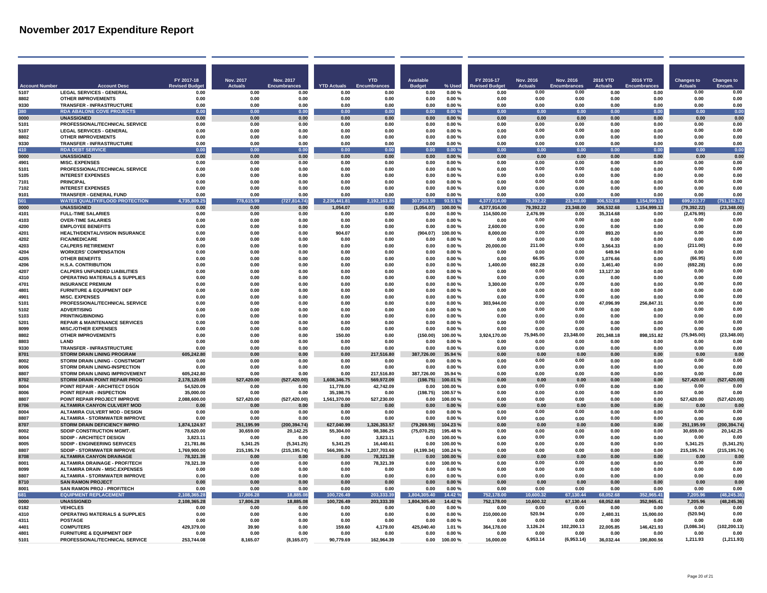# November 2017 Expenditure Report

| Account Number | Account Desc | FY 2017-18 Revised Budget | Nov. 2017 Actuals | Nov. 2017 Encumbrances | YTD Actuals | YTD Encumbrances | Available Budget | % Used | FY 2016-17 Revised Budget | Nov. 2016 Actuals | Nov. 2016 Encumbrances | 2016 YTD Actuals | 2016 YTD Encumbrances | Changes to Actuals | Changes to Encum. |
|---|---|---|---|---|---|---|---|---|---|---|---|---|---|---|---|
| 5107 | LEGAL SERVICES - GENERAL | 0.00 | 0.00 | 0.00 | 0.00 | 0.00 | 0.00 | 0.00 % | 0.00 | 0.00 | 0.00 | 0.00 | 0.00 | 0.00 | 0.00 |
| 8802 | OTHER IMPROVEMENTS | 0.00 | 0.00 | 0.00 | 0.00 | 0.00 | 0.00 | 0.00 % | 0.00 | 0.00 | 0.00 | 0.00 | 0.00 | 0.00 | 0.00 |
| 9330 | TRANSFER - INFRASTRUCTURE | 0.00 | 0.00 | 0.00 | 0.00 | 0.00 | 0.00 | 0.00 % | 0.00 | 0.00 | 0.00 | 0.00 | 0.00 | 0.00 | 0.00 |
| 380 | RDA ABALONE COVE PROJECTS | 0.00 | 0.00 | 0.00 | 0.00 | 0.00 | 0.00 | 0.00 % | 0.00 | 0.00 | 0.00 | 0.00 | 0.00 | 0.00 | 0.00 |
| 0000 | UNASSIGNED | 0.00 | 0.00 | 0.00 | 0.00 | 0.00 | 0.00 | 0.00 % | 0.00 | 0.00 | 0.00 | 0.00 | 0.00 | 0.00 | 0.00 |
| 5101 | PROFESSIONAL/TECHNICAL SERVICE | 0.00 | 0.00 | 0.00 | 0.00 | 0.00 | 0.00 | 0.00 % | 0.00 | 0.00 | 0.00 | 0.00 | 0.00 | 0.00 | 0.00 |
| 5107 | LEGAL SERVICES - GENERAL | 0.00 | 0.00 | 0.00 | 0.00 | 0.00 | 0.00 | 0.00 % | 0.00 | 0.00 | 0.00 | 0.00 | 0.00 | 0.00 | 0.00 |
| 8802 | OTHER IMPROVEMENTS | 0.00 | 0.00 | 0.00 | 0.00 | 0.00 | 0.00 | 0.00 % | 0.00 | 0.00 | 0.00 | 0.00 | 0.00 | 0.00 | 0.00 |
| 9330 | TRANSFER - INFRASTRUCTURE | 0.00 | 0.00 | 0.00 | 0.00 | 0.00 | 0.00 | 0.00 % | 0.00 | 0.00 | 0.00 | 0.00 | 0.00 | 0.00 | 0.00 |
| 410 | RDA DEBT SERVICE | 0.00 | 0.00 | 0.00 | 0.00 | 0.00 | 0.00 | 0.00 % | 0.00 | 0.00 | 0.00 | 0.00 | 0.00 | 0.00 | 0.00 |
| 0000 | UNASSIGNED | 0.00 | 0.00 | 0.00 | 0.00 | 0.00 | 0.00 | 0.00 % | 0.00 | 0.00 | 0.00 | 0.00 | 0.00 | 0.00 | 0.00 |
| 4901 | MISC. EXPENSES | 0.00 | 0.00 | 0.00 | 0.00 | 0.00 | 0.00 | 0.00 % | 0.00 | 0.00 | 0.00 | 0.00 | 0.00 | 0.00 | 0.00 |
| 5101 | PROFESSIONAL/TECHNICAL SERVICE | 0.00 | 0.00 | 0.00 | 0.00 | 0.00 | 0.00 | 0.00 % | 0.00 | 0.00 | 0.00 | 0.00 | 0.00 | 0.00 | 0.00 |
| 5105 | INTEREST EXPENSES | 0.00 | 0.00 | 0.00 | 0.00 | 0.00 | 0.00 | 0.00 % | 0.00 | 0.00 | 0.00 | 0.00 | 0.00 | 0.00 | 0.00 |
| 7101 | PRINCIPAL | 0.00 | 0.00 | 0.00 | 0.00 | 0.00 | 0.00 | 0.00 % | 0.00 | 0.00 | 0.00 | 0.00 | 0.00 | 0.00 | 0.00 |
| 7102 | INTEREST EXPENSES | 0.00 | 0.00 | 0.00 | 0.00 | 0.00 | 0.00 | 0.00 % | 0.00 | 0.00 | 0.00 | 0.00 | 0.00 | 0.00 | 0.00 |
| 9101 | TRANSFER - GENERAL FUND | 0.00 | 0.00 | 0.00 | 0.00 | 0.00 | 0.00 | 0.00 % | 0.00 | 0.00 | 0.00 | 0.00 | 0.00 | 0.00 | 0.00 |
| 501 | WATER QUALITY/FLOOD PROTECTION | 4,735,809.25 | 778,615.99 | (727,814.74) | 2,236,441.81 | 2,192,163.85 | 307,203.59 | 93.51 % | 4,377,914.00 | 79,392.22 | 23,348.00 | 306,532.68 | 1,154,999.13 | 699,223.77 | (751,162.74) |
| 0000 | UNASSIGNED | 0.00 | 0.00 | 0.00 | 1,054.07 | 0.00 | (1,054.07) | 100.00 % | 4,377,914.00 | 79,392.22 | 23,348.00 | 306,532.68 | 1,154,999.13 | (79,392.22) | (23,348.00) |
| 4101 | FULL-TIME SALARIES | 0.00 | 0.00 | 0.00 | 0.00 | 0.00 | 0.00 | 0.00 % | 114,500.00 | 2,476.99 | 0.00 | 35,314.68 | 0.00 | (2,476.99) | 0.00 |
| 4103 | OVER-TIME SALARIES | 0.00 | 0.00 | 0.00 | 0.00 | 0.00 | 0.00 | 0.00 % | 0.00 | 0.00 | 0.00 | 0.00 | 0.00 | 0.00 | 0.00 |
| 4200 | EMPLOYEE BENEFITS | 0.00 | 0.00 | 0.00 | 0.00 | 0.00 | 0.00 | 0.00 % | 2,600.00 | 0.00 | 0.00 | 0.00 | 0.00 | 0.00 | 0.00 |
| 4201 | HEALTH/DENTAL/VISION INSURANCE | 0.00 | 0.00 | 0.00 | 904.07 | 0.00 | (904.07) | 100.00 % | 8,000.00 | 0.00 | 0.00 | 893.20 | 0.00 | 0.00 | 0.00 |
| 4202 | FICA/MEDICARE | 0.00 | 0.00 | 0.00 | 0.00 | 0.00 | 0.00 | 0.00 % | 0.00 | 0.00 | 0.00 | 0.00 | 0.00 | 0.00 | 0.00 |
| 4203 | CALPERS RETIREMENT | 0.00 | 0.00 | 0.00 | 0.00 | 0.00 | 0.00 | 0.00 % | 20,000.00 | 211.00 | 0.00 | 3,564.33 | 0.00 | (211.00) | 0.00 |
| 4204 | WORKERS' COMPENSATION | 0.00 | 0.00 | 0.00 | 0.00 | 0.00 | 0.00 | 0.00 % | 0.00 | 0.00 | 0.00 | 649.94 | 0.00 | 0.00 | 0.00 |
| 4205 | OTHER BENEFITS | 0.00 | 0.00 | 0.00 | 0.00 | 0.00 | 0.00 | 0.00 % | 0.00 | 66.95 | 0.00 | 1,076.66 | 0.00 | (66.95) | 0.00 |
| 4206 | H.S.A. CONTRIBUTION | 0.00 | 0.00 | 0.00 | 0.00 | 0.00 | 0.00 | 0.00 % | 1,400.00 | 692.28 | 0.00 | 3,461.40 | 0.00 | (692.28) | 0.00 |
| 4207 | CALPERS UNFUNDED LIABILITIES | 0.00 | 0.00 | 0.00 | 0.00 | 0.00 | 0.00 | 0.00 % | 0.00 | 0.00 | 0.00 | 13,127.30 | 0.00 | 0.00 | 0.00 |
| 4310 | OPERATING MATERIALS & SUPPLIES | 0.00 | 0.00 | 0.00 | 0.00 | 0.00 | 0.00 | 0.00 % | 0.00 | 0.00 | 0.00 | 0.00 | 0.00 | 0.00 | 0.00 |
| 4701 | INSURANCE PREMIUM | 0.00 | 0.00 | 0.00 | 0.00 | 0.00 | 0.00 | 0.00 % | 3,300.00 | 0.00 | 0.00 | 0.00 | 0.00 | 0.00 | 0.00 |
| 4801 | FURNITURE & EQUIPMENT DEP | 0.00 | 0.00 | 0.00 | 0.00 | 0.00 | 0.00 | 0.00 % | 0.00 | 0.00 | 0.00 | 0.00 | 0.00 | 0.00 | 0.00 |
| 4901 | MISC. EXPENSES | 0.00 | 0.00 | 0.00 | 0.00 | 0.00 | 0.00 | 0.00 % | 0.00 | 0.00 | 0.00 | 0.00 | 0.00 | 0.00 | 0.00 |
| 5101 | PROFESSIONAL/TECHNICAL SERVICE | 0.00 | 0.00 | 0.00 | 0.00 | 0.00 | 0.00 | 0.00 % | 303,944.00 | 0.00 | 0.00 | 47,096.99 | 256,847.31 | 0.00 | 0.00 |
| 5102 | ADVERTISING | 0.00 | 0.00 | 0.00 | 0.00 | 0.00 | 0.00 | 0.00 % | 0.00 | 0.00 | 0.00 | 0.00 | 0.00 | 0.00 | 0.00 |
| 5103 | PRINTING/BINDING | 0.00 | 0.00 | 0.00 | 0.00 | 0.00 | 0.00 | 0.00 % | 0.00 | 0.00 | 0.00 | 0.00 | 0.00 | 0.00 | 0.00 |
| 5201 | REPAIR & MAINTENANCE SERVICES | 0.00 | 0.00 | 0.00 | 0.00 | 0.00 | 0.00 | 0.00 % | 0.00 | 0.00 | 0.00 | 0.00 | 0.00 | 0.00 | 0.00 |
| 8099 | MISC./OTHER EXPENSES | 0.00 | 0.00 | 0.00 | 0.00 | 0.00 | 0.00 | 0.00 % | 0.00 | 0.00 | 0.00 | 0.00 | 0.00 | 0.00 | 0.00 |
| 8802 | OTHER IMPROVEMENTS | 0.00 | 0.00 | 0.00 | 150.00 | 0.00 | (150.00) | 100.00 % | 3,924,170.00 | 75,945.00 | 23,348.00 | 201,348.18 | 898,151.82 | (75,945.00) | (23,348.00) |
| 8803 | LAND | 0.00 | 0.00 | 0.00 | 0.00 | 0.00 | 0.00 | 0.00 % | 0.00 | 0.00 | 0.00 | 0.00 | 0.00 | 0.00 | 0.00 |
| 9330 | TRANSFER - INFRASTRUCTURE | 0.00 | 0.00 | 0.00 | 0.00 | 0.00 | 0.00 | 0.00 % | 0.00 | 0.00 | 0.00 | 0.00 | 0.00 | 0.00 | 0.00 |
| 8701 | STORM DRAIN LINING PROGRAM | 605,242.80 | 0.00 | 0.00 | 0.00 | 217,516.80 | 387,726.00 | 35.94 % | 0.00 | 0.00 | 0.00 | 0.00 | 0.00 | 0.00 | 0.00 |
| 8002 | STORM DRAIN LINING - CONSTMGMT | 0.00 | 0.00 | 0.00 | 0.00 | 0.00 | 0.00 | 0.00 % | 0.00 | 0.00 | 0.00 | 0.00 | 0.00 | 0.00 | 0.00 |
| 8006 | STORM DRAIN LINING-INSPECTION | 0.00 | 0.00 | 0.00 | 0.00 | 0.00 | 0.00 | 0.00 % | 0.00 | 0.00 | 0.00 | 0.00 | 0.00 | 0.00 | 0.00 |
| 8807 | STORM DRAIN LINING IMPROVEMENT | 605,242.80 | 0.00 | 0.00 | 0.00 | 217,516.80 | 387,726.00 | 35.94 % | 0.00 | 0.00 | 0.00 | 0.00 | 0.00 | 0.00 | 0.00 |
| 8702 | STORM DRAIN POINT REPAIR PROG | 2,178,120.09 | 527,420.00 | (527,420.00) | 1,608,346.75 | 569,972.09 | (198.75) | 100.01 % | 0.00 | 0.00 | 0.00 | 0.00 | 0.00 | 527,420.00 | (527,420.00) |
| 8004 | POINT REPAIR - ARCHITECT DSGN | 54,520.09 | 0.00 | 0.00 | 11,778.00 | 42,742.09 | 0.00 | 100.00 % | 0.00 | 0.00 | 0.00 | 0.00 | 0.00 | 0.00 | 0.00 |
| 8006 | POINT REPAIR - INSPECTION | 35,000.00 | 0.00 | 0.00 | 35,198.75 | 0.00 | (198.75) | 100.57 % | 0.00 | 0.00 | 0.00 | 0.00 | 0.00 | 0.00 | 0.00 |
| 8807 | POINT REPAIR PROJECT IMPROVE | 2,088,600.00 | 527,420.00 | (527,420.00) | 1,561,370.00 | 527,230.00 | 0.00 | 100.00 % | 0.00 | 0.00 | 0.00 | 0.00 | 0.00 | 527,420.00 | (527,420.00) |
| 8706 | ALTAMIRA CANYON CULVERT MOD | 0.00 | 0.00 | 0.00 | 0.00 | 0.00 | 0.00 | 0.00 % | 0.00 | 0.00 | 0.00 | 0.00 | 0.00 | 0.00 | 0.00 |
| 8004 | ALTAMIRA CULVERT MOD - DESIGN | 0.00 | 0.00 | 0.00 | 0.00 | 0.00 | 0.00 | 0.00 % | 0.00 | 0.00 | 0.00 | 0.00 | 0.00 | 0.00 | 0.00 |
| 8807 | ALTAMIRA - STORMWATER IMPROVE | 0.00 | 0.00 | 0.00 | 0.00 | 0.00 | 0.00 | 0.00 % | 0.00 | 0.00 | 0.00 | 0.00 | 0.00 | 0.00 | 0.00 |
| 8707 | STORM DRAIN DEFICIENCY IMPRO | 1,874,124.97 | 251,195.99 | (200,394.74) | 627,040.99 | 1,326,353.57 | (79,269.59) | 104.23 % | 0.00 | 0.00 | 0.00 | 0.00 | 0.00 | 251,195.99 | (200,394.74) |
| 8002 | SDDIP CONSTRUCTION MGMT. | 78,620.00 | 30,659.00 | 20,142.25 | 55,304.00 | 98,386.25 | (75,070.25) | 195.48 % | 0.00 | 0.00 | 0.00 | 0.00 | 0.00 | 30,659.00 | 20,142.25 |
| 8004 | SDDIP - ARCHITECT DESIGN | 3,823.11 | 0.00 | 0.00 | 0.00 | 3,823.11 | 0.00 | 100.00 % | 0.00 | 0.00 | 0.00 | 0.00 | 0.00 | 0.00 | 0.00 |
| 8005 | SDDIP - ENGINEERING SERVICES | 21,781.86 | 5,341.25 | (5,341.25) | 5,341.25 | 16,440.61 | 0.00 | 100.00 % | 0.00 | 0.00 | 0.00 | 0.00 | 0.00 | 5,341.25 | (5,341.25) |
| 8807 | SDDIP - STORMWATER IMPROVE | 1,769,900.00 | 215,195.74 | (215,195.74) | 566,395.74 | 1,207,703.60 | (4,199.34) | 100.24 % | 0.00 | 0.00 | 0.00 | 0.00 | 0.00 | 215,195.74 | (215,195.74) |
| 8708 | ALTAMIRA CANYON DRAINAGE | 78,321.39 | 0.00 | 0.00 | 0.00 | 78,321.39 | 0.00 | 100.00 % | 0.00 | 0.00 | 0.00 | 0.00 | 0.00 | 0.00 | 0.00 |
| 8001 | ALTAMIRA DRAINAGE - PROF/TECH | 78,321.39 | 0.00 | 0.00 | 0.00 | 78,321.39 | 0.00 | 100.00 % | 0.00 | 0.00 | 0.00 | 0.00 | 0.00 | 0.00 | 0.00 |
| 8099 | ALTAMIRA DRAIN - MISC.EXPENSES | 0.00 | 0.00 | 0.00 | 0.00 | 0.00 | 0.00 | 0.00 % | 0.00 | 0.00 | 0.00 | 0.00 | 0.00 | 0.00 | 0.00 |
| 8807 | ALTAMIRA - STORMWATER IMPROVE | 0.00 | 0.00 | 0.00 | 0.00 | 0.00 | 0.00 | 0.00 % | 0.00 | 0.00 | 0.00 | 0.00 | 0.00 | 0.00 | 0.00 |
| 8710 | SAN RAMON PROJECT | 0.00 | 0.00 | 0.00 | 0.00 | 0.00 | 0.00 | 0.00 % | 0.00 | 0.00 | 0.00 | 0.00 | 0.00 | 0.00 | 0.00 |
| 8001 | SAN RAMON PROJ - PROF/TECH | 0.00 | 0.00 | 0.00 | 0.00 | 0.00 | 0.00 | 0.00 % | 0.00 | 0.00 | 0.00 | 0.00 | 0.00 | 0.00 | 0.00 |
| 681 | EQUIPMENT REPLACEMENT | 2,108,365.28 | 17,806.28 | 18,885.08 | 100,726.49 | 203,333.39 | 1,804,305.40 | 14.42 % | 752,178.00 | 10,600.32 | 67,130.44 | 68,052.68 | 352,965.41 | 7,205.96 | (48,245.36) |
| 0000 | UNASSIGNED | 2,108,365.28 | 17,806.28 | 18,885.08 | 100,726.49 | 203,333.39 | 1,804,305.40 | 14.42 % | 752,178.00 | 10,600.32 | 67,130.44 | 68,052.68 | 352,965.41 | 7,205.96 | (48,245.36) |
| 0182 | VEHICLES | 0.00 | 0.00 | 0.00 | 0.00 | 0.00 | 0.00 | 0.00 % | 0.00 | 0.00 | 0.00 | 0.00 | 0.00 | 0.00 | 0.00 |
| 4310 | OPERATING MATERIALS & SUPPLIES | 0.00 | 0.00 | 0.00 | 0.00 | 0.00 | 0.00 | 0.00 % | 210,000.00 | 520.94 | 0.00 | 2,480.31 | 15,000.00 | (520.94) | 0.00 |
| 4311 | POSTAGE | 0.00 | 0.00 | 0.00 | 0.00 | 0.00 | 0.00 | 0.00 % | 0.00 | 0.00 | 0.00 | 0.00 | 0.00 | 0.00 | 0.00 |
| 4401 | COMPUTERS | 429,379.00 | 39.90 | 0.00 | 159.60 | 4,179.00 | 425,040.40 | 1.01 % | 364,178.00 | 3,126.24 | 102,200.13 | 22,005.85 | 146,421.93 | (3,086.34) | (102,200.13) |
| 4801 | FURNITURE & EQUIPMENT DEP | 0.00 | 0.00 | 0.00 | 0.00 | 0.00 | 0.00 | 0.00 % | 0.00 | 0.00 | 0.00 | 0.00 | 0.00 | 0.00 | 0.00 |
| 5101 | PROFESSIONAL/TECHNICAL SERVICE | 253,744.08 | 8,165.07 | (8,165.07) | 90,779.69 | 162,964.39 | 0.00 | 100.00 % | 16,000.00 | 6,953.14 | (6,953.14) | 36,032.44 | 190,800.56 | 1,211.93 | (1,211.93) |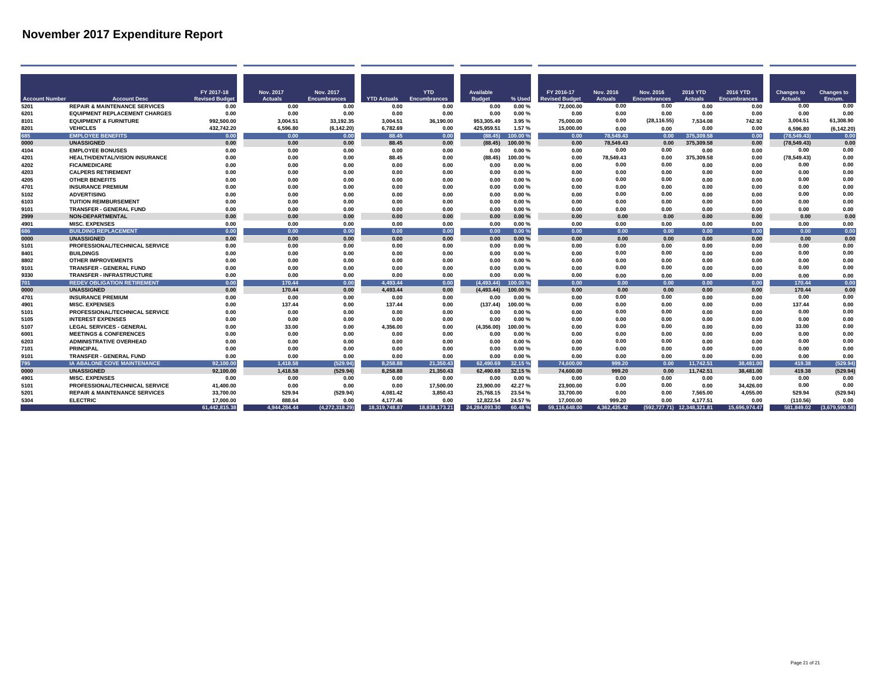# November 2017 Expenditure Report

| Account Number | Account Desc | FY 2017-18 Revised Budget | Nov. 2017 Actuals | Nov. 2017 Encumbrances | YTD Actuals | YTD Encumbrances | Available Budget | % Used | FY 2016-17 Revised Budget | Nov. 2016 Actuals | Nov. 2016 Encumbrances | 2016 YTD Actuals | 2016 YTD Encumbrances | Changes to Actuals | Changes to Encum. |
|---|---|---|---|---|---|---|---|---|---|---|---|---|---|---|---|
| 5201 | REPAIR & MAINTENANCE SERVICES | 0.00 | 0.00 | 0.00 | 0.00 | 0.00 | 0.00 | 0.00 % | 72,000.00 | 0.00 | 0.00 | 0.00 | 0.00 | 0.00 | 0.00 |
| 6201 | EQUIPMENT REPLACEMENT CHARGES | 0.00 | 0.00 | 0.00 | 0.00 | 0.00 | 0.00 | 0.00 % | 0.00 | 0.00 | 0.00 | 0.00 | 0.00 | 0.00 | 0.00 |
| 8101 | EQUIPMENT & FURNITURE | 992,500.00 | 3,004.51 | 33,192.35 | 3,004.51 | 36,190.00 | 953,305.49 | 3.95 % | 75,000.00 | 0.00 | (28,116.55) | 7,534.08 | 742.92 | 3,004.51 | 61,308.90 |
| 8201 | VEHICLES | 432,742.20 | 6,596.80 | (6,142.20) | 6,782.69 | 0.00 | 425,959.51 | 1.57 % | 15,000.00 | 0.00 | 0.00 | 0.00 | 0.00 | 6,596.80 | (6,142.20) |
| 685 | EMPLOYEE BENEFITS | 0.00 | 0.00 | 0.00 | 88.45 | 0.00 | (88.45) | 100.00 % | 0.00 | 78,549.43 | 0.00 | 375,309.58 | 0.00 | (78,549.43) | 0.00 |
| 0000 | UNASSIGNED | 0.00 | 0.00 | 0.00 | 88.45 | 0.00 | (88.45) | 100.00 % | 0.00 | 78,549.43 | 0.00 | 375,309.58 | 0.00 | (78,549.43) | 0.00 |
| 4104 | EMPLOYEE BONUSES | 0.00 | 0.00 | 0.00 | 0.00 | 0.00 | 0.00 | 0.00 % | 0.00 | 0.00 | 0.00 | 0.00 | 0.00 | 0.00 | 0.00 |
| 4201 | HEALTH/DENTAL/VISION INSURANCE | 0.00 | 0.00 | 0.00 | 88.45 | 0.00 | (88.45) | 100.00 % | 0.00 | 78,549.43 | 0.00 | 375,309.58 | 0.00 | (78,549.43) | 0.00 |
| 4202 | FICA/MEDICARE | 0.00 | 0.00 | 0.00 | 0.00 | 0.00 | 0.00 | 0.00 % | 0.00 | 0.00 | 0.00 | 0.00 | 0.00 | 0.00 | 0.00 |
| 4203 | CALPERS RETIREMENT | 0.00 | 0.00 | 0.00 | 0.00 | 0.00 | 0.00 | 0.00 % | 0.00 | 0.00 | 0.00 | 0.00 | 0.00 | 0.00 | 0.00 |
| 4205 | OTHER BENEFITS | 0.00 | 0.00 | 0.00 | 0.00 | 0.00 | 0.00 | 0.00 % | 0.00 | 0.00 | 0.00 | 0.00 | 0.00 | 0.00 | 0.00 |
| 4701 | INSURANCE PREMIUM | 0.00 | 0.00 | 0.00 | 0.00 | 0.00 | 0.00 | 0.00 % | 0.00 | 0.00 | 0.00 | 0.00 | 0.00 | 0.00 | 0.00 |
| 5102 | ADVERTISING | 0.00 | 0.00 | 0.00 | 0.00 | 0.00 | 0.00 | 0.00 % | 0.00 | 0.00 | 0.00 | 0.00 | 0.00 | 0.00 | 0.00 |
| 6103 | TUITION REIMBURSEMENT | 0.00 | 0.00 | 0.00 | 0.00 | 0.00 | 0.00 | 0.00 % | 0.00 | 0.00 | 0.00 | 0.00 | 0.00 | 0.00 | 0.00 |
| 9101 | TRANSFER - GENERAL FUND | 0.00 | 0.00 | 0.00 | 0.00 | 0.00 | 0.00 | 0.00 % | 0.00 | 0.00 | 0.00 | 0.00 | 0.00 | 0.00 | 0.00 |
| 2999 | NON-DEPARTMENTAL | 0.00 | 0.00 | 0.00 | 0.00 | 0.00 | 0.00 | 0.00 % | 0.00 | 0.00 | 0.00 | 0.00 | 0.00 | 0.00 | 0.00 |
| 4901 | MISC. EXPENSES | 0.00 | 0.00 | 0.00 | 0.00 | 0.00 | 0.00 | 0.00 % | 0.00 | 0.00 | 0.00 | 0.00 | 0.00 | 0.00 | 0.00 |
| 686 | BUILDING REPLACEMENT | 0.00 | 0.00 | 0.00 | 0.00 | 0.00 | 0.00 | 0.00 % | 0.00 | 0.00 | 0.00 | 0.00 | 0.00 | 0.00 | 0.00 |
| 0000 | UNASSIGNED | 0.00 | 0.00 | 0.00 | 0.00 | 0.00 | 0.00 | 0.00 % | 0.00 | 0.00 | 0.00 | 0.00 | 0.00 | 0.00 | 0.00 |
| 5101 | PROFESSIONAL/TECHNICAL SERVICE | 0.00 | 0.00 | 0.00 | 0.00 | 0.00 | 0.00 | 0.00 % | 0.00 | 0.00 | 0.00 | 0.00 | 0.00 | 0.00 | 0.00 |
| 8401 | BUILDINGS | 0.00 | 0.00 | 0.00 | 0.00 | 0.00 | 0.00 | 0.00 % | 0.00 | 0.00 | 0.00 | 0.00 | 0.00 | 0.00 | 0.00 |
| 8802 | OTHER IMPROVEMENTS | 0.00 | 0.00 | 0.00 | 0.00 | 0.00 | 0.00 | 0.00 % | 0.00 | 0.00 | 0.00 | 0.00 | 0.00 | 0.00 | 0.00 |
| 9101 | TRANSFER - GENERAL FUND | 0.00 | 0.00 | 0.00 | 0.00 | 0.00 | 0.00 | 0.00 % | 0.00 | 0.00 | 0.00 | 0.00 | 0.00 | 0.00 | 0.00 |
| 9330 | TRANSFER - INFRASTRUCTURE | 0.00 | 0.00 | 0.00 | 0.00 | 0.00 | 0.00 | 0.00 % | 0.00 | 0.00 | 0.00 | 0.00 | 0.00 | 0.00 | 0.00 |
| 701 | REDEV OBLIGATION RETIREMENT | 0.00 | 170.44 | 0.00 | 4,493.44 | 0.00 | (4,493.44) | 100.00 % | 0.00 | 0.00 | 0.00 | 0.00 | 0.00 | 170.44 | 0.00 |
| 0000 | UNASSIGNED | 0.00 | 170.44 | 0.00 | 4,493.44 | 0.00 | (4,493.44) | 100.00 % | 0.00 | 0.00 | 0.00 | 0.00 | 0.00 | 170.44 | 0.00 |
| 4701 | INSURANCE PREMIUM | 0.00 | 0.00 | 0.00 | 0.00 | 0.00 | 0.00 | 0.00 % | 0.00 | 0.00 | 0.00 | 0.00 | 0.00 | 0.00 | 0.00 |
| 4901 | MISC. EXPENSES | 0.00 | 137.44 | 0.00 | 137.44 | 0.00 | (137.44) | 100.00 % | 0.00 | 0.00 | 0.00 | 0.00 | 0.00 | 137.44 | 0.00 |
| 5101 | PROFESSIONAL/TECHNICAL SERVICE | 0.00 | 0.00 | 0.00 | 0.00 | 0.00 | 0.00 | 0.00 % | 0.00 | 0.00 | 0.00 | 0.00 | 0.00 | 0.00 | 0.00 |
| 5105 | INTEREST EXPENSES | 0.00 | 0.00 | 0.00 | 0.00 | 0.00 | 0.00 | 0.00 % | 0.00 | 0.00 | 0.00 | 0.00 | 0.00 | 0.00 | 0.00 |
| 5107 | LEGAL SERVICES - GENERAL | 0.00 | 33.00 | 0.00 | 4,356.00 | 0.00 | (4,356.00) | 100.00 % | 0.00 | 0.00 | 0.00 | 0.00 | 0.00 | 33.00 | 0.00 |
| 6001 | MEETINGS & CONFERENCES | 0.00 | 0.00 | 0.00 | 0.00 | 0.00 | 0.00 | 0.00 % | 0.00 | 0.00 | 0.00 | 0.00 | 0.00 | 0.00 | 0.00 |
| 6203 | ADMINISTRATIVE OVERHEAD | 0.00 | 0.00 | 0.00 | 0.00 | 0.00 | 0.00 | 0.00 % | 0.00 | 0.00 | 0.00 | 0.00 | 0.00 | 0.00 | 0.00 |
| 7101 | PRINCIPAL | 0.00 | 0.00 | 0.00 | 0.00 | 0.00 | 0.00 | 0.00 % | 0.00 | 0.00 | 0.00 | 0.00 | 0.00 | 0.00 | 0.00 |
| 9101 | TRANSFER - GENERAL FUND | 0.00 | 0.00 | 0.00 | 0.00 | 0.00 | 0.00 | 0.00 % | 0.00 | 0.00 | 0.00 | 0.00 | 0.00 | 0.00 | 0.00 |
| 795 | IA ABALONE COVE MAINTENANCE | 92,100.00 | 1,418.58 | (529.94) | 8,258.88 | 21,350.43 | 62,490.69 | 32.15 % | 74,600.00 | 999.20 | 0.00 | 11,742.51 | 38,481.00 | 419.38 | (529.94) |
| 0000 | UNASSIGNED | 92,100.00 | 1,418.58 | (529.94) | 8,258.88 | 21,350.43 | 62,490.69 | 32.15 % | 74,600.00 | 999.20 | 0.00 | 11,742.51 | 38,481.00 | 419.38 | (529.94) |
| 4901 | MISC. EXPENSES | 0.00 | 0.00 | 0.00 | 0.00 | 0.00 | 0.00 | 0.00 % | 0.00 | 0.00 | 0.00 | 0.00 | 0.00 | 0.00 | 0.00 |
| 5101 | PROFESSIONAL/TECHNICAL SERVICE | 41,400.00 | 0.00 | 0.00 | 0.00 | 17,500.00 | 23,900.00 | 42.27 % | 23,900.00 | 0.00 | 0.00 | 0.00 | 34,426.00 | 0.00 | 0.00 |
| 5201 | REPAIR & MAINTENANCE SERVICES | 33,700.00 | 529.94 | (529.94) | 4,081.42 | 3,850.43 | 25,768.15 | 23.54 % | 33,700.00 | 0.00 | 0.00 | 7,565.00 | 4,055.00 | 529.94 | (529.94) |
| 5304 | ELECTRIC | 17,000.00 | 888.64 | 0.00 | 4,177.46 | 0.00 | 12,822.54 | 24.57 % | 17,000.00 | 999.20 | 0.00 | 4,177.51 | 0.00 | (110.56) | 0.00 |
| | | 61,442,815.38 | 4,944,284.44 | (4,272,318.29) | 18,319,748.87 | 18,838,173.21 | 24,284,893.30 | 60.48 % | 59,116,648.00 | 4,362,435.42 | (592,727.71) | 12,348,321.81 | 15,696,974.47 | 581,849.02 | (3,679,590.58) |